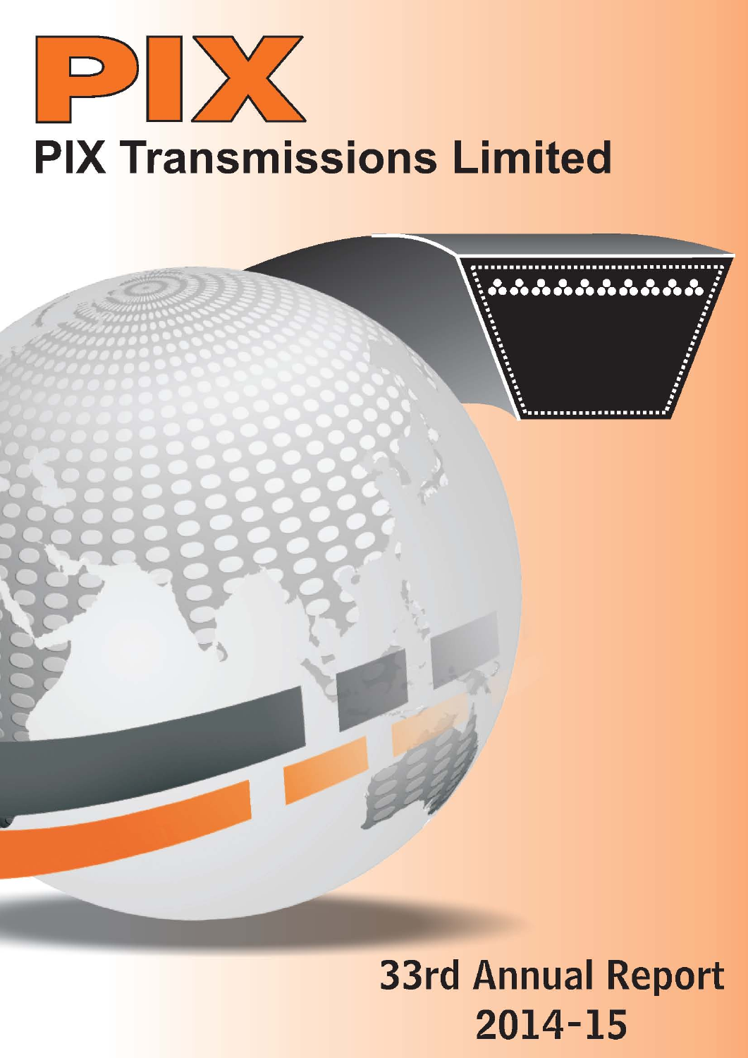# PIX

# PIX Transmissions Limited

## 33rd Annual Report 2014-15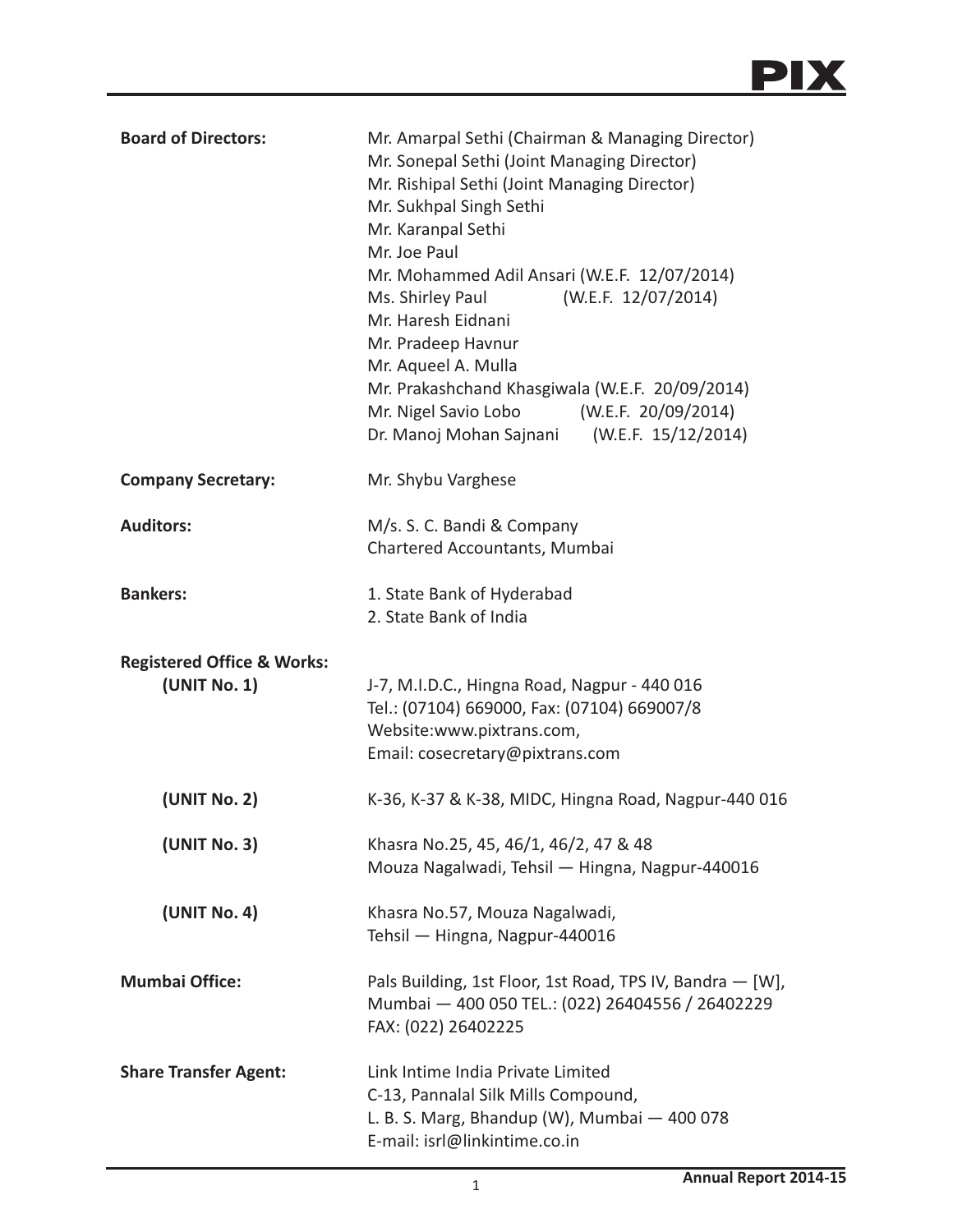| | |
|---|---|
| **Board of Directors:** | Mr. Amarpal Sethi (Chairman & Managing Director)<br>Mr. Sonepal Sethi (Joint Managing Director)<br>Mr. Rishipal Sethi (Joint Managing Director)<br>Mr. Sukhpal Singh Sethi<br>Mr. Karanpal Sethi<br>Mr. Joe Paul<br>Mr. Mohammed Adil Ansari (W.E.F. 12/07/2014)<br>Ms. Shirley Paul (W.E.F. 12/07/2014)<br>Mr. Haresh Eidnani<br>Mr. Pradeep Havnur<br>Mr. Aqueel A. Mulla<br>Mr. Prakashchand Khasgiwala (W.E.F. 20/09/2014)<br>Mr. Nigel Savio Lobo (W.E.F. 20/09/2014)<br>Dr. Manoj Mohan Sajnani (W.E.F. 15/12/2014) |
| **Company Secretary:** | Mr. Shybu Varghese |
| **Auditors:** | M/s. S. C. Bandi & Company<br>Chartered Accountants, Mumbai |
| **Bankers:** | 1. State Bank of Hyderabad<br>2. State Bank of India |
| **Registered Office & Works:**<br>**(UNIT No. 1)** | J-7, M.I.D.C., Hingna Road, Nagpur - 440 016<br>Tel.: (07104) 669000, Fax: (07104) 669007/8<br>Website:www.pixtrans.com,<br>Email: cosecretary@pixtrans.com |
| **(UNIT No. 2)** | K-36, K-37 & K-38, MIDC, Hingna Road, Nagpur-440 016 |
| **(UNIT No. 3)** | Khasra No.25, 45, 46/1, 46/2, 47 & 48<br>Mouza Nagalwadi, Tehsil — Hingna, Nagpur-440016 |
| **(UNIT No. 4)** | Khasra No.57, Mouza Nagalwadi,<br>Tehsil — Hingna, Nagpur-440016 |
| **Mumbai Office:** | Pals Building, 1st Floor, 1st Road, TPS IV, Bandra — [W],<br>Mumbai — 400 050 TEL.: (022) 26404556 / 26402229<br>FAX: (022) 26402225 |
| **Share Transfer Agent:** | Link Intime India Private Limited<br>C-13, Pannalal Silk Mills Compound,<br>L. B. S. Marg, Bhandup (W), Mumbai — 400 078<br>E-mail: isrl@linkintime.co.in |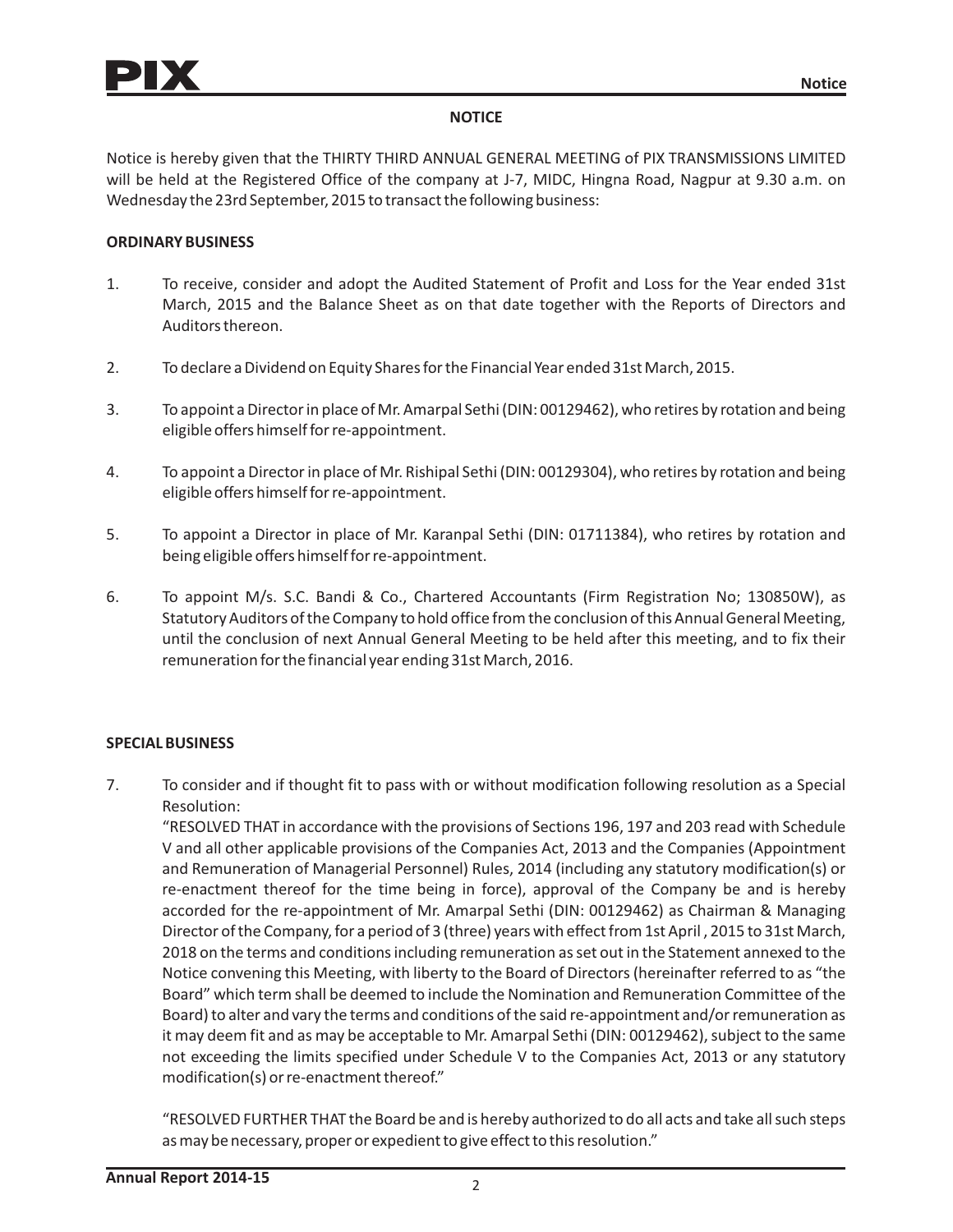## NOTICE

Notice is hereby given that the THIRTY THIRD ANNUAL GENERAL MEETING of PIX TRANSMISSIONS LIMITED will be held at the Registered Office of the company at J-7, MIDC, Hingna Road, Nagpur at 9.30 a.m. on Wednesday the 23rd September, 2015 to transact the following business:

### ORDINARY BUSINESS

1. To receive, consider and adopt the Audited Statement of Profit and Loss for the Year ended 31st March, 2015 and the Balance Sheet as on that date together with the Reports of Directors and Auditors thereon.

2. To declare a Dividend on Equity Shares for the Financial Year ended 31st March, 2015.

3. To appoint a Director in place of Mr. Amarpal Sethi (DIN: 00129462), who retires by rotation and being eligible offers himself for re-appointment.

4. To appoint a Director in place of Mr. Rishipal Sethi (DIN: 00129304), who retires by rotation and being eligible offers himself for re-appointment.

5. To appoint a Director in place of Mr. Karanpal Sethi (DIN: 01711384), who retires by rotation and being eligible offers himself for re-appointment.

6. To appoint M/s. S.C. Bandi & Co., Chartered Accountants (Firm Registration No; 130850W), as Statutory Auditors of the Company to hold office from the conclusion of this Annual General Meeting, until the conclusion of next Annual General Meeting to be held after this meeting, and to fix their remuneration for the financial year ending 31st March, 2016.

### SPECIAL BUSINESS

7. To consider and if thought fit to pass with or without modification following resolution as a Special Resolution:

   "RESOLVED THAT in accordance with the provisions of Sections 196, 197 and 203 read with Schedule V and all other applicable provisions of the Companies Act, 2013 and the Companies (Appointment and Remuneration of Managerial Personnel) Rules, 2014 (including any statutory modification(s) or re-enactment thereof for the time being in force), approval of the Company be and is hereby accorded for the re-appointment of Mr. Amarpal Sethi (DIN: 00129462) as Chairman & Managing Director of the Company, for a period of 3 (three) years with effect from 1st April , 2015 to 31st March, 2018 on the terms and conditions including remuneration as set out in the Statement annexed to the Notice convening this Meeting, with liberty to the Board of Directors (hereinafter referred to as "the Board" which term shall be deemed to include the Nomination and Remuneration Committee of the Board) to alter and vary the terms and conditions of the said re-appointment and/or remuneration as it may deem fit and as may be acceptable to Mr. Amarpal Sethi (DIN: 00129462), subject to the same not exceeding the limits specified under Schedule V to the Companies Act, 2013 or any statutory modification(s) or re-enactment thereof."

   "RESOLVED FURTHER THAT the Board be and is hereby authorized to do all acts and take all such steps as may be necessary, proper or expedient to give effect to this resolution."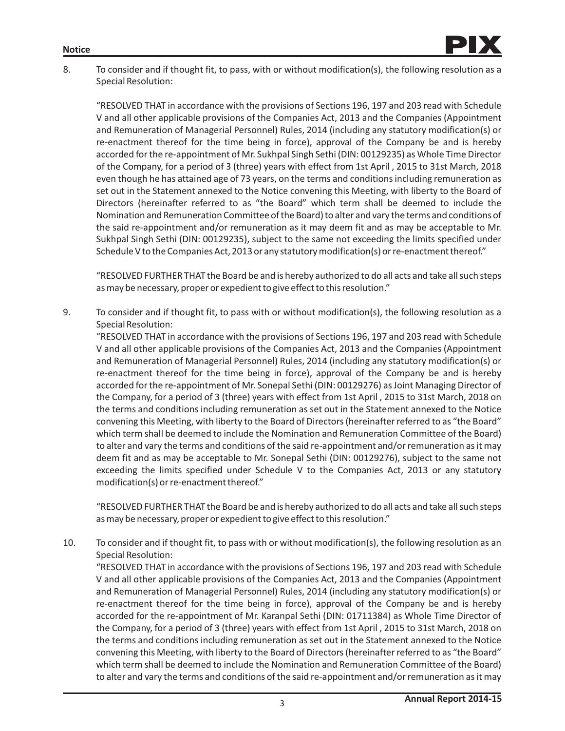8. To consider and if thought fit, to pass, with or without modification(s), the following resolution as a Special Resolution:

   "RESOLVED THAT in accordance with the provisions of Sections 196, 197 and 203 read with Schedule V and all other applicable provisions of the Companies Act, 2013 and the Companies (Appointment and Remuneration of Managerial Personnel) Rules, 2014 (including any statutory modification(s) or re-enactment thereof for the time being in force), approval of the Company be and is hereby accorded for the re-appointment of Mr. Sukhpal Singh Sethi (DIN: 00129235) as Whole Time Director of the Company, for a period of 3 (three) years with effect from 1st April , 2015 to 31st March, 2018 even though he has attained age of 73 years, on the terms and conditions including remuneration as set out in the Statement annexed to the Notice convening this Meeting, with liberty to the Board of Directors (hereinafter referred to as "the Board" which term shall be deemed to include the Nomination and Remuneration Committee of the Board) to alter and vary the terms and conditions of the said re-appointment and/or remuneration as it may deem fit and as may be acceptable to Mr. Sukhpal Singh Sethi (DIN: 00129235), subject to the same not exceeding the limits specified under Schedule V to the Companies Act, 2013 or any statutory modification(s) or re-enactment thereof."

   "RESOLVED FURTHER THAT the Board be and is hereby authorized to do all acts and take all such steps as may be necessary, proper or expedient to give effect to this resolution."

9. To consider and if thought fit, to pass with or without modification(s), the following resolution as a Special Resolution:

   "RESOLVED THAT in accordance with the provisions of Sections 196, 197 and 203 read with Schedule V and all other applicable provisions of the Companies Act, 2013 and the Companies (Appointment and Remuneration of Managerial Personnel) Rules, 2014 (including any statutory modification(s) or re-enactment thereof for the time being in force), approval of the Company be and is hereby accorded for the re-appointment of Mr. Sonepal Sethi (DIN: 00129276) as Joint Managing Director of the Company, for a period of 3 (three) years with effect from 1st April , 2015 to 31st March, 2018 on the terms and conditions including remuneration as set out in the Statement annexed to the Notice convening this Meeting, with liberty to the Board of Directors (hereinafter referred to as "the Board" which term shall be deemed to include the Nomination and Remuneration Committee of the Board) to alter and vary the terms and conditions of the said re-appointment and/or remuneration as it may deem fit and as may be acceptable to Mr. Sonepal Sethi (DIN: 00129276), subject to the same not exceeding the limits specified under Schedule V to the Companies Act, 2013 or any statutory modification(s) or re-enactment thereof."

   "RESOLVED FURTHER THAT the Board be and is hereby authorized to do all acts and take all such steps as may be necessary, proper or expedient to give effect to this resolution."

10. To consider and if thought fit, to pass with or without modification(s), the following resolution as an Special Resolution:

    "RESOLVED THAT in accordance with the provisions of Sections 196, 197 and 203 read with Schedule V and all other applicable provisions of the Companies Act, 2013 and the Companies (Appointment and Remuneration of Managerial Personnel) Rules, 2014 (including any statutory modification(s) or re-enactment thereof for the time being in force), approval of the Company be and is hereby accorded for the re-appointment of Mr. Karanpal Sethi (DIN: 01711384) as Whole Time Director of the Company, for a period of 3 (three) years with effect from 1st April , 2015 to 31st March, 2018 on the terms and conditions including remuneration as set out in the Statement annexed to the Notice convening this Meeting, with liberty to the Board of Directors (hereinafter referred to as "the Board" which term shall be deemed to include the Nomination and Remuneration Committee of the Board) to alter and vary the terms and conditions of the said re-appointment and/or remuneration as it may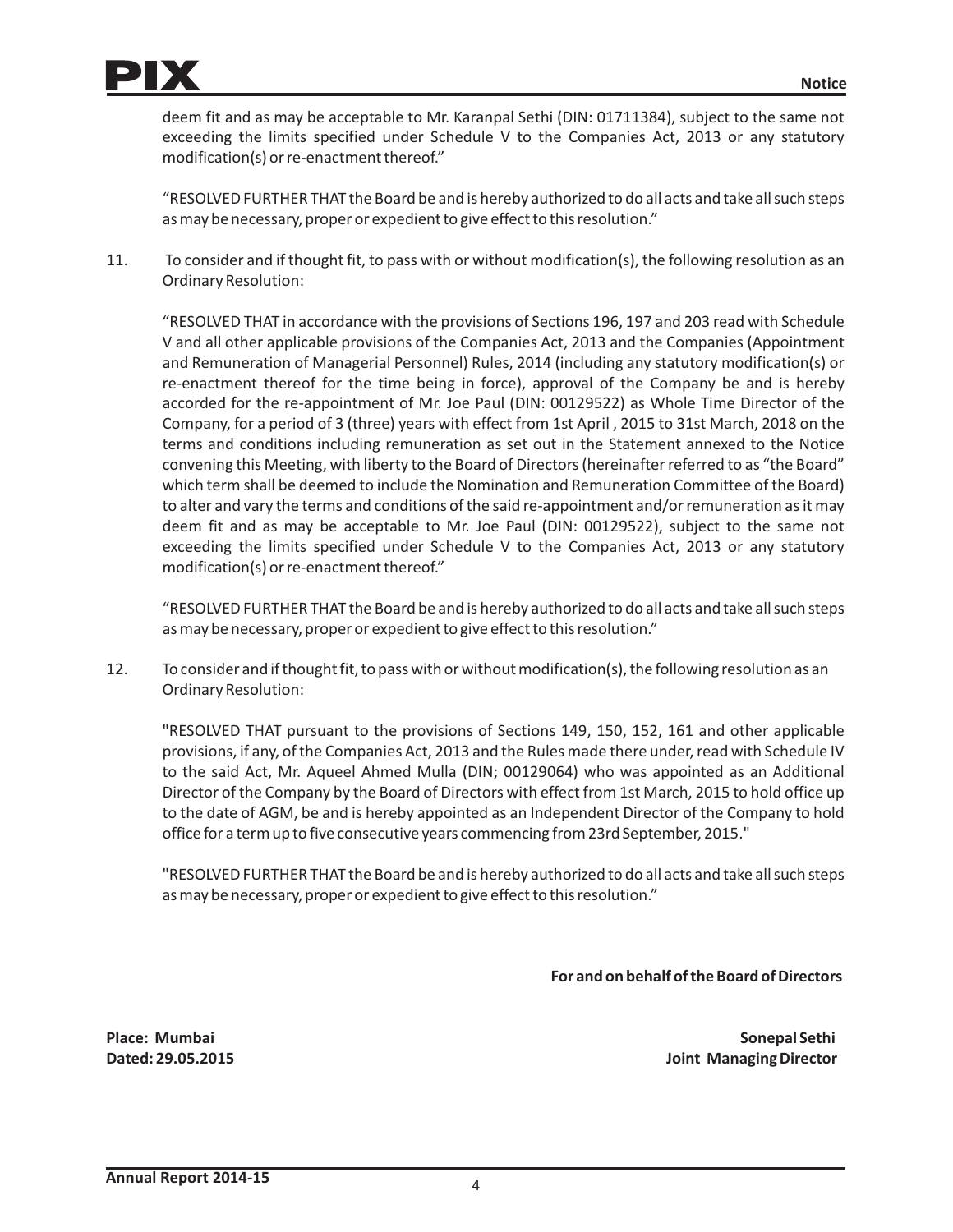deem fit and as may be acceptable to Mr. Karanpal Sethi (DIN: 01711384), subject to the same not exceeding the limits specified under Schedule V to the Companies Act, 2013 or any statutory modification(s) or re-enactment thereof."

"RESOLVED FURTHER THAT the Board be and is hereby authorized to do all acts and take all such steps as may be necessary, proper or expedient to give effect to this resolution."

11. To consider and if thought fit, to pass with or without modification(s), the following resolution as an Ordinary Resolution:

"RESOLVED THAT in accordance with the provisions of Sections 196, 197 and 203 read with Schedule V and all other applicable provisions of the Companies Act, 2013 and the Companies (Appointment and Remuneration of Managerial Personnel) Rules, 2014 (including any statutory modification(s) or re-enactment thereof for the time being in force), approval of the Company be and is hereby accorded for the re-appointment of Mr. Joe Paul (DIN: 00129522) as Whole Time Director of the Company, for a period of 3 (three) years with effect from 1st April , 2015 to 31st March, 2018 on the terms and conditions including remuneration as set out in the Statement annexed to the Notice convening this Meeting, with liberty to the Board of Directors (hereinafter referred to as "the Board" which term shall be deemed to include the Nomination and Remuneration Committee of the Board) to alter and vary the terms and conditions of the said re-appointment and/or remuneration as it may deem fit and as may be acceptable to Mr. Joe Paul (DIN: 00129522), subject to the same not exceeding the limits specified under Schedule V to the Companies Act, 2013 or any statutory modification(s) or re-enactment thereof."

"RESOLVED FURTHER THAT the Board be and is hereby authorized to do all acts and take all such steps as may be necessary, proper or expedient to give effect to this resolution."

12. To consider and if thought fit, to pass with or without modification(s), the following resolution as an Ordinary Resolution:

"RESOLVED THAT pursuant to the provisions of Sections 149, 150, 152, 161 and other applicable provisions, if any, of the Companies Act, 2013 and the Rules made there under, read with Schedule IV to the said Act, Mr. Aqueel Ahmed Mulla (DIN; 00129064) who was appointed as an Additional Director of the Company by the Board of Directors with effect from 1st March, 2015 to hold office up to the date of AGM, be and is hereby appointed as an Independent Director of the Company to hold office for a term up to five consecutive years commencing from 23rd September, 2015."

"RESOLVED FURTHER THAT the Board be and is hereby authorized to do all acts and take all such steps as may be necessary, proper or expedient to give effect to this resolution."

**For and on behalf of the Board of Directors**

**Place: Mumbai**
**Dated: 29.05.2015**

**Sonepal Sethi**
**Joint Managing Director**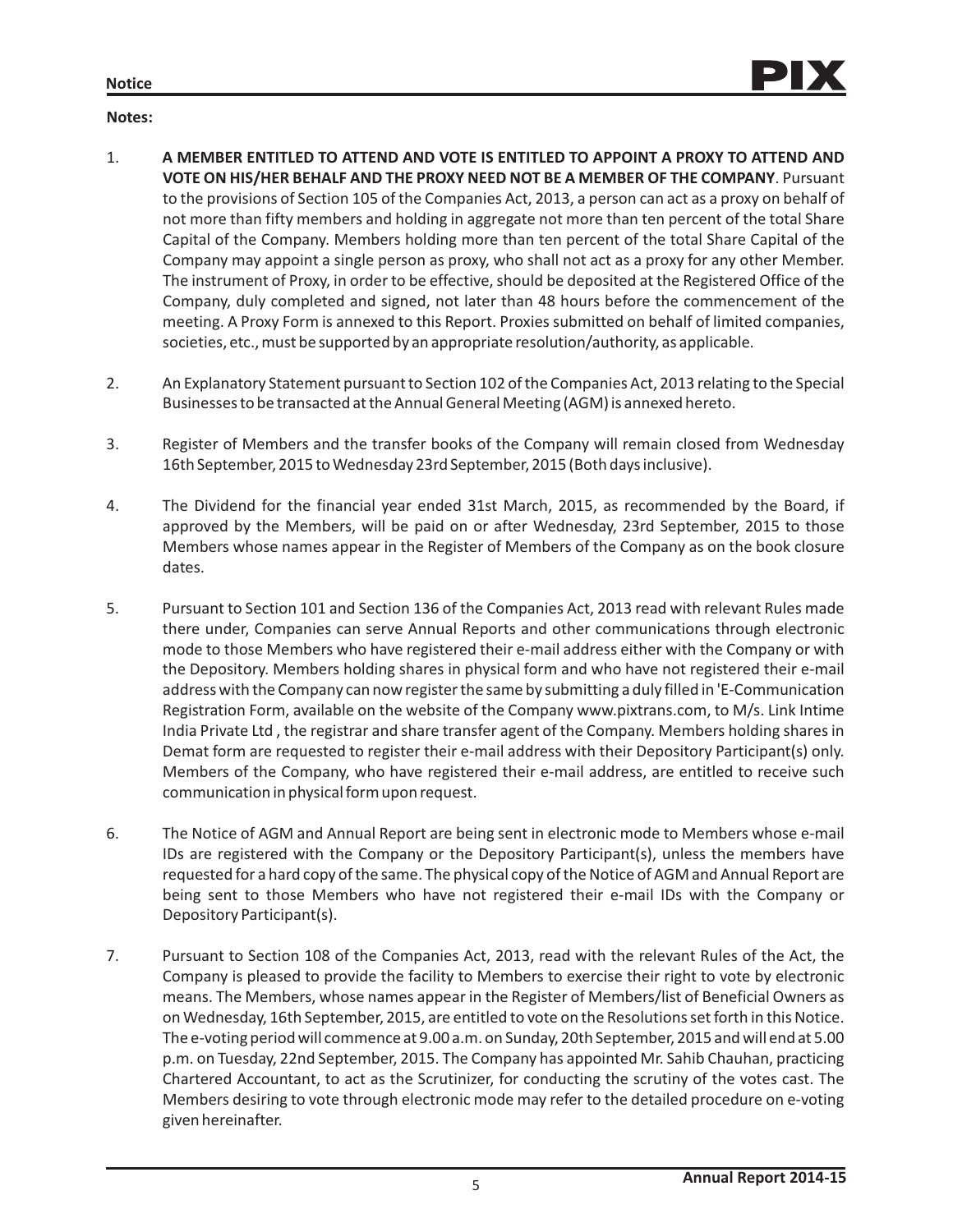**Notes:**

1. **A MEMBER ENTITLED TO ATTEND AND VOTE IS ENTITLED TO APPOINT A PROXY TO ATTEND AND VOTE ON HIS/HER BEHALF AND THE PROXY NEED NOT BE A MEMBER OF THE COMPANY**. Pursuant to the provisions of Section 105 of the Companies Act, 2013, a person can act as a proxy on behalf of not more than fifty members and holding in aggregate not more than ten percent of the total Share Capital of the Company. Members holding more than ten percent of the total Share Capital of the Company may appoint a single person as proxy, who shall not act as a proxy for any other Member. The instrument of Proxy, in order to be effective, should be deposited at the Registered Office of the Company, duly completed and signed, not later than 48 hours before the commencement of the meeting. A Proxy Form is annexed to this Report. Proxies submitted on behalf of limited companies, societies, etc., must be supported by an appropriate resolution/authority, as applicable.

2. An Explanatory Statement pursuant to Section 102 of the Companies Act, 2013 relating to the Special Businesses to be transacted at the Annual General Meeting (AGM) is annexed hereto.

3. Register of Members and the transfer books of the Company will remain closed from Wednesday 16th September, 2015 to Wednesday 23rd September, 2015 (Both days inclusive).

4. The Dividend for the financial year ended 31st March, 2015, as recommended by the Board, if approved by the Members, will be paid on or after Wednesday, 23rd September, 2015 to those Members whose names appear in the Register of Members of the Company as on the book closure dates.

5. Pursuant to Section 101 and Section 136 of the Companies Act, 2013 read with relevant Rules made there under, Companies can serve Annual Reports and other communications through electronic mode to those Members who have registered their e-mail address either with the Company or with the Depository. Members holding shares in physical form and who have not registered their e-mail address with the Company can now register the same by submitting a duly filled in 'E-Communication Registration Form, available on the website of the Company www.pixtrans.com, to M/s. Link Intime India Private Ltd , the registrar and share transfer agent of the Company. Members holding shares in Demat form are requested to register their e-mail address with their Depository Participant(s) only. Members of the Company, who have registered their e-mail address, are entitled to receive such communication in physical form upon request.

6. The Notice of AGM and Annual Report are being sent in electronic mode to Members whose e-mail IDs are registered with the Company or the Depository Participant(s), unless the members have requested for a hard copy of the same. The physical copy of the Notice of AGM and Annual Report are being sent to those Members who have not registered their e-mail IDs with the Company or Depository Participant(s).

7. Pursuant to Section 108 of the Companies Act, 2013, read with the relevant Rules of the Act, the Company is pleased to provide the facility to Members to exercise their right to vote by electronic means. The Members, whose names appear in the Register of Members/list of Beneficial Owners as on Wednesday, 16th September, 2015, are entitled to vote on the Resolutions set forth in this Notice. The e-voting period will commence at 9.00 a.m. on Sunday, 20th September, 2015 and will end at 5.00 p.m. on Tuesday, 22nd September, 2015. The Company has appointed Mr. Sahib Chauhan, practicing Chartered Accountant, to act as the Scrutinizer, for conducting the scrutiny of the votes cast. The Members desiring to vote through electronic mode may refer to the detailed procedure on e-voting given hereinafter.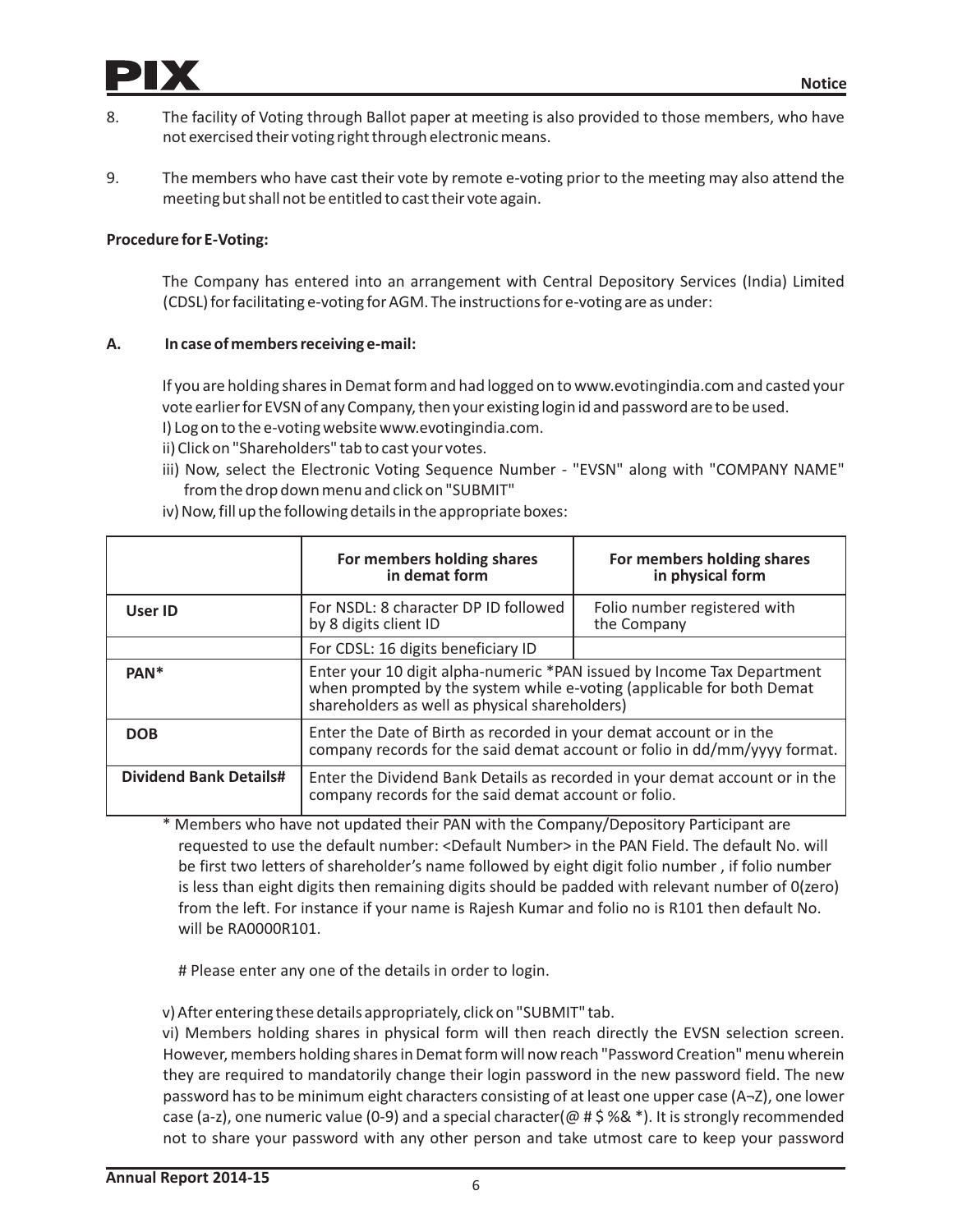8. The facility of Voting through Ballot paper at meeting is also provided to those members, who have not exercised their voting right through electronic means.

9. The members who have cast their vote by remote e-voting prior to the meeting may also attend the meeting but shall not be entitled to cast their vote again.

**Procedure for E-Voting:**

The Company has entered into an arrangement with Central Depository Services (India) Limited (CDSL) for facilitating e-voting for AGM. The instructions for e-voting are as under:

**A. In case of members receiving e-mail:**

If you are holding shares in Demat form and had logged on to www.evotingindia.com and casted your vote earlier for EVSN of any Company, then your existing login id and password are to be used.

I) Log on to the e-voting website www.evotingindia.com.

ii) Click on "Shareholders" tab to cast your votes.

iii) Now, select the Electronic Voting Sequence Number - "EVSN" along with "COMPANY NAME" from the drop down menu and click on "SUBMIT"

iv) Now, fill up the following details in the appropriate boxes:

| | For members holding shares in demat form | For members holding shares in physical form |
|---|---|---|
| User ID | For NSDL: 8 character DP ID followed by 8 digits client ID | Folio number registered with the Company |
| | For CDSL: 16 digits beneficiary ID | |
| PAN* | Enter your 10 digit alpha-numeric *PAN issued by Income Tax Department when prompted by the system while e-voting (applicable for both Demat shareholders as well as physical shareholders) | |
| DOB | Enter the Date of Birth as recorded in your demat account or in the company records for the said demat account or folio in dd/mm/yyyy format. | |
| Dividend Bank Details# | Enter the Dividend Bank Details as recorded in your demat account or in the company records for the said demat account or folio. | |

\* Members who have not updated their PAN with the Company/Depository Participant are requested to use the default number: <Default Number> in the PAN Field. The default No. will be first two letters of shareholder's name followed by eight digit folio number , if folio number is less than eight digits then remaining digits should be padded with relevant number of 0(zero) from the left. For instance if your name is Rajesh Kumar and folio no is R101 then default No. will be RA0000R101.

# Please enter any one of the details in order to login.

v) After entering these details appropriately, click on "SUBMIT" tab.

vi) Members holding shares in physical form will then reach directly the EVSN selection screen. However, members holding shares in Demat form will now reach "Password Creation" menu wherein they are required to mandatorily change their login password in the new password field. The new password has to be minimum eight characters consisting of at least one upper case (A¬Z), one lower case (a-z), one numeric value (0-9) and a special character(@ # $ %& *). It is strongly recommended not to share your password with any other person and take utmost care to keep your password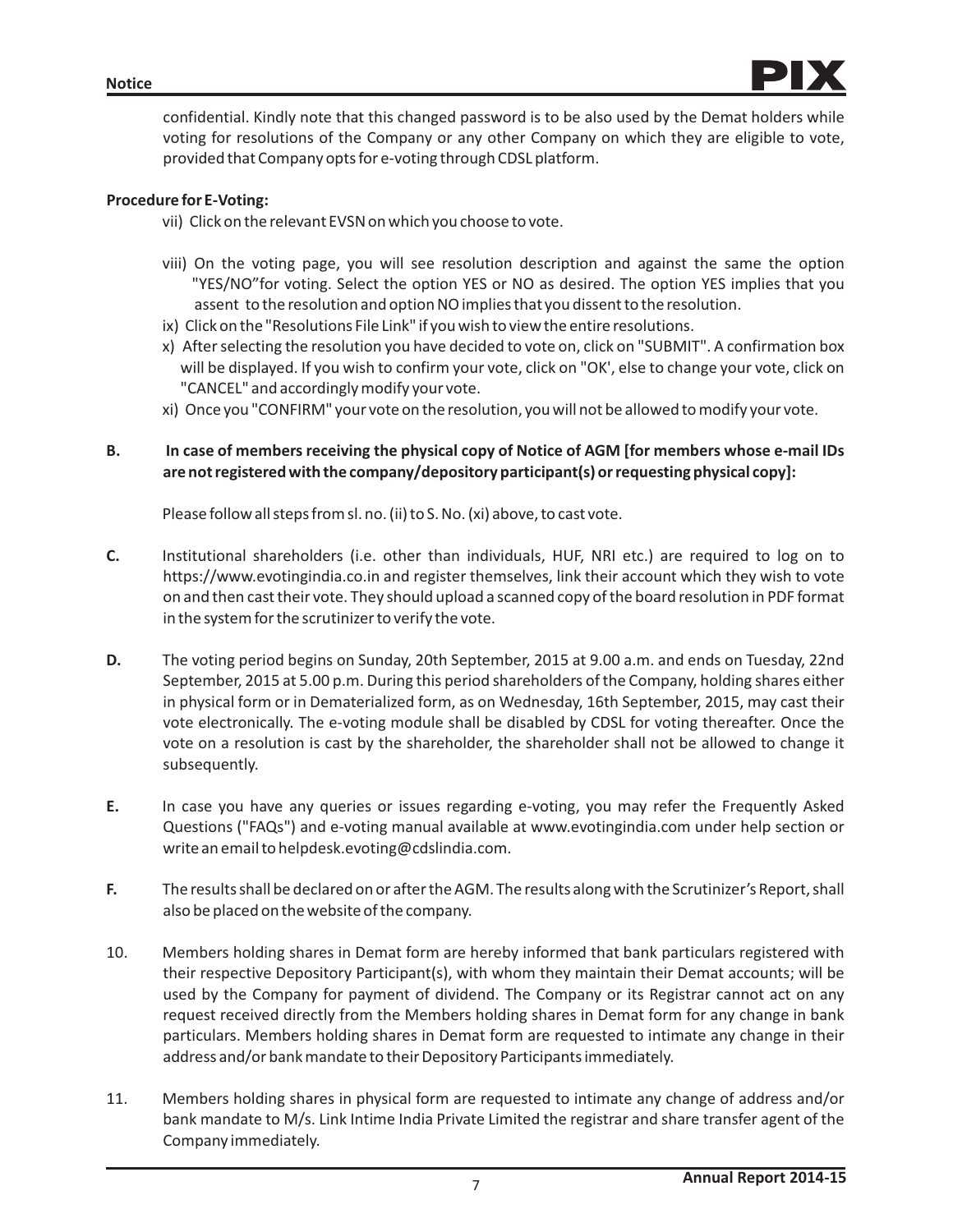confidential. Kindly note that this changed password is to be also used by the Demat holders while voting for resolutions of the Company or any other Company on which they are eligible to vote, provided that Company opts for e-voting through CDSL platform.

**Procedure for E-Voting:**

vii) Click on the relevant EVSN on which you choose to vote.

viii) On the voting page, you will see resolution description and against the same the option "YES/NO"for voting. Select the option YES or NO as desired. The option YES implies that you assent to the resolution and option NO implies that you dissent to the resolution.

ix) Click on the "Resolutions File Link" if you wish to view the entire resolutions.

x) After selecting the resolution you have decided to vote on, click on "SUBMIT". A confirmation box will be displayed. If you wish to confirm your vote, click on "OK', else to change your vote, click on "CANCEL" and accordingly modify your vote.

xi) Once you "CONFIRM" your vote on the resolution, you will not be allowed to modify your vote.

**B. In case of members receiving the physical copy of Notice of AGM [for members whose e-mail IDs are not registered with the company/depository participant(s) or requesting physical copy]:**

Please follow all steps from sl. no. (ii) to S. No. (xi) above, to cast vote.

**C.** Institutional shareholders (i.e. other than individuals, HUF, NRI etc.) are required to log on to https://www.evotingindia.co.in and register themselves, link their account which they wish to vote on and then cast their vote. They should upload a scanned copy of the board resolution in PDF format in the system for the scrutinizer to verify the vote.

**D.** The voting period begins on Sunday, 20th September, 2015 at 9.00 a.m. and ends on Tuesday, 22nd September, 2015 at 5.00 p.m. During this period shareholders of the Company, holding shares either in physical form or in Dematerialized form, as on Wednesday, 16th September, 2015, may cast their vote electronically. The e-voting module shall be disabled by CDSL for voting thereafter. Once the vote on a resolution is cast by the shareholder, the shareholder shall not be allowed to change it subsequently.

**E.** In case you have any queries or issues regarding e-voting, you may refer the Frequently Asked Questions ("FAQs") and e-voting manual available at www.evotingindia.com under help section or write an email to helpdesk.evoting@cdslindia.com.

**F.** The results shall be declared on or after the AGM. The results along with the Scrutinizer's Report, shall also be placed on the website of the company.

10. Members holding shares in Demat form are hereby informed that bank particulars registered with their respective Depository Participant(s), with whom they maintain their Demat accounts; will be used by the Company for payment of dividend. The Company or its Registrar cannot act on any request received directly from the Members holding shares in Demat form for any change in bank particulars. Members holding shares in Demat form are requested to intimate any change in their address and/or bank mandate to their Depository Participants immediately.

11. Members holding shares in physical form are requested to intimate any change of address and/or bank mandate to M/s. Link Intime India Private Limited the registrar and share transfer agent of the Company immediately.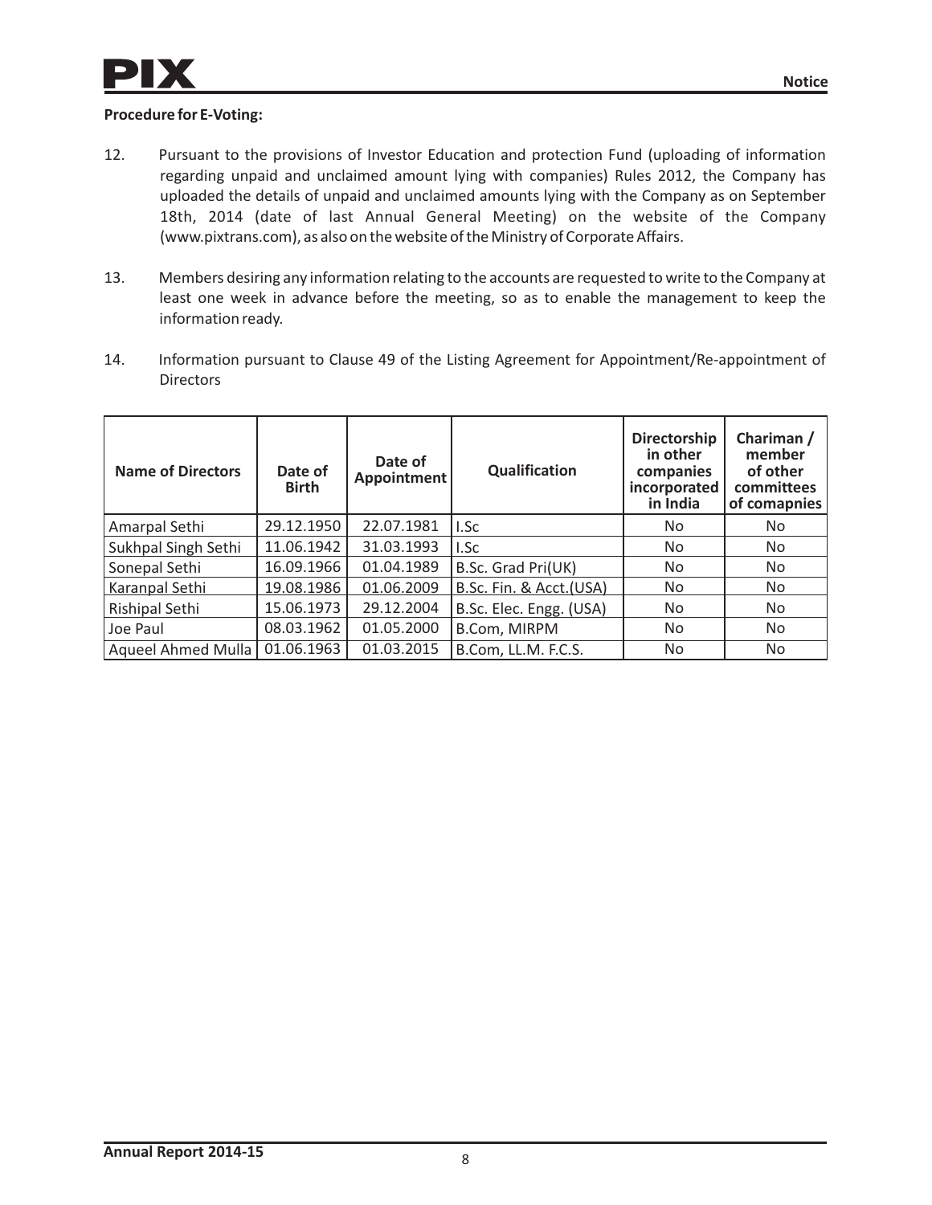**Procedure for E-Voting:**

12. Pursuant to the provisions of Investor Education and protection Fund (uploading of information regarding unpaid and unclaimed amount lying with companies) Rules 2012, the Company has uploaded the details of unpaid and unclaimed amounts lying with the Company as on September 18th, 2014 (date of last Annual General Meeting) on the website of the Company (www.pixtrans.com), as also on the website of the Ministry of Corporate Affairs.

13. Members desiring any information relating to the accounts are requested to write to the Company at least one week in advance before the meeting, so as to enable the management to keep the information ready.

14. Information pursuant to Clause 49 of the Listing Agreement for Appointment/Re-appointment of Directors

| Name of Directors | Date of Birth | Date of Appointment | Qualification | Directorship in other companies incorporated in India | Chariman / member of other committees of comapnies |
|---|---|---|---|---|---|
| Amarpal Sethi | 29.12.1950 | 22.07.1981 | I.Sc | No | No |
| Sukhpal Singh Sethi | 11.06.1942 | 31.03.1993 | I.Sc | No | No |
| Sonepal Sethi | 16.09.1966 | 01.04.1989 | B.Sc. Grad Pri(UK) | No | No |
| Karanpal Sethi | 19.08.1986 | 01.06.2009 | B.Sc. Fin. & Acct.(USA) | No | No |
| Rishipal Sethi | 15.06.1973 | 29.12.2004 | B.Sc. Elec. Engg. (USA) | No | No |
| Joe Paul | 08.03.1962 | 01.05.2000 | B.Com, MIRPM | No | No |
| Aqueel Ahmed Mulla | 01.06.1963 | 01.03.2015 | B.Com, LL.M. F.C.S. | No | No |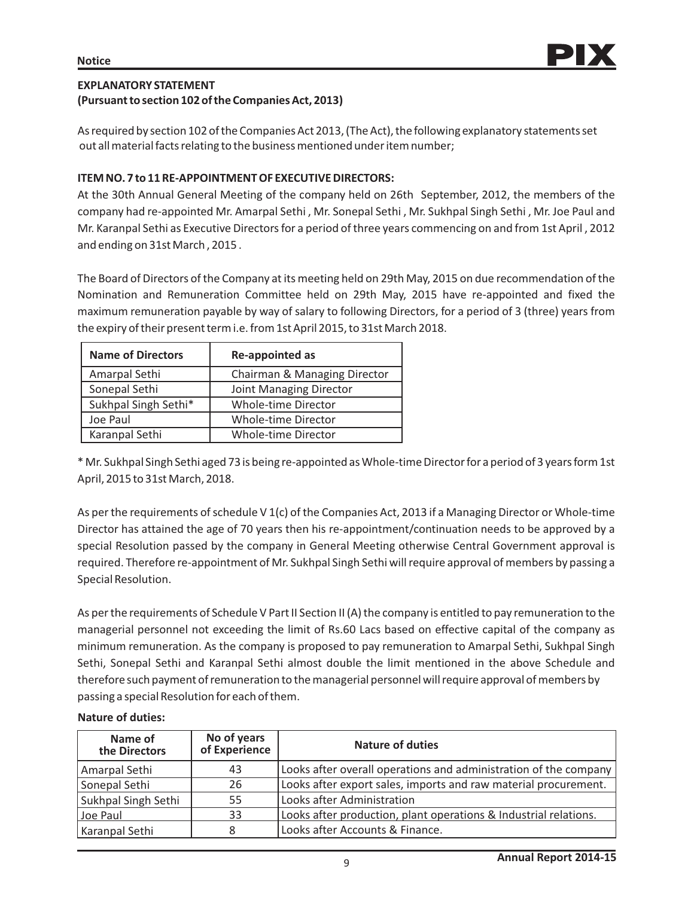## EXPLANATORY STATEMENT
**(Pursuant to section 102 of the Companies Act, 2013)**

As required by section 102 of the Companies Act 2013, (The Act), the following explanatory statements set out all material facts relating to the business mentioned under item number;

### ITEM NO. 7 to 11 RE-APPOINTMENT OF EXECUTIVE DIRECTORS:

At the 30th Annual General Meeting of the company held on 26th September, 2012, the members of the company had re-appointed Mr. Amarpal Sethi , Mr. Sonepal Sethi , Mr. Sukhpal Singh Sethi , Mr. Joe Paul and Mr. Karanpal Sethi as Executive Directors for a period of three years commencing on and from 1st April , 2012 and ending on 31st March , 2015 .

The Board of Directors of the Company at its meeting held on 29th May, 2015 on due recommendation of the Nomination and Remuneration Committee held on 29th May, 2015 have re-appointed and fixed the maximum remuneration payable by way of salary to following Directors, for a period of 3 (three) years from the expiry of their present term i.e. from 1st April 2015, to 31st March 2018.

| Name of Directors | Re-appointed as |
|---|---|
| Amarpal Sethi | Chairman & Managing Director |
| Sonepal Sethi | Joint Managing Director |
| Sukhpal Singh Sethi* | Whole-time Director |
| Joe Paul | Whole-time Director |
| Karanpal Sethi | Whole-time Director |

* Mr. Sukhpal Singh Sethi aged 73 is being re-appointed as Whole-time Director for a period of 3 years form 1st April, 2015 to 31st March, 2018.

As per the requirements of schedule V 1(c) of the Companies Act, 2013 if a Managing Director or Whole-time Director has attained the age of 70 years then his re-appointment/continuation needs to be approved by a special Resolution passed by the company in General Meeting otherwise Central Government approval is required. Therefore re-appointment of Mr. Sukhpal Singh Sethi will require approval of members by passing a Special Resolution.

As per the requirements of Schedule V Part II Section II (A) the company is entitled to pay remuneration to the managerial personnel not exceeding the limit of Rs.60 Lacs based on effective capital of the company as minimum remuneration. As the company is proposed to pay remuneration to Amarpal Sethi, Sukhpal Singh Sethi, Sonepal Sethi and Karanpal Sethi almost double the limit mentioned in the above Schedule and therefore such payment of remuneration to the managerial personnel will require approval of members by passing a special Resolution for each of them.

**Nature of duties:**

| Name of the Directors | No of years of Experience | Nature of duties |
|---|---|---|
| Amarpal Sethi | 43 | Looks after overall operations and administration of the company |
| Sonepal Sethi | 26 | Looks after export sales, imports and raw material procurement. |
| Sukhpal Singh Sethi | 55 | Looks after Administration |
| Joe Paul | 33 | Looks after production, plant operations & Industrial relations. |
| Karanpal Sethi | 8 | Looks after Accounts & Finance. |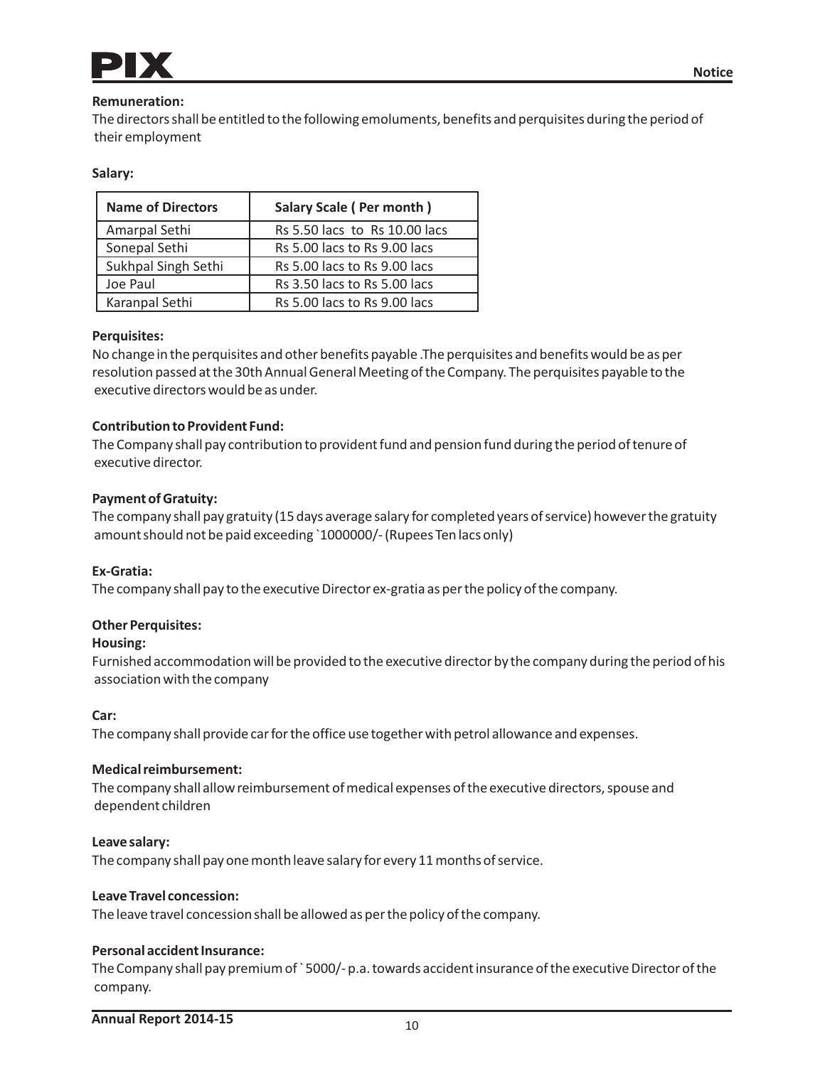**Remuneration:**

The directors shall be entitled to the following emoluments, benefits and perquisites during the period of their employment

**Salary:**

| Name of Directors | Salary Scale ( Per month ) |
|---|---|
| Amarpal Sethi | Rs 5.50 lacs to Rs 10.00 lacs |
| Sonepal Sethi | Rs 5.00 lacs to Rs 9.00 lacs |
| Sukhpal Singh Sethi | Rs 5.00 lacs to Rs 9.00 lacs |
| Joe Paul | Rs 3.50 lacs to Rs 5.00 lacs |
| Karanpal Sethi | Rs 5.00 lacs to Rs 9.00 lacs |

**Perquisites:**

No change in the perquisites and other benefits payable .The perquisites and benefits would be as per resolution passed at the 30th Annual General Meeting of the Company. The perquisites payable to the executive directors would be as under.

**Contribution to Provident Fund:**

The Company shall pay contribution to provident fund and pension fund during the period of tenure of executive director.

**Payment of Gratuity:**

The company shall pay gratuity (15 days average salary for completed years of service) however the gratuity amount should not be paid exceeding `1000000/- (Rupees Ten lacs only)

**Ex-Gratia:**

The company shall pay to the executive Director ex-gratia as per the policy of the company.

**Other Perquisites:**

**Housing:**

Furnished accommodation will be provided to the executive director by the company during the period of his association with the company

**Car:**

The company shall provide car for the office use together with petrol allowance and expenses.

**Medical reimbursement:**

The company shall allow reimbursement of medical expenses of the executive directors, spouse and dependent children

**Leave salary:**

The company shall pay one month leave salary for every 11 months of service.

**Leave Travel concession:**

The leave travel concession shall be allowed as per the policy of the company.

**Personal accident Insurance:**

The Company shall pay premium of ` 5000/- p.a. towards accident insurance of the executive Director of the company.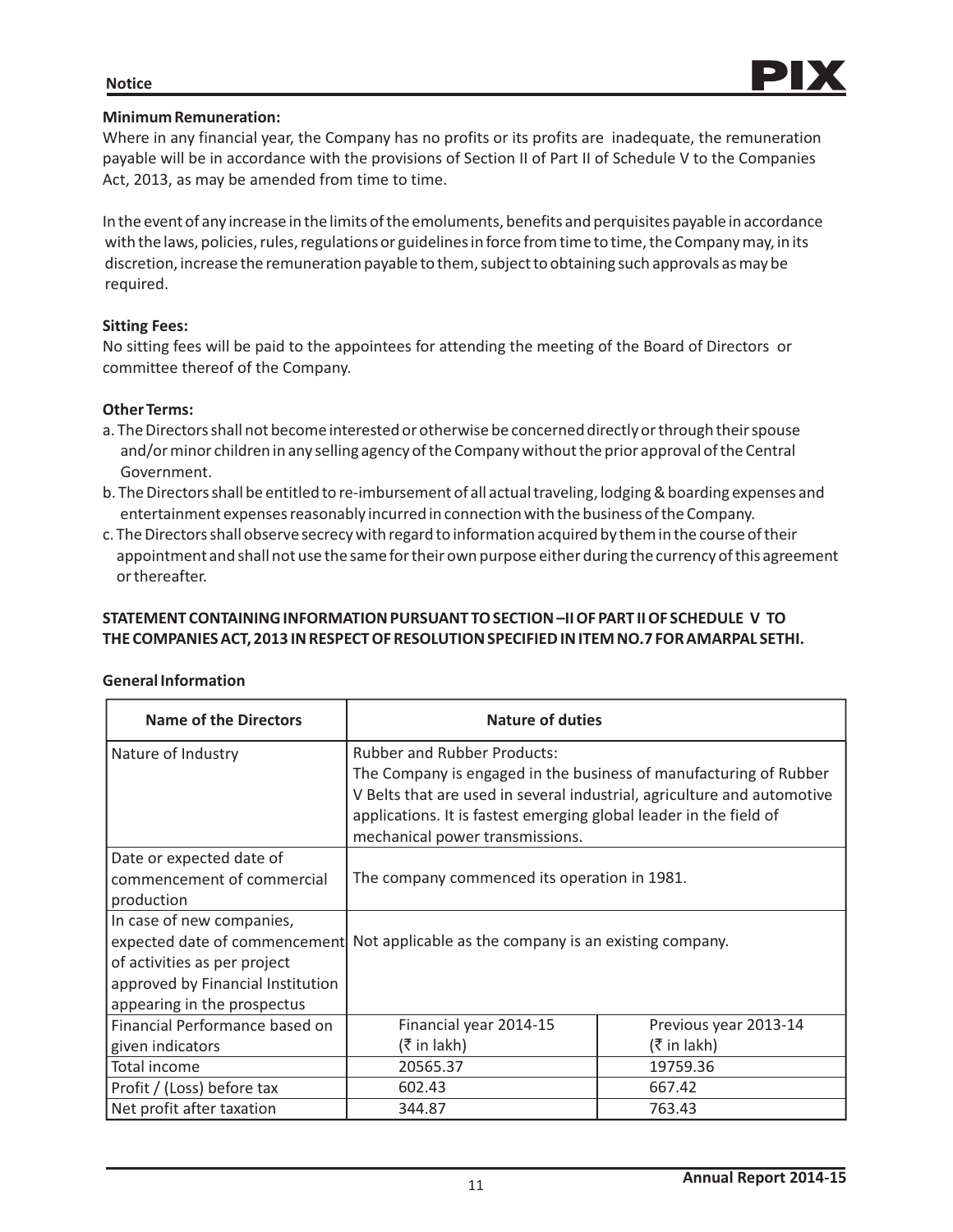**Minimum Remuneration:**

Where in any financial year, the Company has no profits or its profits are inadequate, the remuneration payable will be in accordance with the provisions of Section II of Part II of Schedule V to the Companies Act, 2013, as may be amended from time to time.

In the event of any increase in the limits of the emoluments, benefits and perquisites payable in accordance with the laws, policies, rules, regulations or guidelines in force from time to time, the Company may, in its discretion, increase the remuneration payable to them, subject to obtaining such approvals as may be required.

**Sitting Fees:**

No sitting fees will be paid to the appointees for attending the meeting of the Board of Directors or committee thereof of the Company.

**Other Terms:**

a. The Directors shall not become interested or otherwise be concerned directly or through their spouse and/or minor children in any selling agency of the Company without the prior approval of the Central Government.

b. The Directors shall be entitled to re-imbursement of all actual traveling, lodging & boarding expenses and entertainment expenses reasonably incurred in connection with the business of the Company.

c. The Directors shall observe secrecy with regard to information acquired by them in the course of their appointment and shall not use the same for their own purpose either during the currency of this agreement or thereafter.

**STATEMENT CONTAINING INFORMATION PURSUANT TO SECTION –II OF PART II OF SCHEDULE V TO THE COMPANIES ACT, 2013 IN RESPECT OF RESOLUTION SPECIFIED IN ITEM NO.7 FOR AMARPAL SETHI.**

**General Information**

| Name of the Directors | Nature of duties | |
|---|---|---|
| Nature of Industry | Rubber and Rubber Products: The Company is engaged in the business of manufacturing of Rubber V Belts that are used in several industrial, agriculture and automotive applications. It is fastest emerging global leader in the field of mechanical power transmissions. | |
| Date or expected date of commencement of commercial production | The company commenced its operation in 1981. | |
| In case of new companies, expected date of commencement of activities as per project approved by Financial Institution appearing in the prospectus | Not applicable as the company is an existing company. | |
| Financial Performance based on given indicators | Financial year 2014-15 (₹ in lakh) | Previous year 2013-14 (₹ in lakh) |
| Total income | 20565.37 | 19759.36 |
| Profit / (Loss) before tax | 602.43 | 667.42 |
| Net profit after taxation | 344.87 | 763.43 |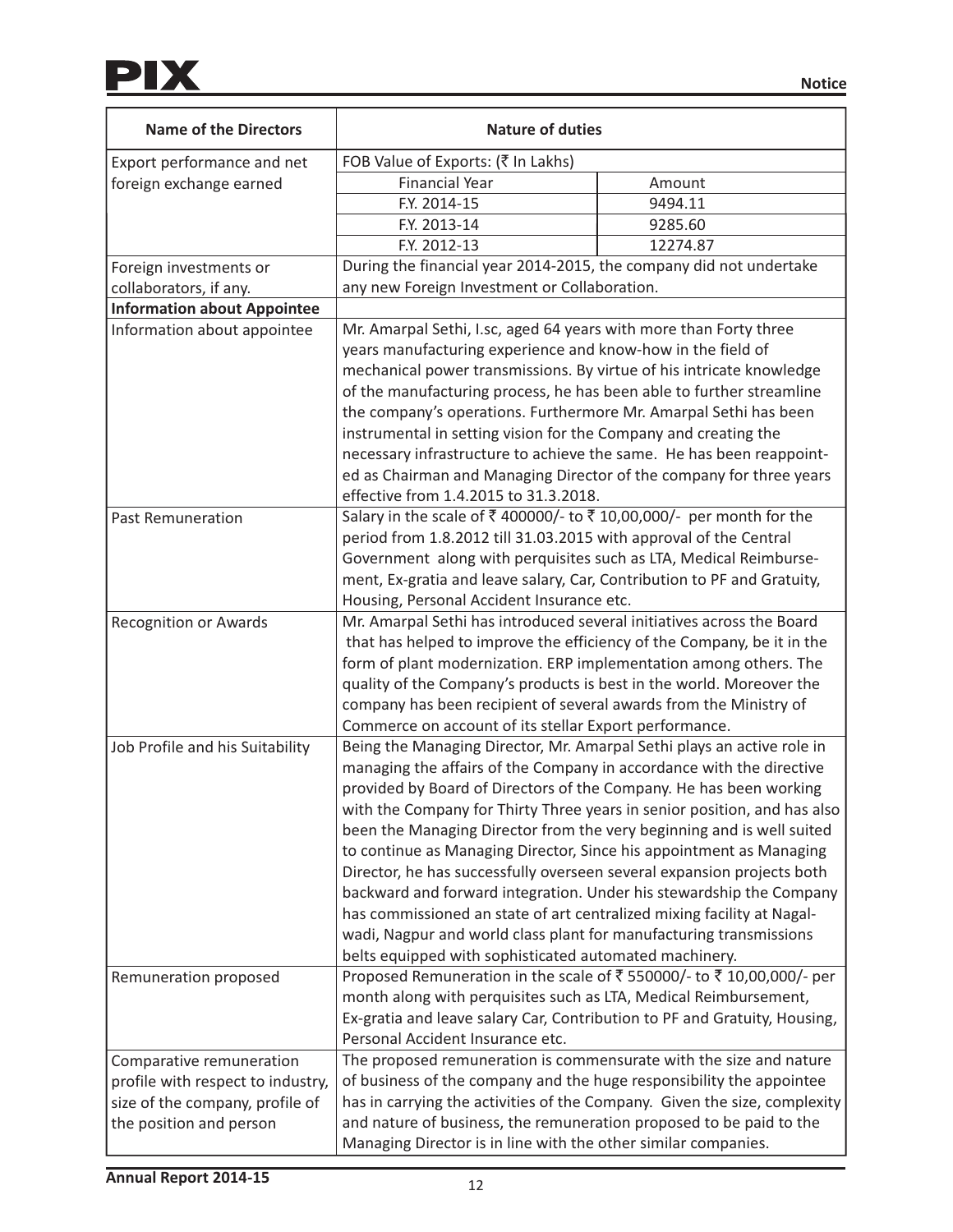| Name of the Directors | Nature of duties |
|---|---|
| Export performance and net foreign exchange earned | FOB Value of Exports: (₹ In Lakhs)<br>Financial Year – Amount<br>F.Y. 2014-15 – 9494.11<br>F.Y. 2013-14 – 9285.60<br>F.Y. 2012-13 – 12274.87 |
| Foreign investments or collaborators, if any. | During the financial year 2014-2015, the company did not undertake any new Foreign Investment or Collaboration. |
| **Information about Appointee** | |
| Information about appointee | Mr. Amarpal Sethi, I.sc, aged 64 years with more than Forty three years manufacturing experience and know-how in the field of mechanical power transmissions. By virtue of his intricate knowledge of the manufacturing process, he has been able to further streamline the company's operations. Furthermore Mr. Amarpal Sethi has been instrumental in setting vision for the Company and creating the necessary infrastructure to achieve the same. He has been reappointed as Chairman and Managing Director of the company for three years effective from 1.4.2015 to 31.3.2018. |
| Past Remuneration | Salary in the scale of ₹ 400000/- to ₹ 10,00,000/- per month for the period from 1.8.2012 till 31.03.2015 with approval of the Central Government along with perquisites such as LTA, Medical Reimbursement, Ex-gratia and leave salary, Car, Contribution to PF and Gratuity, Housing, Personal Accident Insurance etc. |
| Recognition or Awards | Mr. Amarpal Sethi has introduced several initiatives across the Board that has helped to improve the efficiency of the Company, be it in the form of plant modernization. ERP implementation among others. The quality of the Company's products is best in the world. Moreover the company has been recipient of several awards from the Ministry of Commerce on account of its stellar Export performance. |
| Job Profile and his Suitability | Being the Managing Director, Mr. Amarpal Sethi plays an active role in managing the affairs of the Company in accordance with the directive provided by Board of Directors of the Company. He has been working with the Company for Thirty Three years in senior position, and has also been the Managing Director from the very beginning and is well suited to continue as Managing Director, Since his appointment as Managing Director, he has successfully overseen several expansion projects both backward and forward integration. Under his stewardship the Company has commissioned an state of art centralized mixing facility at Nagalwadi, Nagpur and world class plant for manufacturing transmissions belts equipped with sophisticated automated machinery. |
| Remuneration proposed | Proposed Remuneration in the scale of ₹ 550000/- to ₹ 10,00,000/- per month along with perquisites such as LTA, Medical Reimbursement, Ex-gratia and leave salary Car, Contribution to PF and Gratuity, Housing, Personal Accident Insurance etc. |
| Comparative remuneration profile with respect to industry, size of the company, profile of the position and person | The proposed remuneration is commensurate with the size and nature of business of the company and the huge responsibility the appointee has in carrying the activities of the Company. Given the size, complexity and nature of business, the remuneration proposed to be paid to the Managing Director is in line with the other similar companies. |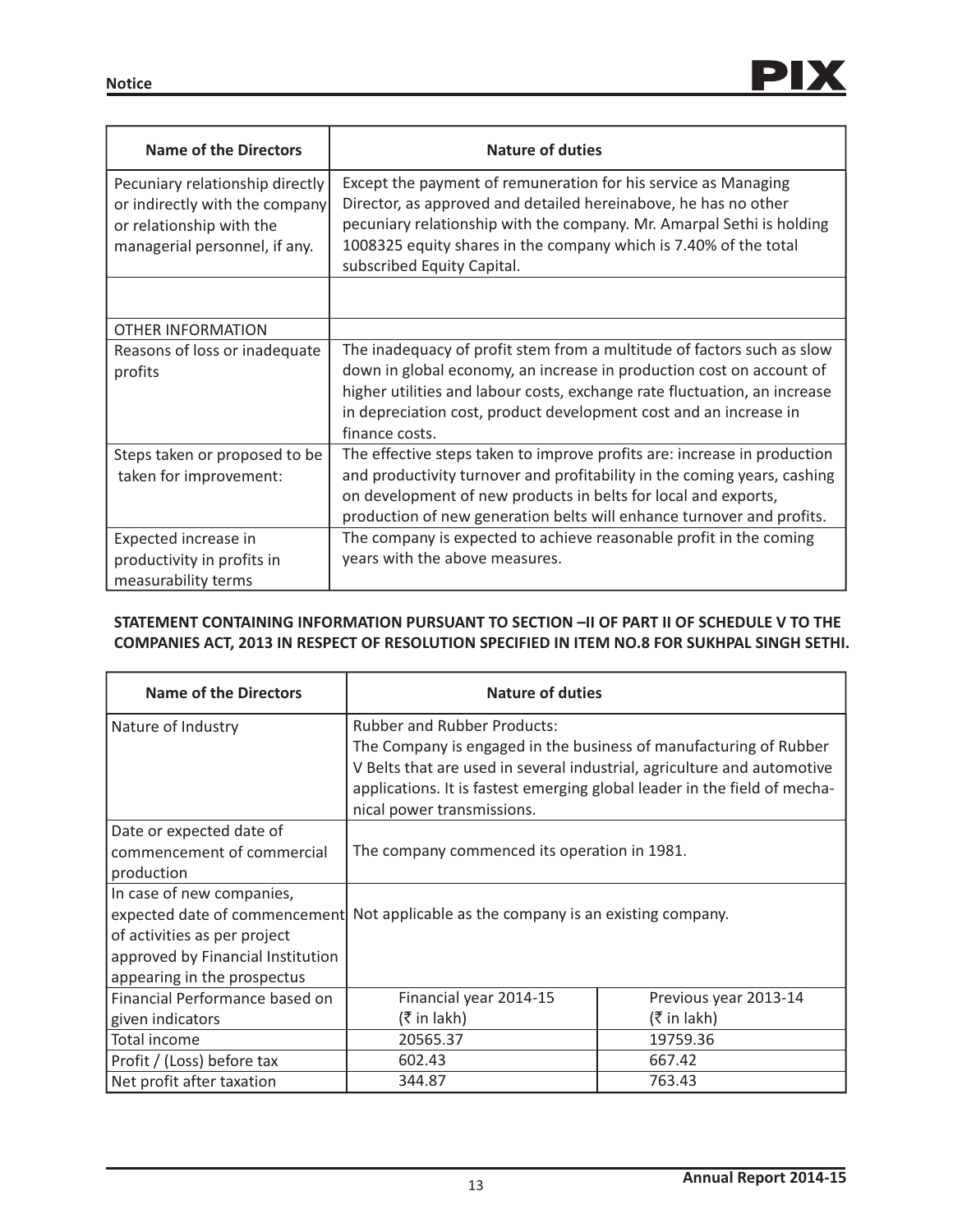| Name of the Directors | Nature of duties |
|---|---|
| Pecuniary relationship directly or indirectly with the company or relationship with the managerial personnel, if any. | Except the payment of remuneration for his service as Managing Director, as approved and detailed hereinabove, he has no other pecuniary relationship with the company. Mr. Amarpal Sethi is holding 1008325 equity shares in the company which is 7.40% of the total subscribed Equity Capital. |
| | |
| OTHER INFORMATION | |
| Reasons of loss or inadequate profits | The inadequacy of profit stem from a multitude of factors such as slow down in global economy, an increase in production cost on account of higher utilities and labour costs, exchange rate fluctuation, an increase in depreciation cost, product development cost and an increase in finance costs. |
| Steps taken or proposed to be taken for improvement: | The effective steps taken to improve profits are: increase in production and productivity turnover and profitability in the coming years, cashing on development of new products in belts for local and exports, production of new generation belts will enhance turnover and profits. |
| Expected increase in productivity in profits in measurability terms | The company is expected to achieve reasonable profit in the coming years with the above measures. |

**STATEMENT CONTAINING INFORMATION PURSUANT TO SECTION –II OF PART II OF SCHEDULE V TO THE COMPANIES ACT, 2013 IN RESPECT OF RESOLUTION SPECIFIED IN ITEM NO.8 FOR SUKHPAL SINGH SETHI.**

| Name of the Directors | Nature of duties | |
|---|---|---|
| Nature of Industry | Rubber and Rubber Products: The Company is engaged in the business of manufacturing of Rubber V Belts that are used in several industrial, agriculture and automotive applications. It is fastest emerging global leader in the field of mechanical power transmissions. | |
| Date or expected date of commencement of commercial production | The company commenced its operation in 1981. | |
| In case of new companies, expected date of commencement of activities as per project approved by Financial Institution appearing in the prospectus | Not applicable as the company is an existing company. | |
| Financial Performance based on given indicators | Financial year 2014-15 (₹ in lakh) | Previous year 2013-14 (₹ in lakh) |
| Total income | 20565.37 | 19759.36 |
| Profit / (Loss) before tax | 602.43 | 667.42 |
| Net profit after taxation | 344.87 | 763.43 |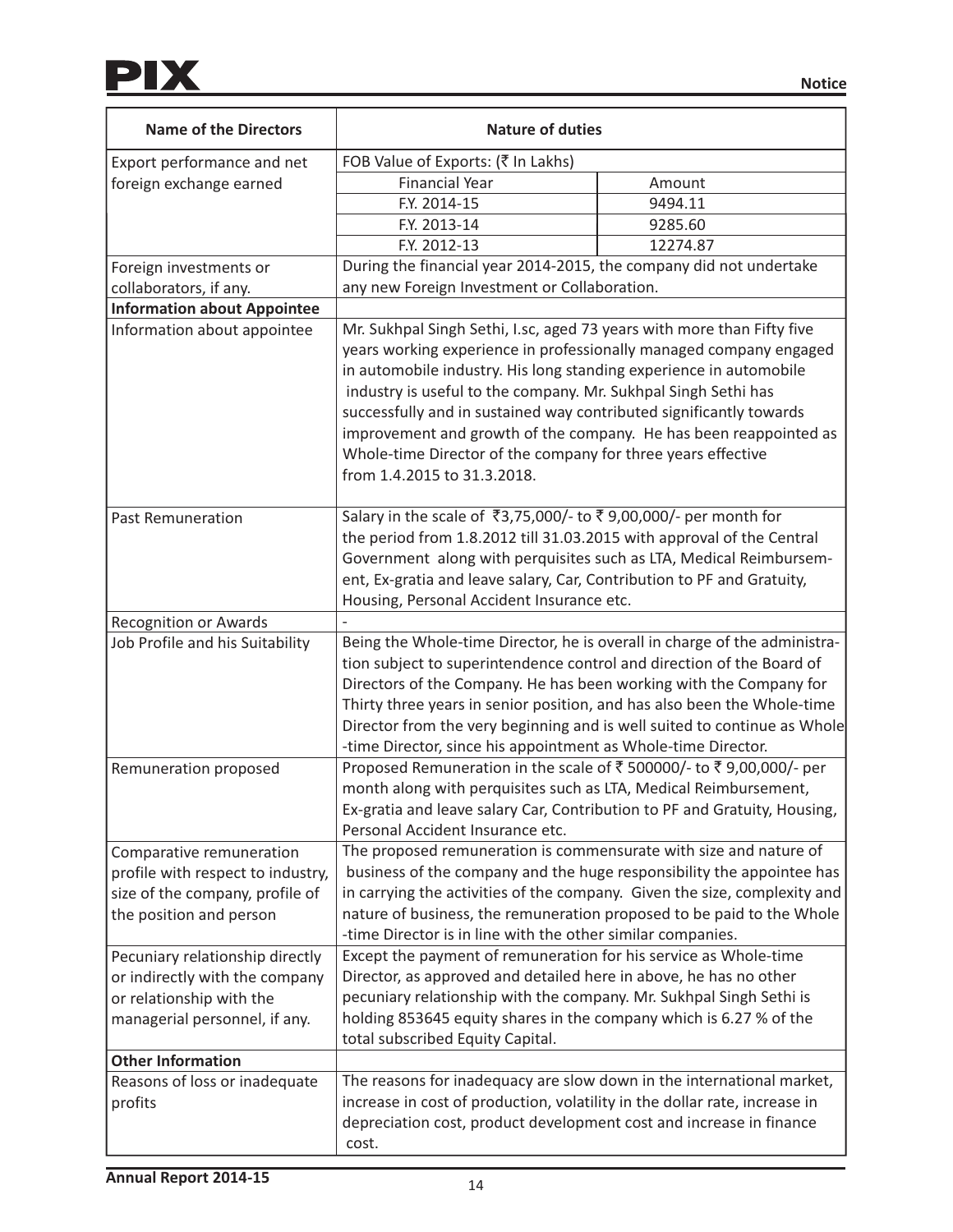| Name of the Directors | Nature of duties |
|---|---|
| Export performance and net foreign exchange earned | FOB Value of Exports: (₹ In Lakhs)<br><br>Financial Year – Amount<br>F.Y. 2014-15 – 9494.11<br>F.Y. 2013-14 – 9285.60<br>F.Y. 2012-13 – 12274.87 |
| Foreign investments or collaborators, if any. | During the financial year 2014-2015, the company did not undertake any new Foreign Investment or Collaboration. |
| **Information about Appointee** | |
| Information about appointee | Mr. Sukhpal Singh Sethi, I.sc, aged 73 years with more than Fifty five years working experience in professionally managed company engaged in automobile industry. His long standing experience in automobile industry is useful to the company. Mr. Sukhpal Singh Sethi has successfully and in sustained way contributed significantly towards improvement and growth of the company. He has been reappointed as Whole-time Director of the company for three years effective from 1.4.2015 to 31.3.2018. |
| Past Remuneration | Salary in the scale of ₹3,75,000/- to ₹ 9,00,000/- per month for the period from 1.8.2012 till 31.03.2015 with approval of the Central Government along with perquisites such as LTA, Medical Reimbursement, Ex-gratia and leave salary, Car, Contribution to PF and Gratuity, Housing, Personal Accident Insurance etc. |
| Recognition or Awards | - |
| Job Profile and his Suitability | Being the Whole-time Director, he is overall in charge of the administration subject to superintendence control and direction of the Board of Directors of the Company. He has been working with the Company for Thirty three years in senior position, and has also been the Whole-time Director from the very beginning and is well suited to continue as Whole-time Director, since his appointment as Whole-time Director. |
| Remuneration proposed | Proposed Remuneration in the scale of ₹ 500000/- to ₹ 9,00,000/- per month along with perquisites such as LTA, Medical Reimbursement, Ex-gratia and leave salary Car, Contribution to PF and Gratuity, Housing, Personal Accident Insurance etc. |
| Comparative remuneration profile with respect to industry, size of the company, profile of the position and person | The proposed remuneration is commensurate with size and nature of business of the company and the huge responsibility the appointee has in carrying the activities of the company. Given the size, complexity and nature of business, the remuneration proposed to be paid to the Whole-time Director is in line with the other similar companies. |
| Pecuniary relationship directly or indirectly with the company or relationship with the managerial personnel, if any. | Except the payment of remuneration for his service as Whole-time Director, as approved and detailed here in above, he has no other pecuniary relationship with the company. Mr. Sukhpal Singh Sethi is holding 853645 equity shares in the company which is 6.27 % of the total subscribed Equity Capital. |
| **Other Information** | |
| Reasons of loss or inadequate profits | The reasons for inadequacy are slow down in the international market, increase in cost of production, volatility in the dollar rate, increase in depreciation cost, product development cost and increase in finance cost. |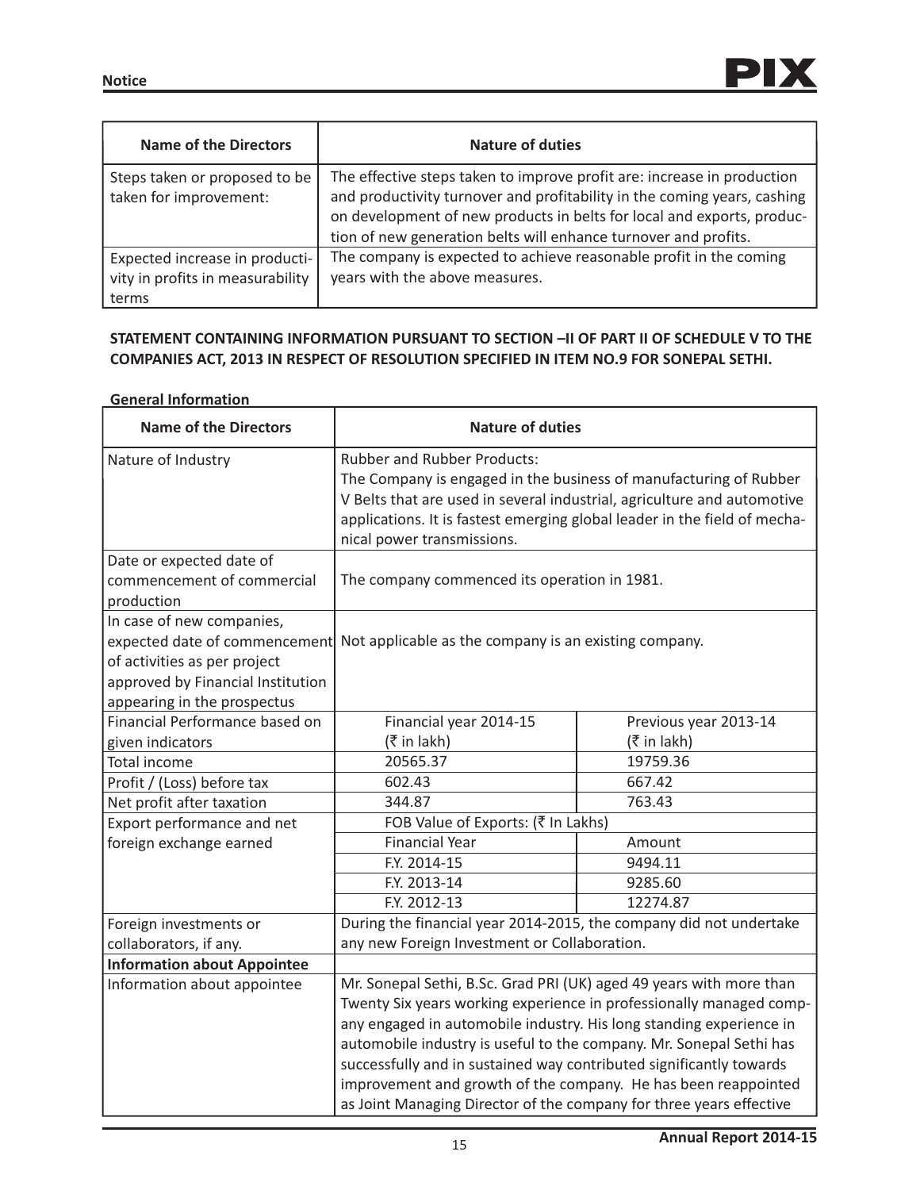| Name of the Directors | Nature of duties |
|---|---|
| Steps taken or proposed to be taken for improvement: | The effective steps taken to improve profit are: increase in production and productivity turnover and profitability in the coming years, cashing on development of new products in belts for local and exports, production of new generation belts will enhance turnover and profits. |
| Expected increase in productivity in profits in measurability terms | The company is expected to achieve reasonable profit in the coming years with the above measures. |

**STATEMENT CONTAINING INFORMATION PURSUANT TO SECTION –II OF PART II OF SCHEDULE V TO THE COMPANIES ACT, 2013 IN RESPECT OF RESOLUTION SPECIFIED IN ITEM NO.9 FOR SONEPAL SETHI.**

**General Information**

| Name of the Directors | Nature of duties | |
|---|---|---|
| Nature of Industry | Rubber and Rubber Products: The Company is engaged in the business of manufacturing of Rubber V Belts that are used in several industrial, agriculture and automotive applications. It is fastest emerging global leader in the field of mechanical power transmissions. | |
| Date or expected date of commencement of commercial production | The company commenced its operation in 1981. | |
| In case of new companies, expected date of commencement of activities as per project approved by Financial Institution appearing in the prospectus | Not applicable as the company is an existing company. | |
| Financial Performance based on given indicators | Financial year 2014-15 (₹ in lakh) | Previous year 2013-14 (₹ in lakh) |
| Total income | 20565.37 | 19759.36 |
| Profit / (Loss) before tax | 602.43 | 667.42 |
| Net profit after taxation | 344.87 | 763.43 |
| Export performance and net foreign exchange earned | FOB Value of Exports: (₹ In Lakhs) | |
| | Financial Year | Amount |
| | F.Y. 2014-15 | 9494.11 |
| | F.Y. 2013-14 | 9285.60 |
| | F.Y. 2012-13 | 12274.87 |
| Foreign investments or collaborators, if any. | During the financial year 2014-2015, the company did not undertake any new Foreign Investment or Collaboration. | |
| **Information about Appointee** | | |
| Information about appointee | Mr. Sonepal Sethi, B.Sc. Grad PRI (UK) aged 49 years with more than Twenty Six years working experience in professionally managed company engaged in automobile industry. His long standing experience in automobile industry is useful to the company. Mr. Sonepal Sethi has successfully and in sustained way contributed significantly towards improvement and growth of the company. He has been reappointed as Joint Managing Director of the company for three years effective | |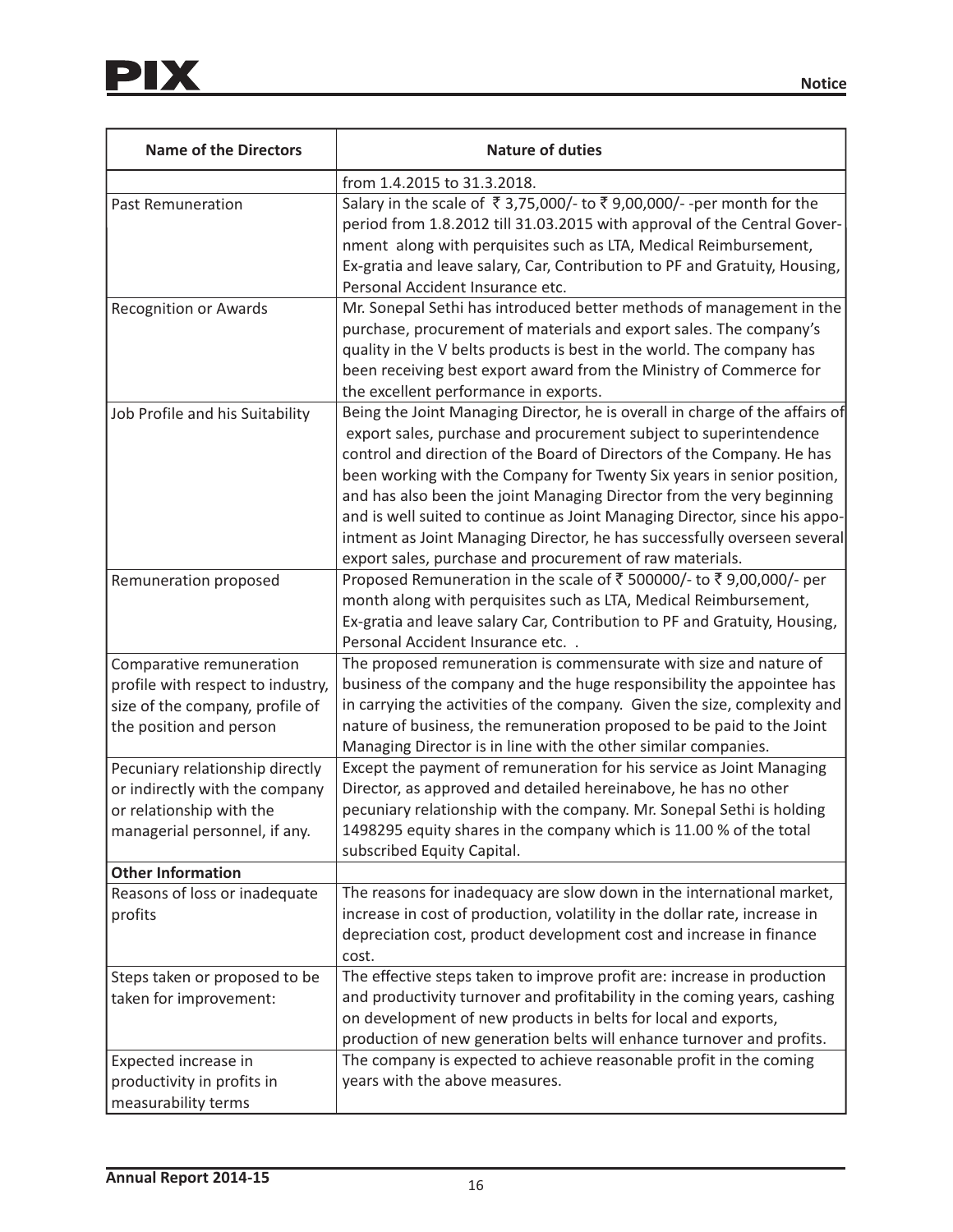| Name of the Directors | Nature of duties |
|---|---|
| | from 1.4.2015 to 31.3.2018. |
| Past Remuneration | Salary in the scale of ₹ 3,75,000/- to ₹ 9,00,000/- -per month for the period from 1.8.2012 till 31.03.2015 with approval of the Central Government along with perquisites such as LTA, Medical Reimbursement, Ex-gratia and leave salary, Car, Contribution to PF and Gratuity, Housing, Personal Accident Insurance etc. |
| Recognition or Awards | Mr. Sonepal Sethi has introduced better methods of management in the purchase, procurement of materials and export sales. The company's quality in the V belts products is best in the world. The company has been receiving best export award from the Ministry of Commerce for the excellent performance in exports. |
| Job Profile and his Suitability | Being the Joint Managing Director, he is overall in charge of the affairs of export sales, purchase and procurement subject to superintendence control and direction of the Board of Directors of the Company. He has been working with the Company for Twenty Six years in senior position, and has also been the joint Managing Director from the very beginning and is well suited to continue as Joint Managing Director, since his appointment as Joint Managing Director, he has successfully overseen several export sales, purchase and procurement of raw materials. |
| Remuneration proposed | Proposed Remuneration in the scale of ₹ 500000/- to ₹ 9,00,000/- per month along with perquisites such as LTA, Medical Reimbursement, Ex-gratia and leave salary Car, Contribution to PF and Gratuity, Housing, Personal Accident Insurance etc. . |
| Comparative remuneration profile with respect to industry, size of the company, profile of the position and person | The proposed remuneration is commensurate with size and nature of business of the company and the huge responsibility the appointee has in carrying the activities of the company. Given the size, complexity and nature of business, the remuneration proposed to be paid to the Joint Managing Director is in line with the other similar companies. |
| Pecuniary relationship directly or indirectly with the company or relationship with the managerial personnel, if any. | Except the payment of remuneration for his service as Joint Managing Director, as approved and detailed hereinabove, he has no other pecuniary relationship with the company. Mr. Sonepal Sethi is holding 1498295 equity shares in the company which is 11.00 % of the total subscribed Equity Capital. |
| **Other Information** | |
| Reasons of loss or inadequate profits | The reasons for inadequacy are slow down in the international market, increase in cost of production, volatility in the dollar rate, increase in depreciation cost, product development cost and increase in finance cost. |
| Steps taken or proposed to be taken for improvement: | The effective steps taken to improve profit are: increase in production and productivity turnover and profitability in the coming years, cashing on development of new products in belts for local and exports, production of new generation belts will enhance turnover and profits. |
| Expected increase in productivity in profits in measurability terms | The company is expected to achieve reasonable profit in the coming years with the above measures. |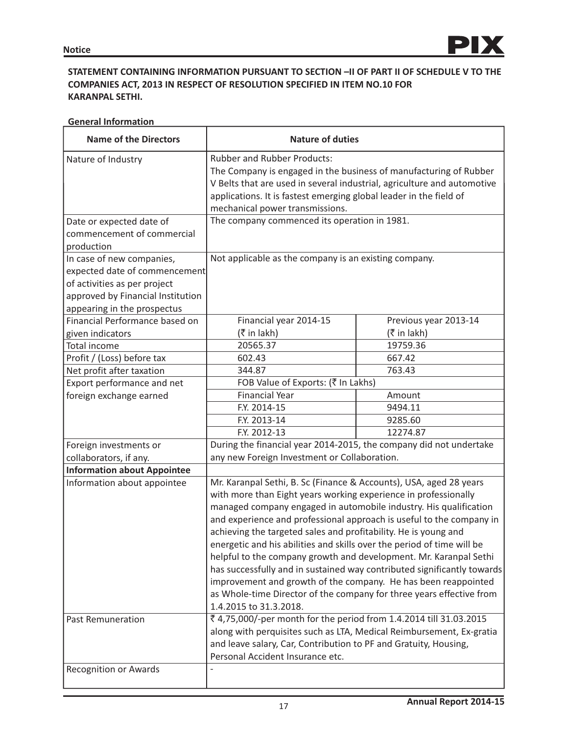**STATEMENT CONTAINING INFORMATION PURSUANT TO SECTION –II OF PART II OF SCHEDULE V TO THE COMPANIES ACT, 2013 IN RESPECT OF RESOLUTION SPECIFIED IN ITEM NO.10 FOR KARANPAL SETHI.**

**General Information**

| Name of the Directors | Nature of duties | |
|---|---|---|
| Nature of Industry | Rubber and Rubber Products:<br>The Company is engaged in the business of manufacturing of Rubber V Belts that are used in several industrial, agriculture and automotive applications. It is fastest emerging global leader in the field of mechanical power transmissions. | |
| Date or expected date of commencement of commercial production | The company commenced its operation in 1981. | |
| In case of new companies, expected date of commencement of activities as per project approved by Financial Institution appearing in the prospectus | Not applicable as the company is an existing company. | |
| Financial Performance based on given indicators | Financial year 2014-15 (₹ in lakh) | Previous year 2013-14 (₹ in lakh) |
| Total income | 20565.37 | 19759.36 |
| Profit / (Loss) before tax | 602.43 | 667.42 |
| Net profit after taxation | 344.87 | 763.43 |
| Export performance and net foreign exchange earned | FOB Value of Exports: (₹ In Lakhs) | |
| | Financial Year | Amount |
| | F.Y. 2014-15 | 9494.11 |
| | F.Y. 2013-14 | 9285.60 |
| | F.Y. 2012-13 | 12274.87 |
| Foreign investments or collaborators, if any. | During the financial year 2014-2015, the company did not undertake any new Foreign Investment or Collaboration. | |
| **Information about Appointee** | | |
| Information about appointee | Mr. Karanpal Sethi, B. Sc (Finance & Accounts), USA, aged 28 years with more than Eight years working experience in professionally managed company engaged in automobile industry. His qualification and experience and professional approach is useful to the company in achieving the targeted sales and profitability. He is young and energetic and his abilities and skills over the period of time will be helpful to the company growth and development. Mr. Karanpal Sethi has successfully and in sustained way contributed significantly towards improvement and growth of the company. He has been reappointed as Whole-time Director of the company for three years effective from 1.4.2015 to 31.3.2018. | |
| Past Remuneration | ₹ 4,75,000/-per month for the period from 1.4.2014 till 31.03.2015 along with perquisites such as LTA, Medical Reimbursement, Ex-gratia and leave salary, Car, Contribution to PF and Gratuity, Housing, Personal Accident Insurance etc. | |
| Recognition or Awards | - | |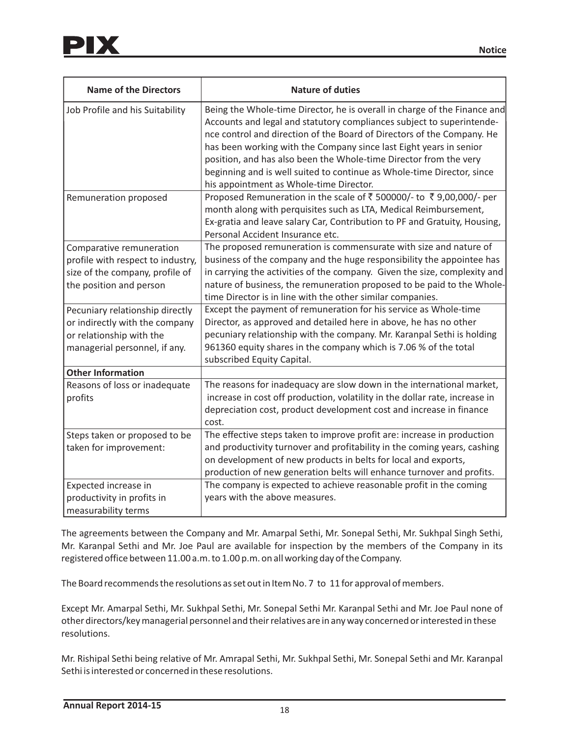| Name of the Directors | Nature of duties |
|---|---|
| Job Profile and his Suitability | Being the Whole-time Director, he is overall in charge of the Finance and Accounts and legal and statutory compliances subject to superintendence control and direction of the Board of Directors of the Company. He has been working with the Company since last Eight years in senior position, and has also been the Whole-time Director from the very beginning and is well suited to continue as Whole-time Director, since his appointment as Whole-time Director. |
| Remuneration proposed | Proposed Remuneration in the scale of ₹ 500000/- to ₹ 9,00,000/- per month along with perquisites such as LTA, Medical Reimbursement, Ex-gratia and leave salary Car, Contribution to PF and Gratuity, Housing, Personal Accident Insurance etc. |
| Comparative remuneration profile with respect to industry, size of the company, profile of the position and person | The proposed remuneration is commensurate with size and nature of business of the company and the huge responsibility the appointee has in carrying the activities of the company. Given the size, complexity and nature of business, the remuneration proposed to be paid to the Whole-time Director is in line with the other similar companies. |
| Pecuniary relationship directly or indirectly with the company or relationship with the managerial personnel, if any. | Except the payment of remuneration for his service as Whole-time Director, as approved and detailed here in above, he has no other pecuniary relationship with the company. Mr. Karanpal Sethi is holding 961360 equity shares in the company which is 7.06 % of the total subscribed Equity Capital. |
| **Other Information** | |
| Reasons of loss or inadequate profits | The reasons for inadequacy are slow down in the international market, increase in cost off production, volatility in the dollar rate, increase in depreciation cost, product development cost and increase in finance cost. |
| Steps taken or proposed to be taken for improvement: | The effective steps taken to improve profit are: increase in production and productivity turnover and profitability in the coming years, cashing on development of new products in belts for local and exports, production of new generation belts will enhance turnover and profits. |
| Expected increase in productivity in profits in measurability terms | The company is expected to achieve reasonable profit in the coming years with the above measures. |

The agreements between the Company and Mr. Amarpal Sethi, Mr. Sonepal Sethi, Mr. Sukhpal Singh Sethi, Mr. Karanpal Sethi and Mr. Joe Paul are available for inspection by the members of the Company in its registered office between 11.00 a.m. to 1.00 p.m. on all working day of the Company.

The Board recommends the resolutions as set out in Item No. 7 to 11 for approval of members.

Except Mr. Amarpal Sethi, Mr. Sukhpal Sethi, Mr. Sonepal Sethi Mr. Karanpal Sethi and Mr. Joe Paul none of other directors/key managerial personnel and their relatives are in any way concerned or interested in these resolutions.

Mr. Rishipal Sethi being relative of Mr. Amrapal Sethi, Mr. Sukhpal Sethi, Mr. Sonepal Sethi and Mr. Karanpal Sethi is interested or concerned in these resolutions.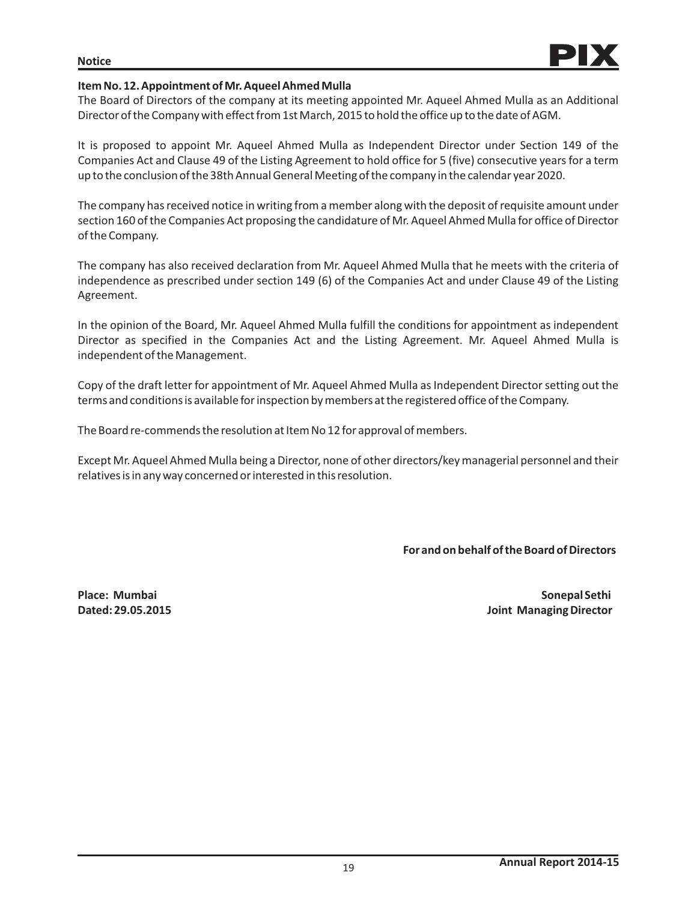**Item No. 12. Appointment of Mr. Aqueel Ahmed Mulla**

The Board of Directors of the company at its meeting appointed Mr. Aqueel Ahmed Mulla as an Additional Director of the Company with effect from 1st March, 2015 to hold the office up to the date of AGM.

It is proposed to appoint Mr. Aqueel Ahmed Mulla as Independent Director under Section 149 of the Companies Act and Clause 49 of the Listing Agreement to hold office for 5 (five) consecutive years for a term up to the conclusion of the 38th Annual General Meeting of the company in the calendar year 2020.

The company has received notice in writing from a member along with the deposit of requisite amount under section 160 of the Companies Act proposing the candidature of Mr. Aqueel Ahmed Mulla for office of Director of the Company.

The company has also received declaration from Mr. Aqueel Ahmed Mulla that he meets with the criteria of independence as prescribed under section 149 (6) of the Companies Act and under Clause 49 of the Listing Agreement.

In the opinion of the Board, Mr. Aqueel Ahmed Mulla fulfill the conditions for appointment as independent Director as specified in the Companies Act and the Listing Agreement. Mr. Aqueel Ahmed Mulla is independent of the Management.

Copy of the draft letter for appointment of Mr. Aqueel Ahmed Mulla as Independent Director setting out the terms and conditions is available for inspection by members at the registered office of the Company.

The Board re-commends the resolution at Item No 12 for approval of members.

Except Mr. Aqueel Ahmed Mulla being a Director, none of other directors/key managerial personnel and their relatives is in any way concerned or interested in this resolution.

**For and on behalf of the Board of Directors**

**Place: Mumbai**
**Dated: 29.05.2015**

**Sonepal Sethi**
**Joint Managing Director**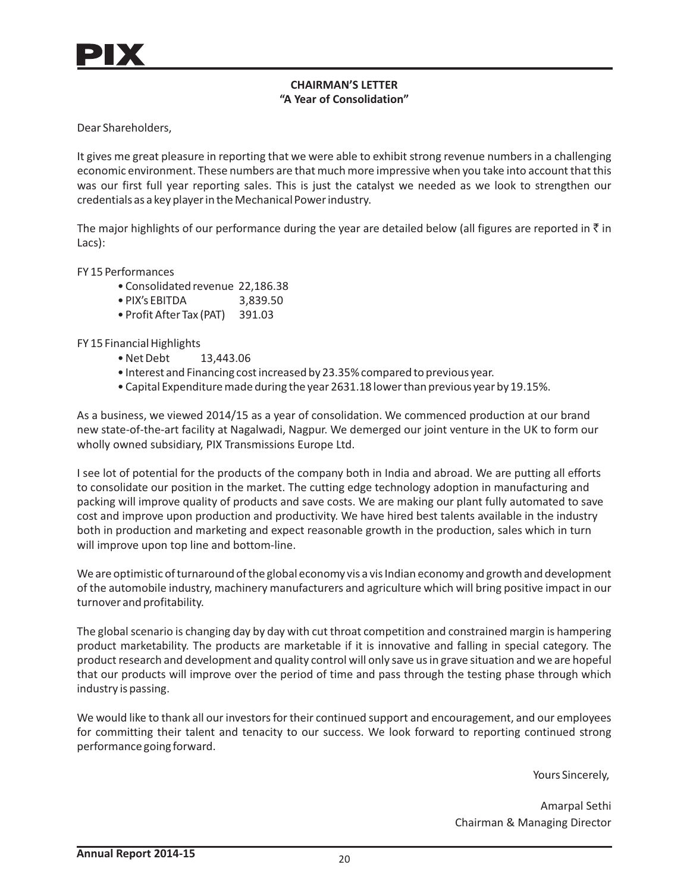## CHAIRMAN'S LETTER
### "A Year of Consolidation"

Dear Shareholders,

It gives me great pleasure in reporting that we were able to exhibit strong revenue numbers in a challenging economic environment. These numbers are that much more impressive when you take into account that this was our first full year reporting sales. This is just the catalyst we needed as we look to strengthen our credentials as a key player in the Mechanical Power industry.

The major highlights of our performance during the year are detailed below (all figures are reported in ₹ in Lacs):

FY 15 Performances

- Consolidated revenue 22,186.38
- PIX's EBITDA 3,839.50
- Profit After Tax (PAT) 391.03

FY 15 Financial Highlights

- Net Debt 13,443.06
- Interest and Financing cost increased by 23.35% compared to previous year.
- Capital Expenditure made during the year 2631.18 lower than previous year by 19.15%.

As a business, we viewed 2014/15 as a year of consolidation. We commenced production at our brand new state-of-the-art facility at Nagalwadi, Nagpur. We demerged our joint venture in the UK to form our wholly owned subsidiary, PIX Transmissions Europe Ltd.

I see lot of potential for the products of the company both in India and abroad. We are putting all efforts to consolidate our position in the market. The cutting edge technology adoption in manufacturing and packing will improve quality of products and save costs. We are making our plant fully automated to save cost and improve upon production and productivity. We have hired best talents available in the industry both in production and marketing and expect reasonable growth in the production, sales which in turn will improve upon top line and bottom-line.

We are optimistic of turnaround of the global economy vis a vis Indian economy and growth and development of the automobile industry, machinery manufacturers and agriculture which will bring positive impact in our turnover and profitability.

The global scenario is changing day by day with cut throat competition and constrained margin is hampering product marketability. The products are marketable if it is innovative and falling in special category. The product research and development and quality control will only save us in grave situation and we are hopeful that our products will improve over the period of time and pass through the testing phase through which industry is passing.

We would like to thank all our investors for their continued support and encouragement, and our employees for committing their talent and tenacity to our success. We look forward to reporting continued strong performance going forward.

Yours Sincerely,

Amarpal Sethi
Chairman & Managing Director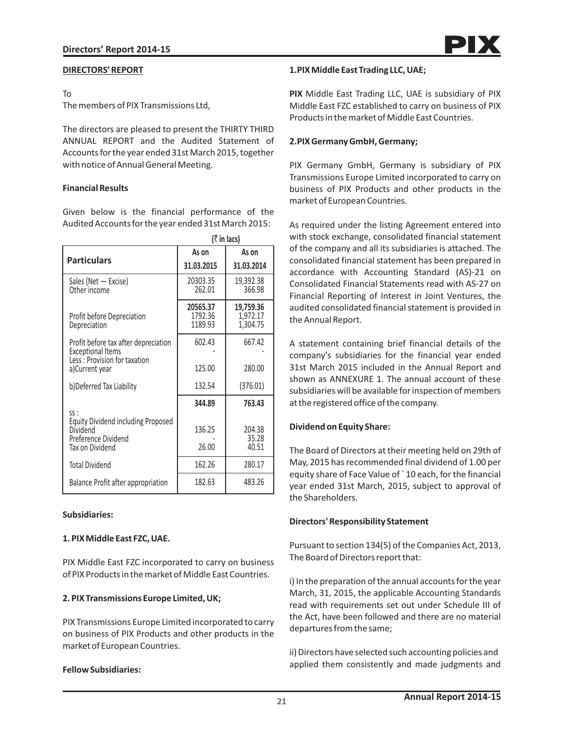## DIRECTORS' REPORT

To
The members of PIX Transmissions Ltd,

The directors are pleased to present the THIRTY THIRD ANNUAL REPORT and the Audited Statement of Accounts for the year ended 31st March 2015, together with notice of Annual General Meeting.

### Financial Results

Given below is the financial performance of the Audited Accounts for the year ended 31st March 2015:

(₹ in lacs)

| Particulars | As on 31.03.2015 | As on 31.03.2014 |
|---|---|---|
| Sales (Net — Excise) | 20303.35 | 19,392.38 |
| Other income | 262.01 | 366.98 |
| | **20565.37** | **19,759.36** |
| Profit before Depreciation | 1792.36 | 1,972.17 |
| Depreciation | 1189.93 | 1,304.75 |
| Profit before tax after depreciation | 602.43 | 667.42 |
| Exceptional Items | - | - |
| Less : Provision for taxation | | |
| a)Current year | 125.00 | 280.00 |
| b)Deferred Tax Liability | 132.54 | (376.01) |
| | **344.89** | **763.43** |
| SS : | | |
| Equity Dividend including Proposed Dividend | 136.25 | 204.38 |
| Preference Dividend | - | 35.28 |
| Tax on Dividend | 26.00 | 40.51 |
| Total Dividend | 162.26 | 280.17 |
| Balance Profit after appropriation | 182.63 | 483.26 |

### Subsidiaries:

#### 1. PIX Middle East FZC, UAE.

PIX Middle East FZC incorporated to carry on business of PIX Products in the market of Middle East Countries.

#### 2. PIX Transmissions Europe Limited, UK;

PIX Transmissions Europe Limited incorporated to carry on business of PIX Products and other products in the market of European Countries.

### Fellow Subsidiaries:

#### 1.PIX Middle East Trading LLC, UAE;

**PIX** Middle East Trading LLC, UAE is subsidiary of PIX Middle East FZC established to carry on business of PIX Products in the market of Middle East Countries.

#### 2.PIX Germany GmbH, Germany;

PIX Germany GmbH, Germany is subsidiary of PIX Transmissions Europe Limited incorporated to carry on business of PIX Products and other products in the market of European Countries.

As required under the listing Agreement entered into with stock exchange, consolidated financial statement of the company and all its subsidiaries is attached. The consolidated financial statement has been prepared in accordance with Accounting Standard (AS)-21 on Consolidated Financial Statements read with AS-27 on Financial Reporting of Interest in Joint Ventures, the audited consolidated financial statement is provided in the Annual Report.

A statement containing brief financial details of the company's subsidiaries for the financial year ended 31st March 2015 included in the Annual Report and shown as ANNEXURE 1. The annual account of these subsidiaries will be available for inspection of members at the registered office of the company.

### Dividend on Equity Share:

The Board of Directors at their meeting held on 29th of May, 2015 has recommended final dividend of 1.00 per equity share of Face Value of ` 10 each, for the financial year ended 31st March, 2015, subject to approval of the Shareholders.

### Directors' Responsibility Statement

Pursuant to section 134(5) of the Companies Act, 2013, The Board of Directors report that:

i) In the preparation of the annual accounts for the year March, 31, 2015, the applicable Accounting Standards read with requirements set out under Schedule III of the Act, have been followed and there are no material departures from the same;

ii) Directors have selected such accounting policies and applied them consistently and made judgments and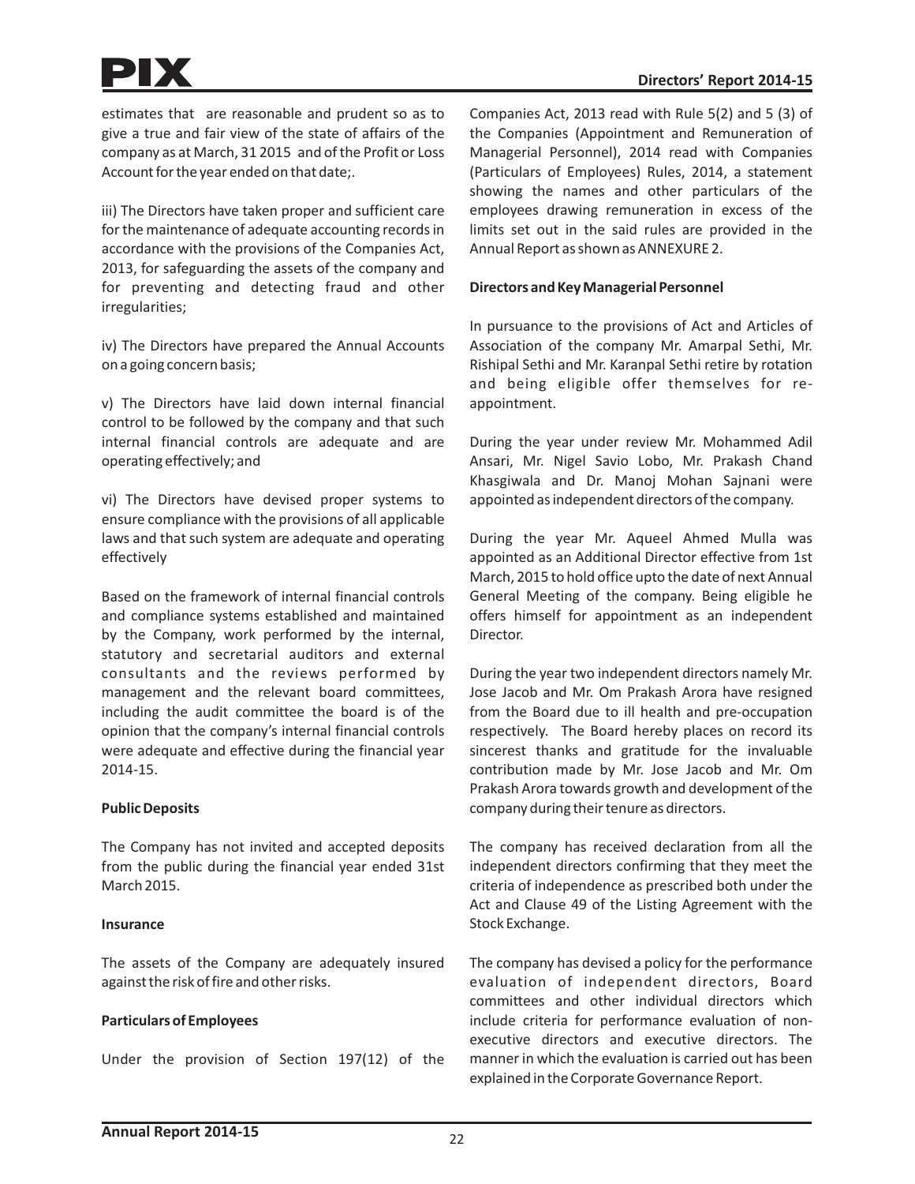estimates that are reasonable and prudent so as to give a true and fair view of the state of affairs of the company as at March, 31 2015 and of the Profit or Loss Account for the year ended on that date;.

iii) The Directors have taken proper and sufficient care for the maintenance of adequate accounting records in accordance with the provisions of the Companies Act, 2013, for safeguarding the assets of the company and for preventing and detecting fraud and other irregularities;

iv) The Directors have prepared the Annual Accounts on a going concern basis;

v) The Directors have laid down internal financial control to be followed by the company and that such internal financial controls are adequate and are operating effectively; and

vi) The Directors have devised proper systems to ensure compliance with the provisions of all applicable laws and that such system are adequate and operating effectively

Based on the framework of internal financial controls and compliance systems established and maintained by the Company, work performed by the internal, statutory and secretarial auditors and external consultants and the reviews performed by management and the relevant board committees, including the audit committee the board is of the opinion that the company's internal financial controls were adequate and effective during the financial year 2014-15.

**Public Deposits**

The Company has not invited and accepted deposits from the public during the financial year ended 31st March 2015.

**Insurance**

The assets of the Company are adequately insured against the risk of fire and other risks.

**Particulars of Employees**

Under the provision of Section 197(12) of the Companies Act, 2013 read with Rule 5(2) and 5 (3) of the Companies (Appointment and Remuneration of Managerial Personnel), 2014 read with Companies (Particulars of Employees) Rules, 2014, a statement showing the names and other particulars of the employees drawing remuneration in excess of the limits set out in the said rules are provided in the Annual Report as shown as ANNEXURE 2.

**Directors and Key Managerial Personnel**

In pursuance to the provisions of Act and Articles of Association of the company Mr. Amarpal Sethi, Mr. Rishipal Sethi and Mr. Karanpal Sethi retire by rotation and being eligible offer themselves for re-appointment.

During the year under review Mr. Mohammed Adil Ansari, Mr. Nigel Savio Lobo, Mr. Prakash Chand Khasgiwala and Dr. Manoj Mohan Sajnani were appointed as independent directors of the company.

During the year Mr. Aqueel Ahmed Mulla was appointed as an Additional Director effective from 1st March, 2015 to hold office upto the date of next Annual General Meeting of the company. Being eligible he offers himself for appointment as an independent Director.

During the year two independent directors namely Mr. Jose Jacob and Mr. Om Prakash Arora have resigned from the Board due to ill health and pre-occupation respectively. The Board hereby places on record its sincerest thanks and gratitude for the invaluable contribution made by Mr. Jose Jacob and Mr. Om Prakash Arora towards growth and development of the company during their tenure as directors.

The company has received declaration from all the independent directors confirming that they meet the criteria of independence as prescribed both under the Act and Clause 49 of the Listing Agreement with the Stock Exchange.

The company has devised a policy for the performance evaluation of independent directors, Board committees and other individual directors which include criteria for performance evaluation of non-executive directors and executive directors. The manner in which the evaluation is carried out has been explained in the Corporate Governance Report.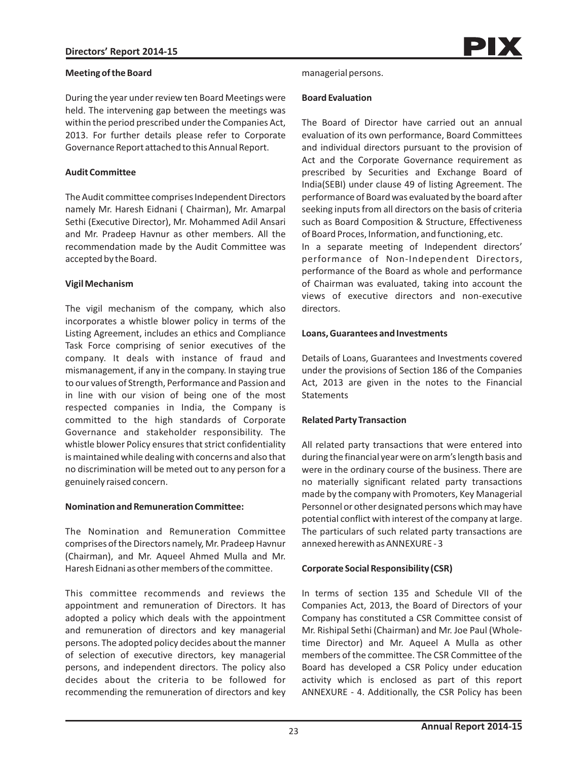**Meeting of the Board**

During the year under review ten Board Meetings were held. The intervening gap between the meetings was within the period prescribed under the Companies Act, 2013. For further details please refer to Corporate Governance Report attached to this Annual Report.

**Audit Committee**

The Audit committee comprises Independent Directors namely Mr. Haresh Eidnani ( Chairman), Mr. Amarpal Sethi (Executive Director), Mr. Mohammed Adil Ansari and Mr. Pradeep Havnur as other members. All the recommendation made by the Audit Committee was accepted by the Board.

**Vigil Mechanism**

The vigil mechanism of the company, which also incorporates a whistle blower policy in terms of the Listing Agreement, includes an ethics and Compliance Task Force comprising of senior executives of the company. It deals with instance of fraud and mismanagement, if any in the company. In staying true to our values of Strength, Performance and Passion and in line with our vision of being one of the most respected companies in India, the Company is committed to the high standards of Corporate Governance and stakeholder responsibility. The whistle blower Policy ensures that strict confidentiality is maintained while dealing with concerns and also that no discrimination will be meted out to any person for a genuinely raised concern.

**Nomination and Remuneration Committee:**

The Nomination and Remuneration Committee comprises of the Directors namely, Mr. Pradeep Havnur (Chairman), and Mr. Aqueel Ahmed Mulla and Mr. Haresh Eidnani as other members of the committee.

This committee recommends and reviews the appointment and remuneration of Directors. It has adopted a policy which deals with the appointment and remuneration of directors and key managerial persons. The adopted policy decides about the manner of selection of executive directors, key managerial persons, and independent directors. The policy also decides about the criteria to be followed for recommending the remuneration of directors and key managerial persons.

**Board Evaluation**

The Board of Director have carried out an annual evaluation of its own performance, Board Committees and individual directors pursuant to the provision of Act and the Corporate Governance requirement as prescribed by Securities and Exchange Board of India(SEBI) under clause 49 of listing Agreement. The performance of Board was evaluated by the board after seeking inputs from all directors on the basis of criteria such as Board Composition & Structure, Effectiveness of Board Proces, Information, and functioning, etc.

In a separate meeting of Independent directors' performance of Non-Independent Directors, performance of the Board as whole and performance of Chairman was evaluated, taking into account the views of executive directors and non-executive directors.

**Loans, Guarantees and Investments**

Details of Loans, Guarantees and Investments covered under the provisions of Section 186 of the Companies Act, 2013 are given in the notes to the Financial Statements

**Related Party Transaction**

All related party transactions that were entered into during the financial year were on arm's length basis and were in the ordinary course of the business. There are no materially significant related party transactions made by the company with Promoters, Key Managerial Personnel or other designated persons which may have potential conflict with interest of the company at large. The particulars of such related party transactions are annexed herewith as ANNEXURE - 3

**Corporate Social Responsibility (CSR)**

In terms of section 135 and Schedule VII of the Companies Act, 2013, the Board of Directors of your Company has constituted a CSR Committee consist of Mr. Rishipal Sethi (Chairman) and Mr. Joe Paul (Whole-time Director) and Mr. Aqueel A Mulla as other members of the committee. The CSR Committee of the Board has developed a CSR Policy under education activity which is enclosed as part of this report ANNEXURE - 4. Additionally, the CSR Policy has been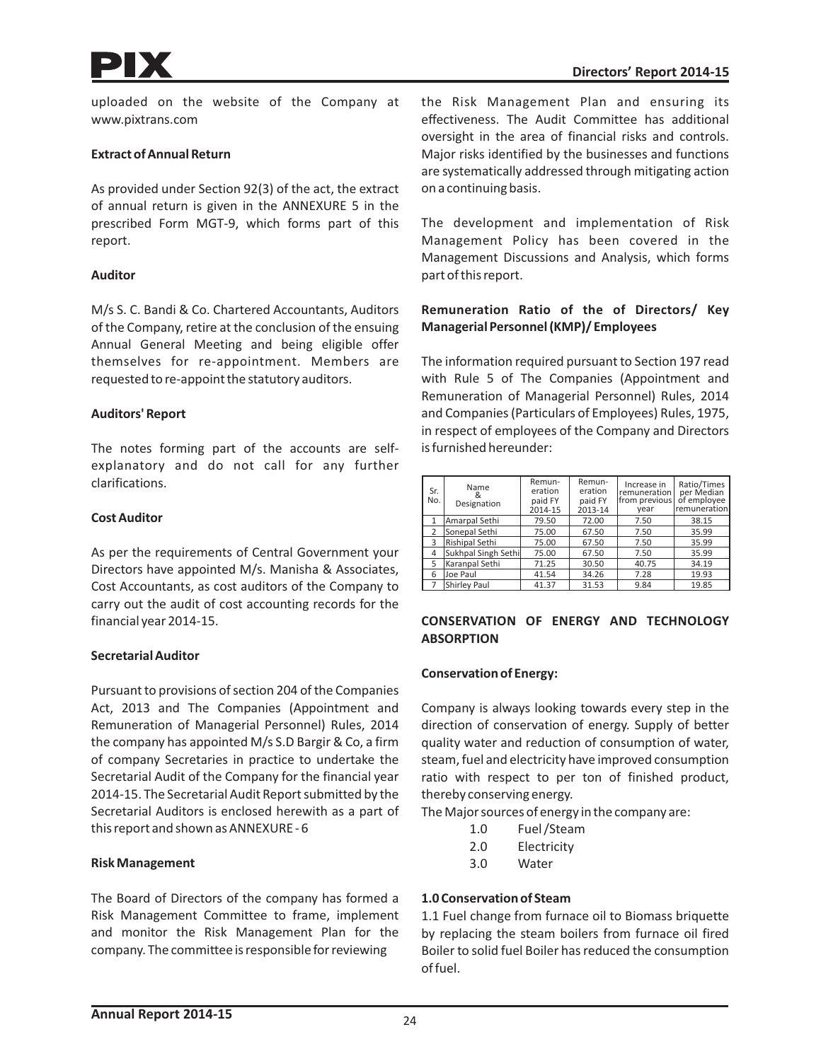uploaded on the website of the Company at www.pixtrans.com

**Extract of Annual Return**

As provided under Section 92(3) of the act, the extract of annual return is given in the ANNEXURE 5 in the prescribed Form MGT-9, which forms part of this report.

**Auditor**

M/s S. C. Bandi & Co. Chartered Accountants, Auditors of the Company, retire at the conclusion of the ensuing Annual General Meeting and being eligible offer themselves for re-appointment. Members are requested to re-appoint the statutory auditors.

**Auditors' Report**

The notes forming part of the accounts are self-explanatory and do not call for any further clarifications.

**Cost Auditor**

As per the requirements of Central Government your Directors have appointed M/s. Manisha & Associates, Cost Accountants, as cost auditors of the Company to carry out the audit of cost accounting records for the financial year 2014-15.

**Secretarial Auditor**

Pursuant to provisions of section 204 of the Companies Act, 2013 and The Companies (Appointment and Remuneration of Managerial Personnel) Rules, 2014 the company has appointed M/s S.D Bargir & Co, a firm of company Secretaries in practice to undertake the Secretarial Audit of the Company for the financial year 2014-15. The Secretarial Audit Report submitted by the Secretarial Auditors is enclosed herewith as a part of this report and shown as ANNEXURE - 6

**Risk Management**

The Board of Directors of the company has formed a Risk Management Committee to frame, implement and monitor the Risk Management Plan for the company. The committee is responsible for reviewing the Risk Management Plan and ensuring its effectiveness. The Audit Committee has additional oversight in the area of financial risks and controls. Major risks identified by the businesses and functions are systematically addressed through mitigating action on a continuing basis.

The development and implementation of Risk Management Policy has been covered in the Management Discussions and Analysis, which forms part of this report.

**Remuneration Ratio of the of Directors/ Key Managerial Personnel (KMP)/ Employees**

The information required pursuant to Section 197 read with Rule 5 of The Companies (Appointment and Remuneration of Managerial Personnel) Rules, 2014 and Companies (Particulars of Employees) Rules, 1975, in respect of employees of the Company and Directors is furnished hereunder:

| Sr. No. | Name & Designation | Remuneration paid FY 2014-15 | Remuneration paid FY 2013-14 | Increase in remuneration from previous year | Ratio/Times per Median of employee remuneration |
|---|---|---|---|---|---|
| 1 | Amarpal Sethi | 79.50 | 72.00 | 7.50 | 38.15 |
| 2 | Sonepal Sethi | 75.00 | 67.50 | 7.50 | 35.99 |
| 3 | Rishipal Sethi | 75.00 | 67.50 | 7.50 | 35.99 |
| 4 | Sukhpal Singh Sethi | 75.00 | 67.50 | 7.50 | 35.99 |
| 5 | Karanpal Sethi | 71.25 | 30.50 | 40.75 | 34.19 |
| 6 | Joe Paul | 41.54 | 34.26 | 7.28 | 19.93 |
| 7 | Shirley Paul | 41.37 | 31.53 | 9.84 | 19.85 |

**CONSERVATION OF ENERGY AND TECHNOLOGY ABSORPTION**

**Conservation of Energy:**

Company is always looking towards every step in the direction of conservation of energy. Supply of better quality water and reduction of consumption of water, steam, fuel and electricity have improved consumption ratio with respect to per ton of finished product, thereby conserving energy.

The Major sources of energy in the company are:

1.0 Fuel /Steam

2.0 Electricity

3.0 Water

**1.0 Conservation of Steam**

1.1 Fuel change from furnace oil to Biomass briquette by replacing the steam boilers from furnace oil fired Boiler to solid fuel Boiler has reduced the consumption of fuel.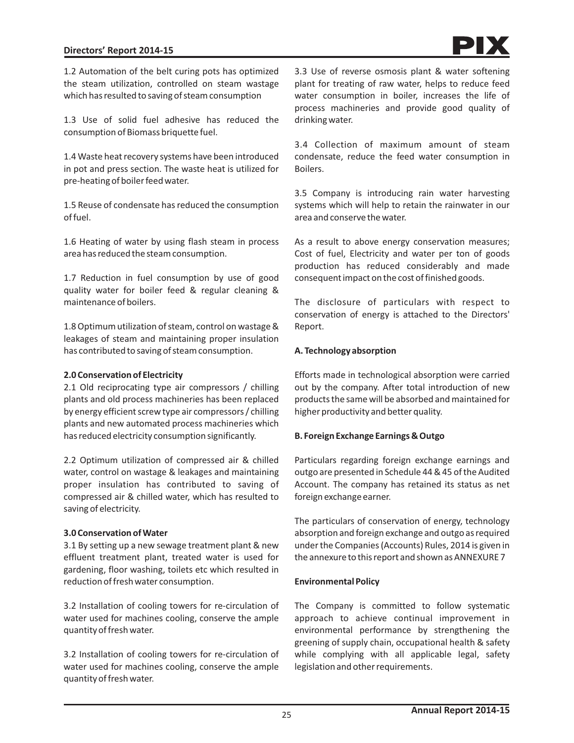1.2 Automation of the belt curing pots has optimized the steam utilization, controlled on steam wastage which has resulted to saving of steam consumption

1.3 Use of solid fuel adhesive has reduced the consumption of Biomass briquette fuel.

1.4 Waste heat recovery systems have been introduced in pot and press section. The waste heat is utilized for pre-heating of boiler feed water.

1.5 Reuse of condensate has reduced the consumption of fuel.

1.6 Heating of water by using flash steam in process area has reduced the steam consumption.

1.7 Reduction in fuel consumption by use of good quality water for boiler feed & regular cleaning & maintenance of boilers.

1.8 Optimum utilization of steam, control on wastage & leakages of steam and maintaining proper insulation has contributed to saving of steam consumption.

**2.0 Conservation of Electricity**

2.1 Old reciprocating type air compressors / chilling plants and old process machineries has been replaced by energy efficient screw type air compressors / chilling plants and new automated process machineries which has reduced electricity consumption significantly.

2.2 Optimum utilization of compressed air & chilled water, control on wastage & leakages and maintaining proper insulation has contributed to saving of compressed air & chilled water, which has resulted to saving of electricity.

**3.0 Conservation of Water**

3.1 By setting up a new sewage treatment plant & new effluent treatment plant, treated water is used for gardening, floor washing, toilets etc which resulted in reduction of fresh water consumption.

3.2 Installation of cooling towers for re-circulation of water used for machines cooling, conserve the ample quantity of fresh water.

3.2 Installation of cooling towers for re-circulation of water used for machines cooling, conserve the ample quantity of fresh water.

3.3 Use of reverse osmosis plant & water softening plant for treating of raw water, helps to reduce feed water consumption in boiler, increases the life of process machineries and provide good quality of drinking water.

3.4 Collection of maximum amount of steam condensate, reduce the feed water consumption in Boilers.

3.5 Company is introducing rain water harvesting systems which will help to retain the rainwater in our area and conserve the water.

As a result to above energy conservation measures; Cost of fuel, Electricity and water per ton of goods production has reduced considerably and made consequent impact on the cost of finished goods.

The disclosure of particulars with respect to conservation of energy is attached to the Directors' Report.

**A. Technology absorption**

Efforts made in technological absorption were carried out by the company. After total introduction of new products the same will be absorbed and maintained for higher productivity and better quality.

**B. Foreign Exchange Earnings & Outgo**

Particulars regarding foreign exchange earnings and outgo are presented in Schedule 44 & 45 of the Audited Account. The company has retained its status as net foreign exchange earner.

The particulars of conservation of energy, technology absorption and foreign exchange and outgo as required under the Companies (Accounts) Rules, 2014 is given in the annexure to this report and shown as ANNEXURE 7

**Environmental Policy**

The Company is committed to follow systematic approach to achieve continual improvement in environmental performance by strengthening the greening of supply chain, occupational health & safety while complying with all applicable legal, safety legislation and other requirements.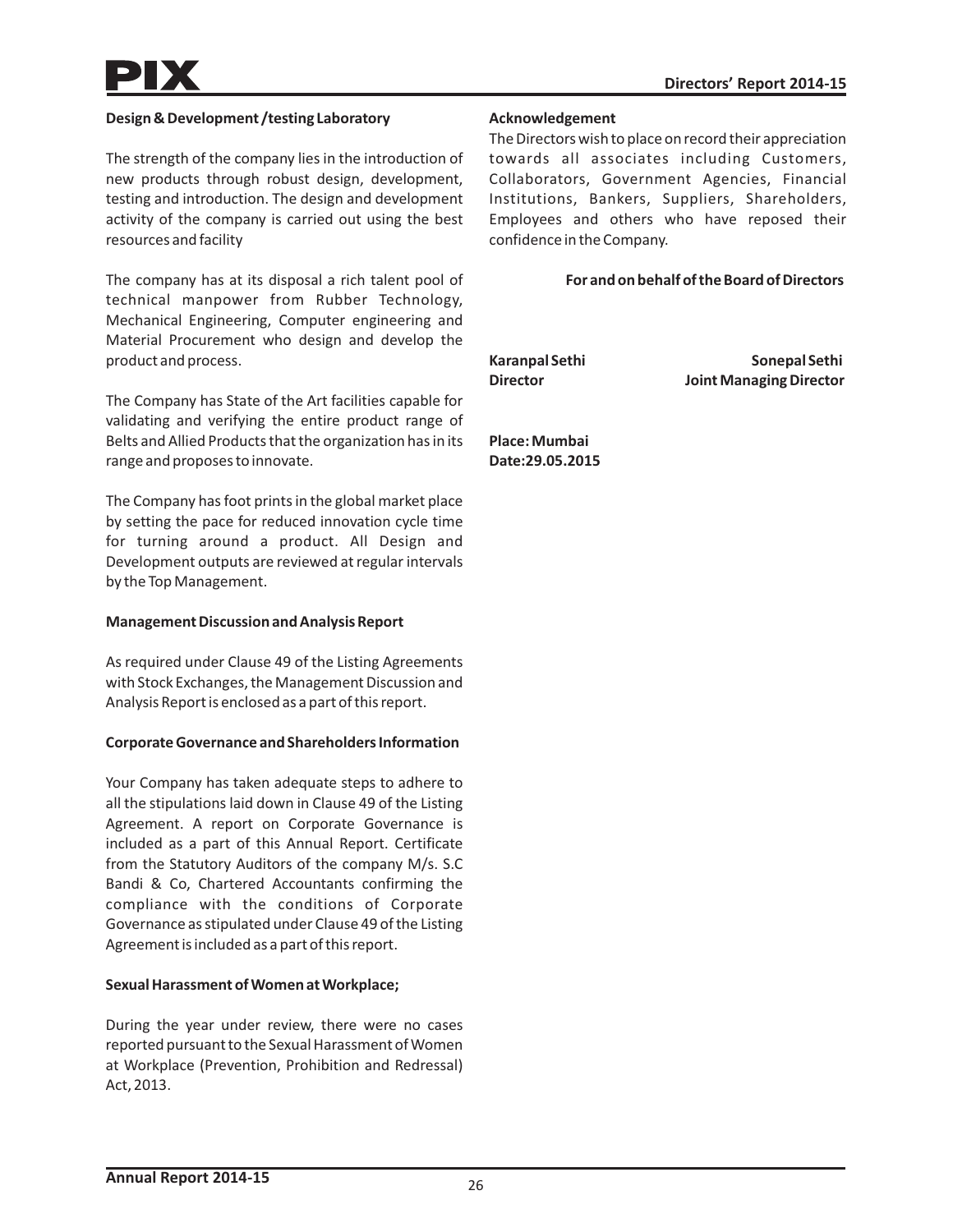### Design & Development /testing Laboratory

The strength of the company lies in the introduction of new products through robust design, development, testing and introduction. The design and development activity of the company is carried out using the best resources and facility

The company has at its disposal a rich talent pool of technical manpower from Rubber Technology, Mechanical Engineering, Computer engineering and Material Procurement who design and develop the product and process.

The Company has State of the Art facilities capable for validating and verifying the entire product range of Belts and Allied Products that the organization has in its range and proposes to innovate.

The Company has foot prints in the global market place by setting the pace for reduced innovation cycle time for turning around a product. All Design and Development outputs are reviewed at regular intervals by the Top Management.

### Management Discussion and Analysis Report

As required under Clause 49 of the Listing Agreements with Stock Exchanges, the Management Discussion and Analysis Report is enclosed as a part of this report.

### Corporate Governance and Shareholders Information

Your Company has taken adequate steps to adhere to all the stipulations laid down in Clause 49 of the Listing Agreement. A report on Corporate Governance is included as a part of this Annual Report. Certificate from the Statutory Auditors of the company M/s. S.C Bandi & Co, Chartered Accountants confirming the compliance with the conditions of Corporate Governance as stipulated under Clause 49 of the Listing Agreement is included as a part of this report.

### Sexual Harassment of Women at Workplace;

During the year under review, there were no cases reported pursuant to the Sexual Harassment of Women at Workplace (Prevention, Prohibition and Redressal) Act, 2013.

### Acknowledgement

The Directors wish to place on record their appreciation towards all associates including Customers, Collaborators, Government Agencies, Financial Institutions, Bankers, Suppliers, Shareholders, Employees and others who have reposed their confidence in the Company.

**For and on behalf of the Board of Directors**

**Karanpal Sethi**
**Director**

**Sonepal Sethi**
**Joint Managing Director**

**Place: Mumbai**
**Date:29.05.2015**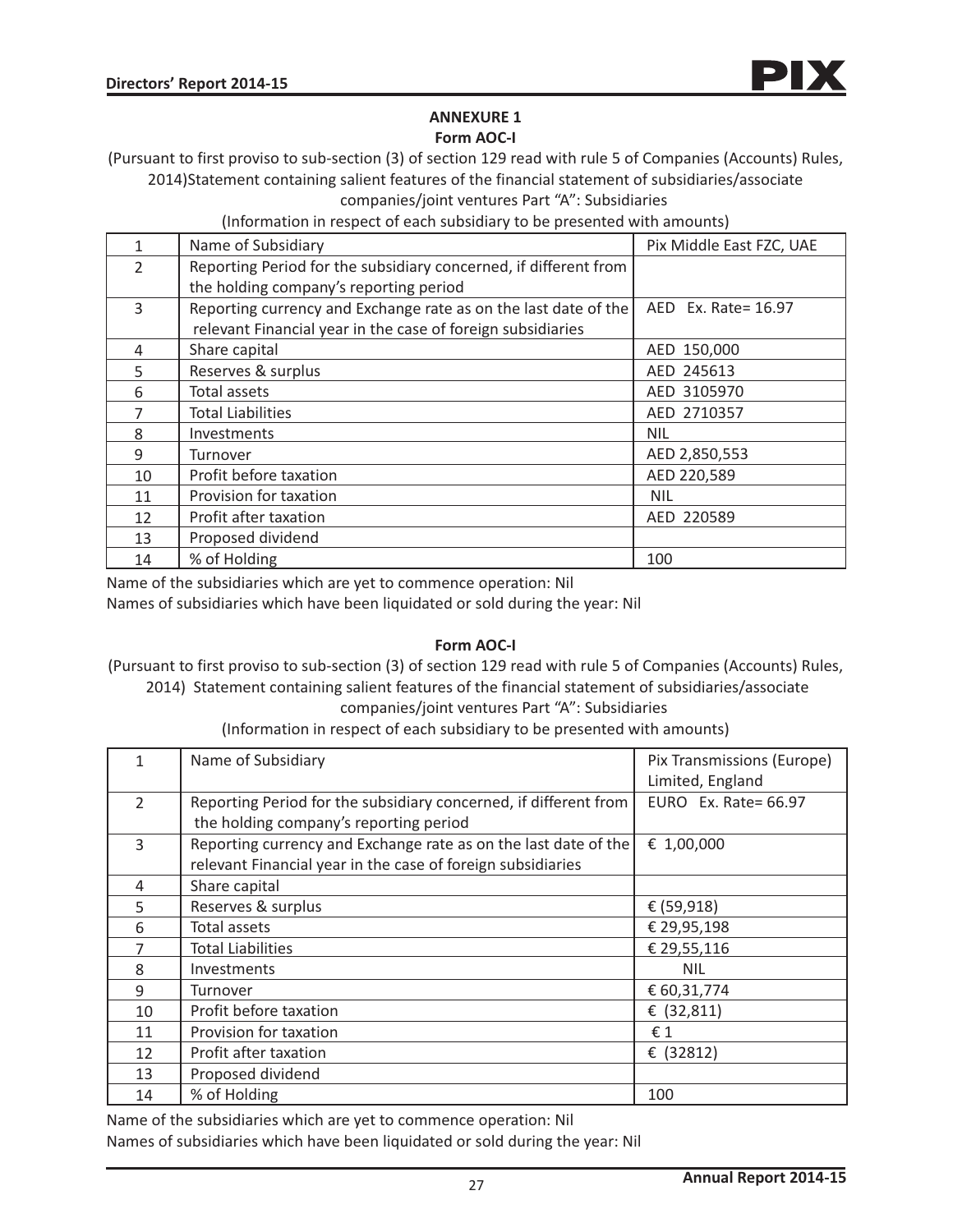## ANNEXURE 1

### Form AOC-I

(Pursuant to first proviso to sub-section (3) of section 129 read with rule 5 of Companies (Accounts) Rules, 2014)Statement containing salient features of the financial statement of subsidiaries/associate companies/joint ventures Part "A": Subsidiaries

(Information in respect of each subsidiary to be presented with amounts)

| | | |
|---|---|---|
| 1 | Name of Subsidiary | Pix Middle East FZC, UAE |
| 2 | Reporting Period for the subsidiary concerned, if different from the holding company's reporting period | |
| 3 | Reporting currency and Exchange rate as on the last date of the relevant Financial year in the case of foreign subsidiaries | AED Ex. Rate= 16.97 |
| 4 | Share capital | AED 150,000 |
| 5 | Reserves & surplus | AED 245613 |
| 6 | Total assets | AED 3105970 |
| 7 | Total Liabilities | AED 2710357 |
| 8 | Investments | NIL |
| 9 | Turnover | AED 2,850,553 |
| 10 | Profit before taxation | AED 220,589 |
| 11 | Provision for taxation | NIL |
| 12 | Profit after taxation | AED 220589 |
| 13 | Proposed dividend | |
| 14 | % of Holding | 100 |

Name of the subsidiaries which are yet to commence operation: Nil

Names of subsidiaries which have been liquidated or sold during the year: Nil

### Form AOC-I

(Pursuant to first proviso to sub-section (3) of section 129 read with rule 5 of Companies (Accounts) Rules, 2014) Statement containing salient features of the financial statement of subsidiaries/associate companies/joint ventures Part "A": Subsidiaries

(Information in respect of each subsidiary to be presented with amounts)

| | | |
|---|---|---|
| 1 | Name of Subsidiary | Pix Transmissions (Europe) Limited, England |
| 2 | Reporting Period for the subsidiary concerned, if different from the holding company's reporting period | EURO Ex. Rate= 66.97 |
| 3 | Reporting currency and Exchange rate as on the last date of the relevant Financial year in the case of foreign subsidiaries | € 1,00,000 |
| 4 | Share capital | |
| 5 | Reserves & surplus | € (59,918) |
| 6 | Total assets | € 29,95,198 |
| 7 | Total Liabilities | € 29,55,116 |
| 8 | Investments | NIL |
| 9 | Turnover | € 60,31,774 |
| 10 | Profit before taxation | € (32,811) |
| 11 | Provision for taxation | € 1 |
| 12 | Profit after taxation | € (32812) |
| 13 | Proposed dividend | |
| 14 | % of Holding | 100 |

Name of the subsidiaries which are yet to commence operation: Nil

Names of subsidiaries which have been liquidated or sold during the year: Nil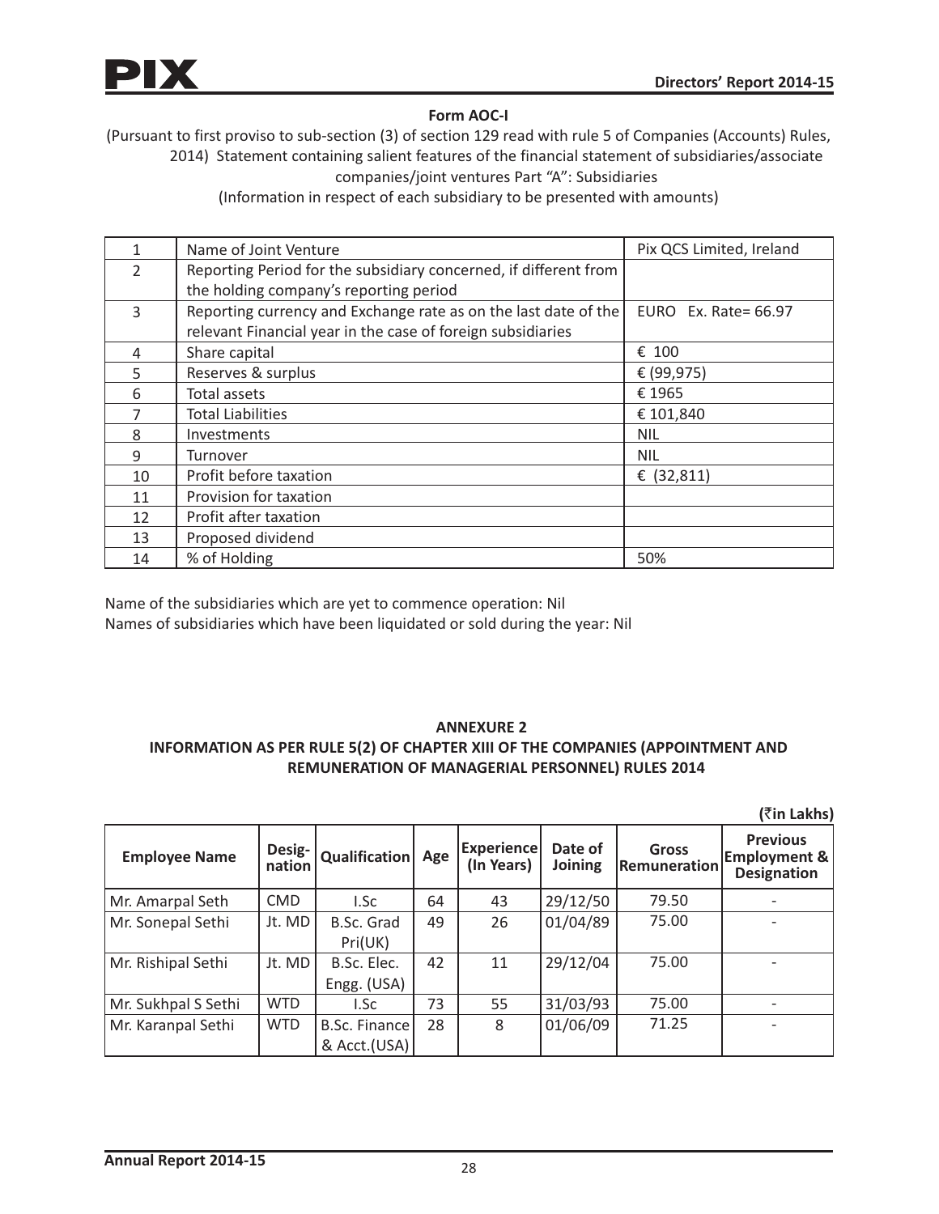## Form AOC-I

(Pursuant to first proviso to sub-section (3) of section 129 read with rule 5 of Companies (Accounts) Rules, 2014) Statement containing salient features of the financial statement of subsidiaries/associate companies/joint ventures Part "A": Subsidiaries

(Information in respect of each subsidiary to be presented with amounts)

| | | |
|---|---|---|
| 1 | Name of Joint Venture | Pix QCS Limited, Ireland |
| 2 | Reporting Period for the subsidiary concerned, if different from the holding company's reporting period | |
| 3 | Reporting currency and Exchange rate as on the last date of the relevant Financial year in the case of foreign subsidiaries | EURO Ex. Rate= 66.97 |
| 4 | Share capital | € 100 |
| 5 | Reserves & surplus | € (99,975) |
| 6 | Total assets | € 1965 |
| 7 | Total Liabilities | € 101,840 |
| 8 | Investments | NIL |
| 9 | Turnover | NIL |
| 10 | Profit before taxation | € (32,811) |
| 11 | Provision for taxation | |
| 12 | Profit after taxation | |
| 13 | Proposed dividend | |
| 14 | % of Holding | 50% |

Name of the subsidiaries which are yet to commence operation: Nil

Names of subsidiaries which have been liquidated or sold during the year: Nil

## ANNEXURE 2

### INFORMATION AS PER RULE 5(2) OF CHAPTER XIII OF THE COMPANIES (APPOINTMENT AND REMUNERATION OF MANAGERIAL PERSONNEL) RULES 2014

**(₹in Lakhs)**

| Employee Name | Designation | Qualification | Age | Experience (In Years) | Date of Joining | Gross Remuneration | Previous Employment & Designation |
|---|---|---|---|---|---|---|---|
| Mr. Amarpal Seth | CMD | I.Sc | 64 | 43 | 29/12/50 | 79.50 | - |
| Mr. Sonepal Sethi | Jt. MD | B.Sc. Grad Pri(UK) | 49 | 26 | 01/04/89 | 75.00 | - |
| Mr. Rishipal Sethi | Jt. MD | B.Sc. Elec. Engg. (USA) | 42 | 11 | 29/12/04 | 75.00 | - |
| Mr. Sukhpal S Sethi | WTD | I.Sc | 73 | 55 | 31/03/93 | 75.00 | - |
| Mr. Karanpal Sethi | WTD | B.Sc. Finance & Acct.(USA) | 28 | 8 | 01/06/09 | 71.25 | - |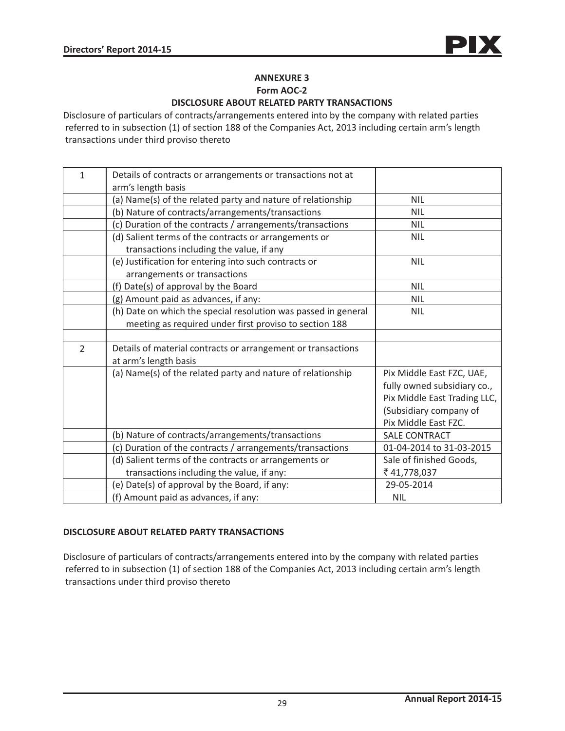## ANNEXURE 3

### Form AOC-2

### DISCLOSURE ABOUT RELATED PARTY TRANSACTIONS

Disclosure of particulars of contracts/arrangements entered into by the company with related parties referred to in subsection (1) of section 188 of the Companies Act, 2013 including certain arm's length transactions under third proviso thereto

| | | |
|---|---|---|
| 1 | Details of contracts or arrangements or transactions not at arm's length basis | |
| | (a) Name(s) of the related party and nature of relationship | NIL |
| | (b) Nature of contracts/arrangements/transactions | NIL |
| | (c) Duration of the contracts / arrangements/transactions | NIL |
| | (d) Salient terms of the contracts or arrangements or transactions including the value, if any | NIL |
| | (e) Justification for entering into such contracts or arrangements or transactions | NIL |
| | (f) Date(s) of approval by the Board | NIL |
| | (g) Amount paid as advances, if any: | NIL |
| | (h) Date on which the special resolution was passed in general meeting as required under first proviso to section 188 | NIL |
| | | |
| 2 | Details of material contracts or arrangement or transactions at arm's length basis | |
| | (a) Name(s) of the related party and nature of relationship | Pix Middle East FZC, UAE, fully owned subsidiary co., Pix Middle East Trading LLC, (Subsidiary company of Pix Middle East FZC. |
| | (b) Nature of contracts/arrangements/transactions | SALE CONTRACT |
| | (c) Duration of the contracts / arrangements/transactions | 01-04-2014 to 31-03-2015 |
| | (d) Salient terms of the contracts or arrangements or transactions including the value, if any: | Sale of finished Goods, ₹ 41,778,037 |
| | (e) Date(s) of approval by the Board, if any: | 29-05-2014 |
| | (f) Amount paid as advances, if any: | NIL |

**DISCLOSURE ABOUT RELATED PARTY TRANSACTIONS**

Disclosure of particulars of contracts/arrangements entered into by the company with related parties referred to in subsection (1) of section 188 of the Companies Act, 2013 including certain arm's length transactions under third proviso thereto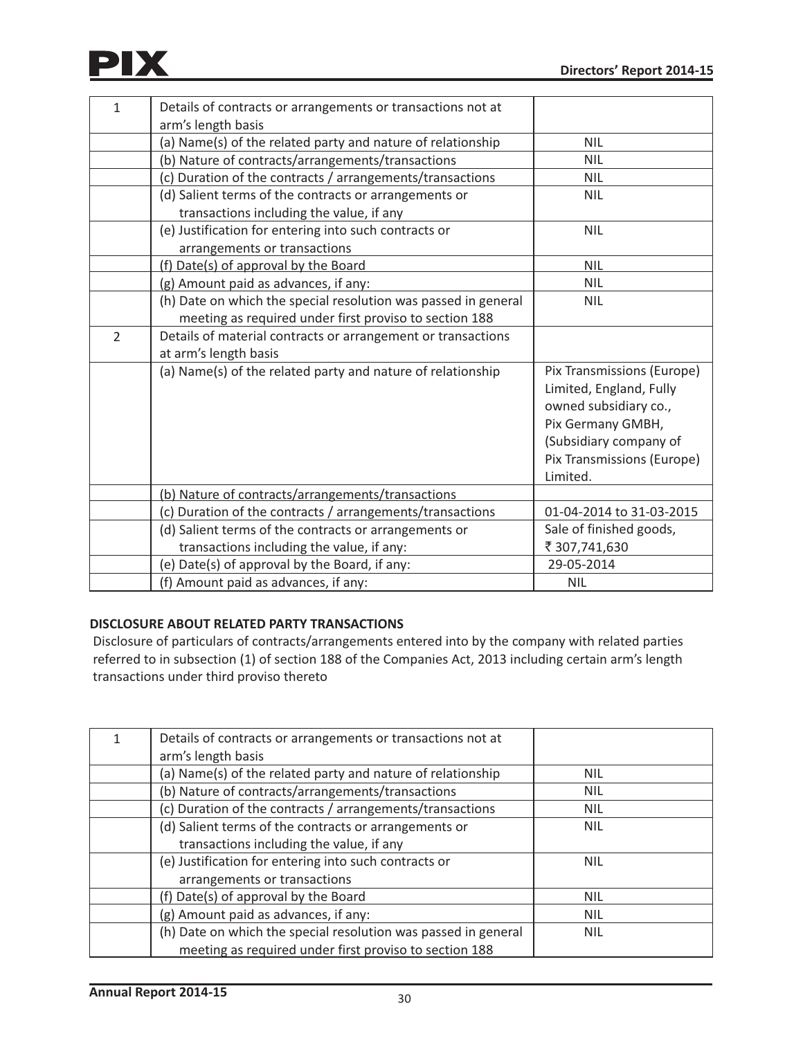| | | |
|---|---|---|
| 1 | Details of contracts or arrangements or transactions not at arm's length basis | |
| | (a) Name(s) of the related party and nature of relationship | NIL |
| | (b) Nature of contracts/arrangements/transactions | NIL |
| | (c) Duration of the contracts / arrangements/transactions | NIL |
| | (d) Salient terms of the contracts or arrangements or transactions including the value, if any | NIL |
| | (e) Justification for entering into such contracts or arrangements or transactions | NIL |
| | (f) Date(s) of approval by the Board | NIL |
| | (g) Amount paid as advances, if any: | NIL |
| | (h) Date on which the special resolution was passed in general meeting as required under first proviso to section 188 | NIL |
| 2 | Details of material contracts or arrangement or transactions at arm's length basis | |
| | (a) Name(s) of the related party and nature of relationship | Pix Transmissions (Europe) Limited, England, Fully owned subsidiary co., Pix Germany GMBH, (Subsidiary company of Pix Transmissions (Europe) Limited. |
| | (b) Nature of contracts/arrangements/transactions | |
| | (c) Duration of the contracts / arrangements/transactions | 01-04-2014 to 31-03-2015 |
| | (d) Salient terms of the contracts or arrangements or transactions including the value, if any: | Sale of finished goods, ₹ 307,741,630 |
| | (e) Date(s) of approval by the Board, if any: | 29-05-2014 |
| | (f) Amount paid as advances, if any: | NIL |

**DISCLOSURE ABOUT RELATED PARTY TRANSACTIONS**

Disclosure of particulars of contracts/arrangements entered into by the company with related parties referred to in subsection (1) of section 188 of the Companies Act, 2013 including certain arm's length transactions under third proviso thereto

| | | |
|---|---|---|
| 1 | Details of contracts or arrangements or transactions not at arm's length basis | |
| | (a) Name(s) of the related party and nature of relationship | NIL |
| | (b) Nature of contracts/arrangements/transactions | NIL |
| | (c) Duration of the contracts / arrangements/transactions | NIL |
| | (d) Salient terms of the contracts or arrangements or transactions including the value, if any | NIL |
| | (e) Justification for entering into such contracts or arrangements or transactions | NIL |
| | (f) Date(s) of approval by the Board | NIL |
| | (g) Amount paid as advances, if any: | NIL |
| | (h) Date on which the special resolution was passed in general meeting as required under first proviso to section 188 | NIL |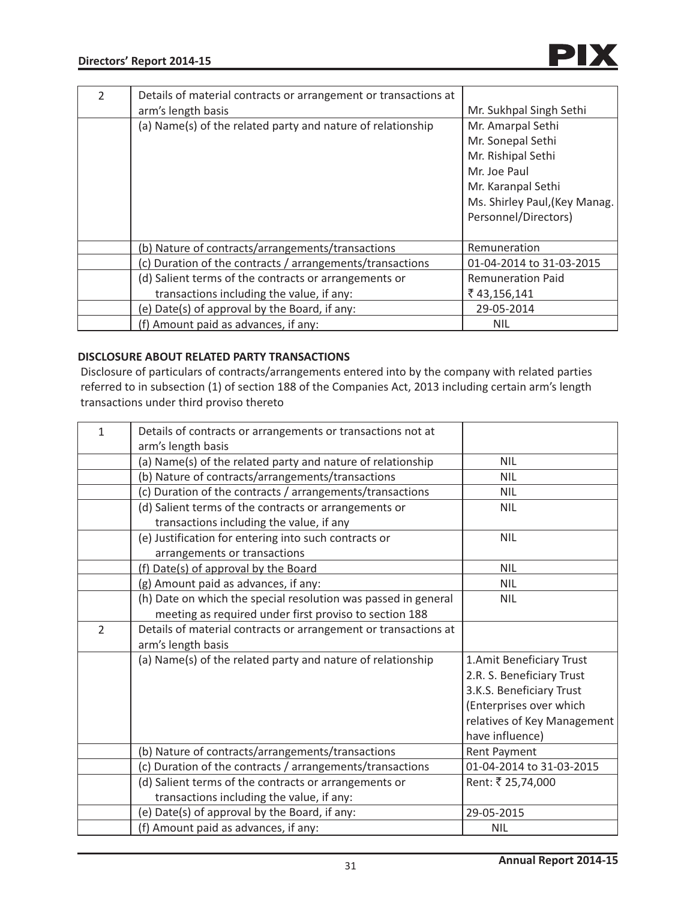| 2 | Details of material contracts or arrangement or transactions at arm's length basis | Mr. Sukhpal Singh Sethi |
|---|---|---|
| | (a) Name(s) of the related party and nature of relationship | Mr. Amarpal Sethi<br>Mr. Sonepal Sethi<br>Mr. Rishipal Sethi<br>Mr. Joe Paul<br>Mr. Karanpal Sethi<br>Ms. Shirley Paul,(Key Manag. Personnel/Directors) |
| | (b) Nature of contracts/arrangements/transactions | Remuneration |
| | (c) Duration of the contracts / arrangements/transactions | 01-04-2014 to 31-03-2015 |
| | (d) Salient terms of the contracts or arrangements or transactions including the value, if any: | Remuneration Paid<br>₹ 43,156,141 |
| | (e) Date(s) of approval by the Board, if any: | 29-05-2014 |
| | (f) Amount paid as advances, if any: | NIL |

**DISCLOSURE ABOUT RELATED PARTY TRANSACTIONS**

Disclosure of particulars of contracts/arrangements entered into by the company with related parties referred to in subsection (1) of section 188 of the Companies Act, 2013 including certain arm's length transactions under third proviso thereto

| 1 | Details of contracts or arrangements or transactions not at arm's length basis | |
|---|---|---|
| | (a) Name(s) of the related party and nature of relationship | NIL |
| | (b) Nature of contracts/arrangements/transactions | NIL |
| | (c) Duration of the contracts / arrangements/transactions | NIL |
| | (d) Salient terms of the contracts or arrangements or transactions including the value, if any | NIL |
| | (e) Justification for entering into such contracts or arrangements or transactions | NIL |
| | (f) Date(s) of approval by the Board | NIL |
| | (g) Amount paid as advances, if any: | NIL |
| | (h) Date on which the special resolution was passed in general meeting as required under first proviso to section 188 | NIL |
| 2 | Details of material contracts or arrangement or transactions at arm's length basis | |
| | (a) Name(s) of the related party and nature of relationship | 1.Amit Beneficiary Trust<br>2.R. S. Beneficiary Trust<br>3.K.S. Beneficiary Trust<br>(Enterprises over which relatives of Key Management have influence) |
| | (b) Nature of contracts/arrangements/transactions | Rent Payment |
| | (c) Duration of the contracts / arrangements/transactions | 01-04-2014 to 31-03-2015 |
| | (d) Salient terms of the contracts or arrangements or transactions including the value, if any: | Rent: ₹ 25,74,000 |
| | (e) Date(s) of approval by the Board, if any: | 29-05-2015 |
| | (f) Amount paid as advances, if any: | NIL |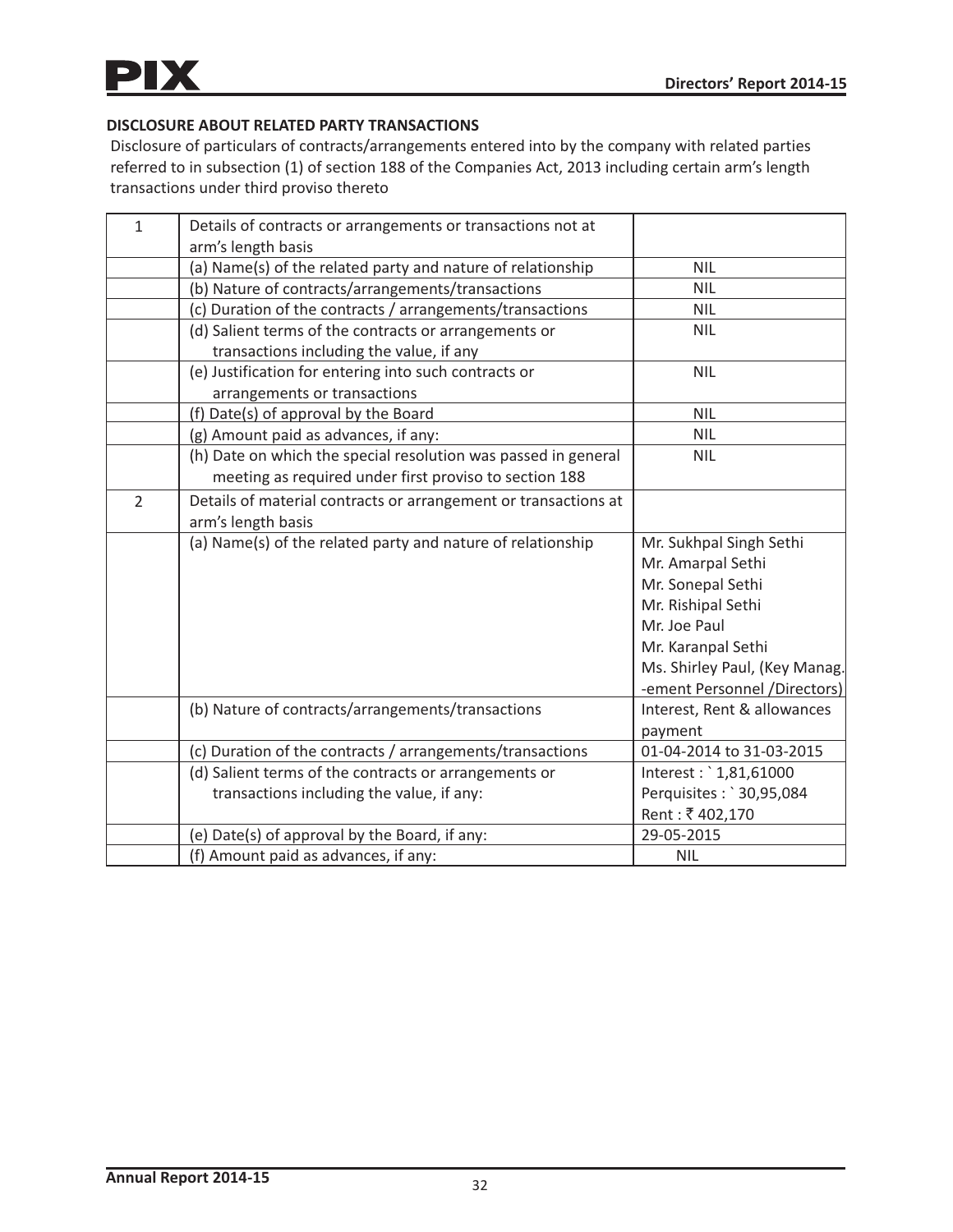## DISCLOSURE ABOUT RELATED PARTY TRANSACTIONS

Disclosure of particulars of contracts/arrangements entered into by the company with related parties referred to in subsection (1) of section 188 of the Companies Act, 2013 including certain arm's length transactions under third proviso thereto

| | | |
|---|---|---|
| 1 | Details of contracts or arrangements or transactions not at arm's length basis | |
| | (a) Name(s) of the related party and nature of relationship | NIL |
| | (b) Nature of contracts/arrangements/transactions | NIL |
| | (c) Duration of the contracts / arrangements/transactions | NIL |
| | (d) Salient terms of the contracts or arrangements or transactions including the value, if any | NIL |
| | (e) Justification for entering into such contracts or arrangements or transactions | NIL |
| | (f) Date(s) of approval by the Board | NIL |
| | (g) Amount paid as advances, if any: | NIL |
| | (h) Date on which the special resolution was passed in general meeting as required under first proviso to section 188 | NIL |
| 2 | Details of material contracts or arrangement or transactions at arm's length basis | |
| | (a) Name(s) of the related party and nature of relationship | Mr. Sukhpal Singh Sethi<br>Mr. Amarpal Sethi<br>Mr. Sonepal Sethi<br>Mr. Rishipal Sethi<br>Mr. Joe Paul<br>Mr. Karanpal Sethi<br>Ms. Shirley Paul, (Key Manag.-ement Personnel /Directors) |
| | (b) Nature of contracts/arrangements/transactions | Interest, Rent & allowances payment |
| | (c) Duration of the contracts / arrangements/transactions | 01-04-2014 to 31-03-2015 |
| | (d) Salient terms of the contracts or arrangements or transactions including the value, if any: | Interest : ` 1,81,61000<br>Perquisites : ` 30,95,084<br>Rent : ₹ 402,170 |
| | (e) Date(s) of approval by the Board, if any: | 29-05-2015 |
| | (f) Amount paid as advances, if any: | NIL |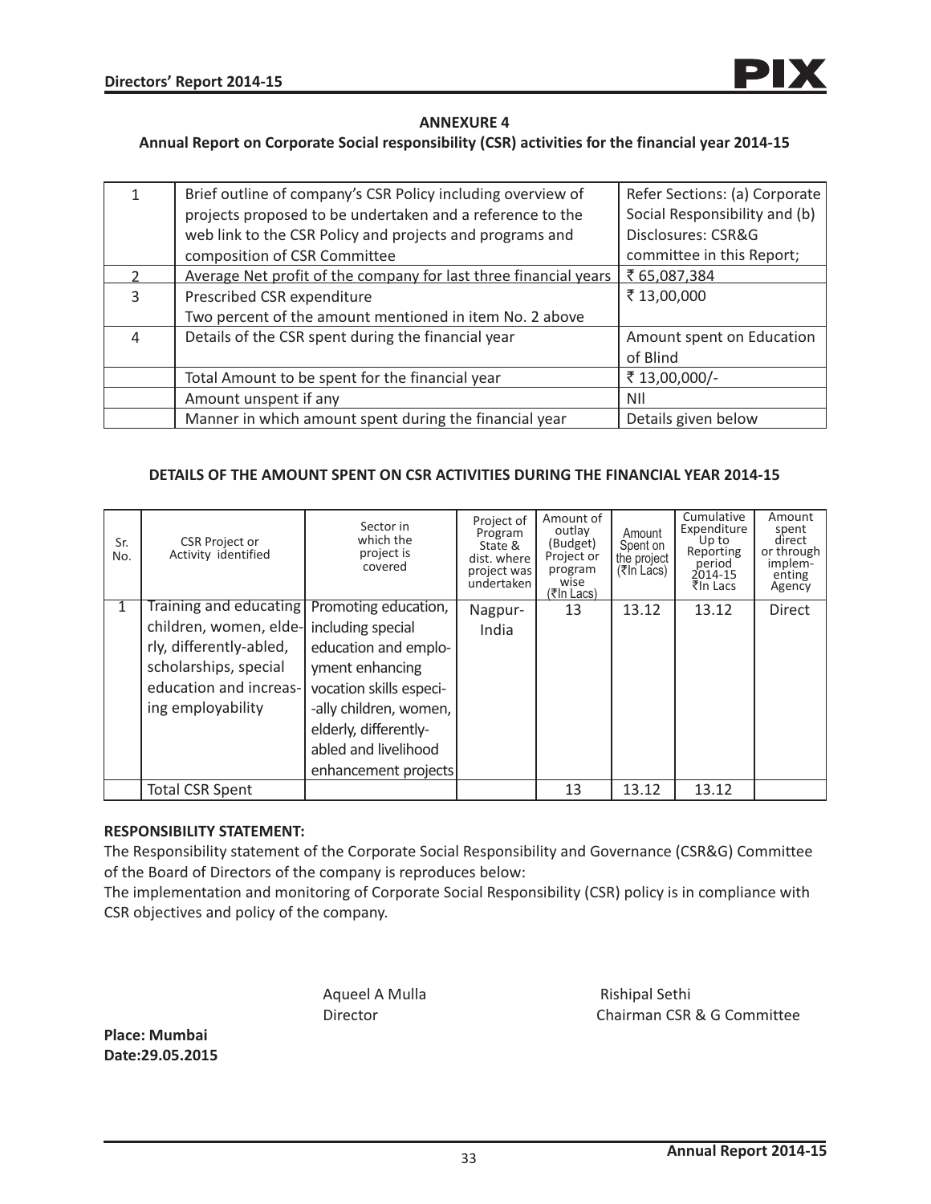## ANNEXURE 4

### Annual Report on Corporate Social responsibility (CSR) activities for the financial year 2014-15

| | | |
|---|---|---|
| 1 | Brief outline of company's CSR Policy including overview of projects proposed to be undertaken and a reference to the web link to the CSR Policy and projects and programs and composition of CSR Committee | Refer Sections: (a) Corporate Social Responsibility and (b) Disclosures: CSR&G committee in this Report; |
| 2 | Average Net profit of the company for last three financial years | ₹ 65,087,384 |
| 3 | Prescribed CSR expenditure<br>Two percent of the amount mentioned in item No. 2 above | ₹ 13,00,000 |
| 4 | Details of the CSR spent during the financial year | Amount spent on Education of Blind |
| | Total Amount to be spent for the financial year | ₹ 13,00,000/- |
| | Amount unspent if any | NIl |
| | Manner in which amount spent during the financial year | Details given below |

### DETAILS OF THE AMOUNT SPENT ON CSR ACTIVITIES DURING THE FINANCIAL YEAR 2014-15

| Sr. No. | CSR Project or Activity identified | Sector in which the project is covered | Project of Program State & dist. where project was undertaken | Amount of outlay (Budget) Project or program wise (₹In Lacs) | Amount Spent on the project (₹In Lacs) | Cumulative Expenditure Up to Reporting period 2014-15 ₹In Lacs | Amount spent direct or through implem-enting Agency |
|---|---|---|---|---|---|---|---|
| 1 | Training and educating children, women, elderly, differently-abled, scholarships, special education and increasing employability | Promoting education, including special education and employment enhancing vocation skills especially children, women, elderly, differently-abled and livelihood enhancement projects | Nagpur-India | 13 | 13.12 | 13.12 | Direct |
| | Total CSR Spent | | | 13 | 13.12 | 13.12 | |

**RESPONSIBILITY STATEMENT:**

The Responsibility statement of the Corporate Social Responsibility and Governance (CSR&G) Committee of the Board of Directors of the company is reproduces below:

The implementation and monitoring of Corporate Social Responsibility (CSR) policy is in compliance with CSR objectives and policy of the company.

Aqueel A Mulla
Director

Rishipal Sethi
Chairman CSR & G Committee

**Place: Mumbai**
**Date:29.05.2015**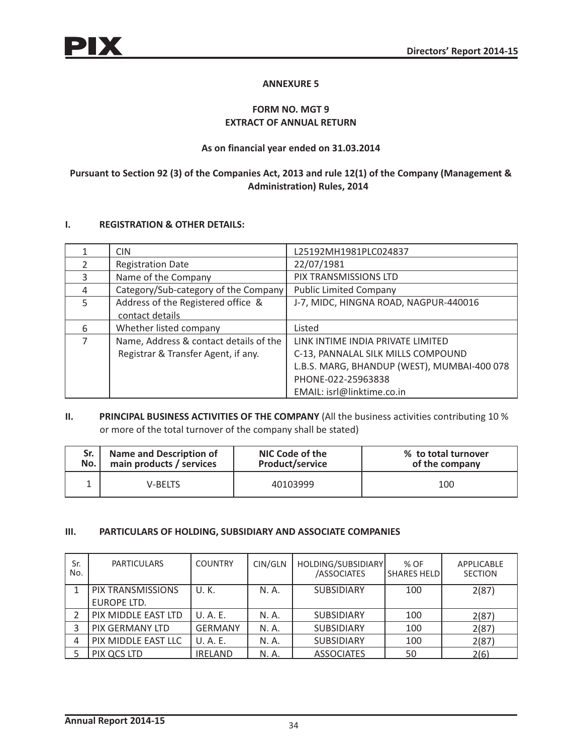## ANNEXURE 5

### FORM NO. MGT 9
### EXTRACT OF ANNUAL RETURN

**As on financial year ended on 31.03.2014**

**Pursuant to Section 92 (3) of the Companies Act, 2013 and rule 12(1) of the Company (Management & Administration) Rules, 2014**

### I. REGISTRATION & OTHER DETAILS:

| | | |
|---|---|---|
| 1 | CIN | L25192MH1981PLC024837 |
| 2 | Registration Date | 22/07/1981 |
| 3 | Name of the Company | PIX TRANSMISSIONS LTD |
| 4 | Category/Sub-category of the Company | Public Limited Company |
| 5 | Address of the Registered office & contact details | J-7, MIDC, HINGNA ROAD, NAGPUR-440016 |
| 6 | Whether listed company | Listed |
| 7 | Name, Address & contact details of the Registrar & Transfer Agent, if any. | LINK INTIME INDIA PRIVATE LIMITED<br>C-13, PANNALAL SILK MILLS COMPOUND<br>L.B.S. MARG, BHANDUP (WEST), MUMBAI-400 078<br>PHONE-022-25963838<br>EMAIL: isrl@linktime.co.in |

### II. PRINCIPAL BUSINESS ACTIVITIES OF THE COMPANY (All the business activities contributing 10 % or more of the total turnover of the company shall be stated)

| Sr. No. | Name and Description of main products / services | NIC Code of the Product/service | % to total turnover of the company |
|---|---|---|---|
| 1 | V-BELTS | 40103999 | 100 |

### III. PARTICULARS OF HOLDING, SUBSIDIARY AND ASSOCIATE COMPANIES

| Sr. No. | PARTICULARS | COUNTRY | CIN/GLN | HOLDING/SUBSIDIARY /ASSOCIATES | % OF SHARES HELD | APPLICABLE SECTION |
|---|---|---|---|---|---|---|
| 1 | PIX TRANSMISSIONS EUROPE LTD. | U. K. | N. A. | SUBSIDIARY | 100 | 2(87) |
| 2 | PIX MIDDLE EAST LTD | U. A. E. | N. A. | SUBSIDIARY | 100 | 2(87) |
| 3 | PIX GERMANY LTD | GERMANY | N. A. | SUBSIDIARY | 100 | 2(87) |
| 4 | PIX MIDDLE EAST LLC | U. A. E. | N. A. | SUBSIDIARY | 100 | 2(87) |
| 5 | PIX QCS LTD | IRELAND | N. A. | ASSOCIATES | 50 | 2(6) |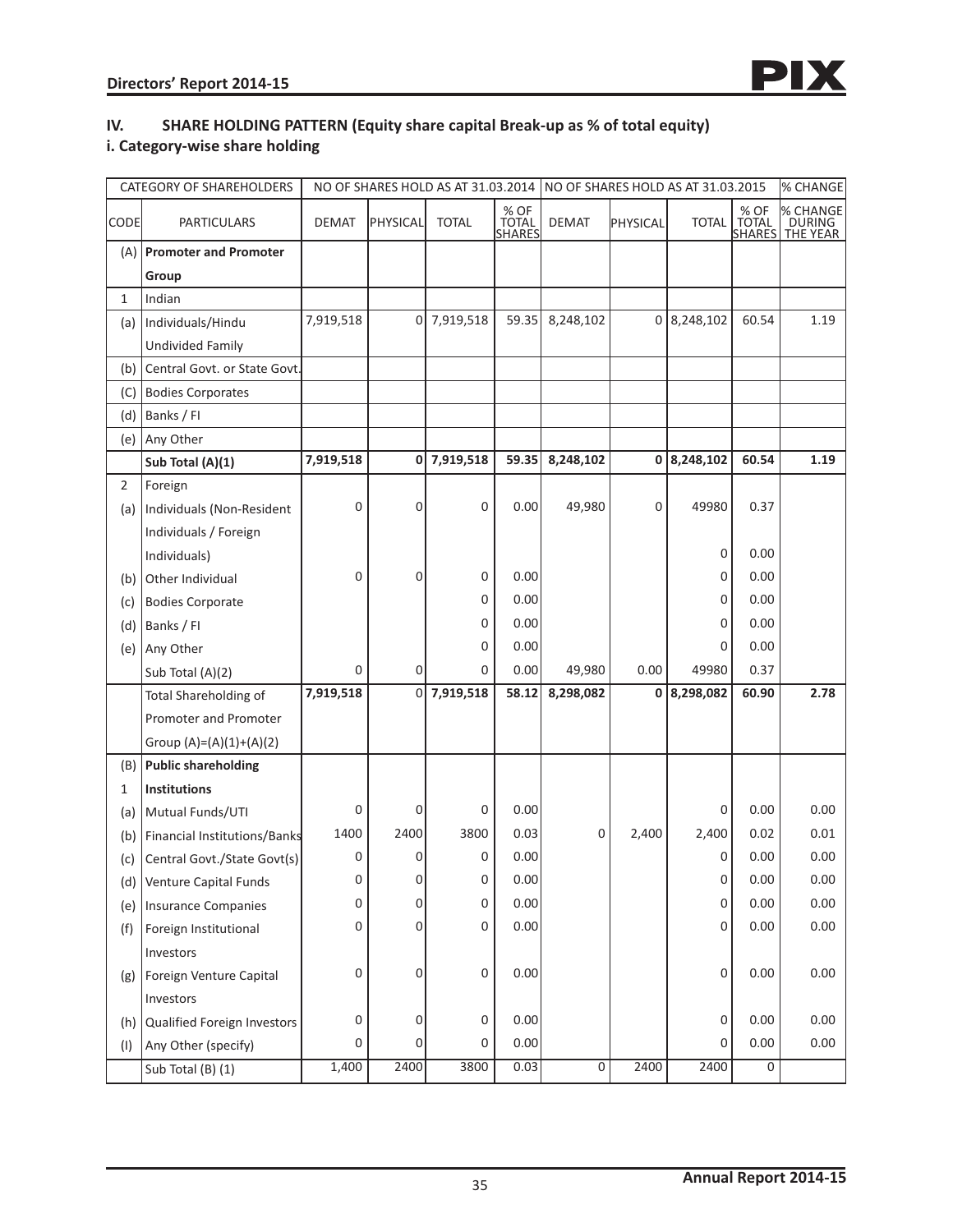## IV. SHARE HOLDING PATTERN (Equity share capital Break-up as % of total equity)

### i. Category-wise share holding

| CATEGORY OF SHAREHOLDERS | | NO OF SHARES HOLD AS AT 31.03.2014 | | | | NO OF SHARES HOLD AS AT 31.03.2015 | | | | % CHANGE |
|---|---|---|---|---|---|---|---|---|---|---|
| CODE | PARTICULARS | DEMAT | PHYSICAL | TOTAL | % OF TOTAL SHARES | DEMAT | PHYSICAL | TOTAL | % OF TOTAL SHARES | % CHANGE DURING THE YEAR |
| (A) | **Promoter and Promoter Group** | | | | | | | | | |
| 1 | Indian | | | | | | | | | |
| (a) | Individuals/Hindu Undivided Family | 7,919,518 | 0 | 7,919,518 | 59.35 | 8,248,102 | 0 | 8,248,102 | 60.54 | 1.19 |
| (b) | Central Govt. or State Govt. | | | | | | | | | |
| (C) | Bodies Corporates | | | | | | | | | |
| (d) | Banks / FI | | | | | | | | | |
| (e) | Any Other | | | | | | | | | |
| | **Sub Total (A)(1)** | **7,919,518** | **0** | **7,919,518** | **59.35** | **8,248,102** | **0** | **8,248,102** | **60.54** | **1.19** |
| 2 | Foreign | | | | | | | | | |
| (a) | Individuals (Non-Resident Individuals / Foreign Individuals) | 0 | 0 | 0 | 0.00 | 49,980 | 0 | 49980 | 0.37 | |
| | | | | | | | | 0 | 0.00 | |
| (b) | Other Individual | 0 | 0 | 0 | 0.00 | | | 0 | 0.00 | |
| (c) | Bodies Corporate | | | 0 | 0.00 | | | 0 | 0.00 | |
| (d) | Banks / FI | | | 0 | 0.00 | | | 0 | 0.00 | |
| (e) | Any Other | | | 0 | 0.00 | | | 0 | 0.00 | |
| | Sub Total (A)(2) | 0 | 0 | 0 | 0.00 | 49,980 | 0.00 | 49980 | 0.37 | |
| | Total Shareholding of Promoter and Promoter Group (A)=(A)(1)+(A)(2) | **7,919,518** | 0 | **7,919,518** | **58.12** | **8,298,082** | **0** | **8,298,082** | **60.90** | **2.78** |
| (B) | **Public shareholding** | | | | | | | | | |
| 1 | **Institutions** | | | | | | | | | |
| (a) | Mutual Funds/UTI | 0 | 0 | 0 | 0.00 | | | 0 | 0.00 | 0.00 |
| (b) | Financial Institutions/Banks | 1400 | 2400 | 3800 | 0.03 | 0 | 2,400 | 2,400 | 0.02 | 0.01 |
| (c) | Central Govt./State Govt(s) | 0 | 0 | 0 | 0.00 | | | 0 | 0.00 | 0.00 |
| (d) | Venture Capital Funds | 0 | 0 | 0 | 0.00 | | | 0 | 0.00 | 0.00 |
| (e) | Insurance Companies | 0 | 0 | 0 | 0.00 | | | 0 | 0.00 | 0.00 |
| (f) | Foreign Institutional Investors | 0 | 0 | 0 | 0.00 | | | 0 | 0.00 | 0.00 |
| (g) | Foreign Venture Capital Investors | 0 | 0 | 0 | 0.00 | | | 0 | 0.00 | 0.00 |
| (h) | Qualified Foreign Investors | 0 | 0 | 0 | 0.00 | | | 0 | 0.00 | 0.00 |
| (I) | Any Other (specify) | 0 | 0 | 0 | 0.00 | | | 0 | 0.00 | 0.00 |
| | Sub Total (B) (1) | 1,400 | 2400 | 3800 | 0.03 | 0 | 2400 | 2400 | 0 | |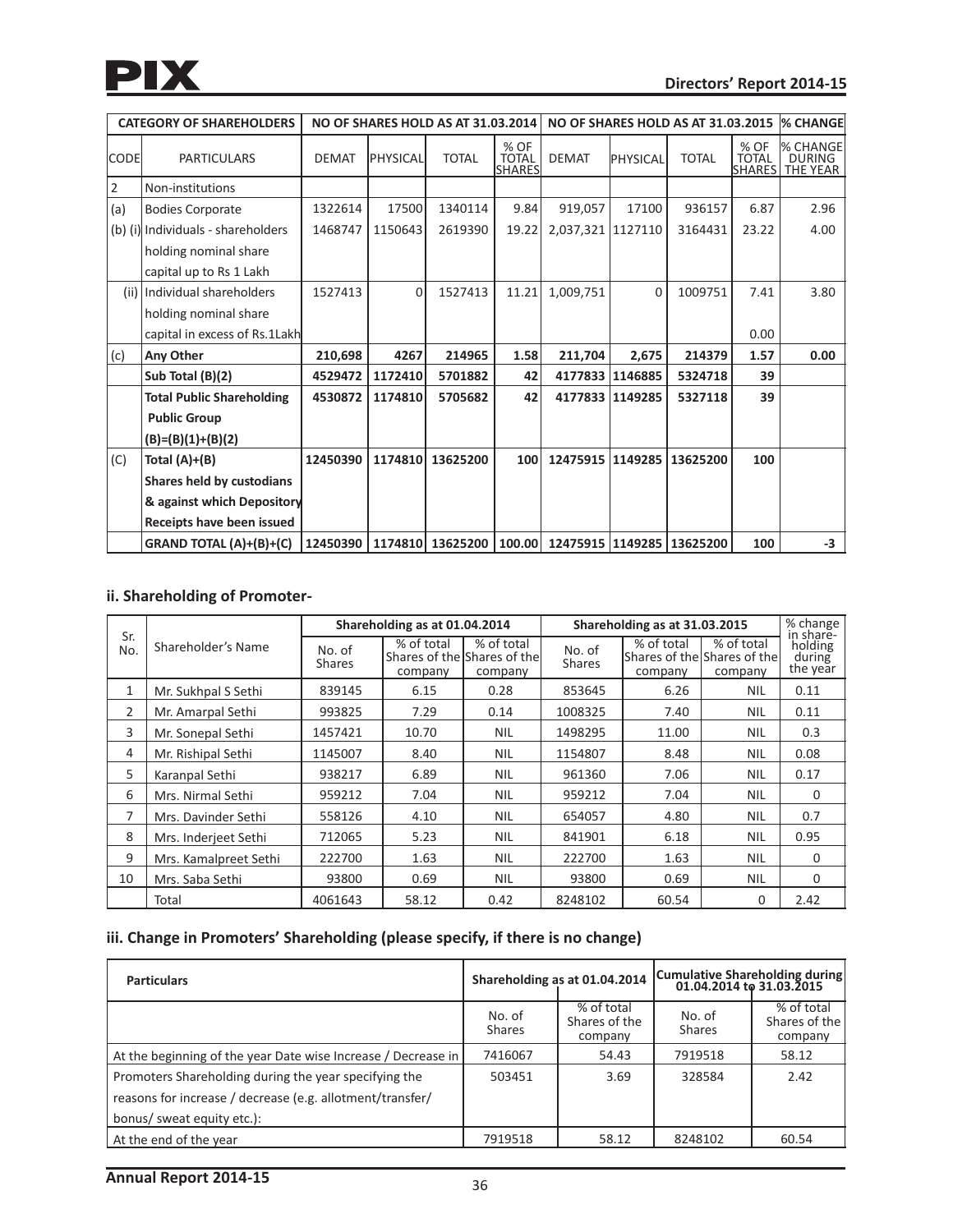| CATEGORY OF SHAREHOLDERS | | NO OF SHARES HOLD AS AT 31.03.2014 | | | | NO OF SHARES HOLD AS AT 31.03.2015 | | | | % CHANGE |
|---|---|---|---|---|---|---|---|---|---|---|
| CODE | PARTICULARS | DEMAT | PHYSICAL | TOTAL | % OF TOTAL SHARES | DEMAT | PHYSICAL | TOTAL | % OF TOTAL SHARES | % CHANGE DURING THE YEAR |
| 2 | Non-institutions | | | | | | | | | |
| (a) | Bodies Corporate | 1322614 | 17500 | 1340114 | 9.84 | 919,057 | 17100 | 936157 | 6.87 | 2.96 |
| (b) (i) | Individuals - shareholders holding nominal share capital up to Rs 1 Lakh | 1468747 | 1150643 | 2619390 | 19.22 | 2,037,321 | 1127110 | 3164431 | 23.22 | 4.00 |
| (ii) | Individual shareholders holding nominal share capital in excess of Rs.1Lakh | 1527413 | 0 | 1527413 | 11.21 | 1,009,751 | 0 | 1009751 | 7.41<br>0.00 | 3.80 |
| (c) | **Any Other** | **210,698** | **4267** | **214965** | **1.58** | **211,704** | **2,675** | **214379** | **1.57** | **0.00** |
| | **Sub Total (B)(2)** | **4529472** | **1172410** | **5701882** | **42** | **4177833** | **1146885** | **5324718** | **39** | |
| | **Total Public Shareholding Public Group (B)=(B)(1)+(B)(2)** | **4530872** | **1174810** | **5705682** | **42** | **4177833** | **1149285** | **5327118** | **39** | |
| (C) | **Total (A)+(B) Shares held by custodians & against which Depository Receipts have been issued** | **12450390** | **1174810** | **13625200** | **100** | **12475915** | **1149285** | **13625200** | **100** | |
| | **GRAND TOTAL (A)+(B)+(C)** | **12450390** | **1174810** | **13625200** | **100.00** | **12475915** | **1149285** | **13625200** | **100** | **-3** |

### ii. Shareholding of Promoter-

| Sr. No. | Shareholder's Name | Shareholding as at 01.04.2014 | | | Shareholding as at 31.03.2015 | | | % change in share-holding during the year |
|---|---|---|---|---|---|---|---|---|
| | | No. of Shares | % of total Shares of the company | % of total Shares of the company | No. of Shares | % of total Shares of the company | % of total Shares of the company | |
| 1 | Mr. Sukhpal S Sethi | 839145 | 6.15 | 0.28 | 853645 | 6.26 | NIL | 0.11 |
| 2 | Mr. Amarpal Sethi | 993825 | 7.29 | 0.14 | 1008325 | 7.40 | NIL | 0.11 |
| 3 | Mr. Sonepal Sethi | 1457421 | 10.70 | NIL | 1498295 | 11.00 | NIL | 0.3 |
| 4 | Mr. Rishipal Sethi | 1145007 | 8.40 | NIL | 1154807 | 8.48 | NIL | 0.08 |
| 5 | Karanpal Sethi | 938217 | 6.89 | NIL | 961360 | 7.06 | NIL | 0.17 |
| 6 | Mrs. Nirmal Sethi | 959212 | 7.04 | NIL | 959212 | 7.04 | NIL | 0 |
| 7 | Mrs. Davinder Sethi | 558126 | 4.10 | NIL | 654057 | 4.80 | NIL | 0.7 |
| 8 | Mrs. Inderjeet Sethi | 712065 | 5.23 | NIL | 841901 | 6.18 | NIL | 0.95 |
| 9 | Mrs. Kamalpreet Sethi | 222700 | 1.63 | NIL | 222700 | 1.63 | NIL | 0 |
| 10 | Mrs. Saba Sethi | 93800 | 0.69 | NIL | 93800 | 0.69 | NIL | 0 |
| | Total | 4061643 | 58.12 | 0.42 | 8248102 | 60.54 | 0 | 2.42 |

### iii. Change in Promoters' Shareholding (please specify, if there is no change)

| Particulars | Shareholding as at 01.04.2014 | | Cumulative Shareholding during 01.04.2014 to 31.03.2015 | |
|---|---|---|---|---|
| | No. of Shares | % of total Shares of the company | No. of Shares | % of total Shares of the company |
| At the beginning of the year Date wise Increase / Decrease in | 7416067 | 54.43 | 7919518 | 58.12 |
| Promoters Shareholding during the year specifying the reasons for increase / decrease (e.g. allotment/transfer/ bonus/ sweat equity etc.): | 503451 | 3.69 | 328584 | 2.42 |
| At the end of the year | 7919518 | 58.12 | 8248102 | 60.54 |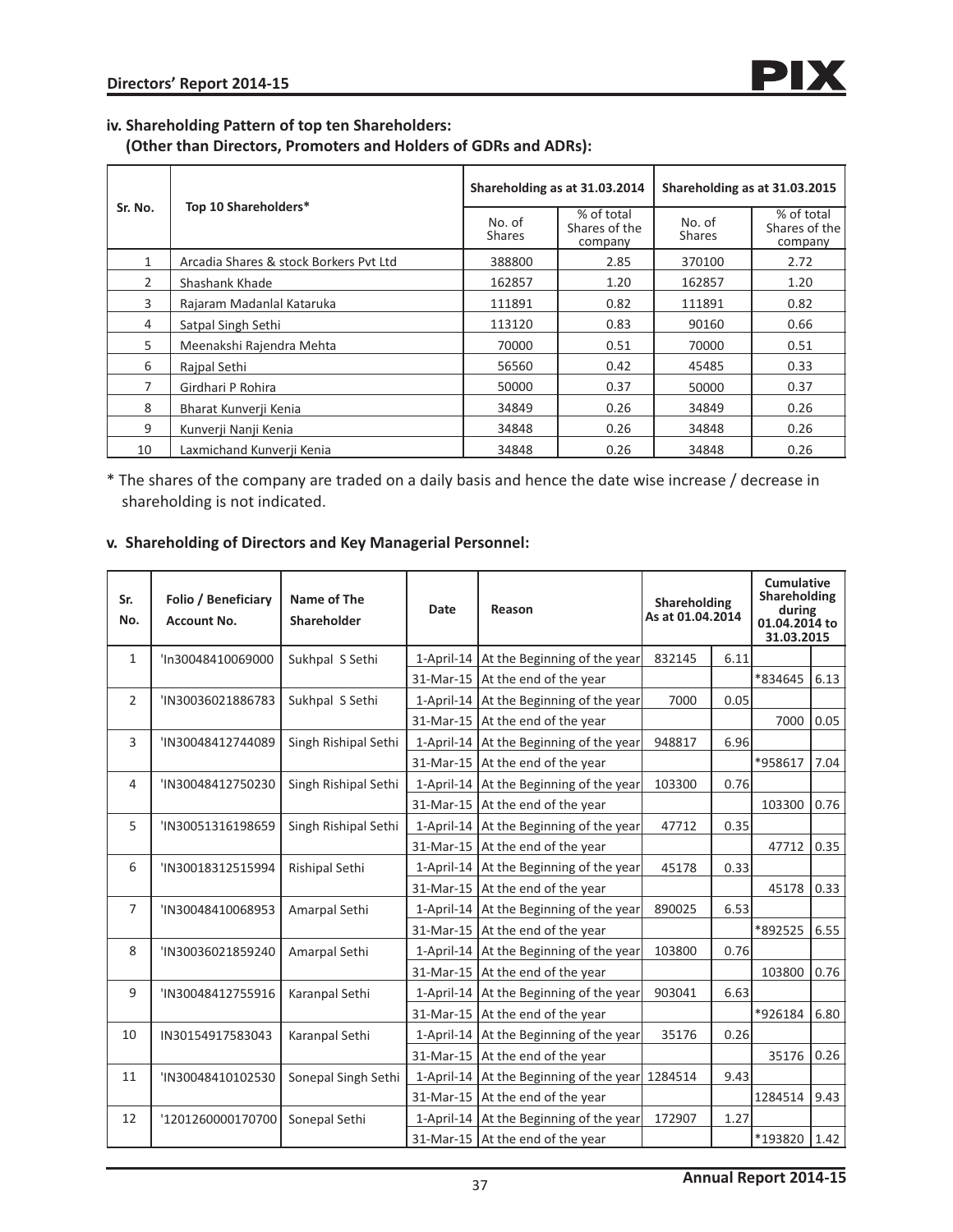### iv. Shareholding Pattern of top ten Shareholders:
**(Other than Directors, Promoters and Holders of GDRs and ADRs):**

| Sr. No. | Top 10 Shareholders* | Shareholding as at 31.03.2014 | | Shareholding as at 31.03.2015 | |
|---|---|---|---|---|---|
| | | No. of Shares | % of total Shares of the company | No. of Shares | % of total Shares of the company |
| 1 | Arcadia Shares & stock Borkers Pvt Ltd | 388800 | 2.85 | 370100 | 2.72 |
| 2 | Shashank Khade | 162857 | 1.20 | 162857 | 1.20 |
| 3 | Rajaram Madanlal Kataruka | 111891 | 0.82 | 111891 | 0.82 |
| 4 | Satpal Singh Sethi | 113120 | 0.83 | 90160 | 0.66 |
| 5 | Meenakshi Rajendra Mehta | 70000 | 0.51 | 70000 | 0.51 |
| 6 | Rajpal Sethi | 56560 | 0.42 | 45485 | 0.33 |
| 7 | Girdhari P Rohira | 50000 | 0.37 | 50000 | 0.37 |
| 8 | Bharat Kunverji Kenia | 34849 | 0.26 | 34849 | 0.26 |
| 9 | Kunverji Nanji Kenia | 34848 | 0.26 | 34848 | 0.26 |
| 10 | Laxmichand Kunverji Kenia | 34848 | 0.26 | 34848 | 0.26 |

* The shares of the company are traded on a daily basis and hence the date wise increase / decrease in shareholding is not indicated.

### v. Shareholding of Directors and Key Managerial Personnel:

| Sr. No. | Folio / Beneficiary Account No. | Name of The Shareholder | Date | Reason | Shareholding As at 01.04.2014 | | Cumulative Shareholding during 01.04.2014 to 31.03.2015 | |
|---|---|---|---|---|---|---|---|---|
| 1 | 'In30048410069000 | Sukhpal S Sethi | 1-April-14 | At the Beginning of the year | 832145 | 6.11 | | |
| | | | 31-Mar-15 | At the end of the year | | | *834645 | 6.13 |
| 2 | 'IN30036021886783 | Sukhpal S Sethi | 1-April-14 | At the Beginning of the year | 7000 | 0.05 | | |
| | | | 31-Mar-15 | At the end of the year | | | 7000 | 0.05 |
| 3 | 'IN30048412744089 | Singh Rishipal Sethi | 1-April-14 | At the Beginning of the year | 948817 | 6.96 | | |
| | | | 31-Mar-15 | At the end of the year | | | *958617 | 7.04 |
| 4 | 'IN30048412750230 | Singh Rishipal Sethi | 1-April-14 | At the Beginning of the year | 103300 | 0.76 | | |
| | | | 31-Mar-15 | At the end of the year | | | 103300 | 0.76 |
| 5 | 'IN30051316198659 | Singh Rishipal Sethi | 1-April-14 | At the Beginning of the year | 47712 | 0.35 | | |
| | | | 31-Mar-15 | At the end of the year | | | 47712 | 0.35 |
| 6 | 'IN30018312515994 | Rishipal Sethi | 1-April-14 | At the Beginning of the year | 45178 | 0.33 | | |
| | | | 31-Mar-15 | At the end of the year | | | 45178 | 0.33 |
| 7 | 'IN30048410068953 | Amarpal Sethi | 1-April-14 | At the Beginning of the year | 890025 | 6.53 | | |
| | | | 31-Mar-15 | At the end of the year | | | *892525 | 6.55 |
| 8 | 'IN30036021859240 | Amarpal Sethi | 1-April-14 | At the Beginning of the year | 103800 | 0.76 | | |
| | | | 31-Mar-15 | At the end of the year | | | 103800 | 0.76 |
| 9 | 'IN30048412755916 | Karanpal Sethi | 1-April-14 | At the Beginning of the year | 903041 | 6.63 | | |
| | | | 31-Mar-15 | At the end of the year | | | *926184 | 6.80 |
| 10 | IN30154917583043 | Karanpal Sethi | 1-April-14 | At the Beginning of the year | 35176 | 0.26 | | |
| | | | 31-Mar-15 | At the end of the year | | | 35176 | 0.26 |
| 11 | 'IN30048410102530 | Sonepal Singh Sethi | 1-April-14 | At the Beginning of the year | 1284514 | 9.43 | | |
| | | | 31-Mar-15 | At the end of the year | | | 1284514 | 9.43 |
| 12 | '1201260000170700 | Sonepal Sethi | 1-April-14 | At the Beginning of the year | 172907 | 1.27 | | |
| | | | 31-Mar-15 | At the end of the year | | | *193820 | 1.42 |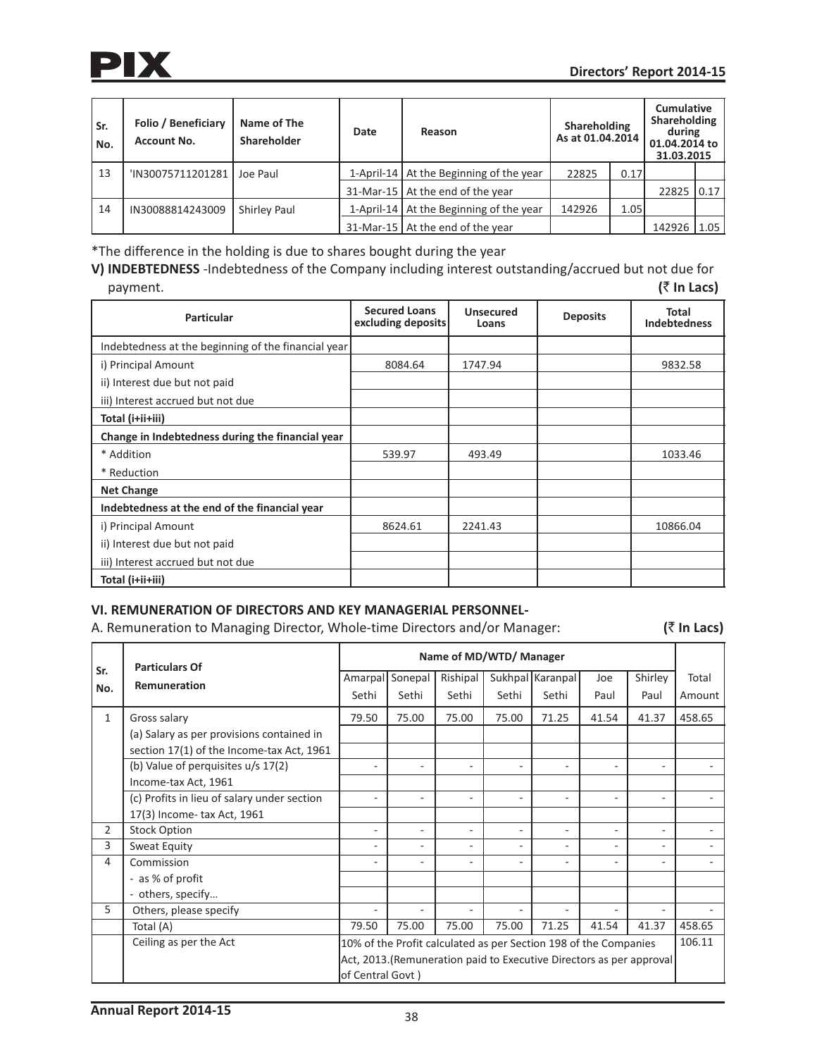| Sr. No. | Folio / Beneficiary Account No. | Name of The Shareholder | Date | Reason | Shareholding As at 01.04.2014 | | Cumulative Shareholding during 01.04.2014 to 31.03.2015 | |
|---|---|---|---|---|---|---|---|---|
| 13 | 'IN30075711201281 | Joe Paul | 1-April-14 | At the Beginning of the year | 22825 | 0.17 | | |
| | | | 31-Mar-15 | At the end of the year | | | 22825 | 0.17 |
| 14 | IN30088814243009 | Shirley Paul | 1-April-14 | At the Beginning of the year | 142926 | 1.05 | | |
| | | | 31-Mar-15 | At the end of the year | | | 142926 | 1.05 |

*The difference in the holding is due to shares bought during the year

**V) INDEBTEDNESS** -Indebtedness of the Company including interest outstanding/accrued but not due for payment. **(₹ In Lacs)**

| Particular | Secured Loans excluding deposits | Unsecured Loans | Deposits | Total Indebtedness |
|---|---|---|---|---|
| Indebtedness at the beginning of the financial year | | | | |
| i) Principal Amount | 8084.64 | 1747.94 | | 9832.58 |
| ii) Interest due but not paid | | | | |
| iii) Interest accrued but not due | | | | |
| **Total (i+ii+iii)** | | | | |
| **Change in Indebtedness during the financial year** | | | | |
| * Addition | 539.97 | 493.49 | | 1033.46 |
| * Reduction | | | | |
| **Net Change** | | | | |
| **Indebtedness at the end of the financial year** | | | | |
| i) Principal Amount | 8624.61 | 2241.43 | | 10866.04 |
| ii) Interest due but not paid | | | | |
| iii) Interest accrued but not due | | | | |
| **Total (i+ii+iii)** | | | | |

### VI. REMUNERATION OF DIRECTORS AND KEY MANAGERIAL PERSONNEL-

A. Remuneration to Managing Director, Whole-time Directors and/or Manager: **(₹ In Lacs)**

| Sr. No. | Particulars Of Remuneration | Name of MD/WTD/ Manager | | | | | | | |
|---|---|---|---|---|---|---|---|---|---|
| | | Amarpal Sethi | Sonepal Sethi | Rishipal Sethi | Sukhpal Sethi | Karanpal Sethi | Joe Paul | Shirley Paul | Total Amount |
| 1 | Gross salary | 79.50 | 75.00 | 75.00 | 75.00 | 71.25 | 41.54 | 41.37 | 458.65 |
| | (a) Salary as per provisions contained in section 17(1) of the Income-tax Act, 1961 | | | | | | | | |
| | (b) Value of perquisites u/s 17(2) Income-tax Act, 1961 | - | - | - | - | - | - | - | - |
| | (c) Profits in lieu of salary under section 17(3) Income- tax Act, 1961 | - | - | - | - | - | - | - | - |
| 2 | Stock Option | - | - | - | - | - | - | - | - |
| 3 | Sweat Equity | - | - | - | - | - | - | - | - |
| 4 | Commission<br>- as % of profit<br>- others, specify... | - | - | - | - | - | - | - | - |
| 5 | Others, please specify | - | - | - | - | - | - | - | - |
| | Total (A) | 79.50 | 75.00 | 75.00 | 75.00 | 71.25 | 41.54 | 41.37 | 458.65 |
| | Ceiling as per the Act | 10% of the Profit calculated as per Section 198 of the Companies Act, 2013.(Remuneration paid to Executive Directors as per approval of Central Govt ) | | | | | | | 106.11 |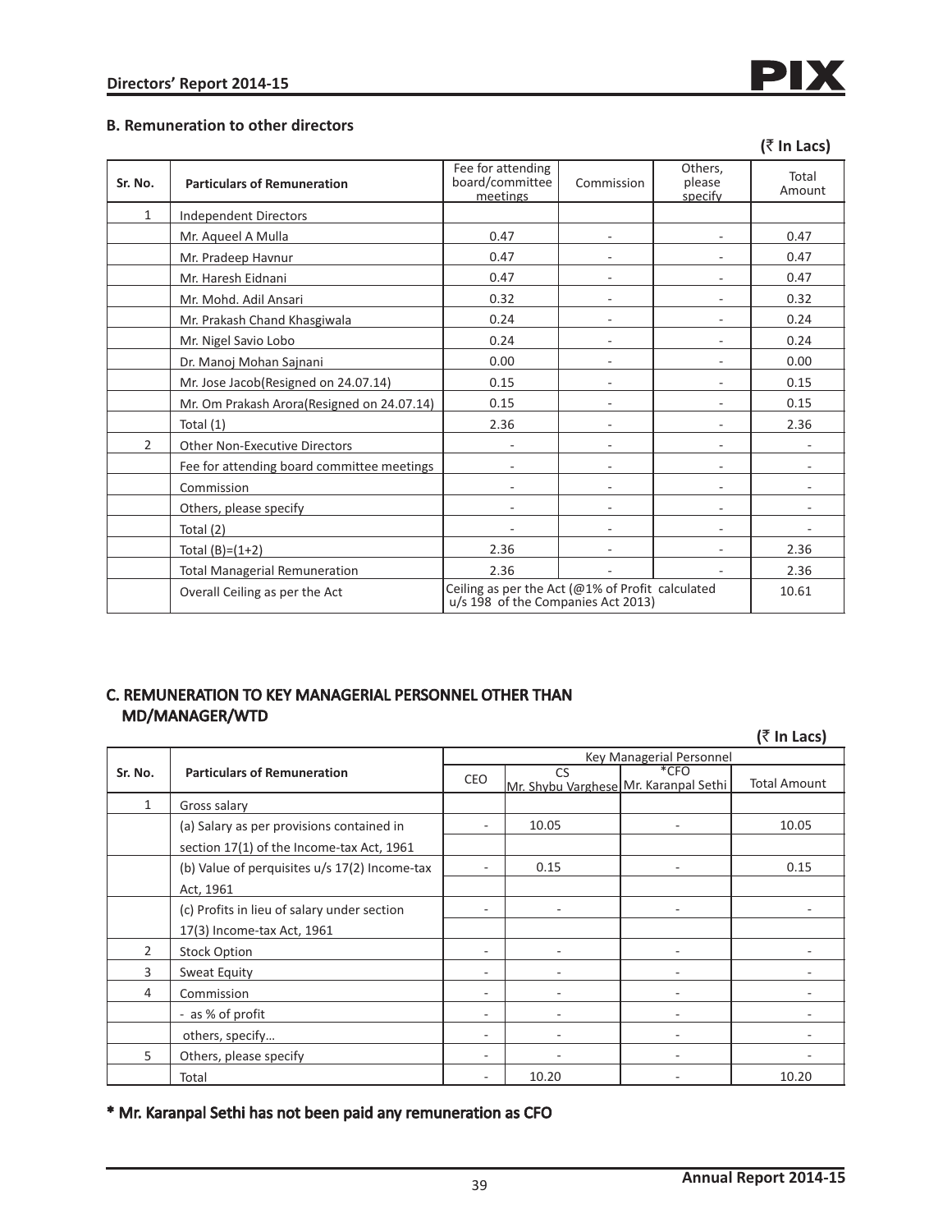### B. Remuneration to other directors

**(₹ In Lacs)**

| Sr. No. | Particulars of Remuneration | Fee for attending board/committee meetings | Commission | Others, please specify | Total Amount |
|---|---|---|---|---|---|
| 1 | Independent Directors | | | | |
| | Mr. Aqueel A Mulla | 0.47 | - | - | 0.47 |
| | Mr. Pradeep Havnur | 0.47 | - | - | 0.47 |
| | Mr. Haresh Eidnani | 0.47 | - | - | 0.47 |
| | Mr. Mohd. Adil Ansari | 0.32 | - | - | 0.32 |
| | Mr. Prakash Chand Khasgiwala | 0.24 | - | - | 0.24 |
| | Mr. Nigel Savio Lobo | 0.24 | - | - | 0.24 |
| | Dr. Manoj Mohan Sajnani | 0.00 | - | - | 0.00 |
| | Mr. Jose Jacob(Resigned on 24.07.14) | 0.15 | - | - | 0.15 |
| | Mr. Om Prakash Arora(Resigned on 24.07.14) | 0.15 | - | - | 0.15 |
| | Total (1) | 2.36 | - | - | 2.36 |
| 2 | Other Non-Executive Directors | - | - | - | - |
| | Fee for attending board committee meetings | - | - | - | - |
| | Commission | - | - | - | - |
| | Others, please specify | - | - | - | - |
| | Total (2) | - | - | - | - |
| | Total (B)=(1+2) | 2.36 | - | - | 2.36 |
| | Total Managerial Remuneration | 2.36 | - | - | 2.36 |
| | Overall Ceiling as per the Act | Ceiling as per the Act (@1% of Profit calculated u/s 198 of the Companies Act 2013) | | | 10.61 |

### C. REMUNERATION TO KEY MANAGERIAL PERSONNEL OTHER THAN MD/MANAGER/WTD

**(₹ In Lacs)**

| Sr. No. | Particulars of Remuneration | Key Managerial Personnel | | | |
|---|---|---|---|---|---|
| | | CEO | CS Mr. Shybu Varghese | *CFO Mr. Karanpal Sethi | Total Amount |
| 1 | Gross salary | | | | |
| | (a) Salary as per provisions contained in section 17(1) of the Income-tax Act, 1961 | - | 10.05 | - | 10.05 |
| | (b) Value of perquisites u/s 17(2) Income-tax Act, 1961 | - | 0.15 | - | 0.15 |
| | (c) Profits in lieu of salary under section 17(3) Income-tax Act, 1961 | - | - | - | - |
| 2 | Stock Option | - | - | - | - |
| 3 | Sweat Equity | - | - | - | - |
| 4 | Commission | - | - | - | - |
| | - as % of profit | - | - | - | - |
| | others, specify... | - | - | - | - |
| 5 | Others, please specify | - | - | - | - |
| | Total | - | 10.20 | - | 10.20 |

**\* Mr. Karanpal Sethi has not been paid any remuneration as CFO**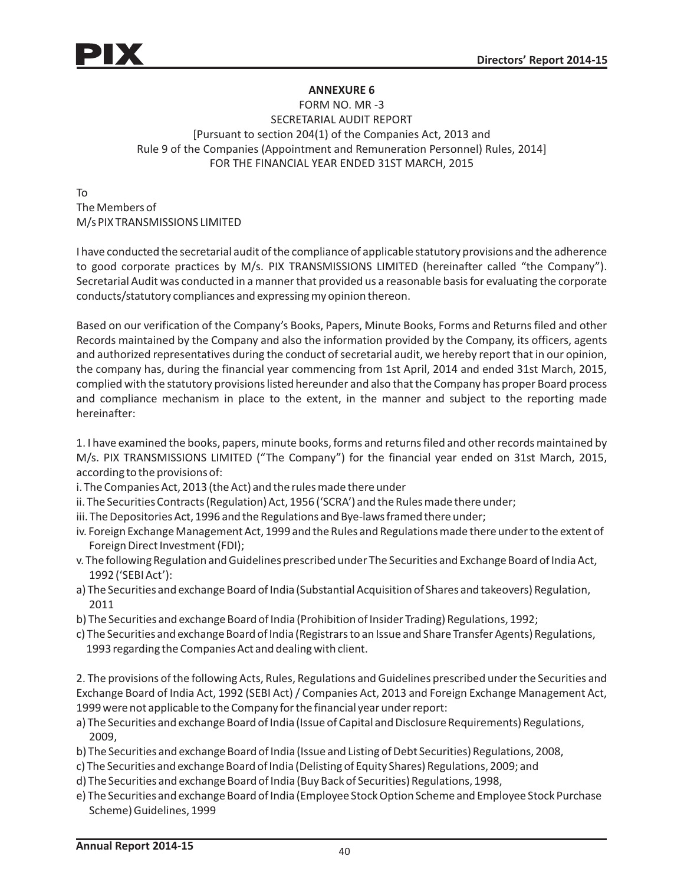## ANNEXURE 6

FORM NO. MR -3
SECRETARIAL AUDIT REPORT
[Pursuant to section 204(1) of the Companies Act, 2013 and
Rule 9 of the Companies (Appointment and Remuneration Personnel) Rules, 2014]
FOR THE FINANCIAL YEAR ENDED 31ST MARCH, 2015

To
The Members of
M/s PIX TRANSMISSIONS LIMITED

I have conducted the secretarial audit of the compliance of applicable statutory provisions and the adherence to good corporate practices by M/s. PIX TRANSMISSIONS LIMITED (hereinafter called "the Company"). Secretarial Audit was conducted in a manner that provided us a reasonable basis for evaluating the corporate conducts/statutory compliances and expressing my opinion thereon.

Based on our verification of the Company's Books, Papers, Minute Books, Forms and Returns filed and other Records maintained by the Company and also the information provided by the Company, its officers, agents and authorized representatives during the conduct of secretarial audit, we hereby report that in our opinion, the company has, during the financial year commencing from 1st April, 2014 and ended 31st March, 2015, complied with the statutory provisions listed hereunder and also that the Company has proper Board process and compliance mechanism in place to the extent, in the manner and subject to the reporting made hereinafter:

1. I have examined the books, papers, minute books, forms and returns filed and other records maintained by M/s. PIX TRANSMISSIONS LIMITED ("The Company") for the financial year ended on 31st March, 2015, according to the provisions of:

i. The Companies Act, 2013 (the Act) and the rules made there under

ii. The Securities Contracts (Regulation) Act, 1956 ('SCRA') and the Rules made there under;

iii. The Depositories Act, 1996 and the Regulations and Bye-laws framed there under;

iv. Foreign Exchange Management Act, 1999 and the Rules and Regulations made there under to the extent of Foreign Direct Investment (FDI);

v. The following Regulation and Guidelines prescribed under The Securities and Exchange Board of India Act, 1992 ('SEBI Act'):

a) The Securities and exchange Board of India (Substantial Acquisition of Shares and takeovers) Regulation, 2011

b) The Securities and exchange Board of India (Prohibition of Insider Trading) Regulations, 1992;

c) The Securities and exchange Board of India (Registrars to an Issue and Share Transfer Agents) Regulations, 1993 regarding the Companies Act and dealing with client.

2. The provisions of the following Acts, Rules, Regulations and Guidelines prescribed under the Securities and Exchange Board of India Act, 1992 (SEBI Act) / Companies Act, 2013 and Foreign Exchange Management Act, 1999 were not applicable to the Company for the financial year under report:

a) The Securities and exchange Board of India (Issue of Capital and Disclosure Requirements) Regulations, 2009,

b) The Securities and exchange Board of India (Issue and Listing of Debt Securities) Regulations, 2008,

c) The Securities and exchange Board of India (Delisting of Equity Shares) Regulations, 2009; and

d) The Securities and exchange Board of India (Buy Back of Securities) Regulations, 1998,

e) The Securities and exchange Board of India (Employee Stock Option Scheme and Employee Stock Purchase Scheme) Guidelines, 1999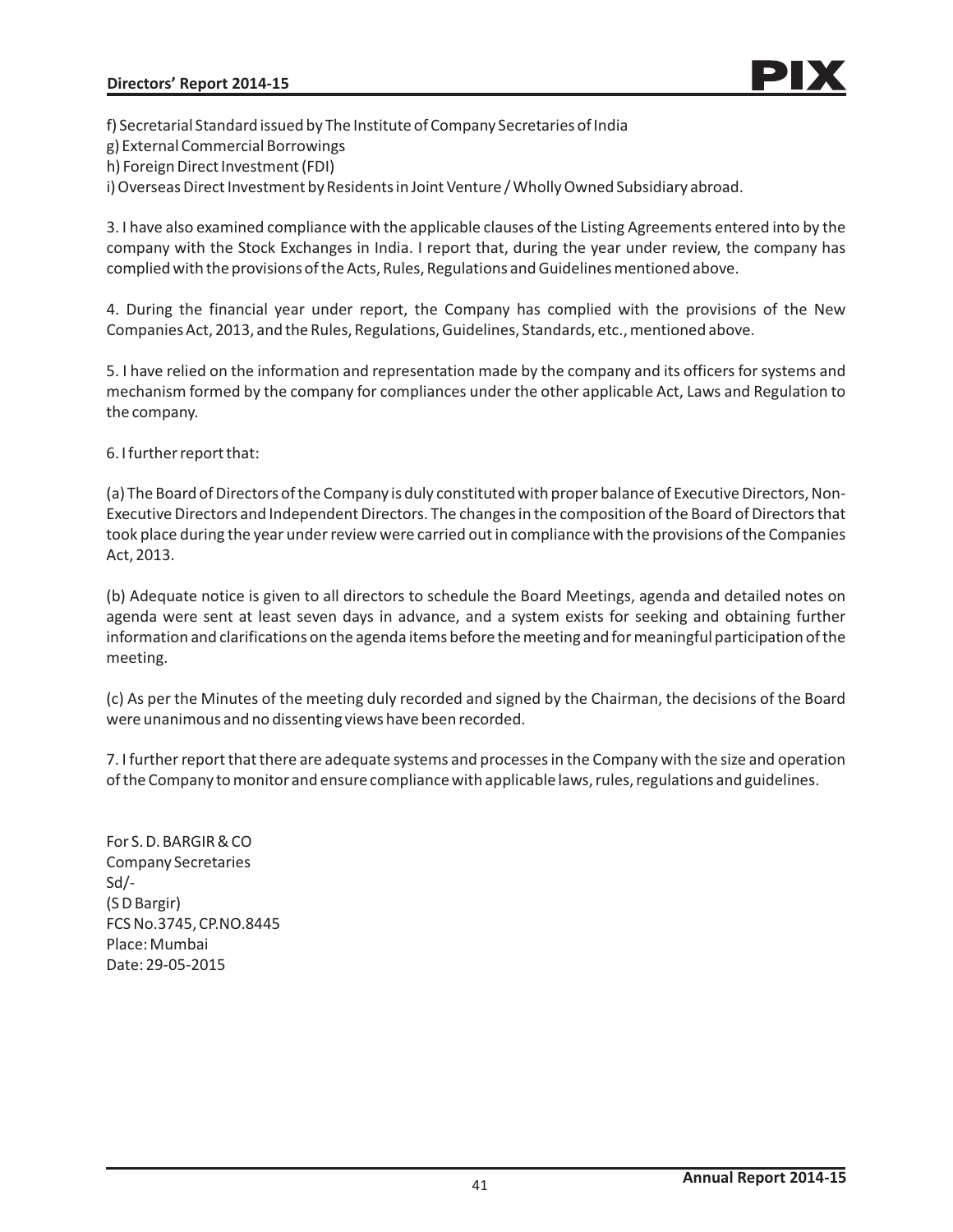f) Secretarial Standard issued by The Institute of Company Secretaries of India
g) External Commercial Borrowings
h) Foreign Direct Investment (FDI)
i) Overseas Direct Investment by Residents in Joint Venture / Wholly Owned Subsidiary abroad.

3. I have also examined compliance with the applicable clauses of the Listing Agreements entered into by the company with the Stock Exchanges in India. I report that, during the year under review, the company has complied with the provisions of the Acts, Rules, Regulations and Guidelines mentioned above.

4. During the financial year under report, the Company has complied with the provisions of the New Companies Act, 2013, and the Rules, Regulations, Guidelines, Standards, etc., mentioned above.

5. I have relied on the information and representation made by the company and its officers for systems and mechanism formed by the company for compliances under the other applicable Act, Laws and Regulation to the company.

6. I further report that:

(a) The Board of Directors of the Company is duly constituted with proper balance of Executive Directors, Non-Executive Directors and Independent Directors. The changes in the composition of the Board of Directors that took place during the year under review were carried out in compliance with the provisions of the Companies Act, 2013.

(b) Adequate notice is given to all directors to schedule the Board Meetings, agenda and detailed notes on agenda were sent at least seven days in advance, and a system exists for seeking and obtaining further information and clarifications on the agenda items before the meeting and for meaningful participation of the meeting.

(c) As per the Minutes of the meeting duly recorded and signed by the Chairman, the decisions of the Board were unanimous and no dissenting views have been recorded.

7. I further report that there are adequate systems and processes in the Company with the size and operation of the Company to monitor and ensure compliance with applicable laws, rules, regulations and guidelines.

For S. D. BARGIR & CO
Company Secretaries
Sd/-
(S D Bargir)
FCS No.3745, CP.NO.8445
Place: Mumbai
Date: 29-05-2015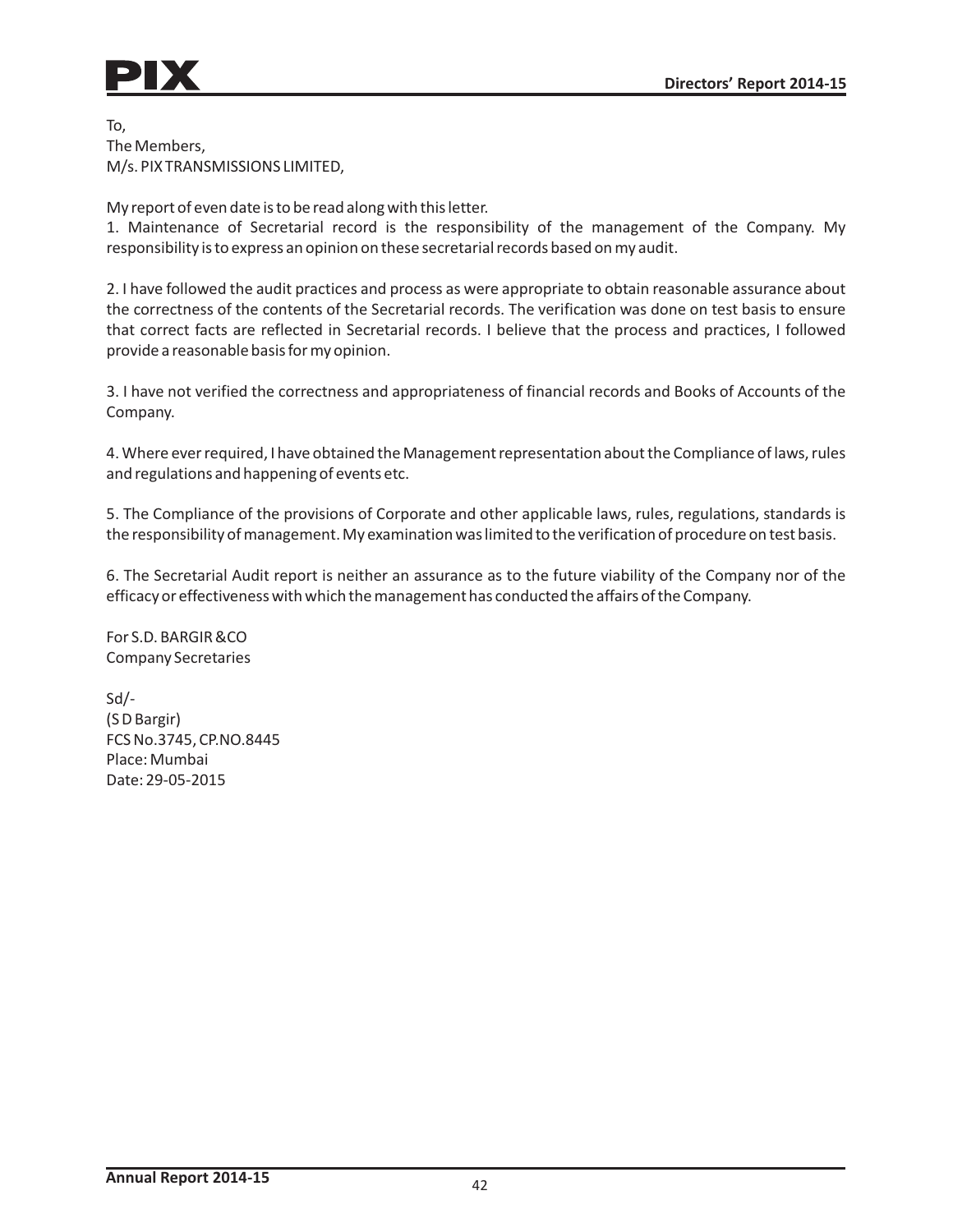To,
The Members,
M/s. PIX TRANSMISSIONS LIMITED,

My report of even date is to be read along with this letter.

1. Maintenance of Secretarial record is the responsibility of the management of the Company. My responsibility is to express an opinion on these secretarial records based on my audit.

2. I have followed the audit practices and process as were appropriate to obtain reasonable assurance about the correctness of the contents of the Secretarial records. The verification was done on test basis to ensure that correct facts are reflected in Secretarial records. I believe that the process and practices, I followed provide a reasonable basis for my opinion.

3. I have not verified the correctness and appropriateness of financial records and Books of Accounts of the Company.

4. Where ever required, I have obtained the Management representation about the Compliance of laws, rules and regulations and happening of events etc.

5. The Compliance of the provisions of Corporate and other applicable laws, rules, regulations, standards is the responsibility of management. My examination was limited to the verification of procedure on test basis.

6. The Secretarial Audit report is neither an assurance as to the future viability of the Company nor of the efficacy or effectiveness with which the management has conducted the affairs of the Company.

For S.D. BARGIR &CO
Company Secretaries

Sd/-
(S D Bargir)
FCS No.3745, CP.NO.8445
Place: Mumbai
Date: 29-05-2015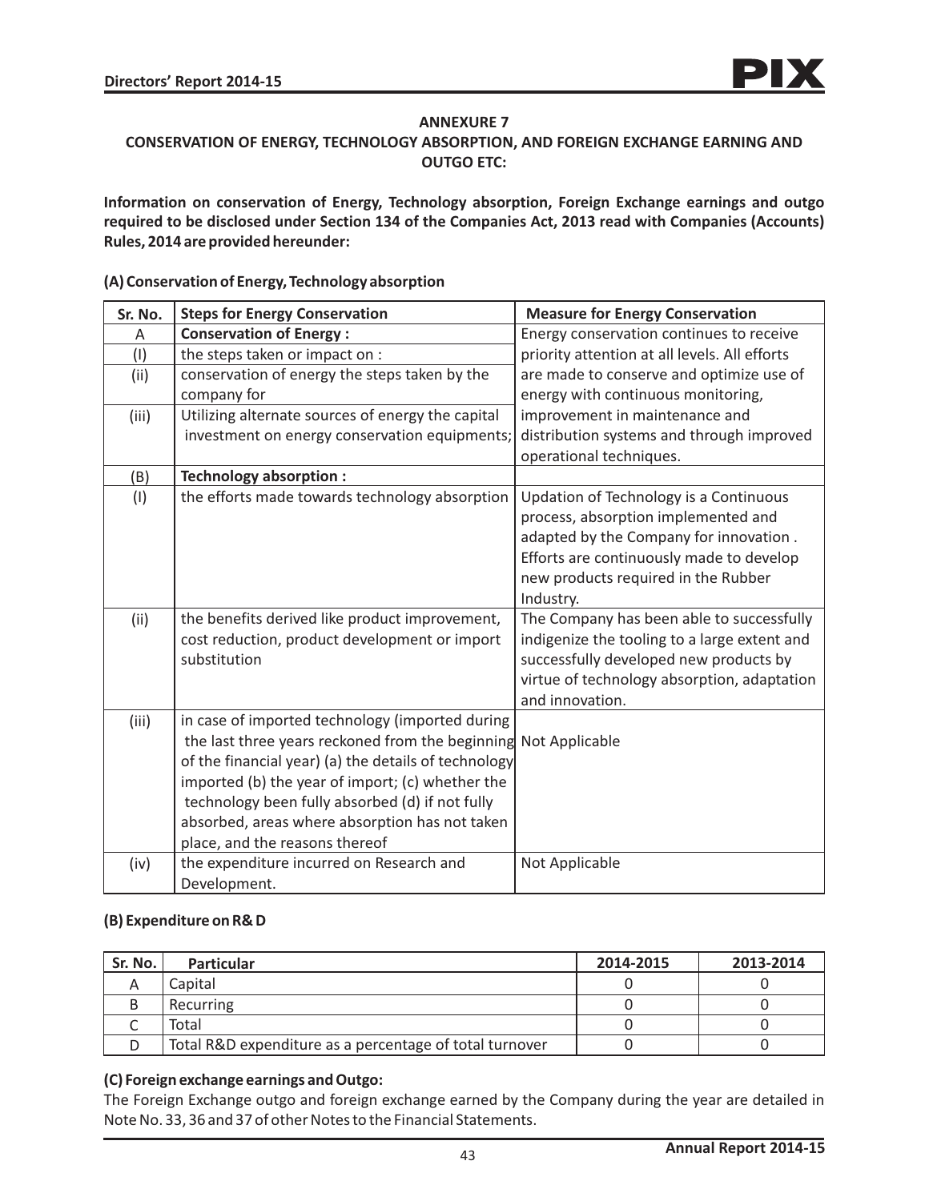## ANNEXURE 7

## CONSERVATION OF ENERGY, TECHNOLOGY ABSORPTION, AND FOREIGN EXCHANGE EARNING AND OUTGO ETC:

**Information on conservation of Energy, Technology absorption, Foreign Exchange earnings and outgo required to be disclosed under Section 134 of the Companies Act, 2013 read with Companies (Accounts) Rules, 2014 are provided hereunder:**

### (A) Conservation of Energy, Technology absorption

| Sr. No. | Steps for Energy Conservation | Measure for Energy Conservation |
|---|---|---|
| A | **Conservation of Energy :** | Energy conservation continues to receive priority attention at all levels. All efforts are made to conserve and optimize use of energy with continuous monitoring, improvement in maintenance and distribution systems and through improved operational techniques. |
| (I) | the steps taken or impact on : | |
| (ii) | conservation of energy the steps taken by the company for | |
| (iii) | Utilizing alternate sources of energy the capital investment on energy conservation equipments; | |
| (B) | **Technology absorption :** | |
| (I) | the efforts made towards technology absorption | Updation of Technology is a Continuous process, absorption implemented and adapted by the Company for innovation . Efforts are continuously made to develop new products required in the Rubber Industry. |
| (ii) | the benefits derived like product improvement, cost reduction, product development or import substitution | The Company has been able to successfully indigenize the tooling to a large extent and successfully developed new products by virtue of technology absorption, adaptation and innovation. |
| (iii) | in case of imported technology (imported during the last three years reckoned from the beginning of the financial year) (a) the details of technology imported (b) the year of import; (c) whether the technology been fully absorbed (d) if not fully absorbed, areas where absorption has not taken place, and the reasons thereof | Not Applicable |
| (iv) | the expenditure incurred on Research and Development. | Not Applicable |

### (B) Expenditure on R& D

| Sr. No. | Particular | 2014-2015 | 2013-2014 |
|---|---|---|---|
| A | Capital | 0 | 0 |
| B | Recurring | 0 | 0 |
| C | Total | 0 | 0 |
| D | Total R&D expenditure as a percentage of total turnover | 0 | 0 |

### (C) Foreign exchange earnings and Outgo:

The Foreign Exchange outgo and foreign exchange earned by the Company during the year are detailed in Note No. 33, 36 and 37 of other Notes to the Financial Statements.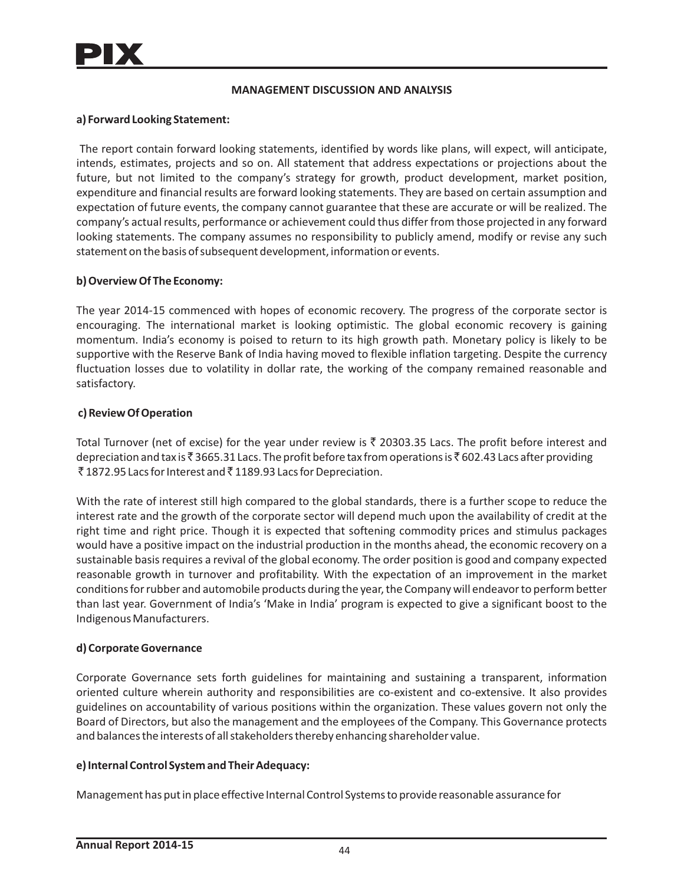## MANAGEMENT DISCUSSION AND ANALYSIS

**a) Forward Looking Statement:**

The report contain forward looking statements, identified by words like plans, will expect, will anticipate, intends, estimates, projects and so on. All statement that address expectations or projections about the future, but not limited to the company's strategy for growth, product development, market position, expenditure and financial results are forward looking statements. They are based on certain assumption and expectation of future events, the company cannot guarantee that these are accurate or will be realized. The company's actual results, performance or achievement could thus differ from those projected in any forward looking statements. The company assumes no responsibility to publicly amend, modify or revise any such statement on the basis of subsequent development, information or events.

**b) Overview Of The Economy:**

The year 2014-15 commenced with hopes of economic recovery. The progress of the corporate sector is encouraging. The international market is looking optimistic. The global economic recovery is gaining momentum. India's economy is poised to return to its high growth path. Monetary policy is likely to be supportive with the Reserve Bank of India having moved to flexible inflation targeting. Despite the currency fluctuation losses due to volatility in dollar rate, the working of the company remained reasonable and satisfactory.

**c) Review Of Operation**

Total Turnover (net of excise) for the year under review is ₹ 20303.35 Lacs. The profit before interest and depreciation and tax is ₹ 3665.31 Lacs. The profit before tax from operations is ₹ 602.43 Lacs after providing ₹ 1872.95 Lacs for Interest and ₹ 1189.93 Lacs for Depreciation.

With the rate of interest still high compared to the global standards, there is a further scope to reduce the interest rate and the growth of the corporate sector will depend much upon the availability of credit at the right time and right price. Though it is expected that softening commodity prices and stimulus packages would have a positive impact on the industrial production in the months ahead, the economic recovery on a sustainable basis requires a revival of the global economy. The order position is good and company expected reasonable growth in turnover and profitability. With the expectation of an improvement in the market conditions for rubber and automobile products during the year, the Company will endeavor to perform better than last year. Government of India's 'Make in India' program is expected to give a significant boost to the Indigenous Manufacturers.

**d) Corporate Governance**

Corporate Governance sets forth guidelines for maintaining and sustaining a transparent, information oriented culture wherein authority and responsibilities are co-existent and co-extensive. It also provides guidelines on accountability of various positions within the organization. These values govern not only the Board of Directors, but also the management and the employees of the Company. This Governance protects and balances the interests of all stakeholders thereby enhancing shareholder value.

**e) Internal Control System and Their Adequacy:**

Management has put in place effective Internal Control Systems to provide reasonable assurance for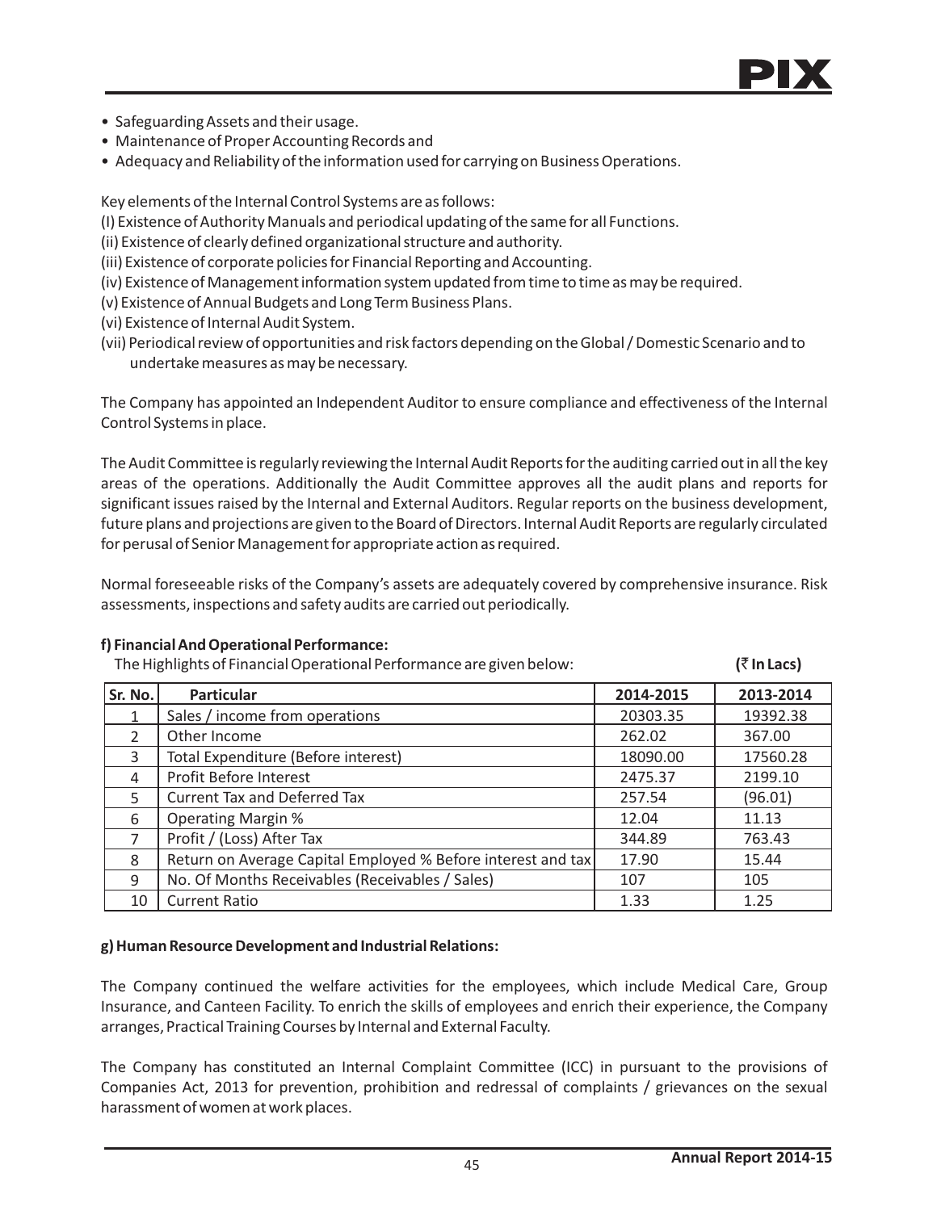- Safeguarding Assets and their usage.
- Maintenance of Proper Accounting Records and
- Adequacy and Reliability of the information used for carrying on Business Operations.

Key elements of the Internal Control Systems are as follows:

(I) Existence of Authority Manuals and periodical updating of the same for all Functions.

(ii) Existence of clearly defined organizational structure and authority.

(iii) Existence of corporate policies for Financial Reporting and Accounting.

(iv) Existence of Management information system updated from time to time as may be required.

(v) Existence of Annual Budgets and Long Term Business Plans.

(vi) Existence of Internal Audit System.

(vii) Periodical review of opportunities and risk factors depending on the Global / Domestic Scenario and to undertake measures as may be necessary.

The Company has appointed an Independent Auditor to ensure compliance and effectiveness of the Internal Control Systems in place.

The Audit Committee is regularly reviewing the Internal Audit Reports for the auditing carried out in all the key areas of the operations. Additionally the Audit Committee approves all the audit plans and reports for significant issues raised by the Internal and External Auditors. Regular reports on the business development, future plans and projections are given to the Board of Directors. Internal Audit Reports are regularly circulated for perusal of Senior Management for appropriate action as required.

Normal foreseeable risks of the Company's assets are adequately covered by comprehensive insurance. Risk assessments, inspections and safety audits are carried out periodically.

**f) Financial And Operational Performance:**

The Highlights of Financial Operational Performance are given below: **(₹ In Lacs)**

| Sr. No. | Particular | 2014-2015 | 2013-2014 |
|---|---|---|---|
| 1 | Sales / income from operations | 20303.35 | 19392.38 |
| 2 | Other Income | 262.02 | 367.00 |
| 3 | Total Expenditure (Before interest) | 18090.00 | 17560.28 |
| 4 | Profit Before Interest | 2475.37 | 2199.10 |
| 5 | Current Tax and Deferred Tax | 257.54 | (96.01) |
| 6 | Operating Margin % | 12.04 | 11.13 |
| 7 | Profit / (Loss) After Tax | 344.89 | 763.43 |
| 8 | Return on Average Capital Employed % Before interest and tax | 17.90 | 15.44 |
| 9 | No. Of Months Receivables (Receivables / Sales) | 107 | 105 |
| 10 | Current Ratio | 1.33 | 1.25 |

**g) Human Resource Development and Industrial Relations:**

The Company continued the welfare activities for the employees, which include Medical Care, Group Insurance, and Canteen Facility. To enrich the skills of employees and enrich their experience, the Company arranges, Practical Training Courses by Internal and External Faculty.

The Company has constituted an Internal Complaint Committee (ICC) in pursuant to the provisions of Companies Act, 2013 for prevention, prohibition and redressal of complaints / grievances on the sexual harassment of women at work places.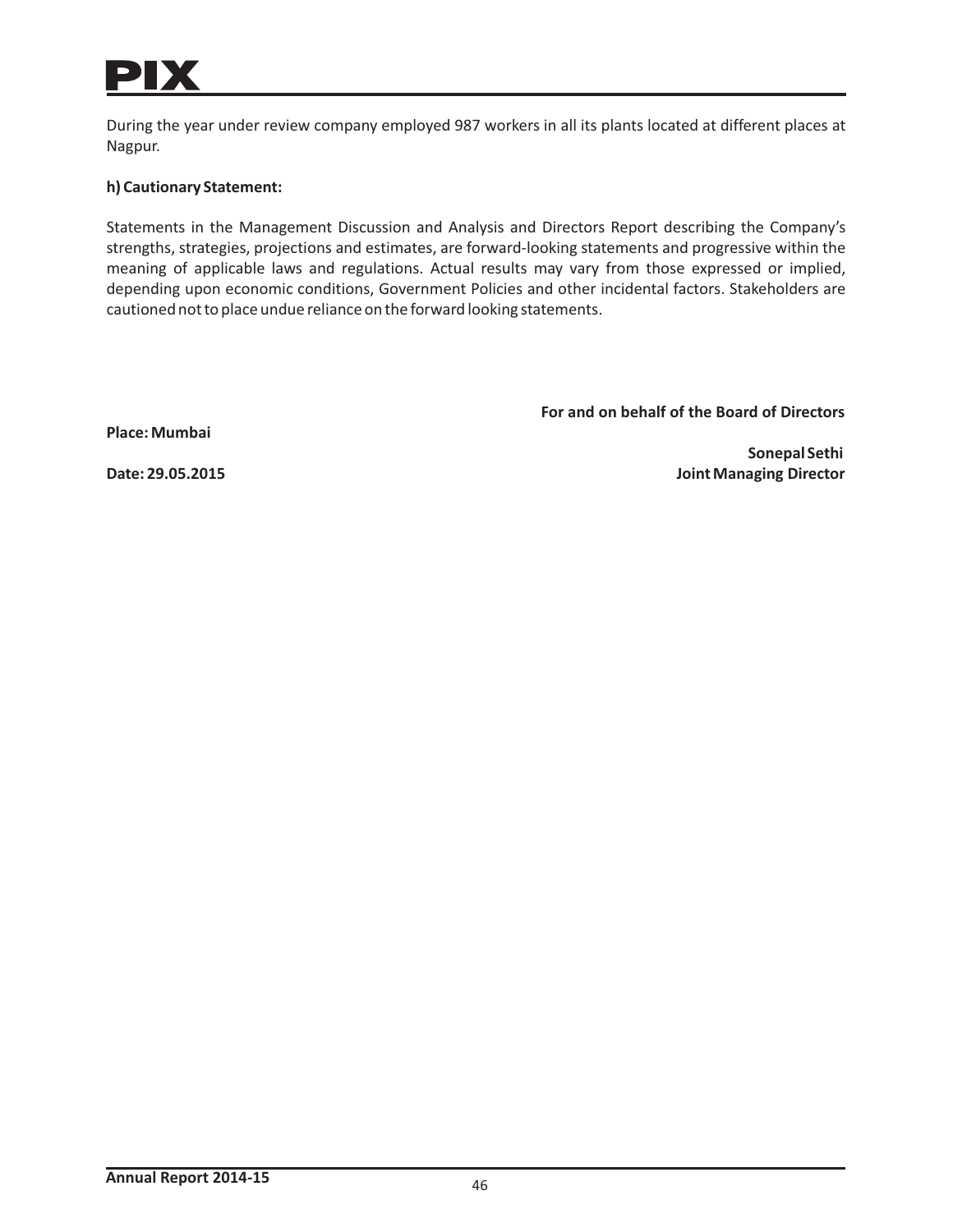During the year under review company employed 987 workers in all its plants located at different places at Nagpur.

**h) Cautionary Statement:**

Statements in the Management Discussion and Analysis and Directors Report describing the Company's strengths, strategies, projections and estimates, are forward-looking statements and progressive within the meaning of applicable laws and regulations. Actual results may vary from those expressed or implied, depending upon economic conditions, Government Policies and other incidental factors. Stakeholders are cautioned not to place undue reliance on the forward looking statements.

**For and on behalf of the Board of Directors**

**Place: Mumbai**

**Sonepal Sethi**
**Joint Managing Director**

**Date: 29.05.2015**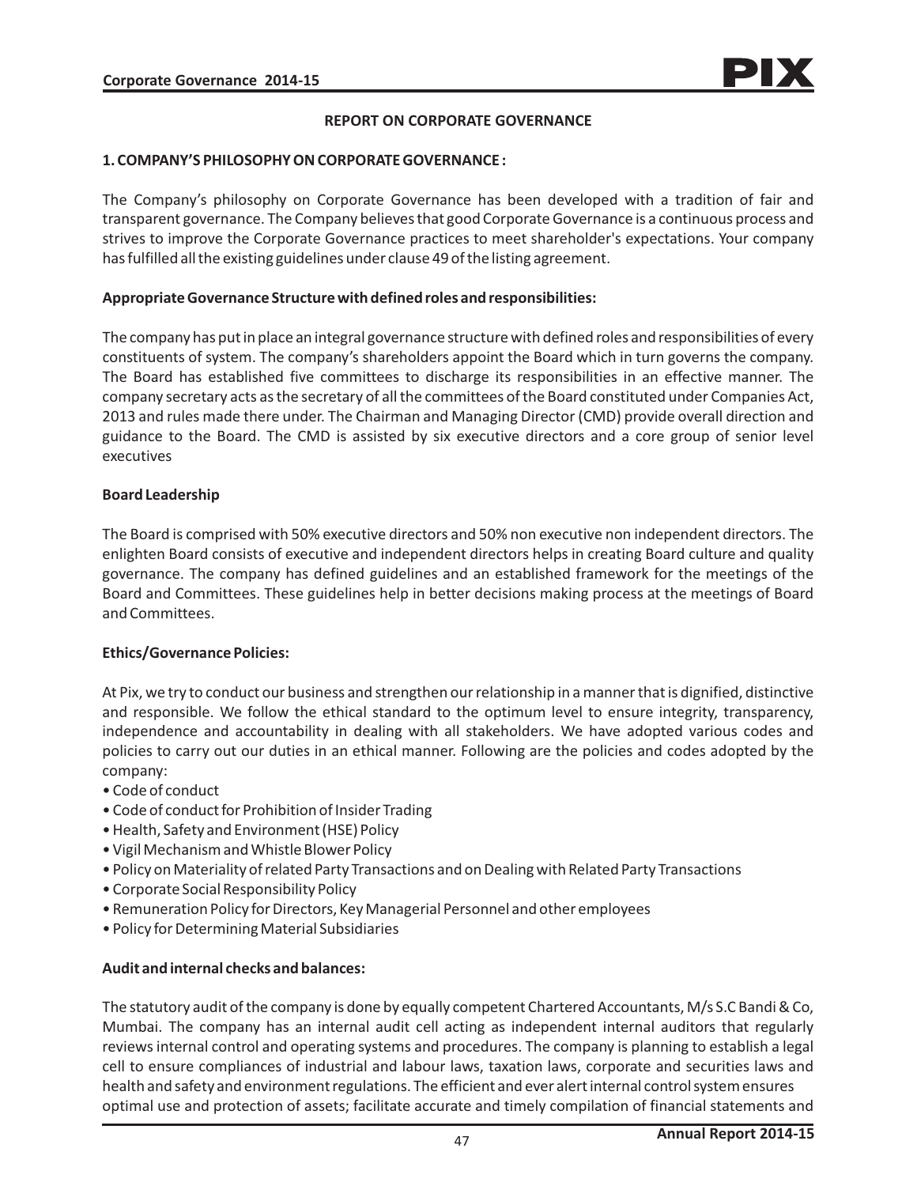## REPORT ON CORPORATE GOVERNANCE

### 1. COMPANY'S PHILOSOPHY ON CORPORATE GOVERNANCE :

The Company's philosophy on Corporate Governance has been developed with a tradition of fair and transparent governance. The Company believes that good Corporate Governance is a continuous process and strives to improve the Corporate Governance practices to meet shareholder's expectations. Your company has fulfilled all the existing guidelines under clause 49 of the listing agreement.

**Appropriate Governance Structure with defined roles and responsibilities:**

The company has put in place an integral governance structure with defined roles and responsibilities of every constituents of system. The company's shareholders appoint the Board which in turn governs the company. The Board has established five committees to discharge its responsibilities in an effective manner. The company secretary acts as the secretary of all the committees of the Board constituted under Companies Act, 2013 and rules made there under. The Chairman and Managing Director (CMD) provide overall direction and guidance to the Board. The CMD is assisted by six executive directors and a core group of senior level executives

**Board Leadership**

The Board is comprised with 50% executive directors and 50% non executive non independent directors. The enlighten Board consists of executive and independent directors helps in creating Board culture and quality governance. The company has defined guidelines and an established framework for the meetings of the Board and Committees. These guidelines help in better decisions making process at the meetings of Board and Committees.

**Ethics/Governance Policies:**

At Pix, we try to conduct our business and strengthen our relationship in a manner that is dignified, distinctive and responsible. We follow the ethical standard to the optimum level to ensure integrity, transparency, independence and accountability in dealing with all stakeholders. We have adopted various codes and policies to carry out our duties in an ethical manner. Following are the policies and codes adopted by the company:

- Code of conduct
- Code of conduct for Prohibition of Insider Trading
- Health, Safety and Environment (HSE) Policy
- Vigil Mechanism and Whistle Blower Policy
- Policy on Materiality of related Party Transactions and on Dealing with Related Party Transactions
- Corporate Social Responsibility Policy
- Remuneration Policy for Directors, Key Managerial Personnel and other employees
- Policy for Determining Material Subsidiaries

**Audit and internal checks and balances:**

The statutory audit of the company is done by equally competent Chartered Accountants, M/s S.C Bandi & Co, Mumbai. The company has an internal audit cell acting as independent internal auditors that regularly reviews internal control and operating systems and procedures. The company is planning to establish a legal cell to ensure compliances of industrial and labour laws, taxation laws, corporate and securities laws and health and safety and environment regulations. The efficient and ever alert internal control system ensures optimal use and protection of assets; facilitate accurate and timely compilation of financial statements and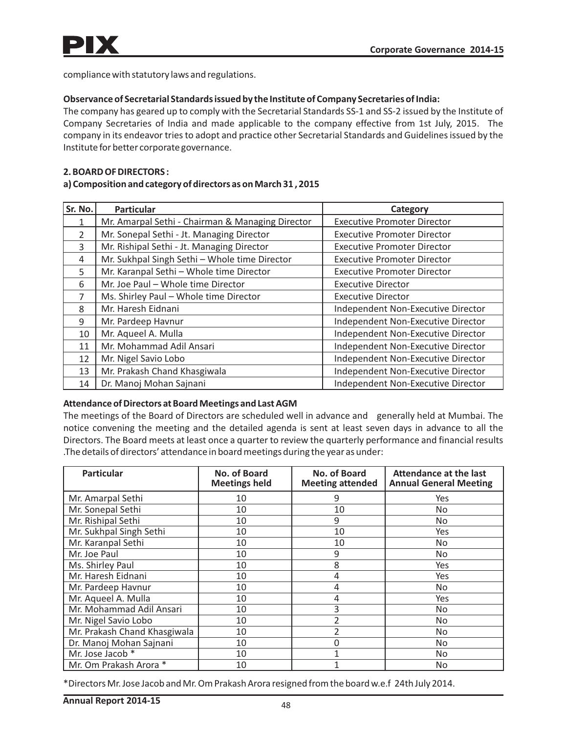compliance with statutory laws and regulations.

**Observance of Secretarial Standards issued by the Institute of Company Secretaries of India:**

The company has geared up to comply with the Secretarial Standards SS-1 and SS-2 issued by the Institute of Company Secretaries of India and made applicable to the company effective from 1st July, 2015. The company in its endeavor tries to adopt and practice other Secretarial Standards and Guidelines issued by the Institute for better corporate governance.

## 2. BOARD OF DIRECTORS :

### a) Composition and category of directors as on March 31 , 2015

| Sr. No. | Particular | Category |
|---|---|---|
| 1 | Mr. Amarpal Sethi - Chairman & Managing Director | Executive Promoter Director |
| 2 | Mr. Sonepal Sethi - Jt. Managing Director | Executive Promoter Director |
| 3 | Mr. Rishipal Sethi - Jt. Managing Director | Executive Promoter Director |
| 4 | Mr. Sukhpal Singh Sethi – Whole time Director | Executive Promoter Director |
| 5 | Mr. Karanpal Sethi – Whole time Director | Executive Promoter Director |
| 6 | Mr. Joe Paul – Whole time Director | Executive Director |
| 7 | Ms. Shirley Paul – Whole time Director | Executive Director |
| 8 | Mr. Haresh Eidnani | Independent Non-Executive Director |
| 9 | Mr. Pardeep Havnur | Independent Non-Executive Director |
| 10 | Mr. Aqueel A. Mulla | Independent Non-Executive Director |
| 11 | Mr. Mohammad Adil Ansari | Independent Non-Executive Director |
| 12 | Mr. Nigel Savio Lobo | Independent Non-Executive Director |
| 13 | Mr. Prakash Chand Khasgiwala | Independent Non-Executive Director |
| 14 | Dr. Manoj Mohan Sajnani | Independent Non-Executive Director |

**Attendance of Directors at Board Meetings and Last AGM**

The meetings of the Board of Directors are scheduled well in advance and generally held at Mumbai. The notice convening the meeting and the detailed agenda is sent at least seven days in advance to all the Directors. The Board meets at least once a quarter to review the quarterly performance and financial results .The details of directors' attendance in board meetings during the year as under:

| Particular | No. of Board Meetings held | No. of Board Meeting attended | Attendance at the last Annual General Meeting |
|---|---|---|---|
| Mr. Amarpal Sethi | 10 | 9 | Yes |
| Mr. Sonepal Sethi | 10 | 10 | No |
| Mr. Rishipal Sethi | 10 | 9 | No |
| Mr. Sukhpal Singh Sethi | 10 | 10 | Yes |
| Mr. Karanpal Sethi | 10 | 10 | No |
| Mr. Joe Paul | 10 | 9 | No |
| Ms. Shirley Paul | 10 | 8 | Yes |
| Mr. Haresh Eidnani | 10 | 4 | Yes |
| Mr. Pardeep Havnur | 10 | 4 | No |
| Mr. Aqueel A. Mulla | 10 | 4 | Yes |
| Mr. Mohammad Adil Ansari | 10 | 3 | No |
| Mr. Nigel Savio Lobo | 10 | 2 | No |
| Mr. Prakash Chand Khasgiwala | 10 | 2 | No |
| Dr. Manoj Mohan Sajnani | 10 | 0 | No |
| Mr. Jose Jacob * | 10 | 1 | No |
| Mr. Om Prakash Arora * | 10 | 1 | No |

*Directors Mr. Jose Jacob and Mr. Om Prakash Arora resigned from the board w.e.f 24th July 2014.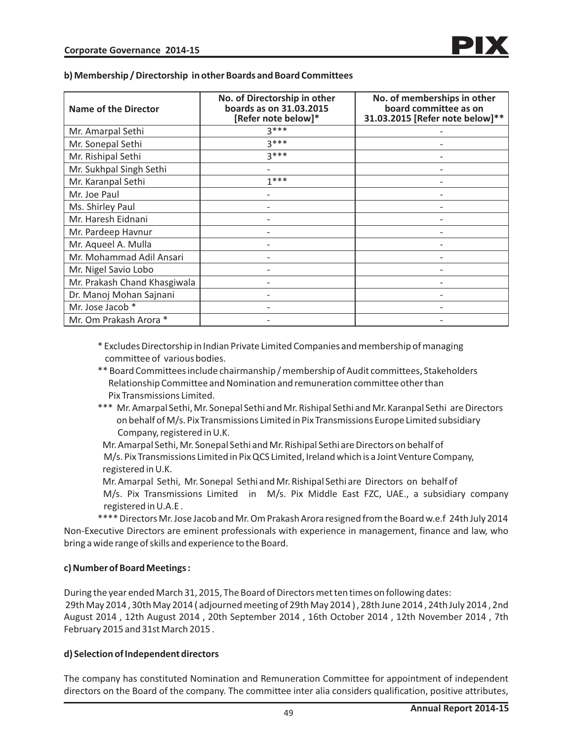### b) Membership / Directorship in other Boards and Board Committees

| Name of the Director | No. of Directorship in other boards as on 31.03.2015 [Refer note below]* | No. of memberships in other board committee as on 31.03.2015 [Refer note below]** |
|---|---|---|
| Mr. Amarpal Sethi | 3*** | - |
| Mr. Sonepal Sethi | 3*** | - |
| Mr. Rishipal Sethi | 3*** | - |
| Mr. Sukhpal Singh Sethi | - | - |
| Mr. Karanpal Sethi | 1*** | - |
| Mr. Joe Paul | - | - |
| Ms. Shirley Paul | - | - |
| Mr. Haresh Eidnani | - | - |
| Mr. Pardeep Havnur | - | - |
| Mr. Aqueel A. Mulla | - | - |
| Mr. Mohammad Adil Ansari | - | - |
| Mr. Nigel Savio Lobo | - | - |
| Mr. Prakash Chand Khasgiwala | - | - |
| Dr. Manoj Mohan Sajnani | - | - |
| Mr. Jose Jacob * | - | - |
| Mr. Om Prakash Arora * | - | - |

\* Excludes Directorship in Indian Private Limited Companies and membership of managing committee of various bodies.

** Board Committees include chairmanship / membership of Audit committees, Stakeholders Relationship Committee and Nomination and remuneration committee other than Pix Transmissions Limited.

*** Mr. Amarpal Sethi, Mr. Sonepal Sethi and Mr. Rishipal Sethi and Mr. Karanpal Sethi are Directors on behalf of M/s. Pix Transmissions Limited in Pix Transmissions Europe Limited subsidiary Company, registered in U.K.

Mr. Amarpal Sethi, Mr. Sonepal Sethi and Mr. Rishipal Sethi are Directors on behalf of M/s. Pix Transmissions Limited in Pix QCS Limited, Ireland which is a Joint Venture Company, registered in U.K.

Mr. Amarpal Sethi, Mr. Sonepal Sethi and Mr. Rishipal Sethi are Directors on behalf of M/s. Pix Transmissions Limited in M/s. Pix Middle East FZC, UAE., a subsidiary company registered in U.A.E .

**** Directors Mr. Jose Jacob and Mr. Om Prakash Arora resigned from the Board w.e.f 24th July 2014

Non-Executive Directors are eminent professionals with experience in management, finance and law, who bring a wide range of skills and experience to the Board.

### c) Number of Board Meetings :

During the year ended March 31, 2015, The Board of Directors met ten times on following dates:
29th May 2014 , 30th May 2014 ( adjourned meeting of 29th May 2014 ) , 28th June 2014 , 24th July 2014 , 2nd August 2014 , 12th August 2014 , 20th September 2014 , 16th October 2014 , 12th November 2014 , 7th February 2015 and 31st March 2015 .

### d) Selection of Independent directors

The company has constituted Nomination and Remuneration Committee for appointment of independent directors on the Board of the company. The committee inter alia considers qualification, positive attributes,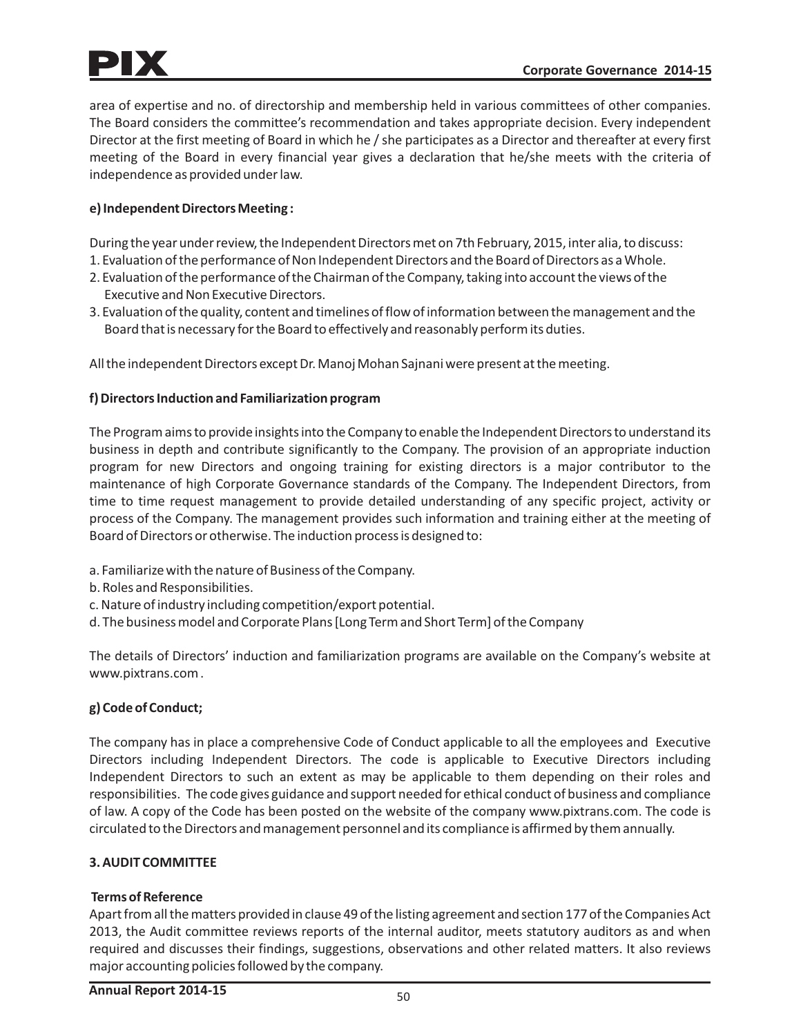area of expertise and no. of directorship and membership held in various committees of other companies. The Board considers the committee's recommendation and takes appropriate decision. Every independent Director at the first meeting of Board in which he / she participates as a Director and thereafter at every first meeting of the Board in every financial year gives a declaration that he/she meets with the criteria of independence as provided under law.

**e) Independent Directors Meeting :**

During the year under review, the Independent Directors met on 7th February, 2015, inter alia, to discuss:

1. Evaluation of the performance of Non Independent Directors and the Board of Directors as a Whole.
2. Evaluation of the performance of the Chairman of the Company, taking into account the views of the Executive and Non Executive Directors.
3. Evaluation of the quality, content and timelines of flow of information between the management and the Board that is necessary for the Board to effectively and reasonably perform its duties.

All the independent Directors except Dr. Manoj Mohan Sajnani were present at the meeting.

**f) Directors Induction and Familiarization program**

The Program aims to provide insights into the Company to enable the Independent Directors to understand its business in depth and contribute significantly to the Company. The provision of an appropriate induction program for new Directors and ongoing training for existing directors is a major contributor to the maintenance of high Corporate Governance standards of the Company. The Independent Directors, from time to time request management to provide detailed understanding of any specific project, activity or process of the Company. The management provides such information and training either at the meeting of Board of Directors or otherwise. The induction process is designed to:

a. Familiarize with the nature of Business of the Company.
b. Roles and Responsibilities.
c. Nature of industry including competition/export potential.
d. The business model and Corporate Plans [Long Term and Short Term] of the Company

The details of Directors' induction and familiarization programs are available on the Company's website at www.pixtrans.com .

**g) Code of Conduct;**

The company has in place a comprehensive Code of Conduct applicable to all the employees and Executive Directors including Independent Directors. The code is applicable to Executive Directors including Independent Directors to such an extent as may be applicable to them depending on their roles and responsibilities. The code gives guidance and support needed for ethical conduct of business and compliance of law. A copy of the Code has been posted on the website of the company www.pixtrans.com. The code is circulated to the Directors and management personnel and its compliance is affirmed by them annually.

**3. AUDIT COMMITTEE**

**Terms of Reference**

Apart from all the matters provided in clause 49 of the listing agreement and section 177 of the Companies Act 2013, the Audit committee reviews reports of the internal auditor, meets statutory auditors as and when required and discusses their findings, suggestions, observations and other related matters. It also reviews major accounting policies followed by the company.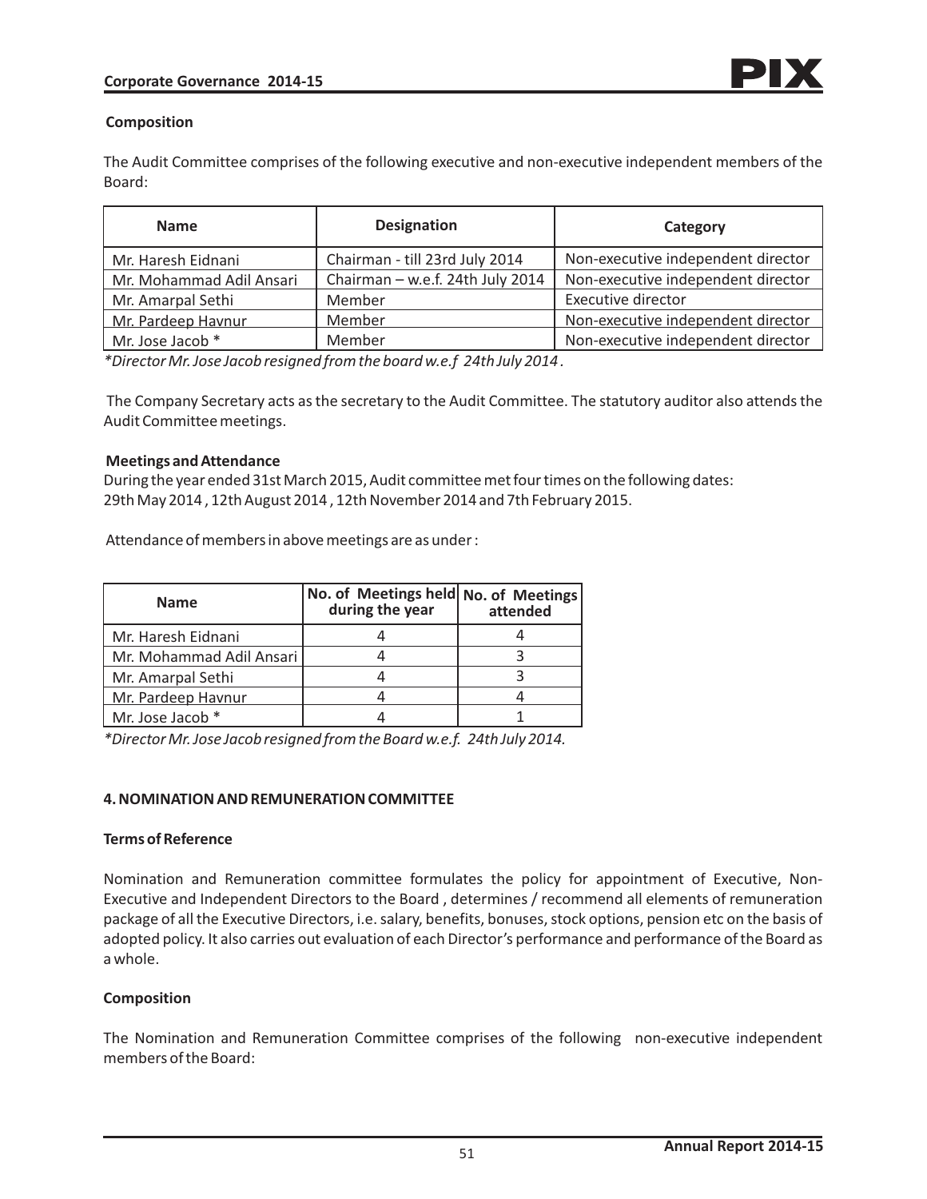**Composition**

The Audit Committee comprises of the following executive and non-executive independent members of the Board:

| Name | Designation | Category |
|---|---|---|
| Mr. Haresh Eidnani | Chairman - till 23rd July 2014 | Non-executive independent director |
| Mr. Mohammad Adil Ansari | Chairman – w.e.f. 24th July 2014 | Non-executive independent director |
| Mr. Amarpal Sethi | Member | Executive director |
| Mr. Pardeep Havnur | Member | Non-executive independent director |
| Mr. Jose Jacob * | Member | Non-executive independent director |

*\*Director Mr. Jose Jacob resigned from the board w.e.f 24th July 2014.*

The Company Secretary acts as the secretary to the Audit Committee. The statutory auditor also attends the Audit Committee meetings.

**Meetings and Attendance**

During the year ended 31st March 2015, Audit committee met four times on the following dates:
29th May 2014 , 12th August 2014 , 12th November 2014 and 7th February 2015.

Attendance of members in above meetings are as under :

| Name | No. of Meetings held during the year | No. of Meetings attended |
|---|---|---|
| Mr. Haresh Eidnani | 4 | 4 |
| Mr. Mohammad Adil Ansari | 4 | 3 |
| Mr. Amarpal Sethi | 4 | 3 |
| Mr. Pardeep Havnur | 4 | 4 |
| Mr. Jose Jacob * | 4 | 1 |

*\*Director Mr. Jose Jacob resigned from the Board w.e.f. 24th July 2014.*

## 4. NOMINATION AND REMUNERATION COMMITTEE

**Terms of Reference**

Nomination and Remuneration committee formulates the policy for appointment of Executive, Non-Executive and Independent Directors to the Board , determines / recommend all elements of remuneration package of all the Executive Directors, i.e. salary, benefits, bonuses, stock options, pension etc on the basis of adopted policy. It also carries out evaluation of each Director's performance and performance of the Board as a whole.

**Composition**

The Nomination and Remuneration Committee comprises of the following non-executive independent members of the Board: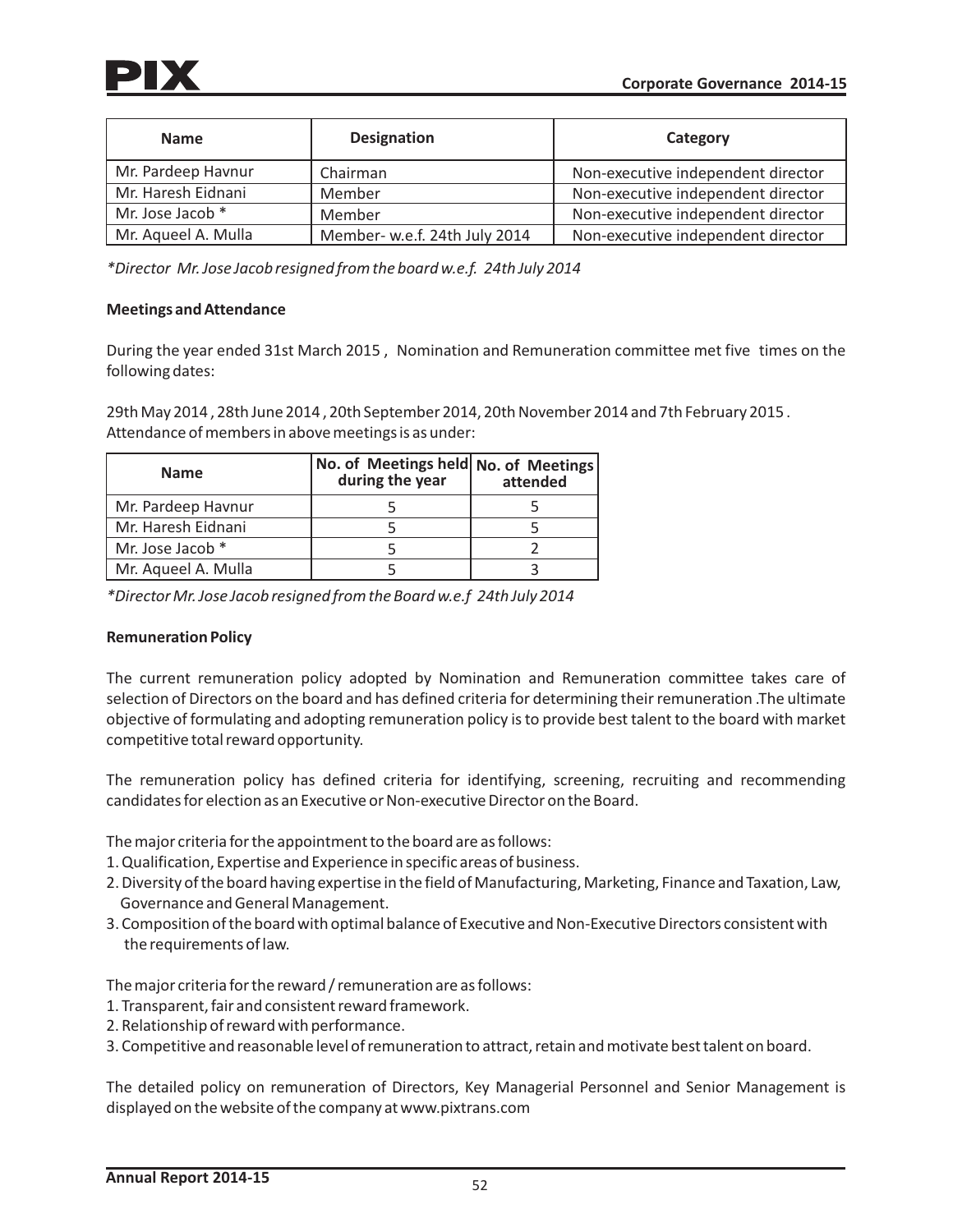| Name | Designation | Category |
|---|---|---|
| Mr. Pardeep Havnur | Chairman | Non-executive independent director |
| Mr. Haresh Eidnani | Member | Non-executive independent director |
| Mr. Jose Jacob * | Member | Non-executive independent director |
| Mr. Aqueel A. Mulla | Member- w.e.f. 24th July 2014 | Non-executive independent director |

*\*Director Mr. Jose Jacob resigned from the board w.e.f. 24th July 2014*

**Meetings and Attendance**

During the year ended 31st March 2015 , Nomination and Remuneration committee met five times on the following dates:

29th May 2014 , 28th June 2014 , 20th September 2014, 20th November 2014 and 7th February 2015 . Attendance of members in above meetings is as under:

| Name | No. of Meetings held during the year | No. of Meetings attended |
|---|---|---|
| Mr. Pardeep Havnur | 5 | 5 |
| Mr. Haresh Eidnani | 5 | 5 |
| Mr. Jose Jacob * | 5 | 2 |
| Mr. Aqueel A. Mulla | 5 | 3 |

*\*Director Mr. Jose Jacob resigned from the Board w.e.f 24th July 2014*

**Remuneration Policy**

The current remuneration policy adopted by Nomination and Remuneration committee takes care of selection of Directors on the board and has defined criteria for determining their remuneration .The ultimate objective of formulating and adopting remuneration policy is to provide best talent to the board with market competitive total reward opportunity.

The remuneration policy has defined criteria for identifying, screening, recruiting and recommending candidates for election as an Executive or Non-executive Director on the Board.

The major criteria for the appointment to the board are as follows:

1. Qualification, Expertise and Experience in specific areas of business.
2. Diversity of the board having expertise in the field of Manufacturing, Marketing, Finance and Taxation, Law, Governance and General Management.
3. Composition of the board with optimal balance of Executive and Non-Executive Directors consistent with the requirements of law.

The major criteria for the reward / remuneration are as follows:

1. Transparent, fair and consistent reward framework.
2. Relationship of reward with performance.
3. Competitive and reasonable level of remuneration to attract, retain and motivate best talent on board.

The detailed policy on remuneration of Directors, Key Managerial Personnel and Senior Management is displayed on the website of the company at www.pixtrans.com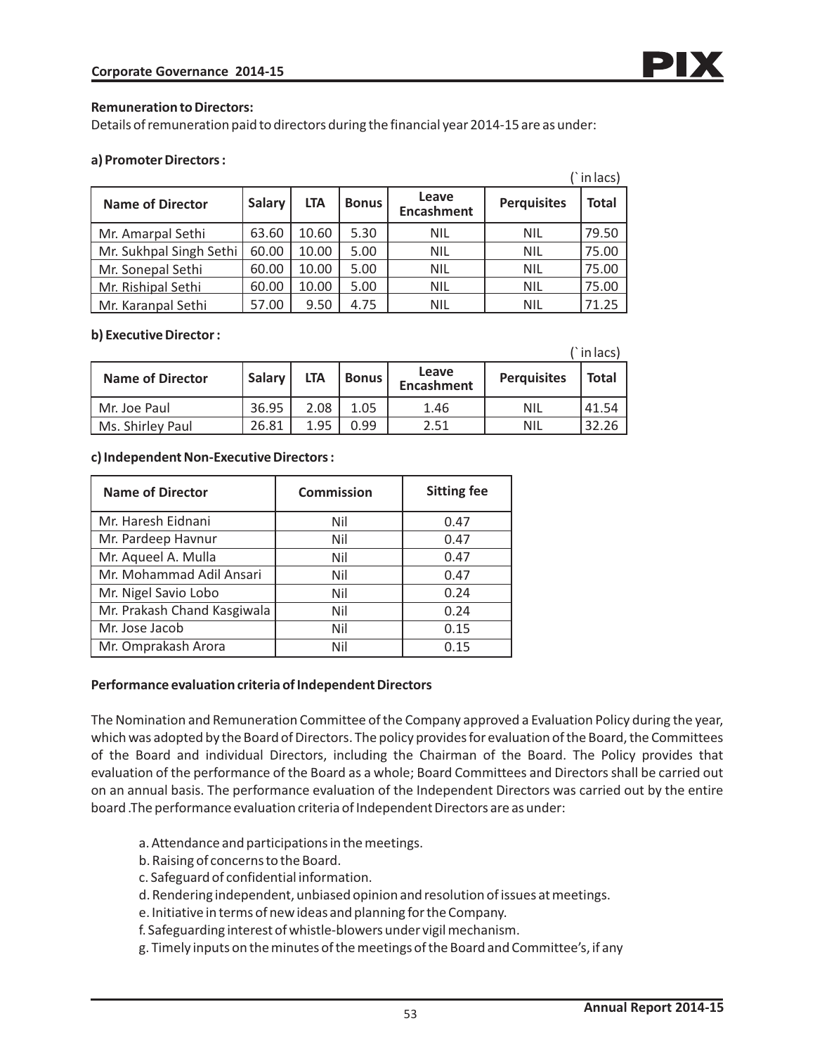### Remuneration to Directors:

Details of remuneration paid to directors during the financial year 2014-15 are as under:

#### a) Promoter Directors :

(` in lacs)

| Name of Director | Salary | LTA | Bonus | Leave Encashment | Perquisites | Total |
|---|---|---|---|---|---|---|
| Mr. Amarpal Sethi | 63.60 | 10.60 | 5.30 | NIL | NIL | 79.50 |
| Mr. Sukhpal Singh Sethi | 60.00 | 10.00 | 5.00 | NIL | NIL | 75.00 |
| Mr. Sonepal Sethi | 60.00 | 10.00 | 5.00 | NIL | NIL | 75.00 |
| Mr. Rishipal Sethi | 60.00 | 10.00 | 5.00 | NIL | NIL | 75.00 |
| Mr. Karanpal Sethi | 57.00 | 9.50 | 4.75 | NIL | NIL | 71.25 |

#### b) Executive Director :

(` in lacs)

| Name of Director | Salary | LTA | Bonus | Leave Encashment | Perquisites | Total |
|---|---|---|---|---|---|---|
| Mr. Joe Paul | 36.95 | 2.08 | 1.05 | 1.46 | NIL | 41.54 |
| Ms. Shirley Paul | 26.81 | 1.95 | 0.99 | 2.51 | NIL | 32.26 |

#### c) Independent Non-Executive Directors :

| Name of Director | Commission | Sitting fee |
|---|---|---|
| Mr. Haresh Eidnani | Nil | 0.47 |
| Mr. Pardeep Havnur | Nil | 0.47 |
| Mr. Aqueel A. Mulla | Nil | 0.47 |
| Mr. Mohammad Adil Ansari | Nil | 0.47 |
| Mr. Nigel Savio Lobo | Nil | 0.24 |
| Mr. Prakash Chand Kasgiwala | Nil | 0.24 |
| Mr. Jose Jacob | Nil | 0.15 |
| Mr. Omprakash Arora | Nil | 0.15 |

### Performance evaluation criteria of Independent Directors

The Nomination and Remuneration Committee of the Company approved a Evaluation Policy during the year, which was adopted by the Board of Directors. The policy provides for evaluation of the Board, the Committees of the Board and individual Directors, including the Chairman of the Board. The Policy provides that evaluation of the performance of the Board as a whole; Board Committees and Directors shall be carried out on an annual basis. The performance evaluation of the Independent Directors was carried out by the entire board .The performance evaluation criteria of Independent Directors are as under:

a. Attendance and participations in the meetings.
b. Raising of concerns to the Board.
c. Safeguard of confidential information.
d. Rendering independent, unbiased opinion and resolution of issues at meetings.
e. Initiative in terms of new ideas and planning for the Company.
f. Safeguarding interest of whistle-blowers under vigil mechanism.
g. Timely inputs on the minutes of the meetings of the Board and Committee's, if any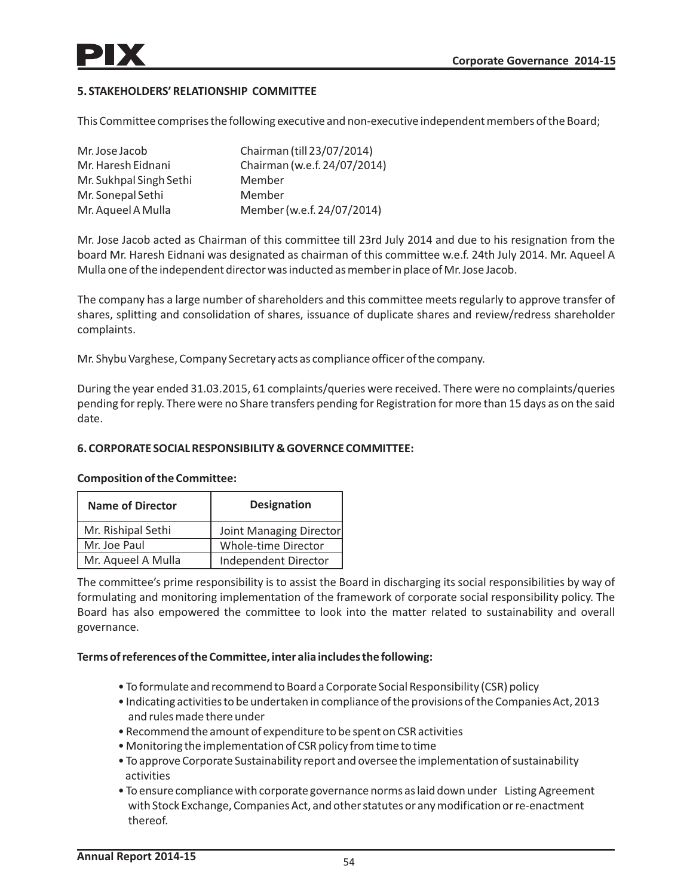## 5. STAKEHOLDERS' RELATIONSHIP COMMITTEE

This Committee comprises the following executive and non-executive independent members of the Board;

| | |
|---|---|
| Mr. Jose Jacob | Chairman (till 23/07/2014) |
| Mr. Haresh Eidnani | Chairman (w.e.f. 24/07/2014) |
| Mr. Sukhpal Singh Sethi | Member |
| Mr. Sonepal Sethi | Member |
| Mr. Aqueel A Mulla | Member (w.e.f. 24/07/2014) |

Mr. Jose Jacob acted as Chairman of this committee till 23rd July 2014 and due to his resignation from the board Mr. Haresh Eidnani was designated as chairman of this committee w.e.f. 24th July 2014. Mr. Aqueel A Mulla one of the independent director was inducted as member in place of Mr. Jose Jacob.

The company has a large number of shareholders and this committee meets regularly to approve transfer of shares, splitting and consolidation of shares, issuance of duplicate shares and review/redress shareholder complaints.

Mr. Shybu Varghese, Company Secretary acts as compliance officer of the company.

During the year ended 31.03.2015, 61 complaints/queries were received. There were no complaints/queries pending for reply. There were no Share transfers pending for Registration for more than 15 days as on the said date.

## 6. CORPORATE SOCIAL RESPONSIBILITY & GOVERNCE COMMITTEE:

**Composition of the Committee:**

| Name of Director | Designation |
|---|---|
| Mr. Rishipal Sethi | Joint Managing Director |
| Mr. Joe Paul | Whole-time Director |
| Mr. Aqueel A Mulla | Independent Director |

The committee's prime responsibility is to assist the Board in discharging its social responsibilities by way of formulating and monitoring implementation of the framework of corporate social responsibility policy. The Board has also empowered the committee to look into the matter related to sustainability and overall governance.

**Terms of references of the Committee, inter alia includes the following:**

- To formulate and recommend to Board a Corporate Social Responsibility (CSR) policy
- Indicating activities to be undertaken in compliance of the provisions of the Companies Act, 2013 and rules made there under
- Recommend the amount of expenditure to be spent on CSR activities
- Monitoring the implementation of CSR policy from time to time
- To approve Corporate Sustainability report and oversee the implementation of sustainability activities
- To ensure compliance with corporate governance norms as laid down under Listing Agreement with Stock Exchange, Companies Act, and other statutes or any modification or re-enactment thereof.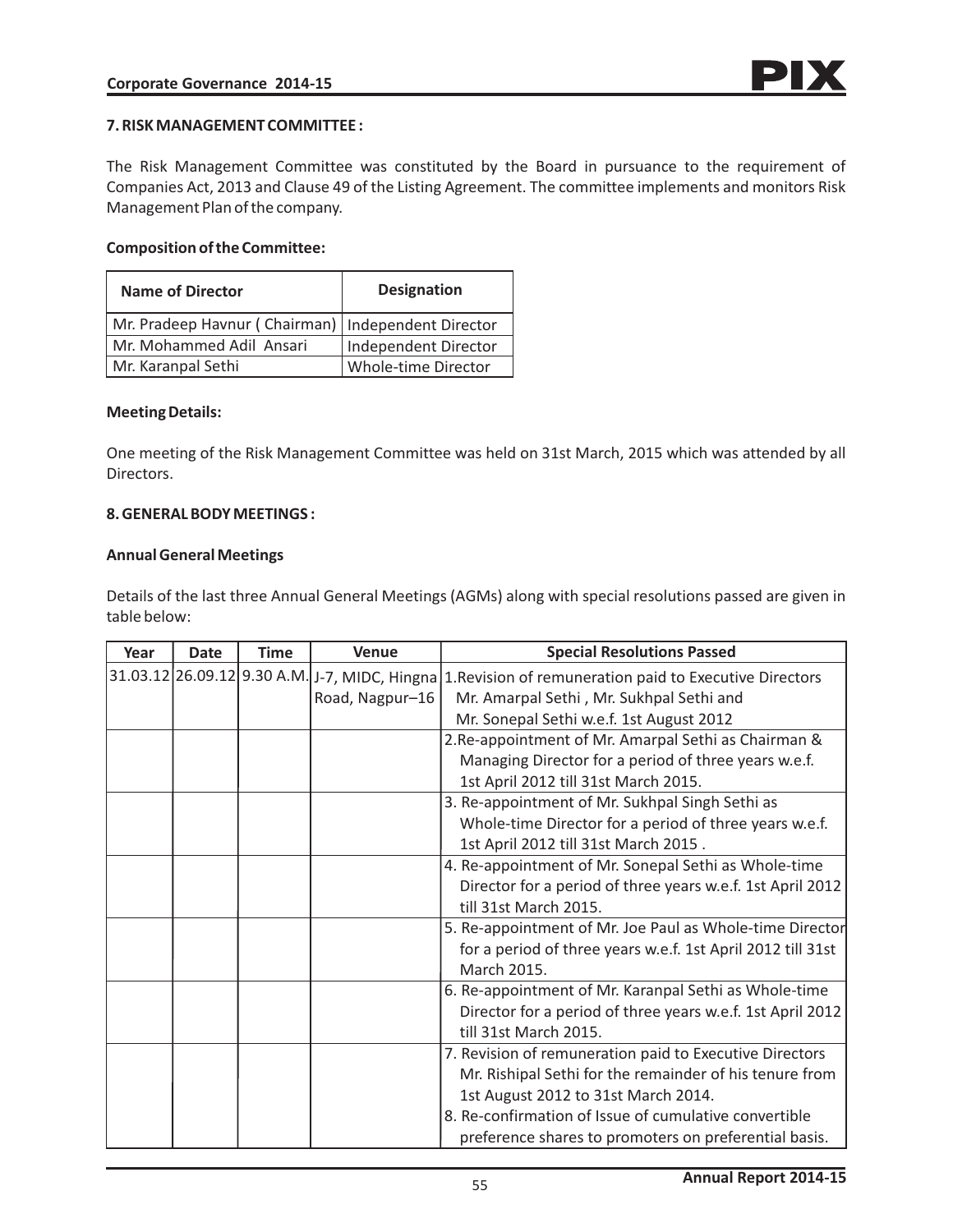## 7. RISK MANAGEMENT COMMITTEE :

The Risk Management Committee was constituted by the Board in pursuance to the requirement of Companies Act, 2013 and Clause 49 of the Listing Agreement. The committee implements and monitors Risk Management Plan of the company.

**Composition of the Committee:**

| Name of Director | Designation |
|---|---|
| Mr. Pradeep Havnur ( Chairman) | Independent Director |
| Mr. Mohammed Adil Ansari | Independent Director |
| Mr. Karanpal Sethi | Whole-time Director |

**Meeting Details:**

One meeting of the Risk Management Committee was held on 31st March, 2015 which was attended by all Directors.

## 8. GENERAL BODY MEETINGS :

**Annual General Meetings**

Details of the last three Annual General Meetings (AGMs) along with special resolutions passed are given in table below:

| Year | Date | Time | Venue | Special Resolutions Passed |
|---|---|---|---|---|
| 31.03.12 | 26.09.12 | 9.30 A.M. | J-7, MIDC, Hingna Road, Nagpur–16 | 1.Revision of remuneration paid to Executive Directors Mr. Amarpal Sethi , Mr. Sukhpal Sethi and Mr. Sonepal Sethi w.e.f. 1st August 2012 |
| | | | | 2.Re-appointment of Mr. Amarpal Sethi as Chairman & Managing Director for a period of three years w.e.f. 1st April 2012 till 31st March 2015. |
| | | | | 3. Re-appointment of Mr. Sukhpal Singh Sethi as Whole-time Director for a period of three years w.e.f. 1st April 2012 till 31st March 2015 . |
| | | | | 4. Re-appointment of Mr. Sonepal Sethi as Whole-time Director for a period of three years w.e.f. 1st April 2012 till 31st March 2015. |
| | | | | 5. Re-appointment of Mr. Joe Paul as Whole-time Director for a period of three years w.e.f. 1st April 2012 till 31st March 2015. |
| | | | | 6. Re-appointment of Mr. Karanpal Sethi as Whole-time Director for a period of three years w.e.f. 1st April 2012 till 31st March 2015. |
| | | | | 7. Revision of remuneration paid to Executive Directors Mr. Rishipal Sethi for the remainder of his tenure from 1st August 2012 to 31st March 2014.<br>8. Re-confirmation of Issue of cumulative convertible preference shares to promoters on preferential basis. |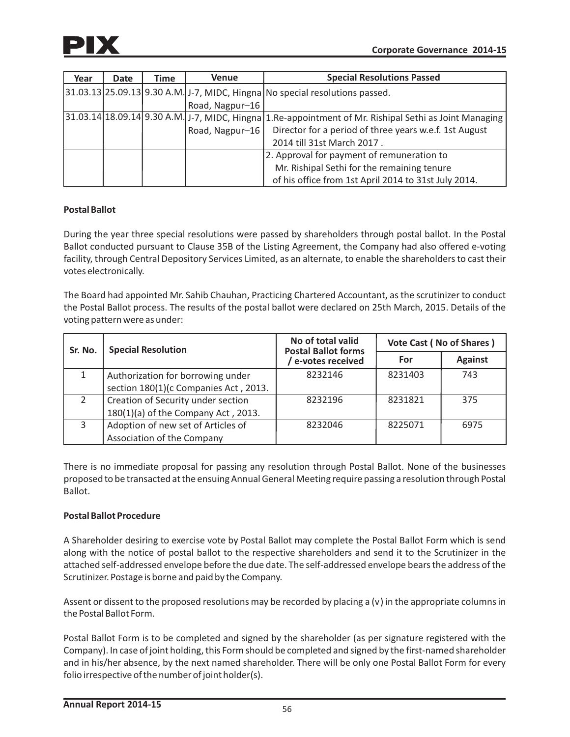| Year | Date | Time | Venue | Special Resolutions Passed |
|---|---|---|---|---|
| 31.03.13 | 25.09.13 | 9.30 A.M. | J-7, MIDC, Hingna Road, Nagpur–16 | No special resolutions passed. |
| 31.03.14 | 18.09.14 | 9.30 A.M. | J-7, MIDC, Hingna Road, Nagpur–16 | 1.Re-appointment of Mr. Rishipal Sethi as Joint Managing Director for a period of three years w.e.f. 1st August 2014 till 31st March 2017 . |
| | | | | 2. Approval for payment of remuneration to Mr. Rishipal Sethi for the remaining tenure of his office from 1st April 2014 to 31st July 2014. |

**Postal Ballot**

During the year three special resolutions were passed by shareholders through postal ballot. In the Postal Ballot conducted pursuant to Clause 35B of the Listing Agreement, the Company had also offered e-voting facility, through Central Depository Services Limited, as an alternate, to enable the shareholders to cast their votes electronically.

The Board had appointed Mr. Sahib Chauhan, Practicing Chartered Accountant, as the scrutinizer to conduct the Postal Ballot process. The results of the postal ballot were declared on 25th March, 2015. Details of the voting pattern were as under:

| Sr. No. | Special Resolution | No of total valid Postal Ballot forms / e-votes received | Vote Cast ( No of Shares ) | |
|---|---|---|---|---|
| | | | For | Against |
| 1 | Authorization for borrowing under section 180(1)(c Companies Act , 2013. | 8232146 | 8231403 | 743 |
| 2 | Creation of Security under section 180(1)(a) of the Company Act , 2013. | 8232196 | 8231821 | 375 |
| 3 | Adoption of new set of Articles of Association of the Company | 8232046 | 8225071 | 6975 |

There is no immediate proposal for passing any resolution through Postal Ballot. None of the businesses proposed to be transacted at the ensuing Annual General Meeting require passing a resolution through Postal Ballot.

**Postal Ballot Procedure**

A Shareholder desiring to exercise vote by Postal Ballot may complete the Postal Ballot Form which is send along with the notice of postal ballot to the respective shareholders and send it to the Scrutinizer in the attached self-addressed envelope before the due date. The self-addressed envelope bears the address of the Scrutinizer. Postage is borne and paid by the Company.

Assent or dissent to the proposed resolutions may be recorded by placing a (v) in the appropriate columns in the Postal Ballot Form.

Postal Ballot Form is to be completed and signed by the shareholder (as per signature registered with the Company). In case of joint holding, this Form should be completed and signed by the first-named shareholder and in his/her absence, by the next named shareholder. There will be only one Postal Ballot Form for every folio irrespective of the number of joint holder(s).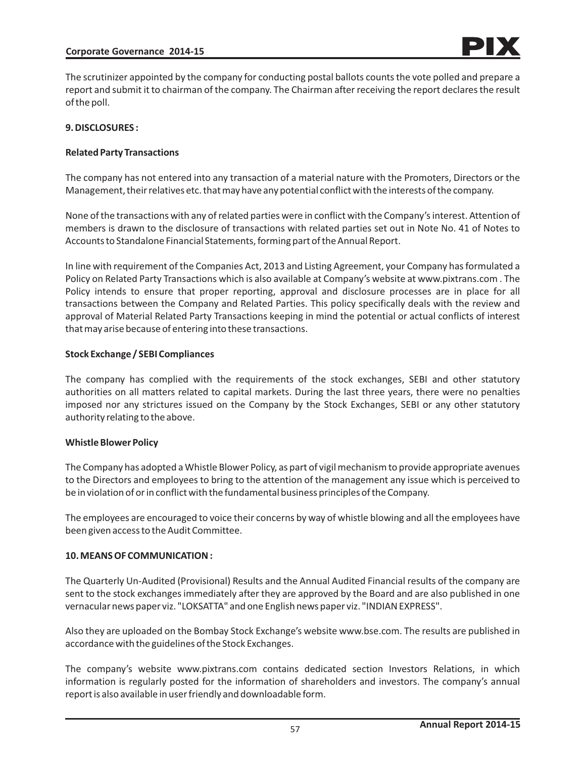The scrutinizer appointed by the company for conducting postal ballots counts the vote polled and prepare a report and submit it to chairman of the company. The Chairman after receiving the report declares the result of the poll.

**9. DISCLOSURES :**

**Related Party Transactions**

The company has not entered into any transaction of a material nature with the Promoters, Directors or the Management, their relatives etc. that may have any potential conflict with the interests of the company.

None of the transactions with any of related parties were in conflict with the Company's interest. Attention of members is drawn to the disclosure of transactions with related parties set out in Note No. 41 of Notes to Accounts to Standalone Financial Statements, forming part of the Annual Report.

In line with requirement of the Companies Act, 2013 and Listing Agreement, your Company has formulated a Policy on Related Party Transactions which is also available at Company's website at www.pixtrans.com . The Policy intends to ensure that proper reporting, approval and disclosure processes are in place for all transactions between the Company and Related Parties. This policy specifically deals with the review and approval of Material Related Party Transactions keeping in mind the potential or actual conflicts of interest that may arise because of entering into these transactions.

**Stock Exchange / SEBI Compliances**

The company has complied with the requirements of the stock exchanges, SEBI and other statutory authorities on all matters related to capital markets. During the last three years, there were no penalties imposed nor any strictures issued on the Company by the Stock Exchanges, SEBI or any other statutory authority relating to the above.

**Whistle Blower Policy**

The Company has adopted a Whistle Blower Policy, as part of vigil mechanism to provide appropriate avenues to the Directors and employees to bring to the attention of the management any issue which is perceived to be in violation of or in conflict with the fundamental business principles of the Company.

The employees are encouraged to voice their concerns by way of whistle blowing and all the employees have been given access to the Audit Committee.

**10. MEANS OF COMMUNICATION :**

The Quarterly Un-Audited (Provisional) Results and the Annual Audited Financial results of the company are sent to the stock exchanges immediately after they are approved by the Board and are also published in one vernacular news paper viz. "LOKSATTA" and one English news paper viz. "INDIAN EXPRESS".

Also they are uploaded on the Bombay Stock Exchange's website www.bse.com. The results are published in accordance with the guidelines of the Stock Exchanges.

The company's website www.pixtrans.com contains dedicated section Investors Relations, in which information is regularly posted for the information of shareholders and investors. The company's annual report is also available in user friendly and downloadable form.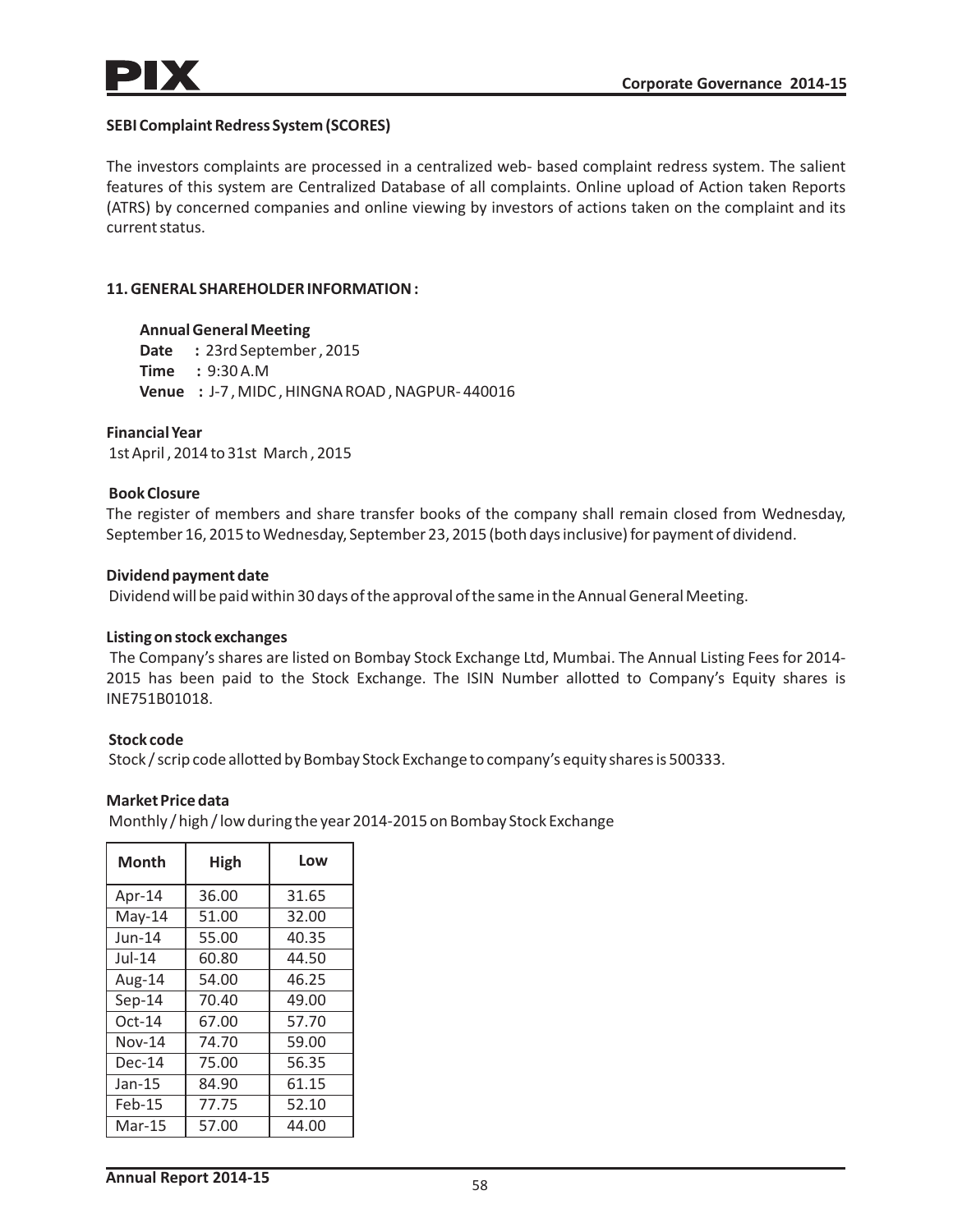### SEBI Complaint Redress System (SCORES)

The investors complaints are processed in a centralized web- based complaint redress system. The salient features of this system are Centralized Database of all complaints. Online upload of Action taken Reports (ATRS) by concerned companies and online viewing by investors of actions taken on the complaint and its current status.

## 11. GENERAL SHAREHOLDER INFORMATION :

**Annual General Meeting**

**Date** : 23rd September , 2015
**Time** : 9:30 A.M
**Venue** : J-7 , MIDC , HINGNA ROAD , NAGPUR- 440016

**Financial Year**

1st April , 2014 to 31st March , 2015

**Book Closure**

The register of members and share transfer books of the company shall remain closed from Wednesday, September 16, 2015 to Wednesday, September 23, 2015 (both days inclusive) for payment of dividend.

**Dividend payment date**

Dividend will be paid within 30 days of the approval of the same in the Annual General Meeting.

**Listing on stock exchanges**

The Company's shares are listed on Bombay Stock Exchange Ltd, Mumbai. The Annual Listing Fees for 2014-2015 has been paid to the Stock Exchange. The ISIN Number allotted to Company's Equity shares is INE751B01018.

**Stock code**

Stock / scrip code allotted by Bombay Stock Exchange to company's equity shares is 500333.

**Market Price data**

Monthly / high / low during the year 2014-2015 on Bombay Stock Exchange

| Month | High | Low |
|---|---|---|
| Apr-14 | 36.00 | 31.65 |
| May-14 | 51.00 | 32.00 |
| Jun-14 | 55.00 | 40.35 |
| Jul-14 | 60.80 | 44.50 |
| Aug-14 | 54.00 | 46.25 |
| Sep-14 | 70.40 | 49.00 |
| Oct-14 | 67.00 | 57.70 |
| Nov-14 | 74.70 | 59.00 |
| Dec-14 | 75.00 | 56.35 |
| Jan-15 | 84.90 | 61.15 |
| Feb-15 | 77.75 | 52.10 |
| Mar-15 | 57.00 | 44.00 |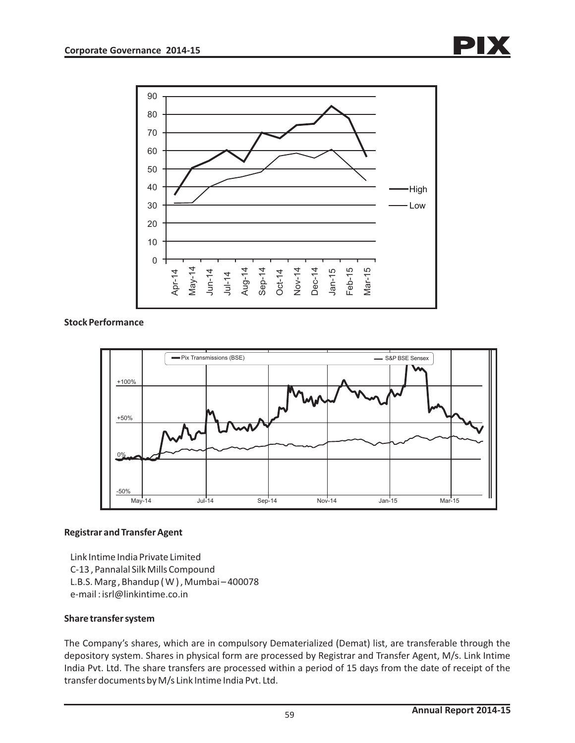**Stock Performance**

**Registrar and Transfer Agent**

Link Intime India Private Limited
C-13 , Pannalal Silk Mills Compound
L.B.S. Marg , Bhandup ( W ) , Mumbai – 400078
e-mail : isrl@linkintime.co.in

**Share transfer system**

The Company's shares, which are in compulsory Dematerialized (Demat) list, are transferable through the depository system. Shares in physical form are processed by Registrar and Transfer Agent, M/s. Link Intime India Pvt. Ltd. The share transfers are processed within a period of 15 days from the date of receipt of the transfer documents by M/s Link Intime India Pvt. Ltd.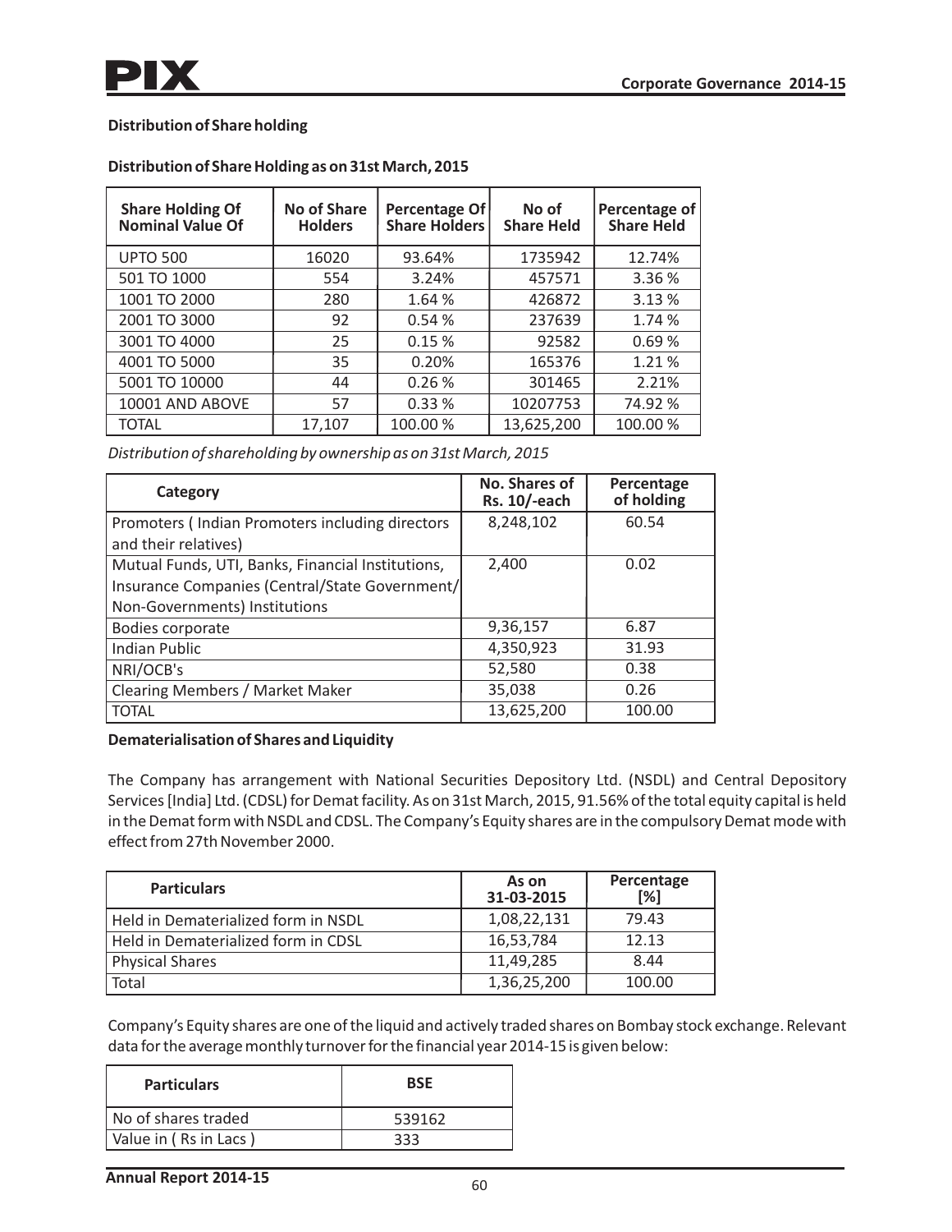## Distribution of Share holding

### Distribution of Share Holding as on 31st March, 2015

| Share Holding Of Nominal Value Of | No of Share Holders | Percentage Of Share Holders | No of Share Held | Percentage of Share Held |
|---|---|---|---|---|
| UPTO 500 | 16020 | 93.64% | 1735942 | 12.74% |
| 501 TO 1000 | 554 | 3.24% | 457571 | 3.36 % |
| 1001 TO 2000 | 280 | 1.64 % | 426872 | 3.13 % |
| 2001 TO 3000 | 92 | 0.54 % | 237639 | 1.74 % |
| 3001 TO 4000 | 25 | 0.15 % | 92582 | 0.69 % |
| 4001 TO 5000 | 35 | 0.20% | 165376 | 1.21 % |
| 5001 TO 10000 | 44 | 0.26 % | 301465 | 2.21% |
| 10001 AND ABOVE | 57 | 0.33 % | 10207753 | 74.92 % |
| TOTAL | 17,107 | 100.00 % | 13,625,200 | 100.00 % |

*Distribution of shareholding by ownership as on 31st March, 2015*

| Category | No. Shares of Rs. 10/-each | Percentage of holding |
|---|---|---|
| Promoters ( Indian Promoters including directors and their relatives) | 8,248,102 | 60.54 |
| Mutual Funds, UTI, Banks, Financial Institutions, Insurance Companies (Central/State Government/ Non-Governments) Institutions | 2,400 | 0.02 |
| Bodies corporate | 9,36,157 | 6.87 |
| Indian Public | 4,350,923 | 31.93 |
| NRI/OCB's | 52,580 | 0.38 |
| Clearing Members / Market Maker | 35,038 | 0.26 |
| TOTAL | 13,625,200 | 100.00 |

### Dematerialisation of Shares and Liquidity

The Company has arrangement with National Securities Depository Ltd. (NSDL) and Central Depository Services [India] Ltd. (CDSL) for Demat facility. As on 31st March, 2015, 91.56% of the total equity capital is held in the Demat form with NSDL and CDSL. The Company's Equity shares are in the compulsory Demat mode with effect from 27th November 2000.

| Particulars | As on 31-03-2015 | Percentage [%] |
|---|---|---|
| Held in Dematerialized form in NSDL | 1,08,22,131 | 79.43 |
| Held in Dematerialized form in CDSL | 16,53,784 | 12.13 |
| Physical Shares | 11,49,285 | 8.44 |
| Total | 1,36,25,200 | 100.00 |

Company's Equity shares are one of the liquid and actively traded shares on Bombay stock exchange. Relevant data for the average monthly turnover for the financial year 2014-15 is given below:

| Particulars | BSE |
|---|---|
| No of shares traded | 539162 |
| Value in ( Rs in Lacs ) | 333 |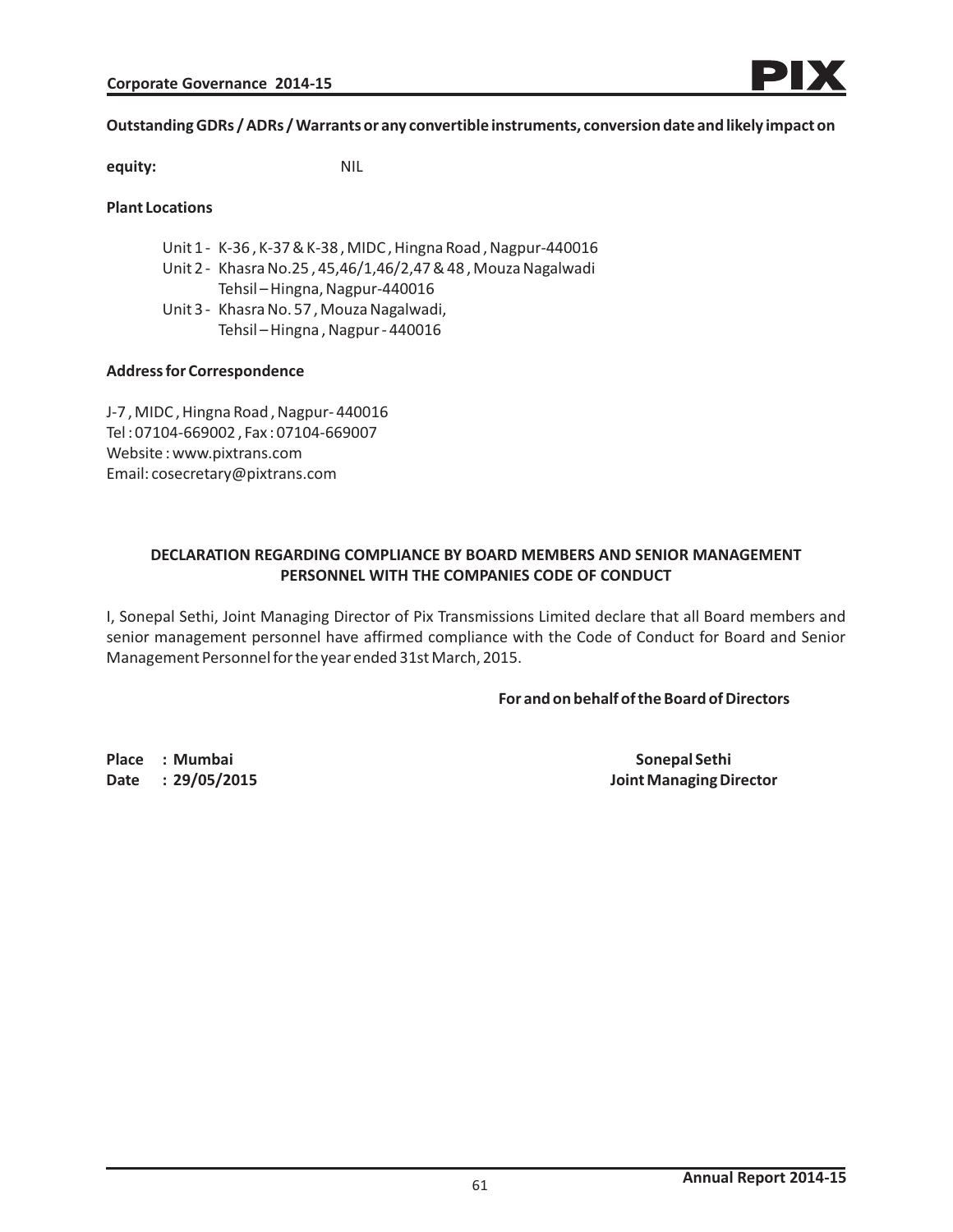**Outstanding GDRs / ADRs / Warrants or any convertible instruments, conversion date and likely impact on equity:** NIL

**Plant Locations**

Unit 1 - K-36 , K-37 & K-38 , MIDC , Hingna Road , Nagpur-440016
Unit 2 - Khasra No.25 , 45,46/1,46/2,47 & 48 , Mouza Nagalwadi
Tehsil – Hingna, Nagpur-440016
Unit 3 - Khasra No. 57 , Mouza Nagalwadi,
Tehsil – Hingna , Nagpur - 440016

**Address for Correspondence**

J-7 , MIDC , Hingna Road , Nagpur- 440016
Tel : 07104-669002 , Fax : 07104-669007
Website : www.pixtrans.com
Email: cosecretary@pixtrans.com

**DECLARATION REGARDING COMPLIANCE BY BOARD MEMBERS AND SENIOR MANAGEMENT PERSONNEL WITH THE COMPANIES CODE OF CONDUCT**

I, Sonepal Sethi, Joint Managing Director of Pix Transmissions Limited declare that all Board members and senior management personnel have affirmed compliance with the Code of Conduct for Board and Senior Management Personnel for the year ended 31st March, 2015.

**For and on behalf of the Board of Directors**

**Place : Mumbai**
**Date : 29/05/2015**

**Sonepal Sethi**
**Joint Managing Director**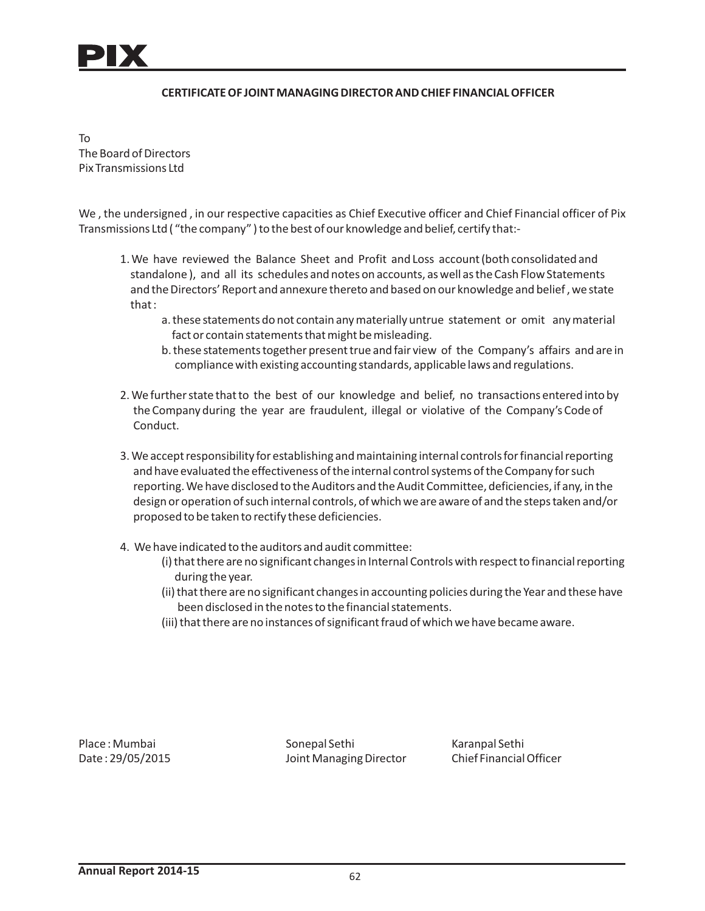## CERTIFICATE OF JOINT MANAGING DIRECTOR AND CHIEF FINANCIAL OFFICER

To
The Board of Directors
Pix Transmissions Ltd

We , the undersigned , in our respective capacities as Chief Executive officer and Chief Financial officer of Pix Transmissions Ltd ( "the company" ) to the best of our knowledge and belief, certify that:-

1. We have reviewed the Balance Sheet and Profit and Loss account (both consolidated and standalone ), and all its schedules and notes on accounts, as well as the Cash Flow Statements and the Directors' Report and annexure thereto and based on our knowledge and belief , we state that :
   a. these statements do not contain any materially untrue statement or omit any material fact or contain statements that might be misleading.
   b. these statements together present true and fair view of the Company's affairs and are in compliance with existing accounting standards, applicable laws and regulations.

2. We further state that to the best of our knowledge and belief, no transactions entered into by the Company during the year are fraudulent, illegal or violative of the Company's Code of Conduct.

3. We accept responsibility for establishing and maintaining internal controls for financial reporting and have evaluated the effectiveness of the internal control systems of the Company for such reporting. We have disclosed to the Auditors and the Audit Committee, deficiencies, if any, in the design or operation of such internal controls, of which we are aware of and the steps taken and/or proposed to be taken to rectify these deficiencies.

4. We have indicated to the auditors and audit committee:
   (i) that there are no significant changes in Internal Controls with respect to financial reporting during the year.
   (ii) that there are no significant changes in accounting policies during the Year and these have been disclosed in the notes to the financial statements.
   (iii) that there are no instances of significant fraud of which we have became aware.

| | | |
|---|---|---|
| Place : Mumbai | Sonepal Sethi | Karanpal Sethi |
| Date : 29/05/2015 | Joint Managing Director | Chief Financial Officer |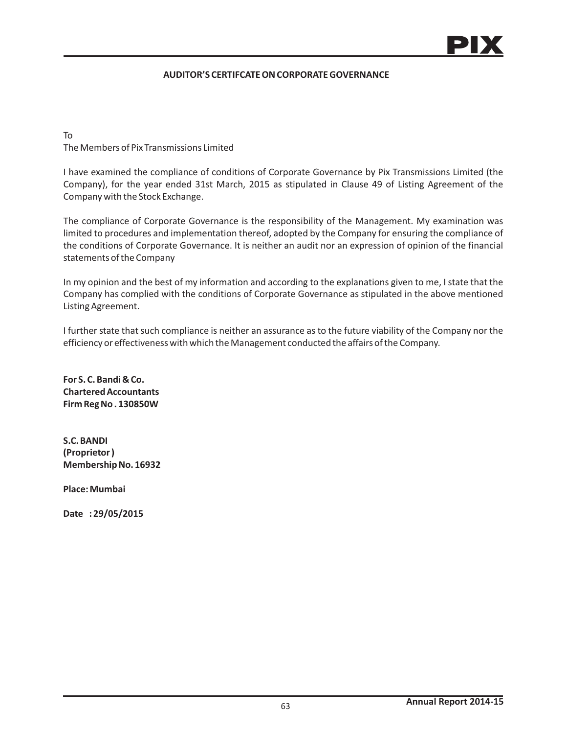## AUDITOR'S CERTIFCATE ON CORPORATE GOVERNANCE

To
The Members of Pix Transmissions Limited

I have examined the compliance of conditions of Corporate Governance by Pix Transmissions Limited (the Company), for the year ended 31st March, 2015 as stipulated in Clause 49 of Listing Agreement of the Company with the Stock Exchange.

The compliance of Corporate Governance is the responsibility of the Management. My examination was limited to procedures and implementation thereof, adopted by the Company for ensuring the compliance of the conditions of Corporate Governance. It is neither an audit nor an expression of opinion of the financial statements of the Company

In my opinion and the best of my information and according to the explanations given to me, I state that the Company has complied with the conditions of Corporate Governance as stipulated in the above mentioned Listing Agreement.

I further state that such compliance is neither an assurance as to the future viability of the Company nor the efficiency or effectiveness with which the Management conducted the affairs of the Company.

**For S. C. Bandi & Co.**
**Chartered Accountants**
**Firm Reg No . 130850W**

**S.C. BANDI**
**(Proprietor )**
**Membership No. 16932**

**Place: Mumbai**

**Date : 29/05/2015**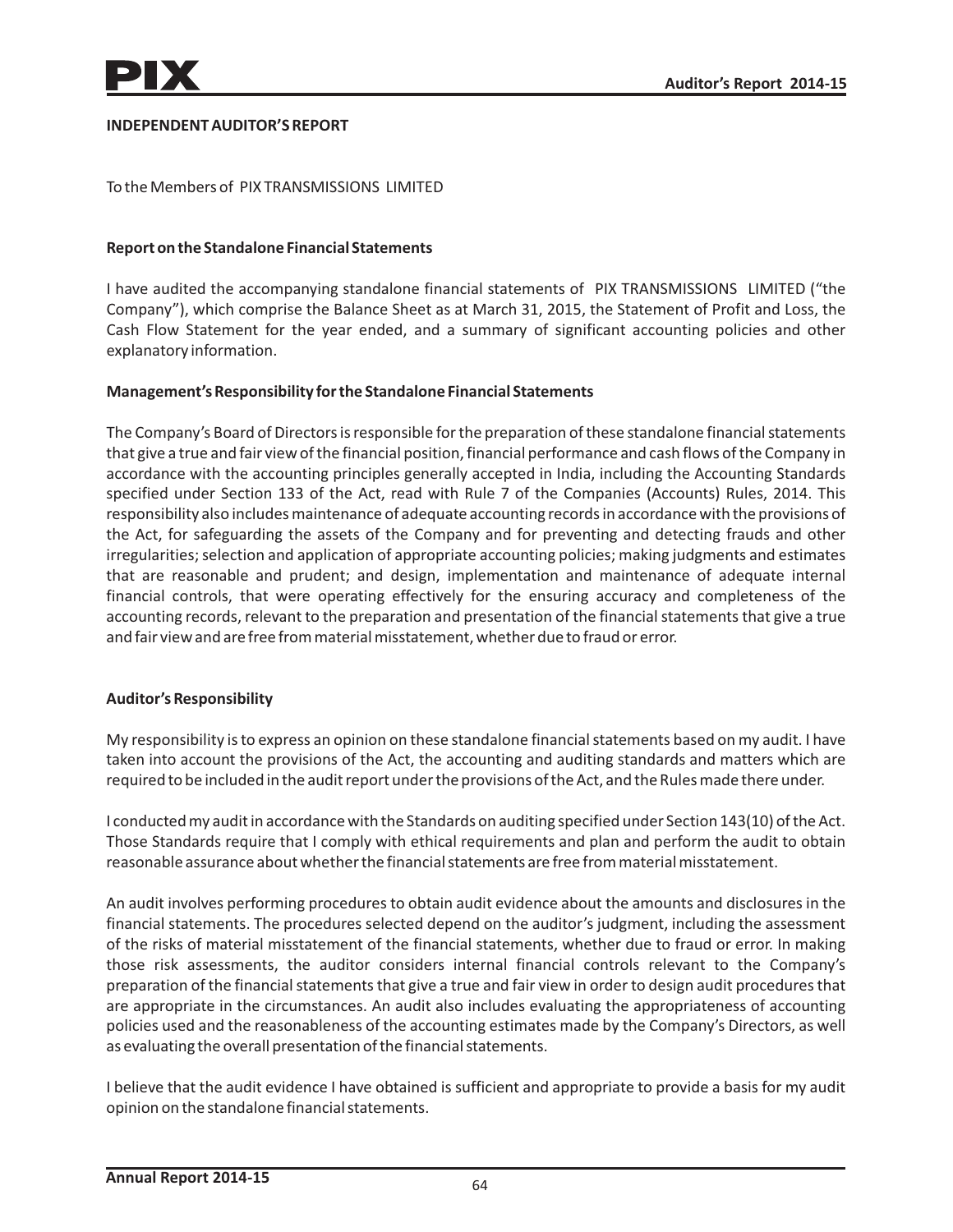## INDEPENDENT AUDITOR'S REPORT

To the Members of PIX TRANSMISSIONS LIMITED

### Report on the Standalone Financial Statements

I have audited the accompanying standalone financial statements of PIX TRANSMISSIONS LIMITED ("the Company"), which comprise the Balance Sheet as at March 31, 2015, the Statement of Profit and Loss, the Cash Flow Statement for the year ended, and a summary of significant accounting policies and other explanatory information.

### Management's Responsibility for the Standalone Financial Statements

The Company's Board of Directors is responsible for the preparation of these standalone financial statements that give a true and fair view of the financial position, financial performance and cash flows of the Company in accordance with the accounting principles generally accepted in India, including the Accounting Standards specified under Section 133 of the Act, read with Rule 7 of the Companies (Accounts) Rules, 2014. This responsibility also includes maintenance of adequate accounting records in accordance with the provisions of the Act, for safeguarding the assets of the Company and for preventing and detecting frauds and other irregularities; selection and application of appropriate accounting policies; making judgments and estimates that are reasonable and prudent; and design, implementation and maintenance of adequate internal financial controls, that were operating effectively for the ensuring accuracy and completeness of the accounting records, relevant to the preparation and presentation of the financial statements that give a true and fair view and are free from material misstatement, whether due to fraud or error.

### Auditor's Responsibility

My responsibility is to express an opinion on these standalone financial statements based on my audit. I have taken into account the provisions of the Act, the accounting and auditing standards and matters which are required to be included in the audit report under the provisions of the Act, and the Rules made there under.

I conducted my audit in accordance with the Standards on auditing specified under Section 143(10) of the Act. Those Standards require that I comply with ethical requirements and plan and perform the audit to obtain reasonable assurance about whether the financial statements are free from material misstatement.

An audit involves performing procedures to obtain audit evidence about the amounts and disclosures in the financial statements. The procedures selected depend on the auditor's judgment, including the assessment of the risks of material misstatement of the financial statements, whether due to fraud or error. In making those risk assessments, the auditor considers internal financial controls relevant to the Company's preparation of the financial statements that give a true and fair view in order to design audit procedures that are appropriate in the circumstances. An audit also includes evaluating the appropriateness of accounting policies used and the reasonableness of the accounting estimates made by the Company's Directors, as well as evaluating the overall presentation of the financial statements.

I believe that the audit evidence I have obtained is sufficient and appropriate to provide a basis for my audit opinion on the standalone financial statements.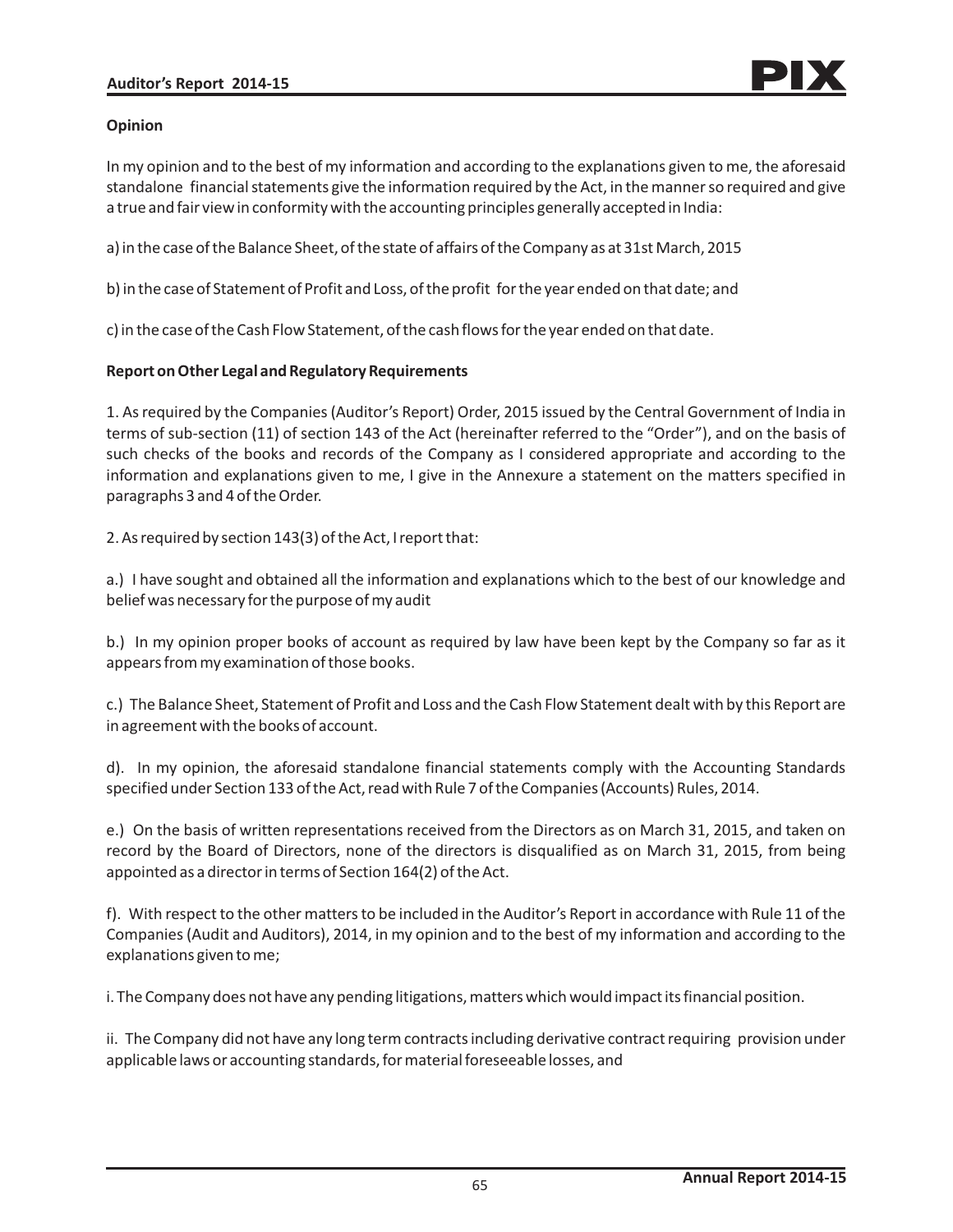**Opinion**

In my opinion and to the best of my information and according to the explanations given to me, the aforesaid standalone financial statements give the information required by the Act, in the manner so required and give a true and fair view in conformity with the accounting principles generally accepted in India:

a) in the case of the Balance Sheet, of the state of affairs of the Company as at 31st March, 2015

b) in the case of Statement of Profit and Loss, of the profit for the year ended on that date; and

c) in the case of the Cash Flow Statement, of the cash flows for the year ended on that date.

**Report on Other Legal and Regulatory Requirements**

1. As required by the Companies (Auditor's Report) Order, 2015 issued by the Central Government of India in terms of sub-section (11) of section 143 of the Act (hereinafter referred to the "Order"), and on the basis of such checks of the books and records of the Company as I considered appropriate and according to the information and explanations given to me, I give in the Annexure a statement on the matters specified in paragraphs 3 and 4 of the Order.

2. As required by section 143(3) of the Act, I report that:

a.) I have sought and obtained all the information and explanations which to the best of our knowledge and belief was necessary for the purpose of my audit

b.) In my opinion proper books of account as required by law have been kept by the Company so far as it appears from my examination of those books.

c.) The Balance Sheet, Statement of Profit and Loss and the Cash Flow Statement dealt with by this Report are in agreement with the books of account.

d). In my opinion, the aforesaid standalone financial statements comply with the Accounting Standards specified under Section 133 of the Act, read with Rule 7 of the Companies (Accounts) Rules, 2014.

e.) On the basis of written representations received from the Directors as on March 31, 2015, and taken on record by the Board of Directors, none of the directors is disqualified as on March 31, 2015, from being appointed as a director in terms of Section 164(2) of the Act.

f). With respect to the other matters to be included in the Auditor's Report in accordance with Rule 11 of the Companies (Audit and Auditors), 2014, in my opinion and to the best of my information and according to the explanations given to me;

i. The Company does not have any pending litigations, matters which would impact its financial position.

ii. The Company did not have any long term contracts including derivative contract requiring provision under applicable laws or accounting standards, for material foreseeable losses, and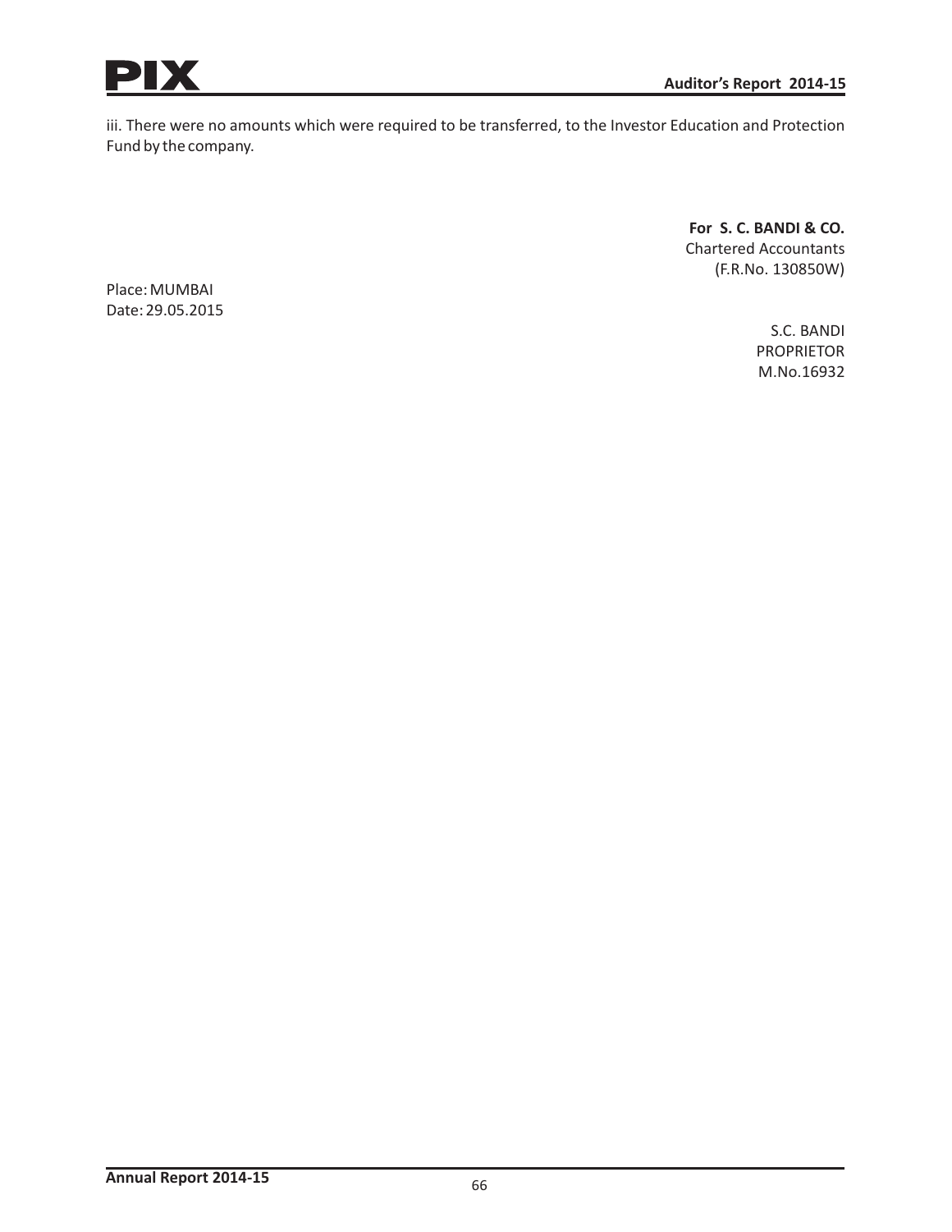iii. There were no amounts which were required to be transferred, to the Investor Education and Protection Fund by the company.

**For S. C. BANDI & CO.**
Chartered Accountants
(F.R.No. 130850W)

Place: MUMBAI
Date: 29.05.2015

S.C. BANDI
PROPRIETOR
M.No.16932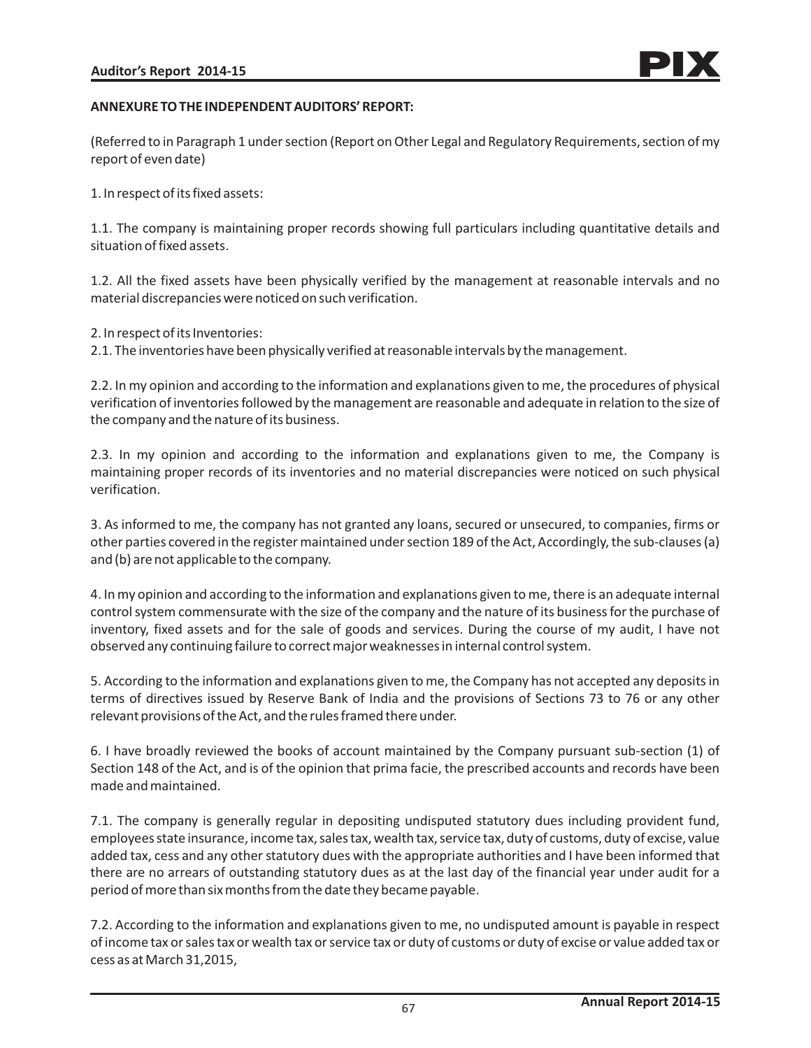**ANNEXURE TO THE INDEPENDENT AUDITORS' REPORT:**

(Referred to in Paragraph 1 under section (Report on Other Legal and Regulatory Requirements, section of my report of even date)

1. In respect of its fixed assets:

1.1. The company is maintaining proper records showing full particulars including quantitative details and situation of fixed assets.

1.2. All the fixed assets have been physically verified by the management at reasonable intervals and no material discrepancies were noticed on such verification.

2. In respect of its Inventories:

2.1. The inventories have been physically verified at reasonable intervals by the management.

2.2. In my opinion and according to the information and explanations given to me, the procedures of physical verification of inventories followed by the management are reasonable and adequate in relation to the size of the company and the nature of its business.

2.3. In my opinion and according to the information and explanations given to me, the Company is maintaining proper records of its inventories and no material discrepancies were noticed on such physical verification.

3. As informed to me, the company has not granted any loans, secured or unsecured, to companies, firms or other parties covered in the register maintained under section 189 of the Act, Accordingly, the sub-clauses (a) and (b) are not applicable to the company.

4. In my opinion and according to the information and explanations given to me, there is an adequate internal control system commensurate with the size of the company and the nature of its business for the purchase of inventory, fixed assets and for the sale of goods and services. During the course of my audit, I have not observed any continuing failure to correct major weaknesses in internal control system.

5. According to the information and explanations given to me, the Company has not accepted any deposits in terms of directives issued by Reserve Bank of India and the provisions of Sections 73 to 76 or any other relevant provisions of the Act, and the rules framed there under.

6. I have broadly reviewed the books of account maintained by the Company pursuant sub-section (1) of Section 148 of the Act, and is of the opinion that prima facie, the prescribed accounts and records have been made and maintained.

7.1. The company is generally regular in depositing undisputed statutory dues including provident fund, employees state insurance, income tax, sales tax, wealth tax, service tax, duty of customs, duty of excise, value added tax, cess and any other statutory dues with the appropriate authorities and I have been informed that there are no arrears of outstanding statutory dues as at the last day of the financial year under audit for a period of more than six months from the date they became payable.

7.2. According to the information and explanations given to me, no undisputed amount is payable in respect of income tax or sales tax or wealth tax or service tax or duty of customs or duty of excise or value added tax or cess as at March 31,2015,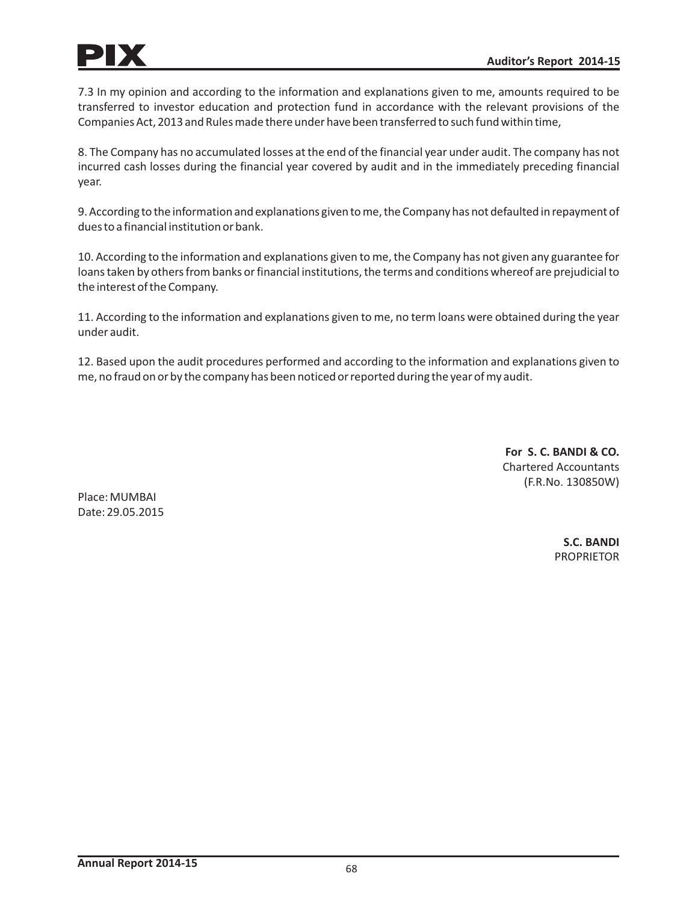7.3 In my opinion and according to the information and explanations given to me, amounts required to be transferred to investor education and protection fund in accordance with the relevant provisions of the Companies Act, 2013 and Rules made there under have been transferred to such fund within time,

8. The Company has no accumulated losses at the end of the financial year under audit. The company has not incurred cash losses during the financial year covered by audit and in the immediately preceding financial year.

9. According to the information and explanations given to me, the Company has not defaulted in repayment of dues to a financial institution or bank.

10. According to the information and explanations given to me, the Company has not given any guarantee for loans taken by others from banks or financial institutions, the terms and conditions whereof are prejudicial to the interest of the Company.

11. According to the information and explanations given to me, no term loans were obtained during the year under audit.

12. Based upon the audit procedures performed and according to the information and explanations given to me, no fraud on or by the company has been noticed or reported during the year of my audit.

**For S. C. BANDI & CO.**
Chartered Accountants
(F.R.No. 130850W)

Place: MUMBAI
Date: 29.05.2015

**S.C. BANDI**
PROPRIETOR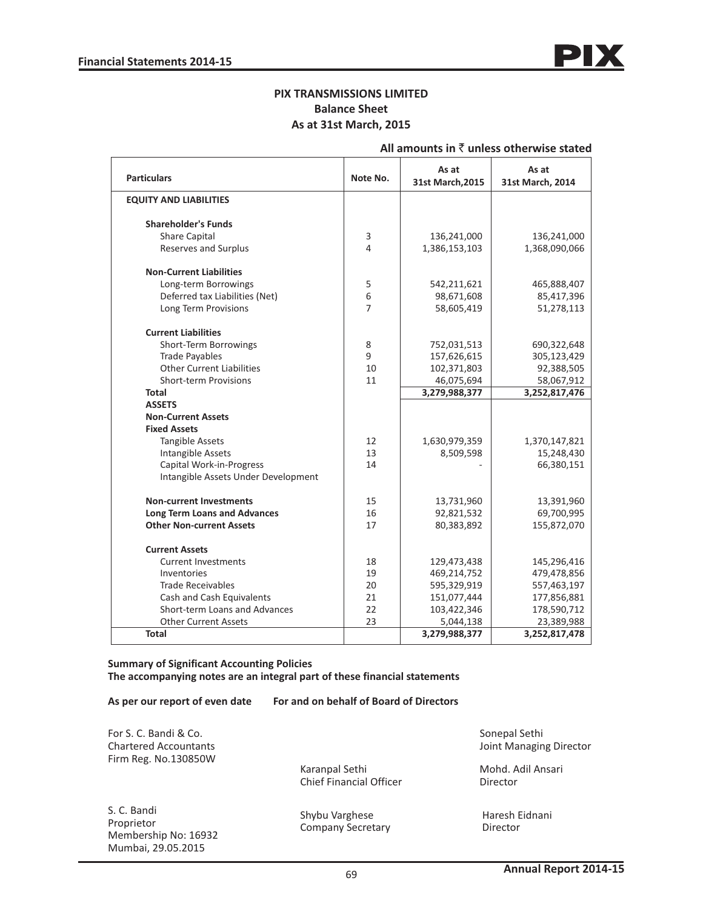# PIX TRANSMISSIONS LIMITED

## Balance Sheet

### As at 31st March, 2015

**All amounts in ₹ unless otherwise stated**

| Particulars | Note No. | As at 31st March,2015 | As at 31st March, 2014 |
|---|---|---|---|
| **EQUITY AND LIABILITIES** | | | |
| **Shareholder's Funds** | | | |
| Share Capital | 3 | 136,241,000 | 136,241,000 |
| Reserves and Surplus | 4 | 1,386,153,103 | 1,368,090,066 |
| **Non-Current Liabilities** | | | |
| Long-term Borrowings | 5 | 542,211,621 | 465,888,407 |
| Deferred tax Liabilities (Net) | 6 | 98,671,608 | 85,417,396 |
| Long Term Provisions | 7 | 58,605,419 | 51,278,113 |
| **Current Liabilities** | | | |
| Short-Term Borrowings | 8 | 752,031,513 | 690,322,648 |
| Trade Payables | 9 | 157,626,615 | 305,123,429 |
| Other Current Liabilities | 10 | 102,371,803 | 92,388,505 |
| Short-term Provisions | 11 | 46,075,694 | 58,067,912 |
| **Total** | | **3,279,988,377** | **3,252,817,476** |
| **ASSETS** | | | |
| **Non-Current Assets** | | | |
| **Fixed Assets** | | | |
| Tangible Assets | 12 | 1,630,979,359 | 1,370,147,821 |
| Intangible Assets | 13 | 8,509,598 | 15,248,430 |
| Capital Work-in-Progress | 14 | - | 66,380,151 |
| Intangible Assets Under Development | | | |
| **Non-current Investments** | 15 | 13,731,960 | 13,391,960 |
| **Long Term Loans and Advances** | 16 | 92,821,532 | 69,700,995 |
| **Other Non-current Assets** | 17 | 80,383,892 | 155,872,070 |
| **Current Assets** | | | |
| Current Investments | 18 | 129,473,438 | 145,296,416 |
| Inventories | 19 | 469,214,752 | 479,478,856 |
| Trade Receivables | 20 | 595,329,919 | 557,463,197 |
| Cash and Cash Equivalents | 21 | 151,077,444 | 177,856,881 |
| Short-term Loans and Advances | 22 | 103,422,346 | 178,590,712 |
| Other Current Assets | 23 | 5,044,138 | 23,389,988 |
| **Total** | | **3,279,988,377** | **3,252,817,478** |

**Summary of Significant Accounting Policies**
**The accompanying notes are an integral part of these financial statements**

**As per our report of even date** **For and on behalf of Board of Directors**

For S. C. Bandi & Co.
Chartered Accountants
Firm Reg. No.130850W

S. C. Bandi
Proprietor
Membership No: 16932
Mumbai, 29.05.2015

Karanpal Sethi
Chief Financial Officer

Shybu Varghese
Company Secretary

Sonepal Sethi
Joint Managing Director

Mohd. Adil Ansari
Director

Haresh Eidnani
Director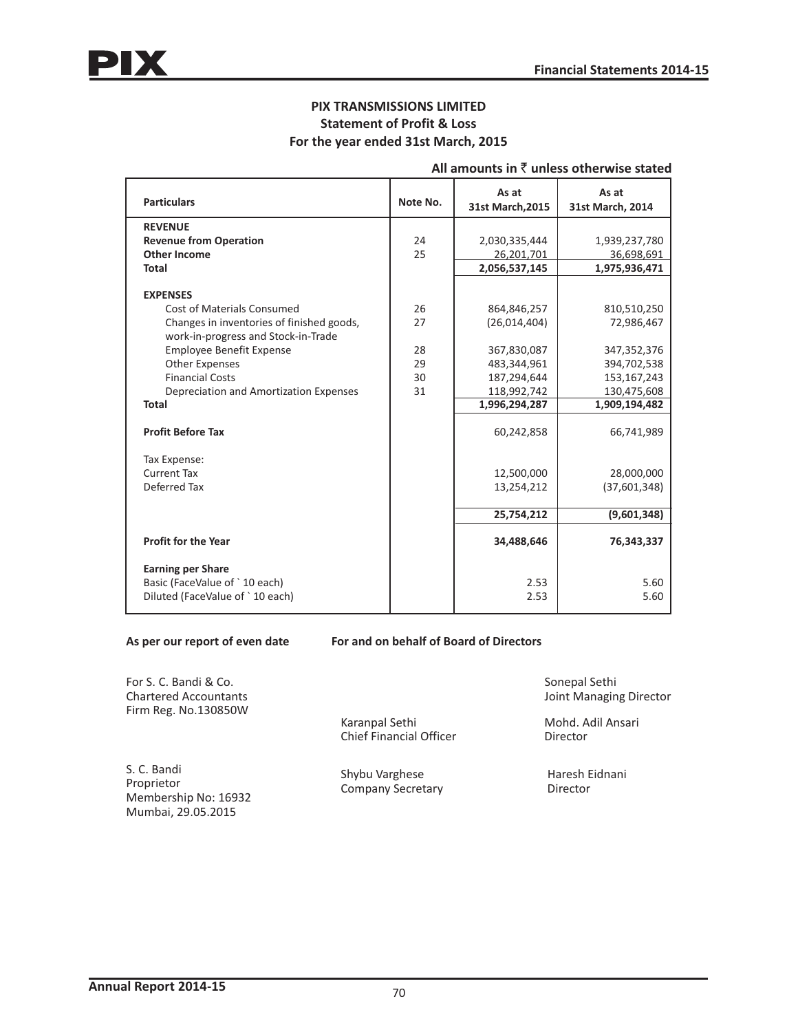# PIX TRANSMISSIONS LIMITED

## Statement of Profit & Loss

### For the year ended 31st March, 2015

**All amounts in ₹ unless otherwise stated**

| Particulars | Note No. | As at 31st March,2015 | As at 31st March, 2014 |
|---|---|---|---|
| **REVENUE** | | | |
| **Revenue from Operation** | 24 | 2,030,335,444 | 1,939,237,780 |
| **Other Income** | 25 | 26,201,701 | 36,698,691 |
| **Total** | | **2,056,537,145** | **1,975,936,471** |
| **EXPENSES** | | | |
| Cost of Materials Consumed | 26 | 864,846,257 | 810,510,250 |
| Changes in inventories of finished goods, work-in-progress and Stock-in-Trade | 27 | (26,014,404) | 72,986,467 |
| Employee Benefit Expense | 28 | 367,830,087 | 347,352,376 |
| Other Expenses | 29 | 483,344,961 | 394,702,538 |
| Financial Costs | 30 | 187,294,644 | 153,167,243 |
| Depreciation and Amortization Expenses | 31 | 118,992,742 | 130,475,608 |
| **Total** | | **1,996,294,287** | **1,909,194,482** |
| **Profit Before Tax** | | 60,242,858 | 66,741,989 |
| Tax Expense: | | | |
| Current Tax | | 12,500,000 | 28,000,000 |
| Deferred Tax | | 13,254,212 | (37,601,348) |
| | | **25,754,212** | **(9,601,348)** |
| **Profit for the Year** | | **34,488,646** | **76,343,337** |
| **Earning per Share** | | | |
| Basic (FaceValue of ` 10 each) | | 2.53 | 5.60 |
| Diluted (FaceValue of ` 10 each) | | 2.53 | 5.60 |

**As per our report of even date**

**For and on behalf of Board of Directors**

For S. C. Bandi & Co.
Chartered Accountants
Firm Reg. No.130850W

S. C. Bandi
Proprietor
Membership No: 16932
Mumbai, 29.05.2015

Karanpal Sethi
Chief Financial Officer

Shybu Varghese
Company Secretary

Sonepal Sethi
Joint Managing Director

Mohd. Adil Ansari
Director

Haresh Eidnani
Director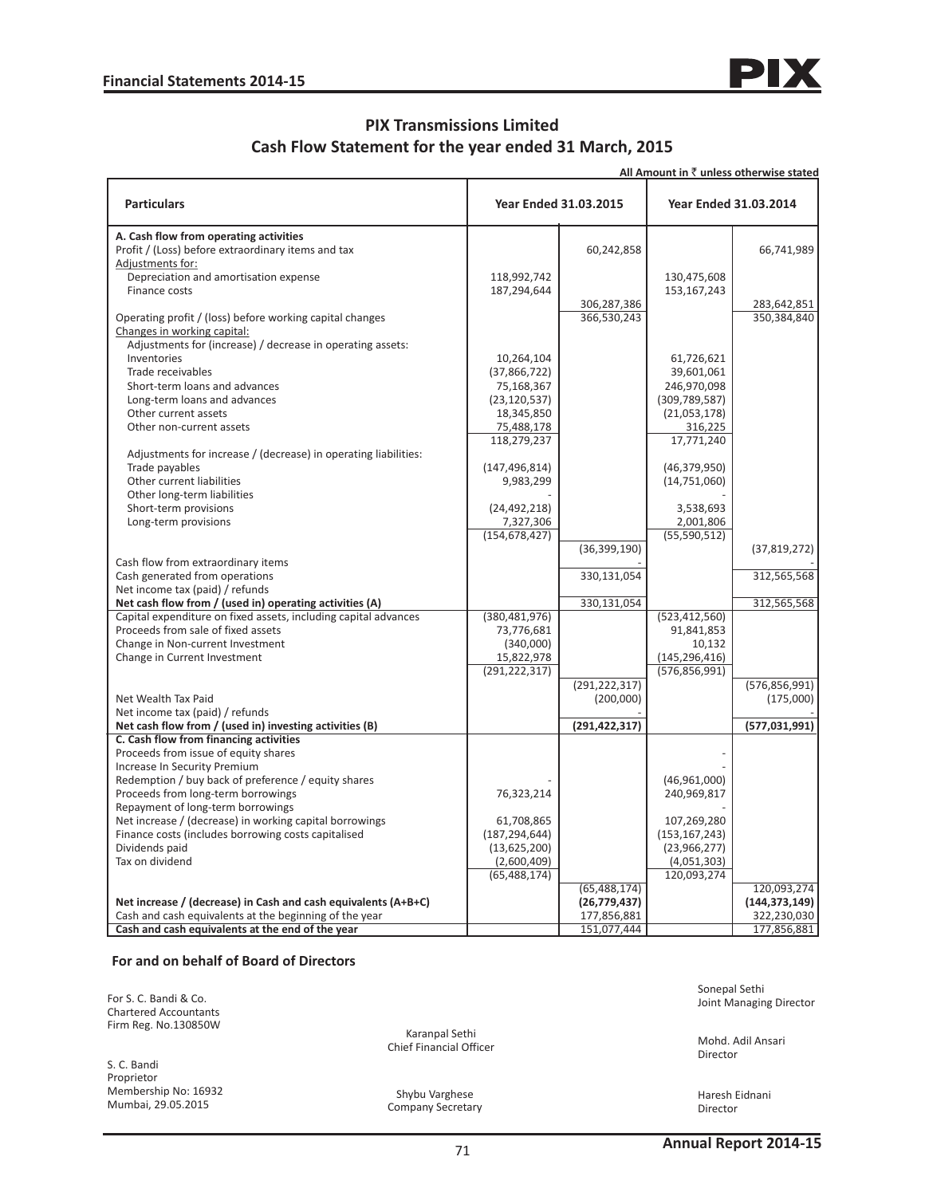# PIX Transmissions Limited

## Cash Flow Statement for the year ended 31 March, 2015

All Amount in ₹ unless otherwise stated

| Particulars | Year Ended 31.03.2015 | | Year Ended 31.03.2014 | |
|---|---|---|---|---|
| **A. Cash flow from operating activities** | | | | |
| Profit / (Loss) before extraordinary items and tax | | 60,242,858 | | 66,741,989 |
| Adjustments for: | | | | |
| Depreciation and amortisation expense | 118,992,742 | | 130,475,608 | |
| Finance costs | 187,294,644 | | 153,167,243 | |
| | | 306,287,386 | | 283,642,851 |
| Operating profit / (loss) before working capital changes | | 366,530,243 | | 350,384,840 |
| Changes in working capital: | | | | |
| Adjustments for (increase) / decrease in operating assets: | | | | |
| Inventories | 10,264,104 | | 61,726,621 | |
| Trade receivables | (37,866,722) | | 39,601,061 | |
| Short-term loans and advances | 75,168,367 | | 246,970,098 | |
| Long-term loans and advances | (23,120,537) | | (309,789,587) | |
| Other current assets | 18,345,850 | | (21,053,178) | |
| Other non-current assets | 75,488,178 | | 316,225 | |
| | 118,279,237 | | 17,771,240 | |
| Adjustments for increase / (decrease) in operating liabilities: | | | | |
| Trade payables | (147,496,814) | | (46,379,950) | |
| Other current liabilities | 9,983,299 | | (14,751,060) | |
| Other long-term liabilities | - | | - | |
| Short-term provisions | (24,492,218) | | 3,538,693 | |
| Long-term provisions | 7,327,306 | | 2,001,806 | |
| | (154,678,427) | | (55,590,512) | |
| | | (36,399,190) | | (37,819,272) |
| Cash flow from extraordinary items | | - | | - |
| Cash generated from operations | | 330,131,054 | | 312,565,568 |
| Net income tax (paid) / refunds | | | | |
| **Net cash flow from / (used in) operating activities (A)** | | 330,131,054 | | 312,565,568 |
| Capital expenditure on fixed assets, including capital advances | (380,481,976) | | (523,412,560) | |
| Proceeds from sale of fixed assets | 73,776,681 | | 91,841,853 | |
| Change in Non-current Investment | (340,000) | | 10,132 | |
| Change in Current Investment | 15,822,978 | | (145,296,416) | |
| | (291,222,317) | | (576,856,991) | |
| | | (291,222,317) | | (576,856,991) |
| Net Wealth Tax Paid | | (200,000) | | (175,000) |
| Net income tax (paid) / refunds | | - | | - |
| **Net cash flow from / (used in) investing activities (B)** | | **(291,422,317)** | | **(577,031,991)** |
| **C. Cash flow from financing activities** | | | | |
| Proceeds from issue of equity shares | | | - | |
| Increase In Security Premium | | | - | |
| Redemption / buy back of preference / equity shares | - | | (46,961,000) | |
| Proceeds from long-term borrowings | 76,323,214 | | 240,969,817 | |
| Repayment of long-term borrowings | | | - | |
| Net increase / (decrease) in working capital borrowings | 61,708,865 | | 107,269,280 | |
| Finance costs (includes borrowing costs capitalised | (187,294,644) | | (153,167,243) | |
| Dividends paid | (13,625,200) | | (23,966,277) | |
| Tax on dividend | (2,600,409) | | (4,051,303) | |
| | (65,488,174) | | 120,093,274 | |
| | | (65,488,174) | | 120,093,274 |
| **Net increase / (decrease) in Cash and cash equivalents (A+B+C)** | | **(26,779,437)** | | **(144,373,149)** |
| Cash and cash equivalents at the beginning of the year | | 177,856,881 | | 322,230,030 |
| **Cash and cash equivalents at the end of the year** | | 151,077,444 | | 177,856,881 |

**For and on behalf of Board of Directors**

For S. C. Bandi & Co.
Chartered Accountants
Firm Reg. No.130850W

S. C. Bandi
Proprietor
Membership No: 16932
Mumbai, 29.05.2015

Karanpal Sethi
Chief Financial Officer

Shybu Varghese
Company Secretary

Sonepal Sethi
Joint Managing Director

Mohd. Adil Ansari
Director

Haresh Eidnani
Director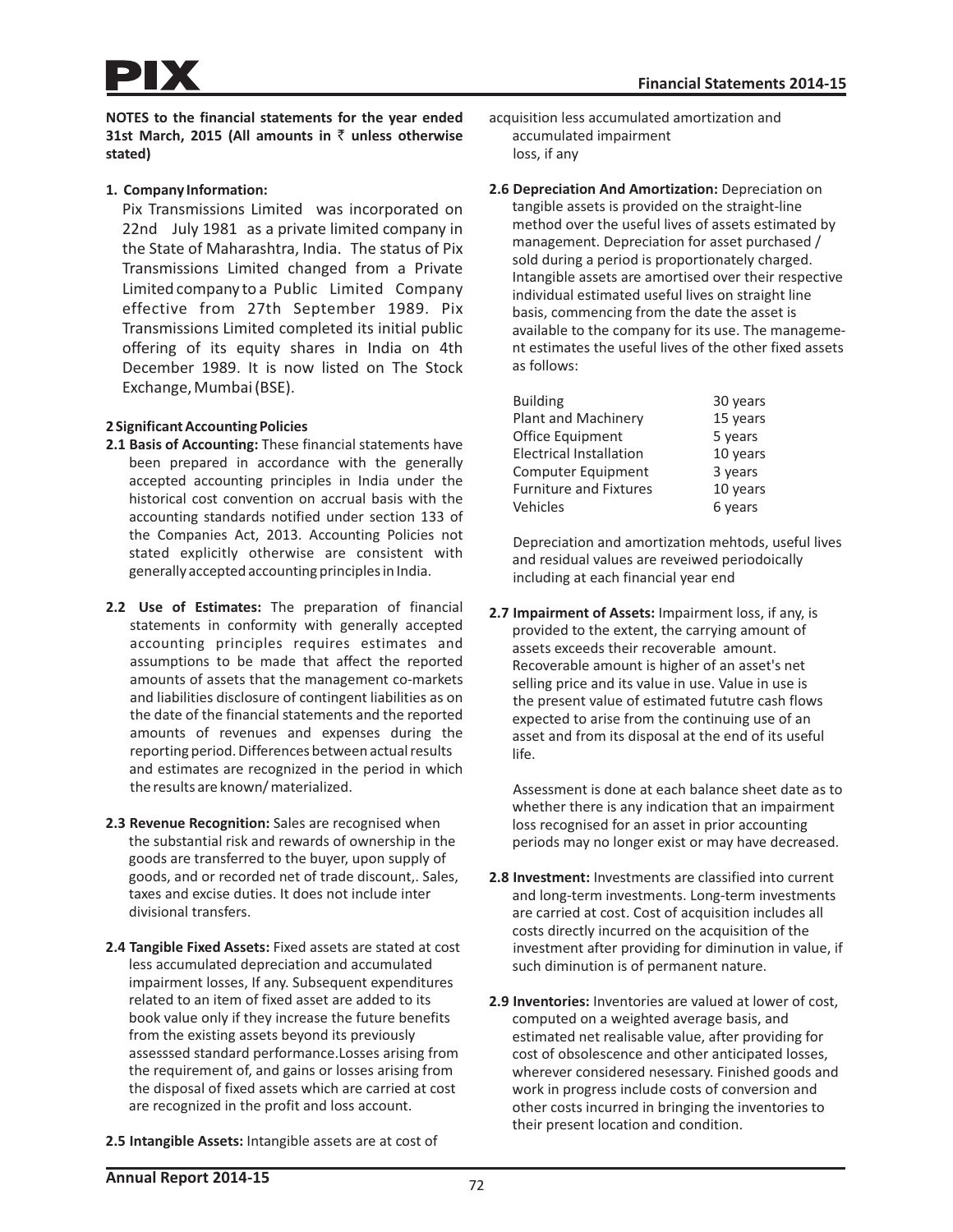**NOTES to the financial statements for the year ended 31st March, 2015 (All amounts in ₹ unless otherwise stated)**

**1. Company Information:**

Pix Transmissions Limited was incorporated on 22nd July 1981 as a private limited company in the State of Maharashtra, India. The status of Pix Transmissions Limited changed from a Private Limited company to a Public Limited Company effective from 27th September 1989. Pix Transmissions Limited completed its initial public offering of its equity shares in India on 4th December 1989. It is now listed on The Stock Exchange, Mumbai (BSE).

**2 Significant Accounting Policies**

**2.1 Basis of Accounting:** These financial statements have been prepared in accordance with the generally accepted accounting principles in India under the historical cost convention on accrual basis with the accounting standards notified under section 133 of the Companies Act, 2013. Accounting Policies not stated explicitly otherwise are consistent with generally accepted accounting principles in India.

**2.2 Use of Estimates:** The preparation of financial statements in conformity with generally accepted accounting principles requires estimates and assumptions to be made that affect the reported amounts of assets that the management co-markets and liabilities disclosure of contingent liabilities as on the date of the financial statements and the reported amounts of revenues and expenses during the reporting period. Differences between actual results and estimates are recognized in the period in which the results are known/ materialized.

**2.3 Revenue Recognition:** Sales are recognised when the substantial risk and rewards of ownership in the goods are transferred to the buyer, upon supply of goods, and or recorded net of trade discount,. Sales, taxes and excise duties. It does not include inter divisional transfers.

**2.4 Tangible Fixed Assets:** Fixed assets are stated at cost less accumulated depreciation and accumulated impairment losses, If any. Subsequent expenditures related to an item of fixed asset are added to its book value only if they increase the future benefits from the existing assets beyond its previously assesssed standard performance.Losses arising from the requirement of, and gains or losses arising from the disposal of fixed assets which are carried at cost are recognized in the profit and loss account.

**2.5 Intangible Assets:** Intangible assets are at cost of acquisition less accumulated amortization and accumulated impairment loss, if any

**2.6 Depreciation And Amortization:** Depreciation on tangible assets is provided on the straight-line method over the useful lives of assets estimated by management. Depreciation for asset purchased / sold during a period is proportionately charged. Intangible assets are amortised over their respective individual estimated useful lives on straight line basis, commencing from the date the asset is available to the company for its use. The management estimates the useful lives of the other fixed assets as follows:

| | |
|---|---|
| Building | 30 years |
| Plant and Machinery | 15 years |
| Office Equipment | 5 years |
| Electrical Installation | 10 years |
| Computer Equipment | 3 years |
| Furniture and Fixtures | 10 years |
| Vehicles | 6 years |

Depreciation and amortization mehtods, useful lives and residual values are reveiwed periodoically including at each financial year end

**2.7 Impairment of Assets:** Impairment loss, if any, is provided to the extent, the carrying amount of assets exceeds their recoverable amount. Recoverable amount is higher of an asset's net selling price and its value in use. Value in use is the present value of estimated fututre cash flows expected to arise from the continuing use of an asset and from its disposal at the end of its useful life.

Assessment is done at each balance sheet date as to whether there is any indication that an impairment loss recognised for an asset in prior accounting periods may no longer exist or may have decreased.

**2.8 Investment:** Investments are classified into current and long-term investments. Long-term investments are carried at cost. Cost of acquisition includes all costs directly incurred on the acquisition of the investment after providing for diminution in value, if such diminution is of permanent nature.

**2.9 Inventories:** Inventories are valued at lower of cost, computed on a weighted average basis, and estimated net realisable value, after providing for cost of obsolescence and other anticipated losses, wherever considered nesessary. Finished goods and work in progress include costs of conversion and other costs incurred in bringing the inventories to their present location and condition.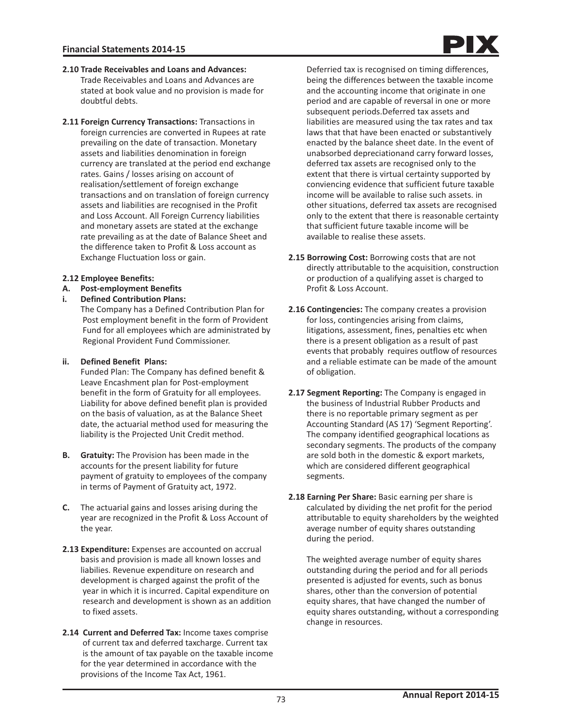**2.10 Trade Receivables and Loans and Advances:** Trade Receivables and Loans and Advances are stated at book value and no provision is made for doubtful debts.

**2.11 Foreign Currency Transactions:** Transactions in foreign currencies are converted in Rupees at rate prevailing on the date of transaction. Monetary assets and liabilities denomination in foreign currency are translated at the period end exchange rates. Gains / losses arising on account of realisation/settlement of foreign exchange transactions and on translation of foreign currency assets and liabilities are recognised in the Profit and Loss Account. All Foreign Currency liabilities and monetary assets are stated at the exchange rate prevailing as at the date of Balance Sheet and the difference taken to Profit & Loss account as Exchange Fluctuation loss or gain.

**2.12 Employee Benefits:**

**A. Post-employment Benefits**

**i. Defined Contribution Plans:**

The Company has a Defined Contribution Plan for Post employment benefit in the form of Provident Fund for all employees which are administrated by Regional Provident Fund Commissioner.

**ii. Defined Benefit Plans:**

Funded Plan: The Company has defined benefit & Leave Encashment plan for Post-employment benefit in the form of Gratuity for all employees. Liability for above defined benefit plan is provided on the basis of valuation, as at the Balance Sheet date, the actuarial method used for measuring the liability is the Projected Unit Credit method.

**B. Gratuity:** The Provision has been made in the accounts for the present liability for future payment of gratuity to employees of the company in terms of Payment of Gratuity act, 1972.

**C.** The actuarial gains and losses arising during the year are recognized in the Profit & Loss Account of the year.

**2.13 Expenditure:** Expenses are accounted on accrual basis and provision is made all known losses and liabilies. Revenue expenditure on research and development is charged against the profit of the year in which it is incurred. Capital expenditure on research and development is shown as an addition to fixed assets.

**2.14 Current and Deferred Tax:** Income taxes comprise of current tax and deferred taxcharge. Current tax is the amount of tax payable on the taxable income for the year determined in accordance with the provisions of the Income Tax Act, 1961.

Deferried tax is recognised on timing differences, being the differences between the taxable income and the accounting income that originate in one period and are capable of reversal in one or more subsequent periods.Deferred tax assets and liabilities are measured using the tax rates and tax laws that that have been enacted or substantively enacted by the balance sheet date. In the event of unabsorbed depreciationand carry forward losses, deferred tax assets are recognised only to the extent that there is virtual certainty supported by conviencing evidence that sufficient future taxable income will be available to ralise such assets. in other situations, deferred tax assets are recognised only to the extent that there is reasonable certainty that sufficient future taxable income will be available to realise these assets.

**2.15 Borrowing Cost:** Borrowing costs that are not directly attributable to the acquisition, construction or production of a qualifying asset is charged to Profit & Loss Account.

**2.16 Contingencies:** The company creates a provision for loss, contingencies arising from claims, litigations, assessment, fines, penalties etc when there is a present obligation as a result of past events that probably requires outflow of resources and a reliable estimate can be made of the amount of obligation.

**2.17 Segment Reporting:** The Company is engaged in the business of Industrial Rubber Products and there is no reportable primary segment as per Accounting Standard (AS 17) 'Segment Reporting'. The company identified geographical locations as secondary segments. The products of the company are sold both in the domestic & export markets, which are considered different geographical segments.

**2.18 Earning Per Share:** Basic earning per share is calculated by dividing the net profit for the period attributable to equity shareholders by the weighted average number of equity shares outstanding during the period.

The weighted average number of equity shares outstanding during the period and for all periods presented is adjusted for events, such as bonus shares, other than the conversion of potential equity shares, that have changed the number of equity shares outstanding, without a corresponding change in resources.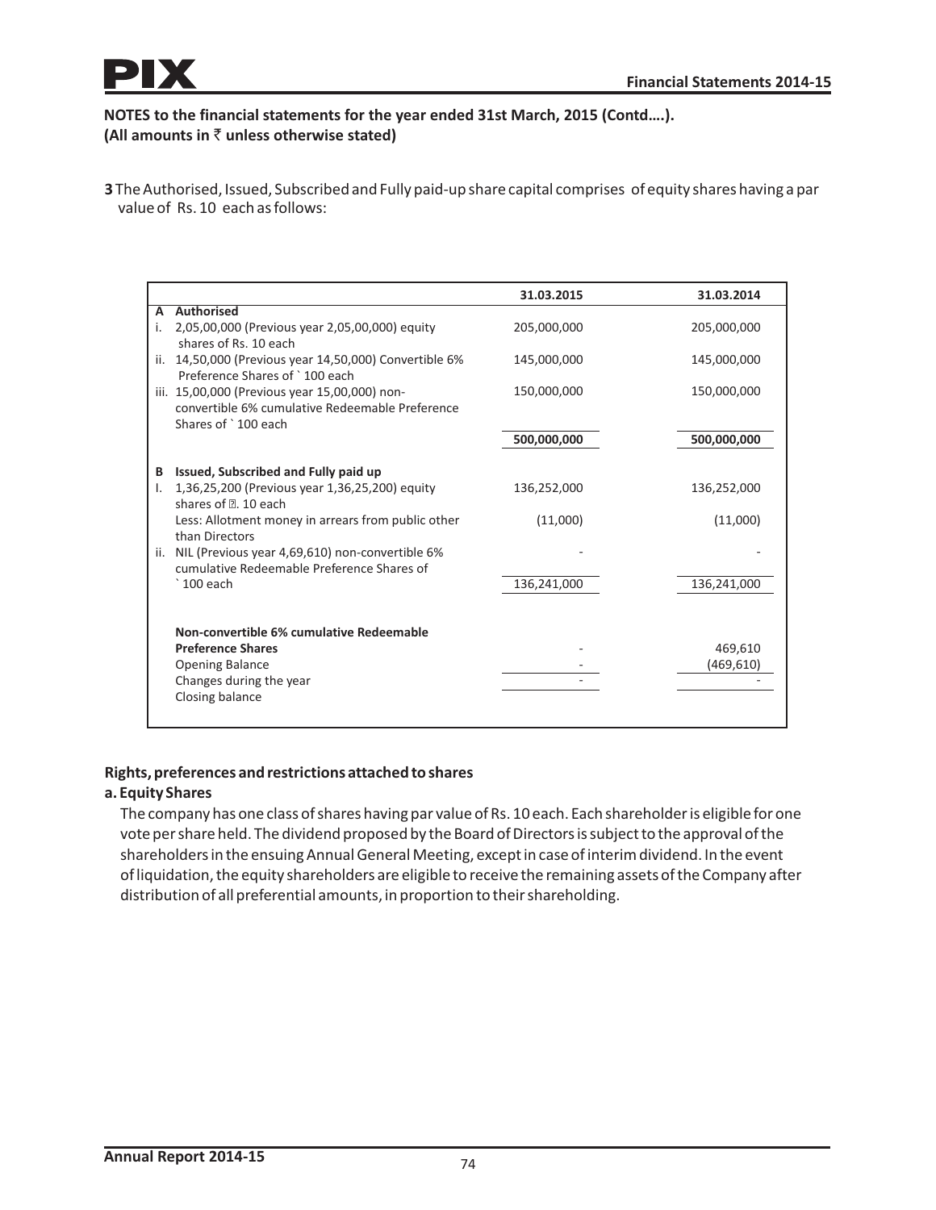NOTES to the financial statements for the year ended 31st March, 2015 (Contd….).
**(All amounts in ₹ unless otherwise stated)**

**3** The Authorised, Issued, Subscribed and Fully paid-up share capital comprises of equity shares having a par value of Rs. 10 each as follows:

| | | 31.03.2015 | 31.03.2014 |
|---|---|---|---|
| **A** | **Authorised** | | |
| i. | 2,05,00,000 (Previous year 2,05,00,000) equity shares of Rs. 10 each | 205,000,000 | 205,000,000 |
| ii. | 14,50,000 (Previous year 14,50,000) Convertible 6% Preference Shares of ` 100 each | 145,000,000 | 145,000,000 |
| iii. | 15,00,000 (Previous year 15,00,000) non-convertible 6% cumulative Redeemable Preference Shares of ` 100 each | 150,000,000 | 150,000,000 |
| | | 500,000,000 | 500,000,000 |
| **B** | **Issued, Subscribed and Fully paid up** | | |
| I. | 1,36,25,200 (Previous year 1,36,25,200) equity shares of ₹. 10 each | 136,252,000 | 136,252,000 |
| | Less: Allotment money in arrears from public other than Directors | (11,000) | (11,000) |
| ii. | NIL (Previous year 4,69,610) non-convertible 6% cumulative Redeemable Preference Shares of ` 100 each | - | - |
| | | 136,241,000 | 136,241,000 |
| | **Non-convertible 6% cumulative Redeemable Preference Shares** | | |
| | Opening Balance | - | 469,610 |
| | Changes during the year | - | (469,610) |
| | Closing balance | - | - |

**Rights, preferences and restrictions attached to shares**

**a. Equity Shares**

The company has one class of shares having par value of Rs. 10 each. Each shareholder is eligible for one vote per share held. The dividend proposed by the Board of Directors is subject to the approval of the shareholders in the ensuing Annual General Meeting, except in case of interim dividend. In the event of liquidation, the equity shareholders are eligible to receive the remaining assets of the Company after distribution of all preferential amounts, in proportion to their shareholding.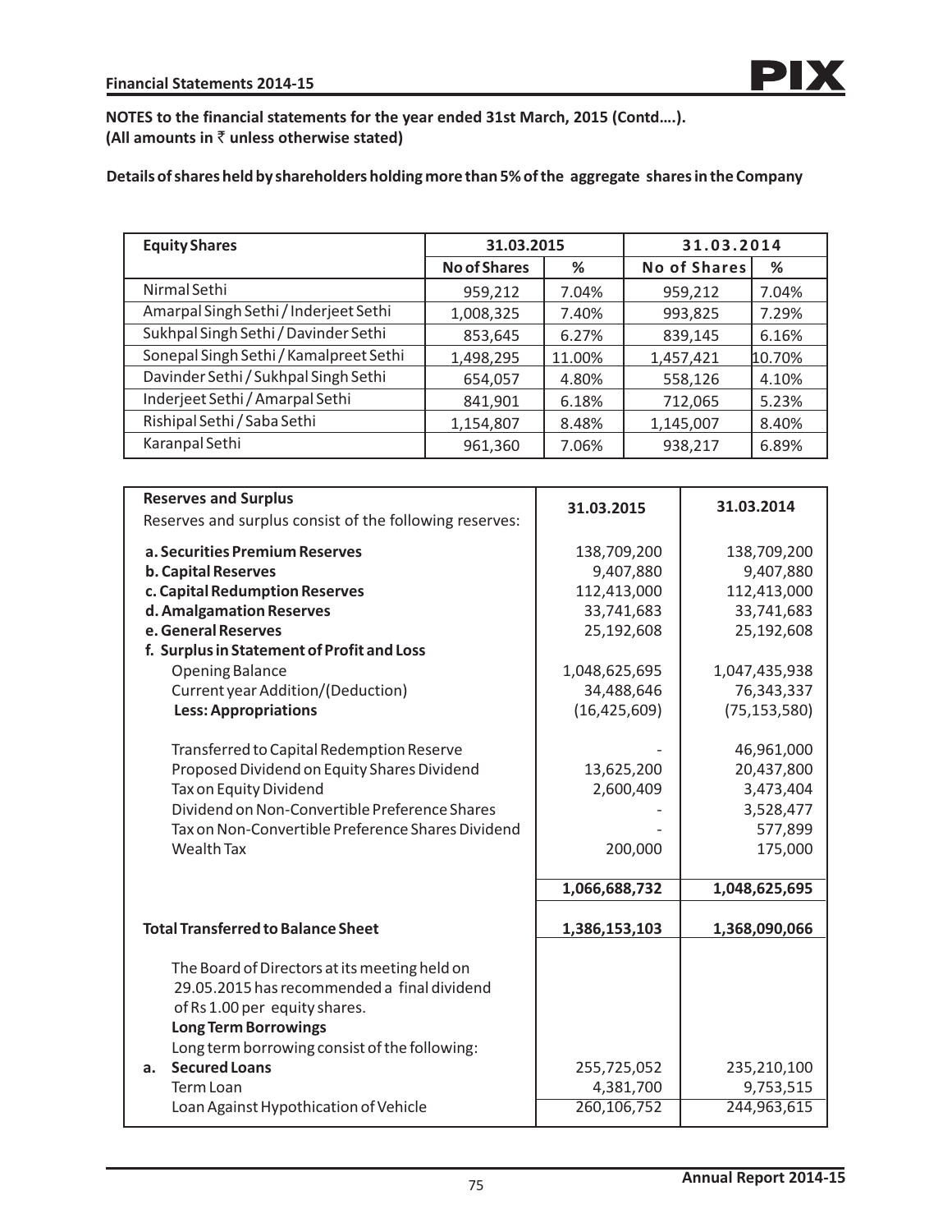**NOTES to the financial statements for the year ended 31st March, 2015 (Contd….).**
**(All amounts in ₹ unless otherwise stated)**

**Details of shares held by shareholders holding more than 5% of the aggregate shares in the Company**

| Equity Shares | 31.03.2015 | | 31.03.2014 | |
|---|---|---|---|---|
| | No of Shares | % | No of Shares | % |
| Nirmal Sethi | 959,212 | 7.04% | 959,212 | 7.04% |
| Amarpal Singh Sethi / Inderjeet Sethi | 1,008,325 | 7.40% | 993,825 | 7.29% |
| Sukhpal Singh Sethi / Davinder Sethi | 853,645 | 6.27% | 839,145 | 6.16% |
| Sonepal Singh Sethi / Kamalpreet Sethi | 1,498,295 | 11.00% | 1,457,421 | 10.70% |
| Davinder Sethi / Sukhpal Singh Sethi | 654,057 | 4.80% | 558,126 | 4.10% |
| Inderjeet Sethi / Amarpal Sethi | 841,901 | 6.18% | 712,065 | 5.23% |
| Rishipal Sethi / Saba Sethi | 1,154,807 | 8.48% | 1,145,007 | 8.40% |
| Karanpal Sethi | 961,360 | 7.06% | 938,217 | 6.89% |

| **Reserves and Surplus**<br>Reserves and surplus consist of the following reserves: | 31.03.2015 | 31.03.2014 |
|---|---|---|
| **a. Securities Premium Reserves** | 138,709,200 | 138,709,200 |
| **b. Capital Reserves** | 9,407,880 | 9,407,880 |
| **c. Capital Redumption Reserves** | 112,413,000 | 112,413,000 |
| **d. Amalgamation Reserves** | 33,741,683 | 33,741,683 |
| **e. General Reserves** | 25,192,608 | 25,192,608 |
| **f. Surplus in Statement of Profit and Loss** | | |
| Opening Balance | 1,048,625,695 | 1,047,435,938 |
| Current year Addition/(Deduction) | 34,488,646 | 76,343,337 |
| **Less: Appropriations** | (16,425,609) | (75,153,580) |
| Transferred to Capital Redemption Reserve | - | 46,961,000 |
| Proposed Dividend on Equity Shares Dividend | 13,625,200 | 20,437,800 |
| Tax on Equity Dividend | 2,600,409 | 3,473,404 |
| Dividend on Non-Convertible Preference Shares | - | 3,528,477 |
| Tax on Non-Convertible Preference Shares Dividend | - | 577,899 |
| Wealth Tax | 200,000 | 175,000 |
| | **1,066,688,732** | **1,048,625,695** |
| **Total Transferred to Balance Sheet** | **1,386,153,103** | **1,368,090,066** |
| The Board of Directors at its meeting held on 29.05.2015 has recommended a final dividend of Rs 1.00 per equity shares. | | |
| **Long Term Borrowings**<br>Long term borrowing consist of the following: | | |
| **a. Secured Loans** | 255,725,052 | 235,210,100 |
| Term Loan | 4,381,700 | 9,753,515 |
| Loan Against Hypothication of Vehicle | 260,106,752 | 244,963,615 |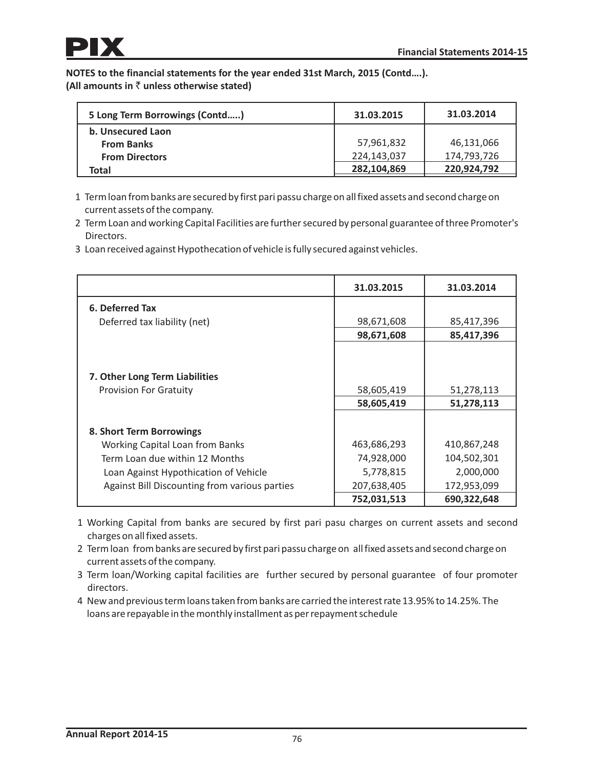**NOTES to the financial statements for the year ended 31st March, 2015 (Contd….).**
**(All amounts in ₹ unless otherwise stated)**

| 5 Long Term Borrowings (Contd…..) | 31.03.2015 | 31.03.2014 |
|---|---|---|
| **b. Unsecured Laon** | | |
| **From Banks** | 57,961,832 | 46,131,066 |
| **From Directors** | 224,143,037 | 174,793,726 |
| **Total** | **282,104,869** | **220,924,792** |

1. Term loan from banks are secured by first pari passu charge on all fixed assets and second charge on current assets of the company.
2. Term Loan and working Capital Facilities are further secured by personal guarantee of three Promoter's Directors.
3. Loan received against Hypothecation of vehicle is fully secured against vehicles.

| | 31.03.2015 | 31.03.2014 |
|---|---|---|
| **6. Deferred Tax** | | |
| Deferred tax liability (net) | 98,671,608 | 85,417,396 |
| | **98,671,608** | **85,417,396** |
| **7. Other Long Term Liabilities** | | |
| Provision For Gratuity | 58,605,419 | 51,278,113 |
| | **58,605,419** | **51,278,113** |
| **8. Short Term Borrowings** | | |
| Working Capital Loan from Banks | 463,686,293 | 410,867,248 |
| Term Loan due within 12 Months | 74,928,000 | 104,502,301 |
| Loan Against Hypothication of Vehicle | 5,778,815 | 2,000,000 |
| Against Bill Discounting from various parties | 207,638,405 | 172,953,099 |
| | **752,031,513** | **690,322,648** |

1. Working Capital from banks are secured by first pari pasu charges on current assets and second charges on all fixed assets.
2. Term loan from banks are secured by first pari passu charge on all fixed assets and second charge on current assets of the company.
3. Term loan/Working capital facilities are further secured by personal guarantee of four promoter directors.
4. New and previous term loans taken from banks are carried the interest rate 13.95% to 14.25%. The loans are repayable in the monthly installment as per repayment schedule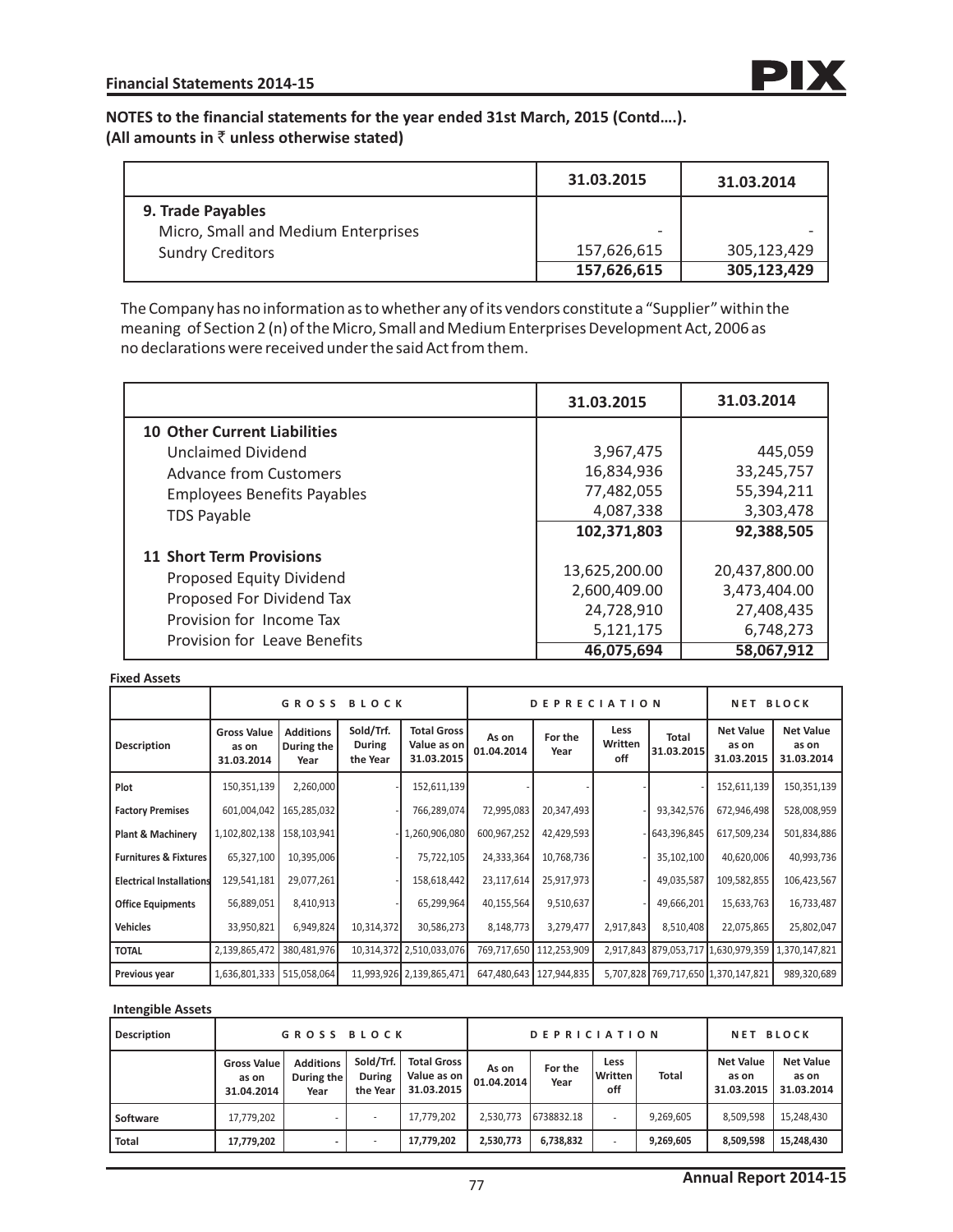**NOTES to the financial statements for the year ended 31st March, 2015 (Contd....).**
**(All amounts in ₹ unless otherwise stated)**

| | 31.03.2015 | 31.03.2014 |
|---|---|---|
| **9. Trade Payables** | | |
| Micro, Small and Medium Enterprises | - | - |
| Sundry Creditors | 157,626,615 | 305,123,429 |
| | **157,626,615** | **305,123,429** |

The Company has no information as to whether any of its vendors constitute a "Supplier" within the meaning of Section 2 (n) of the Micro, Small and Medium Enterprises Development Act, 2006 as no declarations were received under the said Act from them.

| | 31.03.2015 | 31.03.2014 |
|---|---|---|
| **10 Other Current Liabilities** | | |
| Unclaimed Dividend | 3,967,475 | 445,059 |
| Advance from Customers | 16,834,936 | 33,245,757 |
| Employees Benefits Payables | 77,482,055 | 55,394,211 |
| TDS Payable | 4,087,338 | 3,303,478 |
| | **102,371,803** | **92,388,505** |
| **11 Short Term Provisions** | | |
| Proposed Equity Dividend | 13,625,200.00 | 20,437,800.00 |
| Proposed For Dividend Tax | 2,600,409.00 | 3,473,404.00 |
| Provision for Income Tax | 24,728,910 | 27,408,435 |
| Provision for Leave Benefits | 5,121,175 | 6,748,273 |
| | **46,075,694** | **58,067,912** |

**Fixed Assets**

| | GROSS BLOCK | | | | DEPRECIATION | | | | NET BLOCK | |
|---|---|---|---|---|---|---|---|---|---|---|
| **Description** | **Gross Value as on 31.03.2014** | **Additions During the Year** | **Sold/Trf. During the Year** | **Total Gross Value as on 31.03.2015** | **As on 01.04.2014** | **For the Year** | **Less Written off** | **Total 31.03.2015** | **Net Value as on 31.03.2015** | **Net Value as on 31.03.2014** |
| **Plot** | 150,351,139 | 2,260,000 | - | 152,611,139 | - | - | - | - | 152,611,139 | 150,351,139 |
| **Factory Premises** | 601,004,042 | 165,285,032 | - | 766,289,074 | 72,995,083 | 20,347,493 | - | 93,342,576 | 672,946,498 | 528,008,959 |
| **Plant & Machinery** | 1,102,802,138 | 158,103,941 | - | 1,260,906,080 | 600,967,252 | 42,429,593 | - | 643,396,845 | 617,509,234 | 501,834,886 |
| **Furnitures & Fixtures** | 65,327,100 | 10,395,006 | - | 75,722,105 | 24,333,364 | 10,768,736 | - | 35,102,100 | 40,620,006 | 40,993,736 |
| **Electrical Installations** | 129,541,181 | 29,077,261 | - | 158,618,442 | 23,117,614 | 25,917,973 | - | 49,035,587 | 109,582,855 | 106,423,567 |
| **Office Equipments** | 56,889,051 | 8,410,913 | - | 65,299,964 | 40,155,564 | 9,510,637 | - | 49,666,201 | 15,633,763 | 16,733,487 |
| **Vehicles** | 33,950,821 | 6,949,824 | 10,314,372 | 30,586,273 | 8,148,773 | 3,279,477 | 2,917,843 | 8,510,408 | 22,075,865 | 25,802,047 |
| **TOTAL** | 2,139,865,472 | 380,481,976 | 10,314,372 | 2,510,033,076 | 769,717,650 | 112,253,909 | 2,917,843 | 879,053,717 | 1,630,979,359 | 1,370,147,821 |
| **Previous year** | 1,636,801,333 | 515,058,064 | 11,993,926 | 2,139,865,471 | 647,480,643 | 127,944,835 | 5,707,828 | 769,717,650 | 1,370,147,821 | 989,320,689 |

**Intengible Assets**

| Description | GROSS BLOCK | | | | DEPRICIATION | | | | NET BLOCK | |
|---|---|---|---|---|---|---|---|---|---|---|
| | **Gross Value as on 31.04.2014** | **Additions During the Year** | **Sold/Trf. During the Year** | **Total Gross Value as on 31.03.2015** | **As on 01.04.2014** | **For the Year** | **Less Written off** | **Total** | **Net Value as on 31.03.2015** | **Net Value as on 31.03.2014** |
| **Software** | 17,779,202 | - | - | 17,779,202 | 2,530,773 | 6738832.18 | - | 9,269,605 | 8,509,598 | 15,248,430 |
| **Total** | **17,779,202** | **-** | - | **17,779,202** | **2,530,773** | **6,738,832** | - | **9,269,605** | **8,509,598** | **15,248,430** |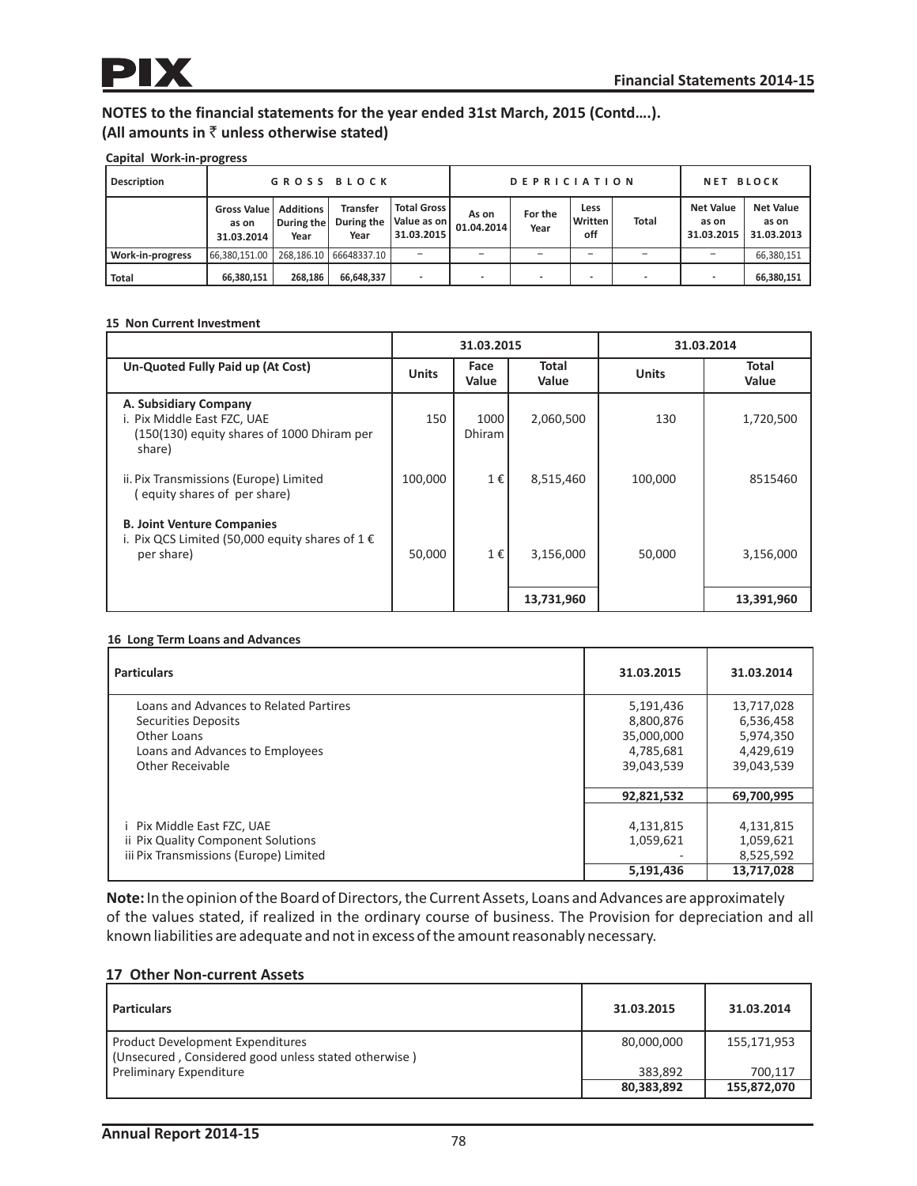## NOTES to the financial statements for the year ended 31st March, 2015 (Contd….).
## (All amounts in ₹ unless otherwise stated)

**Capital Work-in-progress**

| Description | GROSS BLOCK | | | | DEPRICIATION | | | | NET BLOCK | |
|---|---|---|---|---|---|---|---|---|---|---|
| | Gross Value as on 31.03.2014 | Additions During the Year | Transfer During the Year | Total Gross Value as on 31.03.2015 | As on 01.04.2014 | For the Year | Less Written off | Total | Net Value as on 31.03.2015 | Net Value as on 31.03.2013 |
| Work-in-progress | 66,380,151.00 | 268,186.10 | 66648337.10 | – | – | – | – | – | – | 66,380,151 |
| Total | 66,380,151 | 268,186 | 66,648,337 | - | - | - | - | - | - | 66,380,151 |

**15 Non Current Investment**

| | 31.03.2015 | | | 31.03.2014 | |
|---|---|---|---|---|---|
| **Un-Quoted Fully Paid up (At Cost)** | **Units** | **Face Value** | **Total Value** | **Units** | **Total Value** |
| **A. Subsidiary Company**<br>i. Pix Middle East FZC, UAE<br>(150(130) equity shares of 1000 Dhiram per share) | 150 | 1000 Dhiram | 2,060,500 | 130 | 1,720,500 |
| ii. Pix Transmissions (Europe) Limited<br>( equity shares of per share) | 100,000 | 1 € | 8,515,460 | 100,000 | 8515460 |
| **B. Joint Venture Companies**<br>i. Pix QCS Limited (50,000 equity shares of 1 € per share) | 50,000 | 1 € | 3,156,000 | 50,000 | 3,156,000 |
| | | | **13,731,960** | | **13,391,960** |

**16 Long Term Loans and Advances**

| Particulars | 31.03.2015 | 31.03.2014 |
|---|---|---|
| Loans and Advances to Related Partires | 5,191,436 | 13,717,028 |
| Securities Deposits | 8,800,876 | 6,536,458 |
| Other Loans | 35,000,000 | 5,974,350 |
| Loans and Advances to Employees | 4,785,681 | 4,429,619 |
| Other Receivable | 39,043,539 | 39,043,539 |
| | **92,821,532** | **69,700,995** |
| i Pix Middle East FZC, UAE | 4,131,815 | 4,131,815 |
| ii Pix Quality Component Solutions | 1,059,621 | 1,059,621 |
| iii Pix Transmissions (Europe) Limited | - | 8,525,592 |
| | **5,191,436** | **13,717,028** |

**Note:** In the opinion of the Board of Directors, the Current Assets, Loans and Advances are approximately of the values stated, if realized in the ordinary course of business. The Provision for depreciation and all known liabilities are adequate and not in excess of the amount reasonably necessary.

**17 Other Non-current Assets**

| Particulars | 31.03.2015 | 31.03.2014 |
|---|---|---|
| Product Development Expenditures<br>(Unsecured , Considered good unless stated otherwise ) | 80,000,000 | 155,171,953 |
| Preliminary Expenditure | 383,892 | 700,117 |
| | **80,383,892** | **155,872,070** |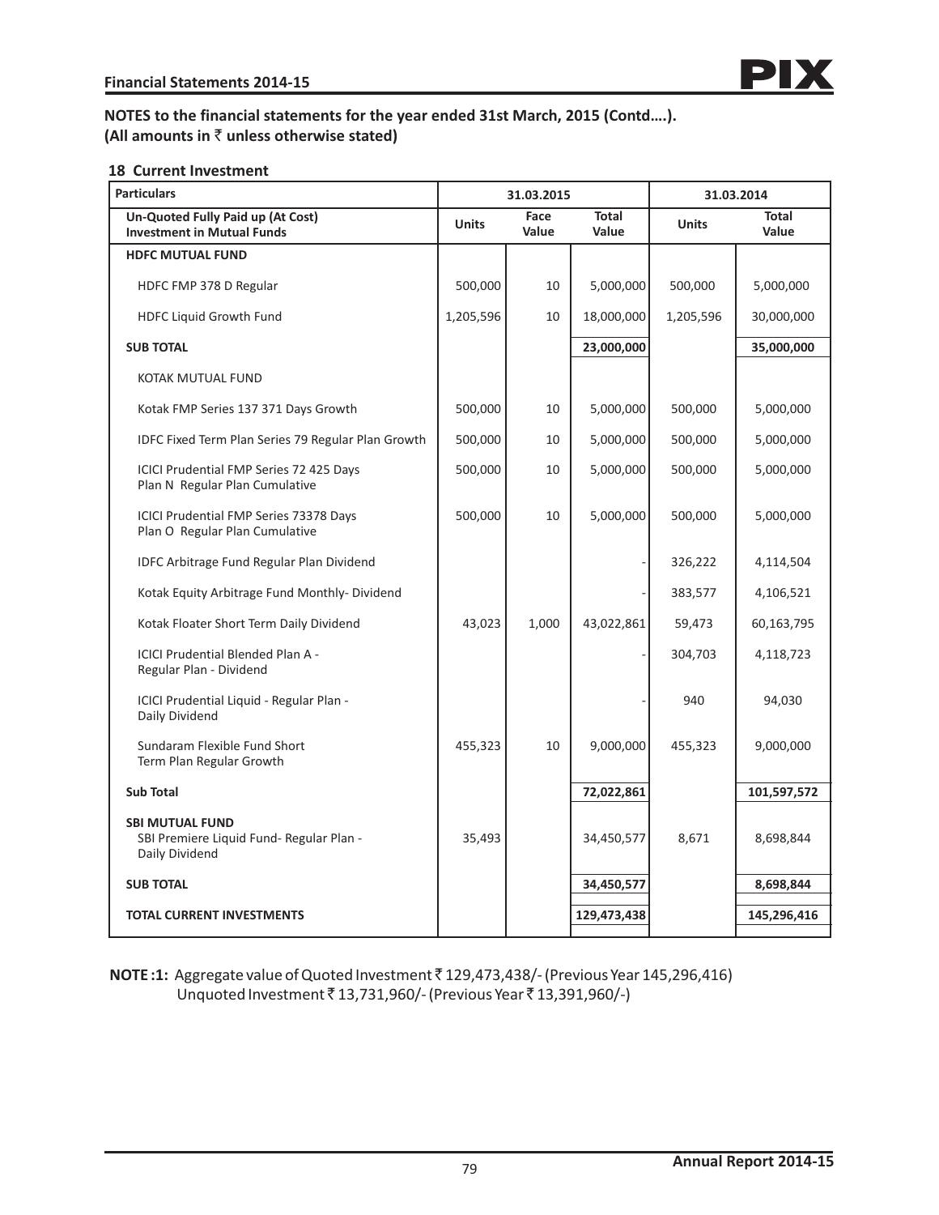## NOTES to the financial statements for the year ended 31st March, 2015 (Contd….).

**(All amounts in ₹ unless otherwise stated)**

### 18 Current Investment

| Particulars | 31.03.2015 | | | 31.03.2014 | |
|---|---|---|---|---|---|
| **Un-Quoted Fully Paid up (At Cost) Investment in Mutual Funds** | **Units** | **Face Value** | **Total Value** | **Units** | **Total Value** |
| **HDFC MUTUAL FUND** | | | | | |
| HDFC FMP 378 D Regular | 500,000 | 10 | 5,000,000 | 500,000 | 5,000,000 |
| HDFC Liquid Growth Fund | 1,205,596 | 10 | 18,000,000 | 1,205,596 | 30,000,000 |
| **SUB TOTAL** | | | **23,000,000** | | **35,000,000** |
| KOTAK MUTUAL FUND | | | | | |
| Kotak FMP Series 137 371 Days Growth | 500,000 | 10 | 5,000,000 | 500,000 | 5,000,000 |
| IDFC Fixed Term Plan Series 79 Regular Plan Growth | 500,000 | 10 | 5,000,000 | 500,000 | 5,000,000 |
| ICICI Prudential FMP Series 72 425 Days Plan N Regular Plan Cumulative | 500,000 | 10 | 5,000,000 | 500,000 | 5,000,000 |
| ICICI Prudential FMP Series 73378 Days Plan O Regular Plan Cumulative | 500,000 | 10 | 5,000,000 | 500,000 | 5,000,000 |
| IDFC Arbitrage Fund Regular Plan Dividend | | | - | 326,222 | 4,114,504 |
| Kotak Equity Arbitrage Fund Monthly- Dividend | | | - | 383,577 | 4,106,521 |
| Kotak Floater Short Term Daily Dividend | 43,023 | 1,000 | 43,022,861 | 59,473 | 60,163,795 |
| ICICI Prudential Blended Plan A - Regular Plan - Dividend | | | - | 304,703 | 4,118,723 |
| ICICI Prudential Liquid - Regular Plan - Daily Dividend | | | - | 940 | 94,030 |
| Sundaram Flexible Fund Short Term Plan Regular Growth | 455,323 | 10 | 9,000,000 | 455,323 | 9,000,000 |
| **Sub Total** | | | **72,022,861** | | **101,597,572** |
| **SBI MUTUAL FUND** SBI Premiere Liquid Fund- Regular Plan - Daily Dividend | 35,493 | | 34,450,577 | 8,671 | 8,698,844 |
| **SUB TOTAL** | | | **34,450,577** | | **8,698,844** |
| **TOTAL CURRENT INVESTMENTS** | | | **129,473,438** | | **145,296,416** |

**NOTE :1:** Aggregate value of Quoted Investment ₹ 129,473,438/- (Previous Year 145,296,416)
Unquoted Investment ₹ 13,731,960/- (Previous Year ₹ 13,391,960/-)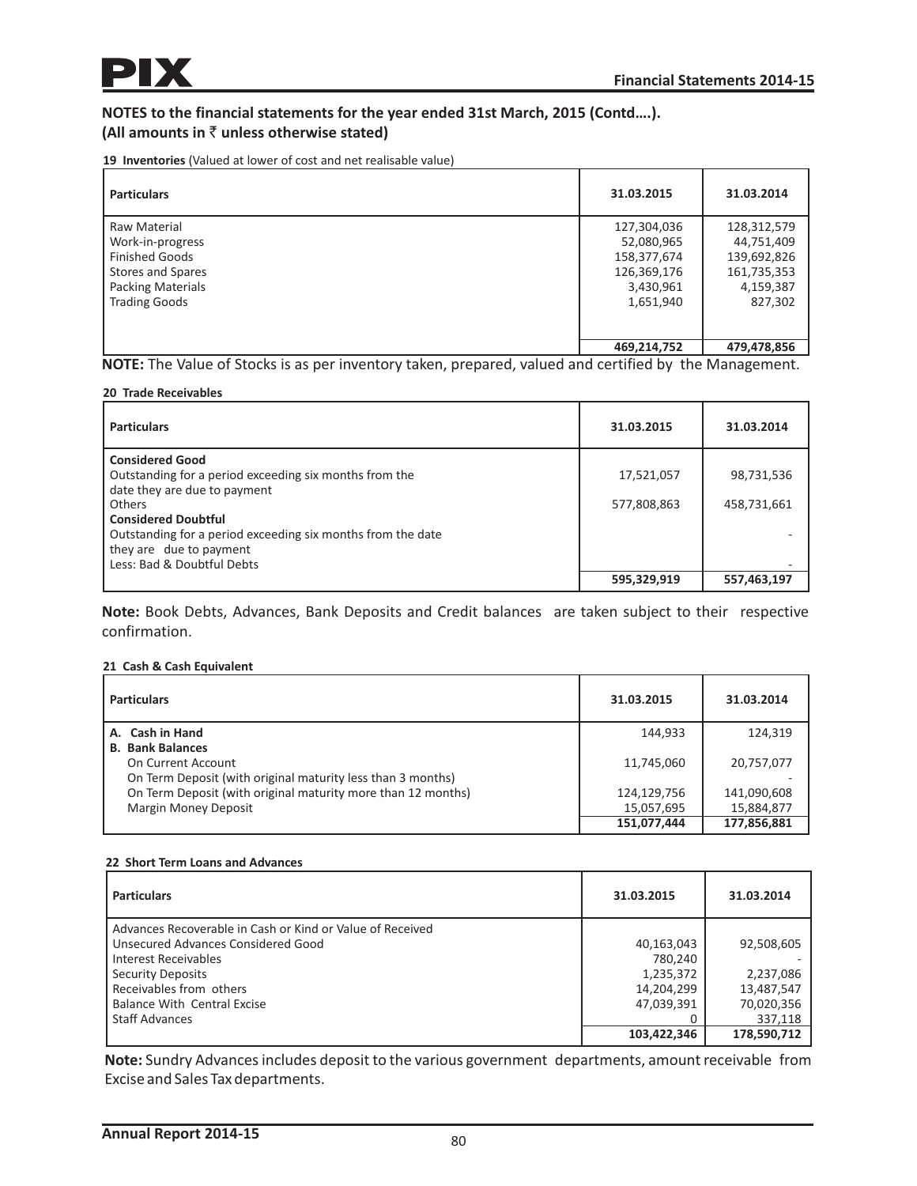## NOTES to the financial statements for the year ended 31st March, 2015 (Contd….).
## (All amounts in ₹ unless otherwise stated)

**19 Inventories** (Valued at lower of cost and net realisable value)

| Particulars | 31.03.2015 | 31.03.2014 |
|---|---|---|
| Raw Material | 127,304,036 | 128,312,579 |
| Work-in-progress | 52,080,965 | 44,751,409 |
| Finished Goods | 158,377,674 | 139,692,826 |
| Stores and Spares | 126,369,176 | 161,735,353 |
| Packing Materials | 3,430,961 | 4,159,387 |
| Trading Goods | 1,651,940 | 827,302 |
| | **469,214,752** | **479,478,856** |

**NOTE:** The Value of Stocks is as per inventory taken, prepared, valued and certified by the Management.

**20 Trade Receivables**

| Particulars | 31.03.2015 | 31.03.2014 |
|---|---|---|
| **Considered Good** | | |
| Outstanding for a period exceeding six months from the date they are due to payment | 17,521,057 | 98,731,536 |
| Others | 577,808,863 | 458,731,661 |
| **Considered Doubtful** | | |
| Outstanding for a period exceeding six months from the date they are due to payment | | - |
| Less: Bad & Doubtful Debts | | - |
| | **595,329,919** | **557,463,197** |

**Note:** Book Debts, Advances, Bank Deposits and Credit balances are taken subject to their respective confirmation.

**21 Cash & Cash Equivalent**

| Particulars | 31.03.2015 | 31.03.2014 |
|---|---|---|
| **A. Cash in Hand** | 144,933 | 124,319 |
| **B. Bank Balances** | | |
| On Current Account | 11,745,060 | 20,757,077 |
| On Term Deposit (with original maturity less than 3 months) | | - |
| On Term Deposit (with original maturity more than 12 months) | 124,129,756 | 141,090,608 |
| Margin Money Deposit | 15,057,695 | 15,884,877 |
| | **151,077,444** | **177,856,881** |

**22 Short Term Loans and Advances**

| Particulars | 31.03.2015 | 31.03.2014 |
|---|---|---|
| Advances Recoverable in Cash or Kind or Value of Received | | |
| Unsecured Advances Considered Good | 40,163,043 | 92,508,605 |
| Interest Receivables | 780,240 | - |
| Security Deposits | 1,235,372 | 2,237,086 |
| Receivables from others | 14,204,299 | 13,487,547 |
| Balance With Central Excise | 47,039,391 | 70,020,356 |
| Staff Advances | 0 | 337,118 |
| | **103,422,346** | **178,590,712** |

**Note:** Sundry Advances includes deposit to the various government departments, amount receivable from Excise and Sales Tax departments.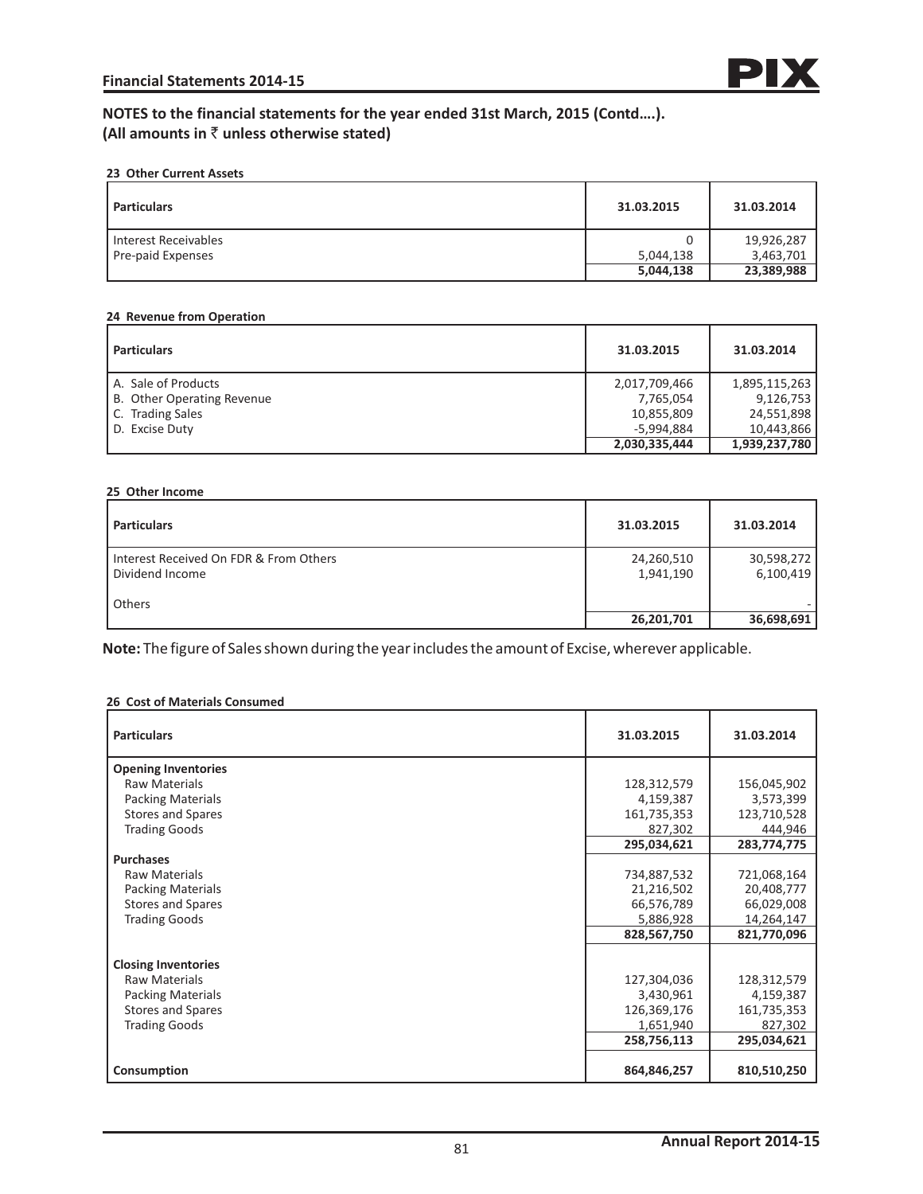## NOTES to the financial statements for the year ended 31st March, 2015 (Contd….).

**(All amounts in ₹ unless otherwise stated)**

### 23 Other Current Assets

| Particulars | 31.03.2015 | 31.03.2014 |
|---|---|---|
| Interest Receivables | 0 | 19,926,287 |
| Pre-paid Expenses | 5,044,138 | 3,463,701 |
| | **5,044,138** | **23,389,988** |

### 24 Revenue from Operation

| Particulars | 31.03.2015 | 31.03.2014 |
|---|---|---|
| A. Sale of Products | 2,017,709,466 | 1,895,115,263 |
| B. Other Operating Revenue | 7,765,054 | 9,126,753 |
| C. Trading Sales | 10,855,809 | 24,551,898 |
| D. Excise Duty | -5,994,884 | 10,443,866 |
| | **2,030,335,444** | **1,939,237,780** |

### 25 Other Income

| Particulars | 31.03.2015 | 31.03.2014 |
|---|---|---|
| Interest Received On FDR & From Others | 24,260,510 | 30,598,272 |
| Dividend Income | 1,941,190 | 6,100,419 |
| Others | | - |
| | **26,201,701** | **36,698,691** |

**Note:** The figure of Sales shown during the year includes the amount of Excise, wherever applicable.

### 26 Cost of Materials Consumed

| Particulars | 31.03.2015 | 31.03.2014 |
|---|---|---|
| **Opening Inventories** | | |
| Raw Materials | 128,312,579 | 156,045,902 |
| Packing Materials | 4,159,387 | 3,573,399 |
| Stores and Spares | 161,735,353 | 123,710,528 |
| Trading Goods | 827,302 | 444,946 |
| | **295,034,621** | **283,774,775** |
| **Purchases** | | |
| Raw Materials | 734,887,532 | 721,068,164 |
| Packing Materials | 21,216,502 | 20,408,777 |
| Stores and Spares | 66,576,789 | 66,029,008 |
| Trading Goods | 5,886,928 | 14,264,147 |
| | **828,567,750** | **821,770,096** |
| **Closing Inventories** | | |
| Raw Materials | 127,304,036 | 128,312,579 |
| Packing Materials | 3,430,961 | 4,159,387 |
| Stores and Spares | 126,369,176 | 161,735,353 |
| Trading Goods | 1,651,940 | 827,302 |
| | **258,756,113** | **295,034,621** |
| **Consumption** | **864,846,257** | **810,510,250** |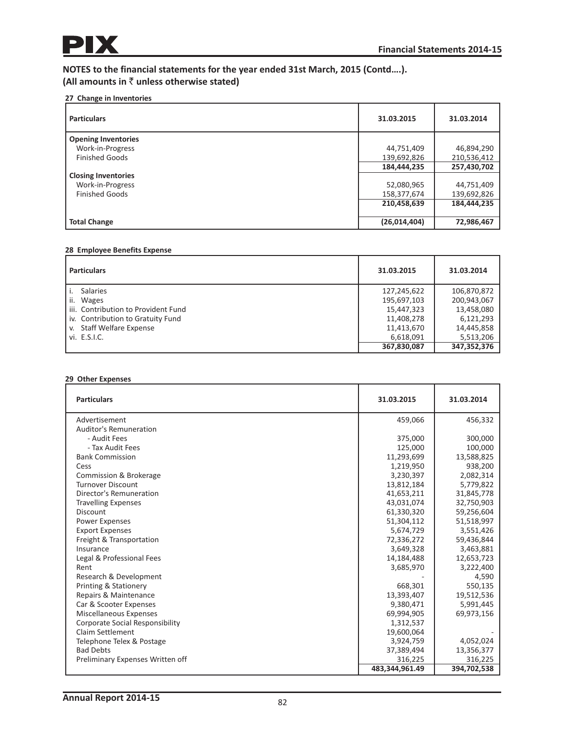## NOTES to the financial statements for the year ended 31st March, 2015 (Contd….).
## (All amounts in ₹ unless otherwise stated)

### 27 Change in Inventories

| Particulars | 31.03.2015 | 31.03.2014 |
|---|---|---|
| **Opening Inventories** | | |
| Work-in-Progress | 44,751,409 | 46,894,290 |
| Finished Goods | 139,692,826 | 210,536,412 |
| | **184,444,235** | **257,430,702** |
| **Closing Inventories** | | |
| Work-in-Progress | 52,080,965 | 44,751,409 |
| Finished Goods | 158,377,674 | 139,692,826 |
| | **210,458,639** | **184,444,235** |
| **Total Change** | **(26,014,404)** | **72,986,467** |

### 28 Employee Benefits Expense

| Particulars | 31.03.2015 | 31.03.2014 |
|---|---|---|
| i. Salaries | 127,245,622 | 106,870,872 |
| ii. Wages | 195,697,103 | 200,943,067 |
| iii. Contribution to Provident Fund | 15,447,323 | 13,458,080 |
| iv. Contribution to Gratuity Fund | 11,408,278 | 6,121,293 |
| v. Staff Welfare Expense | 11,413,670 | 14,445,858 |
| vi. E.S.I.C. | 6,618,091 | 5,513,206 |
| | **367,830,087** | **347,352,376** |

### 29 Other Expenses

| Particulars | 31.03.2015 | 31.03.2014 |
|---|---|---|
| Advertisement | 459,066 | 456,332 |
| Auditor's Remuneration | | |
| - Audit Fees | 375,000 | 300,000 |
| - Tax Audit Fees | 125,000 | 100,000 |
| Bank Commission | 11,293,699 | 13,588,825 |
| Cess | 1,219,950 | 938,200 |
| Commission & Brokerage | 3,230,397 | 2,082,314 |
| Turnover Discount | 13,812,184 | 5,779,822 |
| Director's Remuneration | 41,653,211 | 31,845,778 |
| Travelling Expenses | 43,031,074 | 32,750,903 |
| Discount | 61,330,320 | 59,256,604 |
| Power Expenses | 51,304,112 | 51,518,997 |
| Export Expenses | 5,674,729 | 3,551,426 |
| Freight & Transportation | 72,336,272 | 59,436,844 |
| Insurance | 3,649,328 | 3,463,881 |
| Legal & Professional Fees | 14,184,488 | 12,653,723 |
| Rent | 3,685,970 | 3,222,400 |
| Research & Development | - | 4,590 |
| Printing & Stationery | 668,301 | 550,135 |
| Repairs & Maintenance | 13,393,407 | 19,512,536 |
| Car & Scooter Expenses | 9,380,471 | 5,991,445 |
| Miscellaneous Expenses | 69,994,905 | 69,973,156 |
| Corporate Social Responsibility | 1,312,537 | |
| Claim Settlement | 19,600,064 | - |
| Telephone Telex & Postage | 3,924,759 | 4,052,024 |
| Bad Debts | 37,389,494 | 13,356,377 |
| Preliminary Expenses Written off | 316,225 | 316,225 |
| | **483,344,961.49** | **394,702,538** |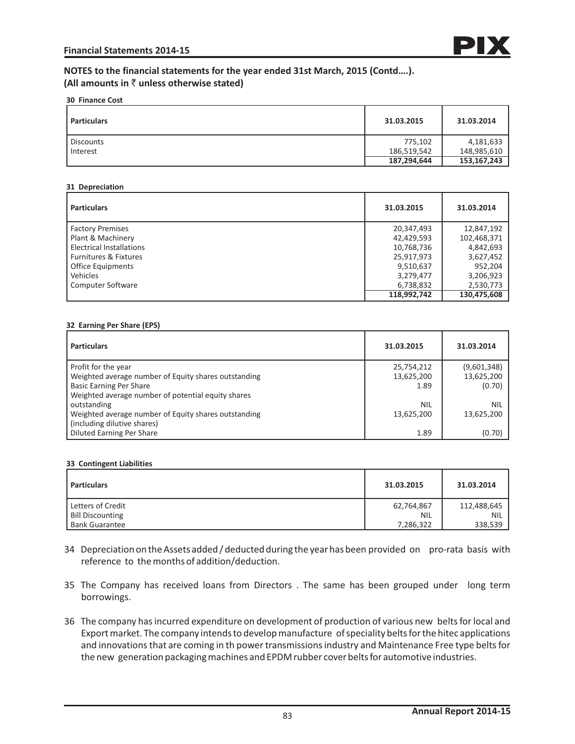## NOTES to the financial statements for the year ended 31st March, 2015 (Contd....).
**(All amounts in ₹ unless otherwise stated)**

**30 Finance Cost**

| Particulars | 31.03.2015 | 31.03.2014 |
|---|---|---|
| Discounts | 775,102 | 4,181,633 |
| Interest | 186,519,542 | 148,985,610 |
| | **187,294,644** | **153,167,243** |

**31 Depreciation**

| Particulars | 31.03.2015 | 31.03.2014 |
|---|---|---|
| Factory Premises | 20,347,493 | 12,847,192 |
| Plant & Machinery | 42,429,593 | 102,468,371 |
| Electrical Installations | 10,768,736 | 4,842,693 |
| Furnitures & Fixtures | 25,917,973 | 3,627,452 |
| Office Equipments | 9,510,637 | 952,204 |
| Vehicles | 3,279,477 | 3,206,923 |
| Computer Software | 6,738,832 | 2,530,773 |
| | **118,992,742** | **130,475,608** |

**32 Earning Per Share (EPS)**

| Particulars | 31.03.2015 | 31.03.2014 |
|---|---|---|
| Profit for the year | 25,754,212 | (9,601,348) |
| Weighted average number of Equity shares outstanding | 13,625,200 | 13,625,200 |
| Basic Earning Per Share | 1.89 | (0.70) |
| Weighted average number of potential equity shares outstanding | NIL | NIL |
| Weighted average number of Equity shares outstanding (including dilutive shares) | 13,625,200 | 13,625,200 |
| Diluted Earning Per Share | 1.89 | (0.70) |

**33 Contingent Liabilities**

| Particulars | 31.03.2015 | 31.03.2014 |
|---|---|---|
| Letters of Credit | 62,764,867 | 112,488,645 |
| Bill Discounting | NIL | NIL |
| Bank Guarantee | 7,286,322 | 338,539 |

34 Depreciation on the Assets added / deducted during the year has been provided on pro-rata basis with reference to the months of addition/deduction.

35 The Company has received loans from Directors . The same has been grouped under long term borrowings.

36 The company has incurred expenditure on development of production of various new belts for local and Export market. The company intends to develop manufacture of speciality belts for the hitec applications and innovations that are coming in th power transmissions industry and Maintenance Free type belts for the new generation packaging machines and EPDM rubber cover belts for automotive industries.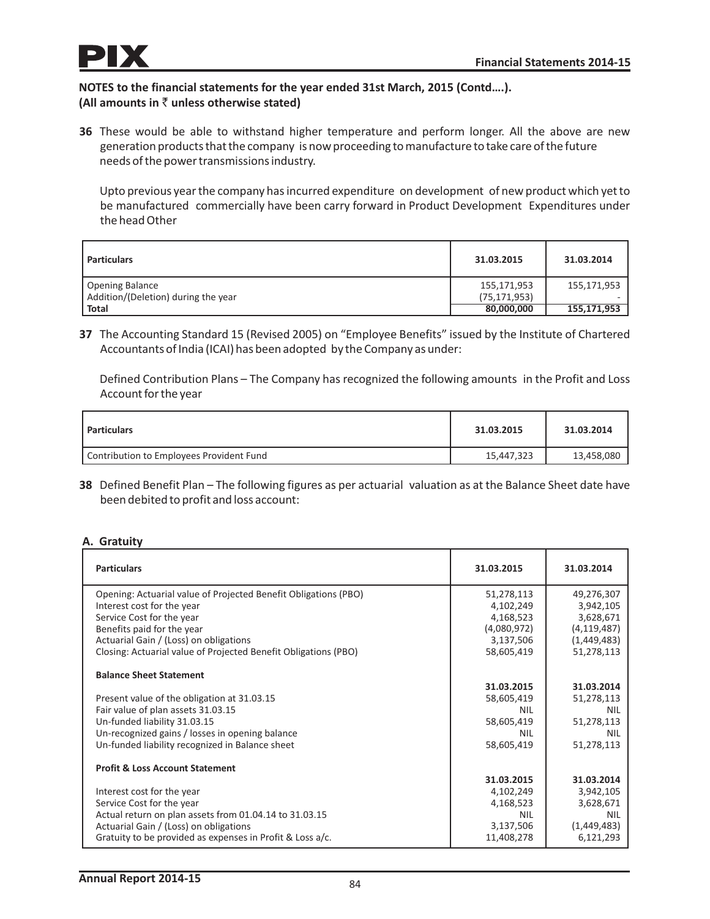**NOTES to the financial statements for the year ended 31st March, 2015 (Contd....).**
**(All amounts in ₹ unless otherwise stated)**

**36** These would be able to withstand higher temperature and perform longer. All the above are new generation products that the company is now proceeding to manufacture to take care of the future needs of the power transmissions industry.

Upto previous year the company has incurred expenditure on development of new product which yet to be manufactured commercially have been carry forward in Product Development Expenditures under the head Other

| Particulars | 31.03.2015 | 31.03.2014 |
|---|---|---|
| Opening Balance | 155,171,953 | 155,171,953 |
| Addition/(Deletion) during the year | (75,171,953) | - |
| **Total** | **80,000,000** | **155,171,953** |

**37** The Accounting Standard 15 (Revised 2005) on "Employee Benefits" issued by the Institute of Chartered Accountants of India (ICAI) has been adopted by the Company as under:

Defined Contribution Plans – The Company has recognized the following amounts in the Profit and Loss Account for the year

| Particulars | 31.03.2015 | 31.03.2014 |
|---|---|---|
| Contribution to Employees Provident Fund | 15,447,323 | 13,458,080 |

**38** Defined Benefit Plan – The following figures as per actuarial valuation as at the Balance Sheet date have been debited to profit and loss account:

**A. Gratuity**

| Particulars | 31.03.2015 | 31.03.2014 |
|---|---|---|
| Opening: Actuarial value of Projected Benefit Obligations (PBO) | 51,278,113 | 49,276,307 |
| Interest cost for the year | 4,102,249 | 3,942,105 |
| Service Cost for the year | 4,168,523 | 3,628,671 |
| Benefits paid for the year | (4,080,972) | (4,119,487) |
| Actuarial Gain / (Loss) on obligations | 3,137,506 | (1,449,483) |
| Closing: Actuarial value of Projected Benefit Obligations (PBO) | 58,605,419 | 51,278,113 |
| **Balance Sheet Statement** | | |
| | 31.03.2015 | 31.03.2014 |
| Present value of the obligation at 31.03.15 | 58,605,419 | 51,278,113 |
| Fair value of plan assets 31.03.15 | NIL | NIL |
| Un-funded liability 31.03.15 | 58,605,419 | 51,278,113 |
| Un-recognized gains / losses in opening balance | NIL | NIL |
| Un-funded liability recognized in Balance sheet | 58,605,419 | 51,278,113 |
| **Profit & Loss Account Statement** | | |
| | 31.03.2015 | 31.03.2014 |
| Interest cost for the year | 4,102,249 | 3,942,105 |
| Service Cost for the year | 4,168,523 | 3,628,671 |
| Actual return on plan assets from 01.04.14 to 31.03.15 | NIL | NIL |
| Actuarial Gain / (Loss) on obligations | 3,137,506 | (1,449,483) |
| Gratuity to be provided as expenses in Profit & Loss a/c. | 11,408,278 | 6,121,293 |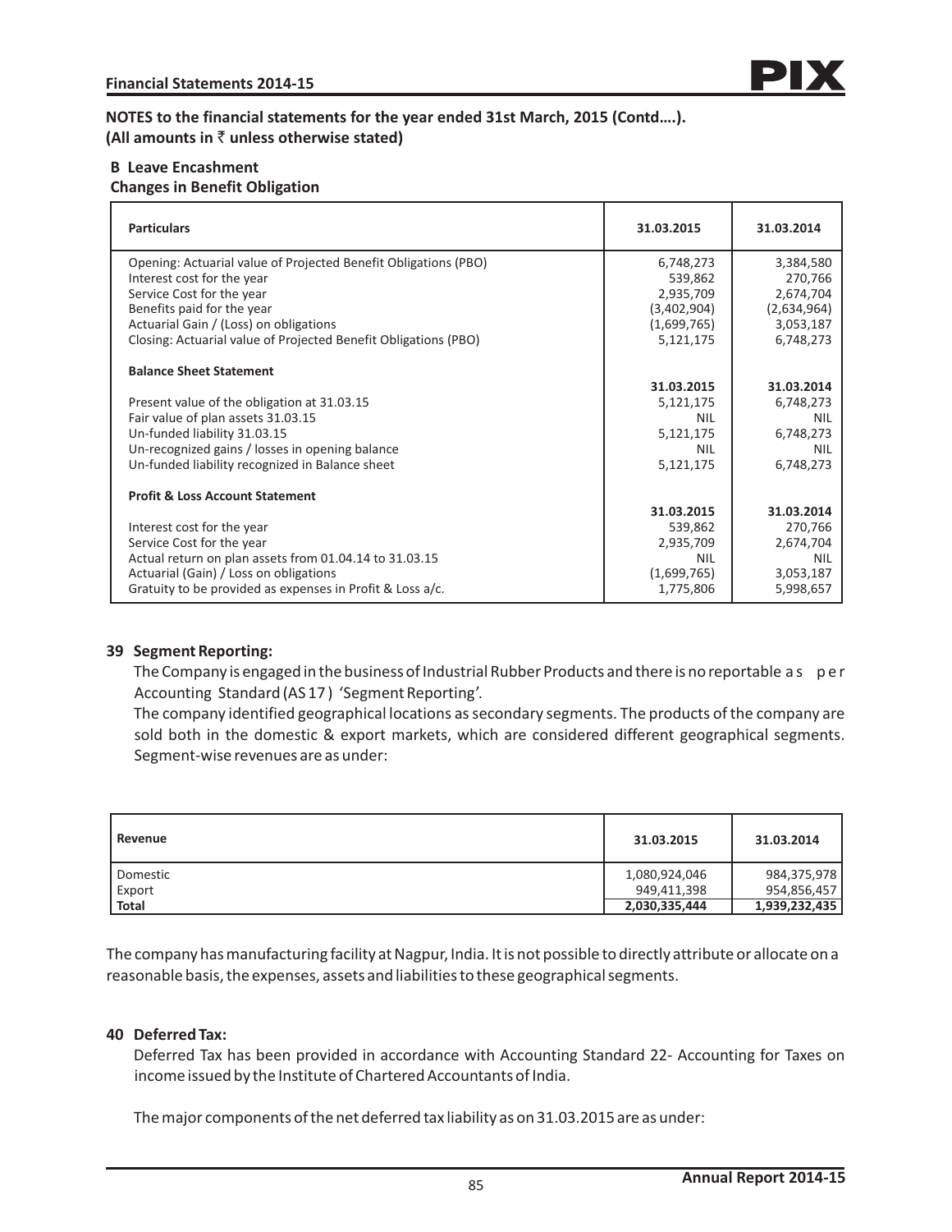**NOTES to the financial statements for the year ended 31st March, 2015 (Contd….).**
**(All amounts in ₹ unless otherwise stated)**

**B Leave Encashment**

**Changes in Benefit Obligation**

| Particulars | 31.03.2015 | 31.03.2014 |
|---|---|---|
| Opening: Actuarial value of Projected Benefit Obligations (PBO) | 6,748,273 | 3,384,580 |
| Interest cost for the year | 539,862 | 270,766 |
| Service Cost for the year | 2,935,709 | 2,674,704 |
| Benefits paid for the year | (3,402,904) | (2,634,964) |
| Actuarial Gain / (Loss) on obligations | (1,699,765) | 3,053,187 |
| Closing: Actuarial value of Projected Benefit Obligations (PBO) | 5,121,175 | 6,748,273 |
| **Balance Sheet Statement** | | |
| | **31.03.2015** | **31.03.2014** |
| Present value of the obligation at 31.03.15 | 5,121,175 | 6,748,273 |
| Fair value of plan assets 31.03.15 | NIL | NIL |
| Un-funded liability 31.03.15 | 5,121,175 | 6,748,273 |
| Un-recognized gains / losses in opening balance | NIL | NIL |
| Un-funded liability recognized in Balance sheet | 5,121,175 | 6,748,273 |
| **Profit & Loss Account Statement** | | |
| | **31.03.2015** | **31.03.2014** |
| Interest cost for the year | 539,862 | 270,766 |
| Service Cost for the year | 2,935,709 | 2,674,704 |
| Actual return on plan assets from 01.04.14 to 31.03.15 | NIL | NIL |
| Actuarial (Gain) / Loss on obligations | (1,699,765) | 3,053,187 |
| Gratuity to be provided as expenses in Profit & Loss a/c. | 1,775,806 | 5,998,657 |

**39 Segment Reporting:**

The Company is engaged in the business of Industrial Rubber Products and there is no reportable as per Accounting Standard (AS 17) 'Segment Reporting'.

The company identified geographical locations as secondary segments. The products of the company are sold both in the domestic & export markets, which are considered different geographical segments. Segment-wise revenues are as under:

| Revenue | 31.03.2015 | 31.03.2014 |
|---|---|---|
| Domestic | 1,080,924,046 | 984,375,978 |
| Export | 949,411,398 | 954,856,457 |
| **Total** | **2,030,335,444** | **1,939,232,435** |

The company has manufacturing facility at Nagpur, India. It is not possible to directly attribute or allocate on a reasonable basis, the expenses, assets and liabilities to these geographical segments.

**40 Deferred Tax:**

Deferred Tax has been provided in accordance with Accounting Standard 22- Accounting for Taxes on income issued by the Institute of Chartered Accountants of India.

The major components of the net deferred tax liability as on 31.03.2015 are as under: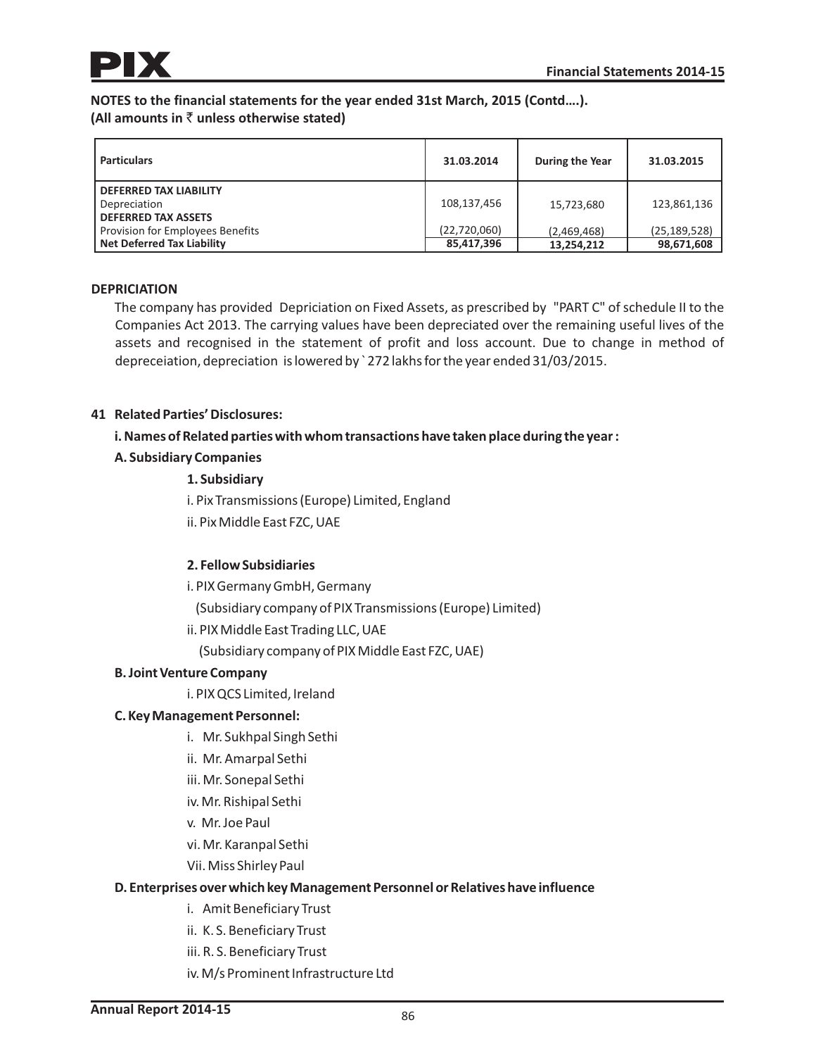**NOTES to the financial statements for the year ended 31st March, 2015 (Contd….).**
**(All amounts in ₹ unless otherwise stated)**

| Particulars | 31.03.2014 | During the Year | 31.03.2015 |
|---|---|---|---|
| **DEFERRED TAX LIABILITY** | | | |
| Depreciation | 108,137,456 | 15,723,680 | 123,861,136 |
| **DEFERRED TAX ASSETS** | | | |
| Provision for Employees Benefits | (22,720,060) | (2,469,468) | (25,189,528) |
| **Net Deferred Tax Liability** | **85,417,396** | **13,254,212** | **98,671,608** |

**DEPRICIATION**

The company has provided Depriciation on Fixed Assets, as prescribed by "PART C" of schedule II to the Companies Act 2013. The carrying values have been depreciated over the remaining useful lives of the assets and recognised in the statement of profit and loss account. Due to change in method of depreceiation, depreciation is lowered by ` 272 lakhs for the year ended 31/03/2015.

**41 Related Parties' Disclosures:**

**i. Names of Related parties with whom transactions have taken place during the year :**

**A. Subsidiary Companies**

**1. Subsidiary**

i. Pix Transmissions (Europe) Limited, England

ii. Pix Middle East FZC, UAE

**2. Fellow Subsidiaries**

i. PIX Germany GmbH, Germany

(Subsidiary company of PIX Transmissions (Europe) Limited)

ii. PIX Middle East Trading LLC, UAE

(Subsidiary company of PIX Middle East FZC, UAE)

**B. Joint Venture Company**

i. PIX QCS Limited, Ireland

**C. Key Management Personnel:**

i. Mr. Sukhpal Singh Sethi

ii. Mr. Amarpal Sethi

iii. Mr. Sonepal Sethi

iv. Mr. Rishipal Sethi

v. Mr. Joe Paul

vi. Mr. Karanpal Sethi

Vii. Miss Shirley Paul

**D. Enterprises over which key Management Personnel or Relatives have influence**

i. Amit Beneficiary Trust

ii. K. S. Beneficiary Trust

iii. R. S. Beneficiary Trust

iv. M/s Prominent Infrastructure Ltd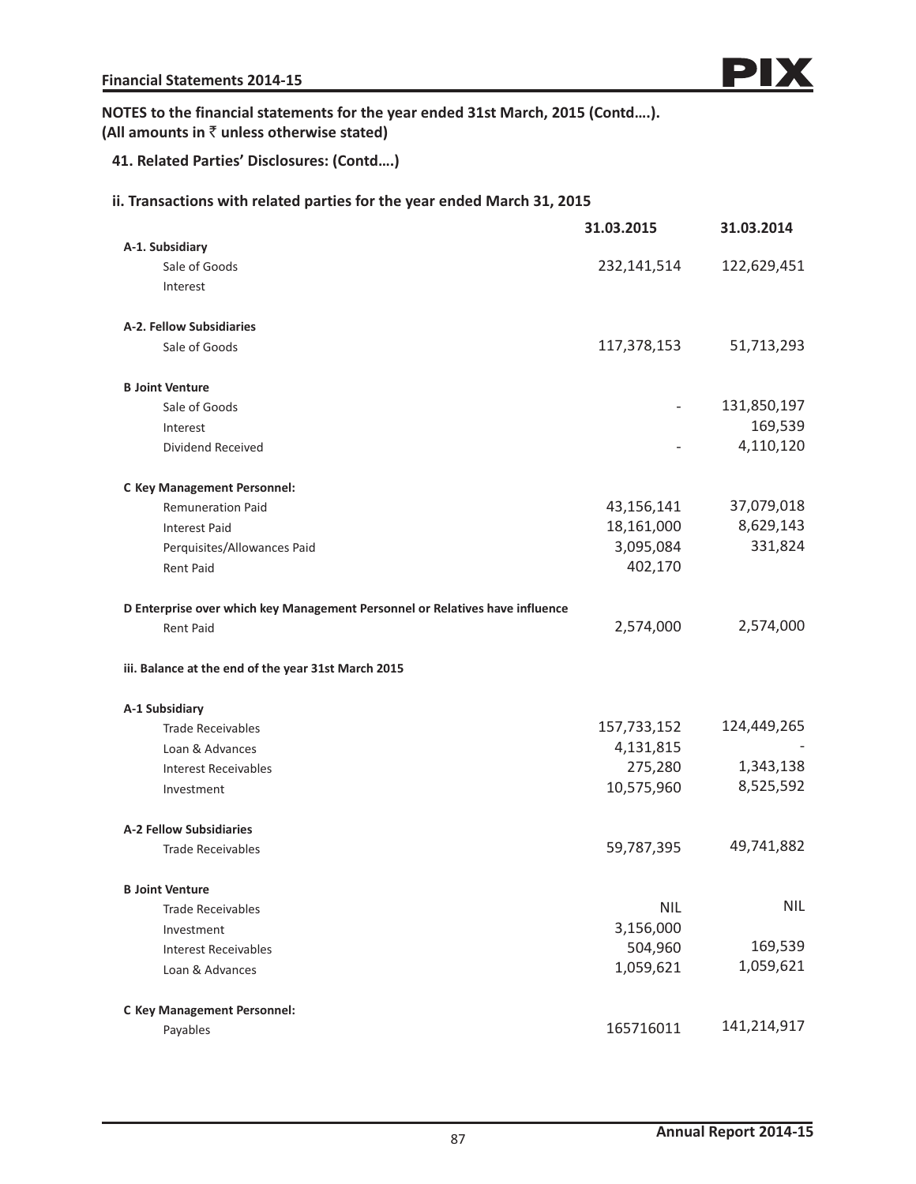**NOTES to the financial statements for the year ended 31st March, 2015 (Contd….).**
**(All amounts in ₹ unless otherwise stated)**

## 41. Related Parties' Disclosures: (Contd….)

### ii. Transactions with related parties for the year ended March 31, 2015

| | 31.03.2015 | 31.03.2014 |
|---|---|---|
| **A-1. Subsidiary** | | |
| Sale of Goods | 232,141,514 | 122,629,451 |
| Interest | | |
| **A-2. Fellow Subsidiaries** | | |
| Sale of Goods | 117,378,153 | 51,713,293 |
| **B Joint Venture** | | |
| Sale of Goods | - | 131,850,197 |
| Interest | | 169,539 |
| Dividend Received | - | 4,110,120 |
| **C Key Management Personnel:** | | |
| Remuneration Paid | 43,156,141 | 37,079,018 |
| Interest Paid | 18,161,000 | 8,629,143 |
| Perquisites/Allowances Paid | 3,095,084 | 331,824 |
| Rent Paid | 402,170 | |
| **D Enterprise over which key Management Personnel or Relatives have influence** | | |
| Rent Paid | 2,574,000 | 2,574,000 |

### iii. Balance at the end of the year 31st March 2015

| | 31.03.2015 | 31.03.2014 |
|---|---|---|
| **A-1 Subsidiary** | | |
| Trade Receivables | 157,733,152 | 124,449,265 |
| Loan & Advances | 4,131,815 | - |
| Interest Receivables | 275,280 | 1,343,138 |
| Investment | 10,575,960 | 8,525,592 |
| **A-2 Fellow Subsidiaries** | | |
| Trade Receivables | 59,787,395 | 49,741,882 |
| **B Joint Venture** | | |
| Trade Receivables | NIL | NIL |
| Investment | 3,156,000 | |
| Interest Receivables | 504,960 | 169,539 |
| Loan & Advances | 1,059,621 | 1,059,621 |
| **C Key Management Personnel:** | | |
| Payables | 165716011 | 141,214,917 |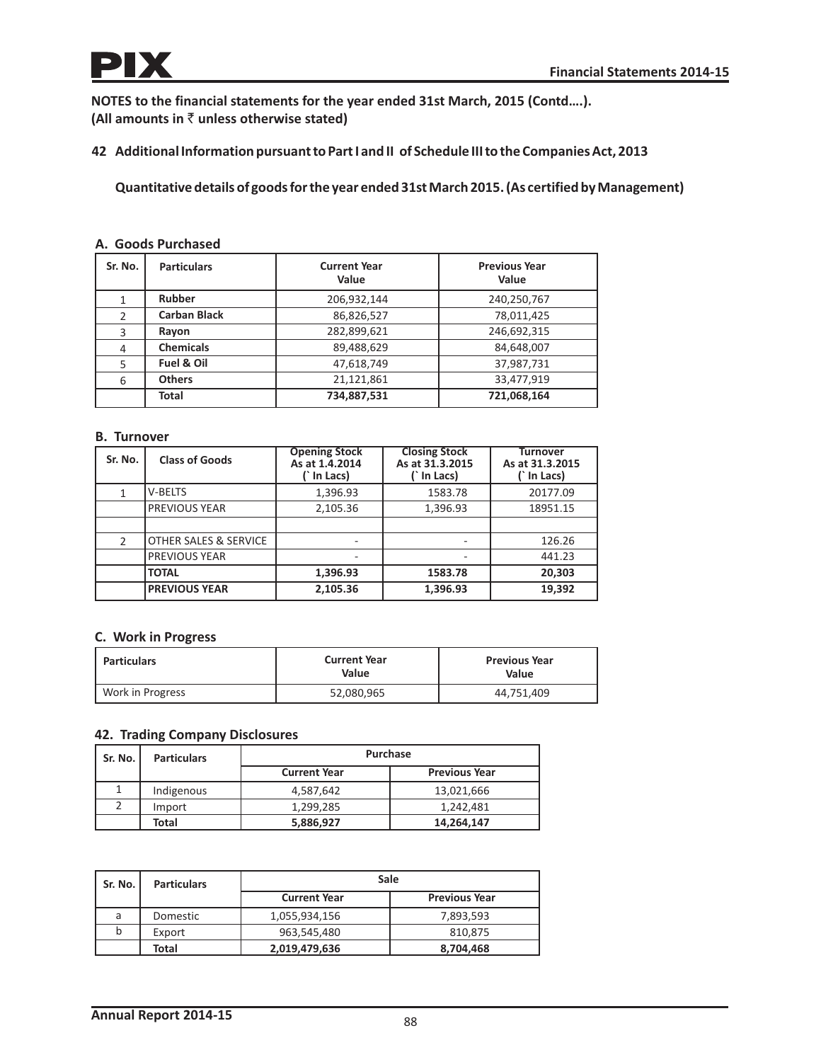**NOTES to the financial statements for the year ended 31st March, 2015 (Contd….).**
**(All amounts in ₹ unless otherwise stated)**

## 42 Additional Information pursuant to Part I and II of Schedule III to the Companies Act, 2013

**Quantitative details of goods for the year ended 31st March 2015. (As certified by Management)**

### A. Goods Purchased

| Sr. No. | Particulars | Current Year Value | Previous Year Value |
|---|---|---|---|
| 1 | **Rubber** | 206,932,144 | 240,250,767 |
| 2 | **Carban Black** | 86,826,527 | 78,011,425 |
| 3 | **Rayon** | 282,899,621 | 246,692,315 |
| 4 | **Chemicals** | 89,488,629 | 84,648,007 |
| 5 | **Fuel & Oil** | 47,618,749 | 37,987,731 |
| 6 | **Others** | 21,121,861 | 33,477,919 |
| | **Total** | **734,887,531** | **721,068,164** |

### B. Turnover

| Sr. No. | Class of Goods | Opening Stock As at 1.4.2014 (` In Lacs) | Closing Stock As at 31.3.2015 (` In Lacs) | Turnover As at 31.3.2015 (` In Lacs) |
|---|---|---|---|---|
| 1 | V-BELTS | 1,396.93 | 1583.78 | 20177.09 |
| | PREVIOUS YEAR | 2,105.36 | 1,396.93 | 18951.15 |
| | | | | |
| 2 | OTHER SALES & SERVICE | - | - | 126.26 |
| | PREVIOUS YEAR | - | - | 441.23 |
| | **TOTAL** | **1,396.93** | **1583.78** | **20,303** |
| | **PREVIOUS YEAR** | **2,105.36** | **1,396.93** | **19,392** |

### C. Work in Progress

| Particulars | Current Year Value | Previous Year Value |
|---|---|---|
| Work in Progress | 52,080,965 | 44,751,409 |

### 42. Trading Company Disclosures

| Sr. No. | Particulars | Purchase | |
|---|---|---|---|
| | | Current Year | Previous Year |
| 1 | Indigenous | 4,587,642 | 13,021,666 |
| 2 | Import | 1,299,285 | 1,242,481 |
| | **Total** | **5,886,927** | **14,264,147** |

| Sr. No. | Particulars | Sale | |
|---|---|---|---|
| | | Current Year | Previous Year |
| a | Domestic | 1,055,934,156 | 7,893,593 |
| b | Export | 963,545,480 | 810,875 |
| | **Total** | **2,019,479,636** | **8,704,468** |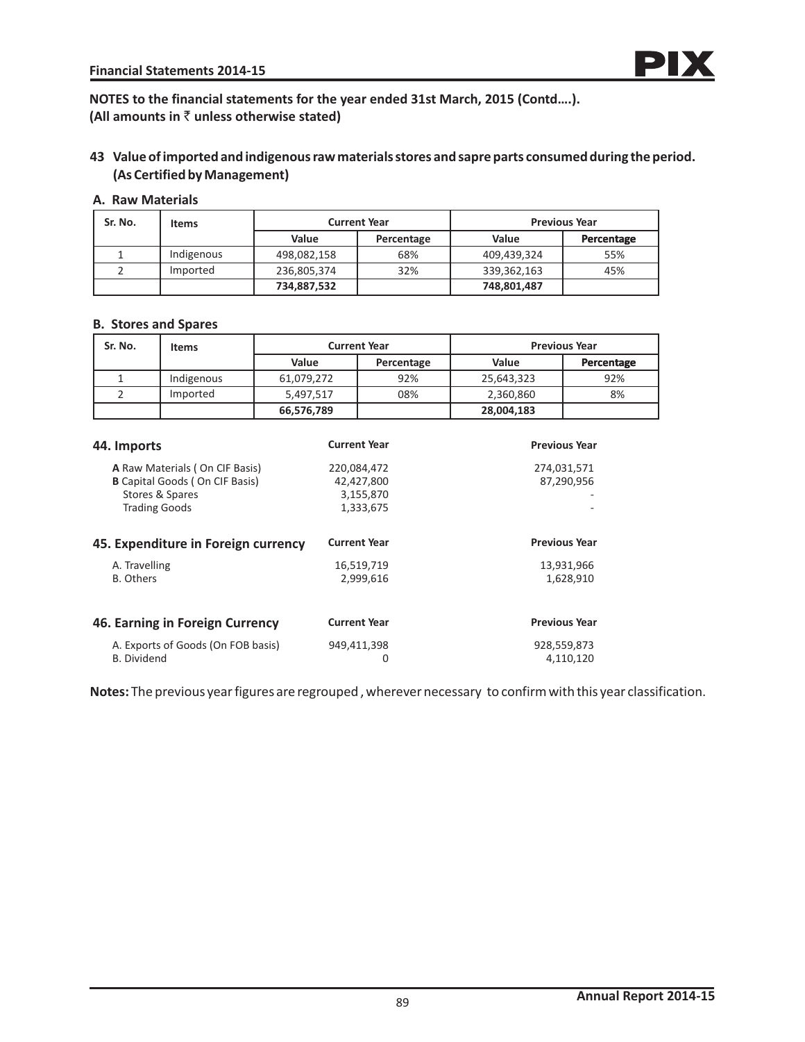**NOTES to the financial statements for the year ended 31st March, 2015 (Contd….).**
**(All amounts in ₹ unless otherwise stated)**

## 43 Value of imported and indigenous raw materials stores and sapre parts consumed during the period. (As Certified by Management)

### A. Raw Materials

| Sr. No. | Items | Current Year | | Previous Year | |
|---|---|---|---|---|---|
| | | Value | Percentage | Value | Percentage |
| 1 | Indigenous | 498,082,158 | 68% | 409,439,324 | 55% |
| 2 | Imported | 236,805,374 | 32% | 339,362,163 | 45% |
| | | **734,887,532** | | **748,801,487** | |

### B. Stores and Spares

| Sr. No. | Items | Current Year | | Previous Year | |
|---|---|---|---|---|---|
| | | Value | Percentage | Value | Percentage |
| 1 | Indigenous | 61,079,272 | 92% | 25,643,323 | 92% |
| 2 | Imported | 5,497,517 | 08% | 2,360,860 | 8% |
| | | **66,576,789** | | **28,004,183** | |

## 44. Imports

| | Current Year | Previous Year |
|---|---|---|
| **A** Raw Materials ( On CIF Basis) | 220,084,472 | 274,031,571 |
| **B** Capital Goods ( On CIF Basis) | 42,427,800 | 87,290,956 |
| Stores & Spares | 3,155,870 | - |
| Trading Goods | 1,333,675 | - |

## 45. Expenditure in Foreign currency

| | Current Year | Previous Year |
|---|---|---|
| A. Travelling | 16,519,719 | 13,931,966 |
| B. Others | 2,999,616 | 1,628,910 |

## 46. Earning in Foreign Currency

| | Current Year | Previous Year |
|---|---|---|
| A. Exports of Goods (On FOB basis) | 949,411,398 | 928,559,873 |
| B. Dividend | 0 | 4,110,120 |

**Notes:** The previous year figures are regrouped , wherever necessary to confirm with this year classification.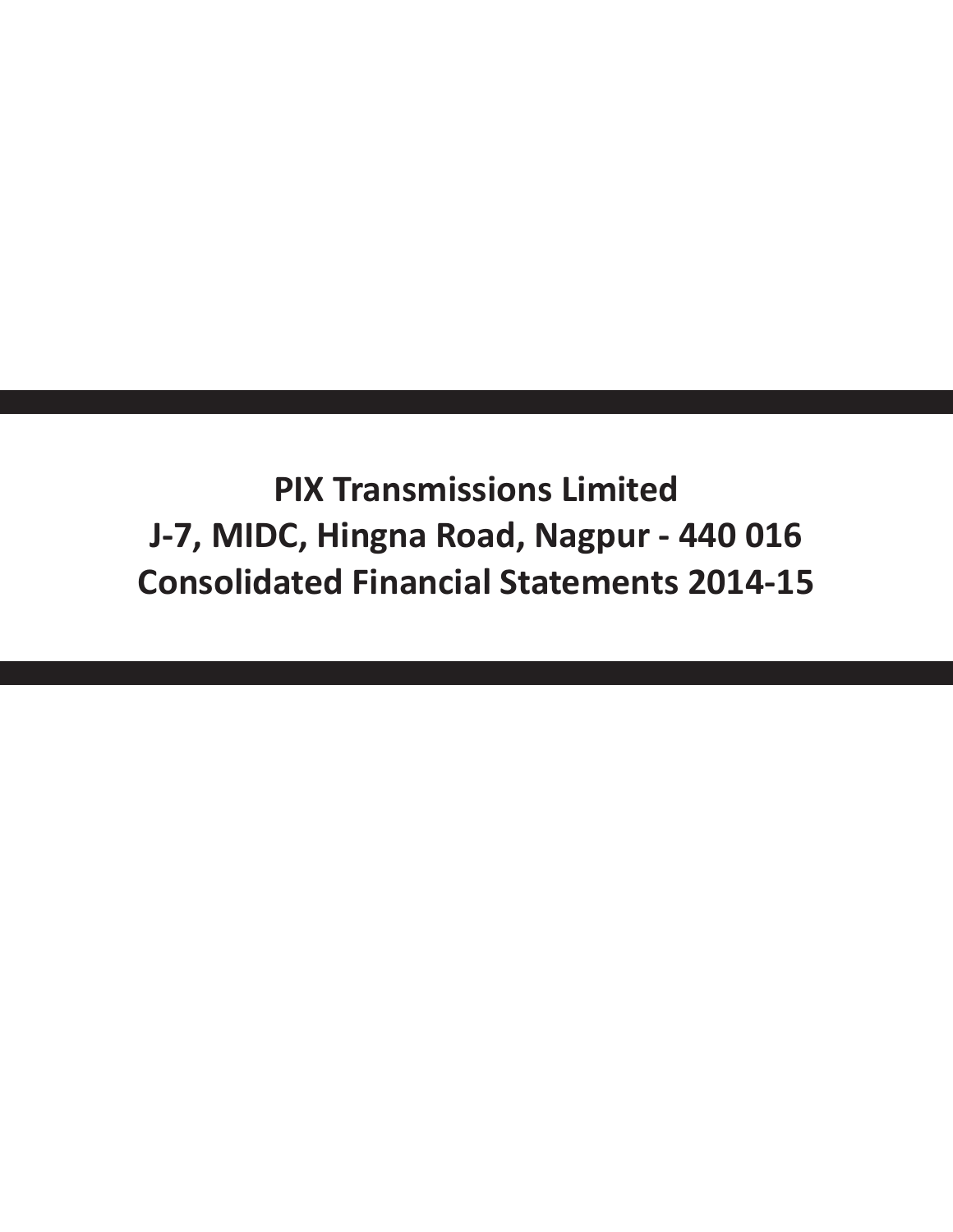# PIX Transmissions Limited
# J-7, MIDC, Hingna Road, Nagpur - 440 016
# Consolidated Financial Statements 2014-15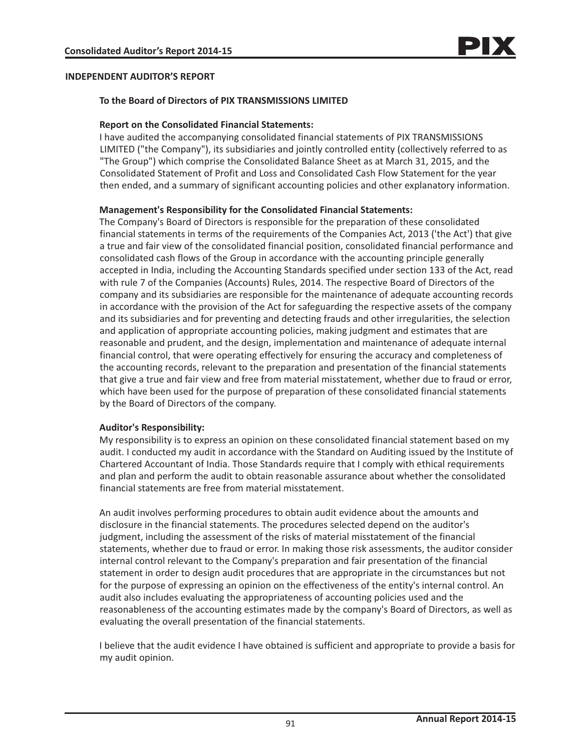# INDEPENDENT AUDITOR'S REPORT

**To the Board of Directors of PIX TRANSMISSIONS LIMITED**

**Report on the Consolidated Financial Statements:**

I have audited the accompanying consolidated financial statements of PIX TRANSMISSIONS LIMITED ("the Company"), its subsidiaries and jointly controlled entity (collectively referred to as "The Group") which comprise the Consolidated Balance Sheet as at March 31, 2015, and the Consolidated Statement of Profit and Loss and Consolidated Cash Flow Statement for the year then ended, and a summary of significant accounting policies and other explanatory information.

**Management's Responsibility for the Consolidated Financial Statements:**

The Company's Board of Directors is responsible for the preparation of these consolidated financial statements in terms of the requirements of the Companies Act, 2013 ('the Act') that give a true and fair view of the consolidated financial position, consolidated financial performance and consolidated cash flows of the Group in accordance with the accounting principle generally accepted in India, including the Accounting Standards specified under section 133 of the Act, read with rule 7 of the Companies (Accounts) Rules, 2014. The respective Board of Directors of the company and its subsidiaries are responsible for the maintenance of adequate accounting records in accordance with the provision of the Act for safeguarding the respective assets of the company and its subsidiaries and for preventing and detecting frauds and other irregularities, the selection and application of appropriate accounting policies, making judgment and estimates that are reasonable and prudent, and the design, implementation and maintenance of adequate internal financial control, that were operating effectively for ensuring the accuracy and completeness of the accounting records, relevant to the preparation and presentation of the financial statements that give a true and fair view and free from material misstatement, whether due to fraud or error, which have been used for the purpose of preparation of these consolidated financial statements by the Board of Directors of the company.

**Auditor's Responsibility:**

My responsibility is to express an opinion on these consolidated financial statement based on my audit. I conducted my audit in accordance with the Standard on Auditing issued by the Institute of Chartered Accountant of India. Those Standards require that I comply with ethical requirements and plan and perform the audit to obtain reasonable assurance about whether the consolidated financial statements are free from material misstatement.

An audit involves performing procedures to obtain audit evidence about the amounts and disclosure in the financial statements. The procedures selected depend on the auditor's judgment, including the assessment of the risks of material misstatement of the financial statements, whether due to fraud or error. In making those risk assessments, the auditor consider internal control relevant to the Company's preparation and fair presentation of the financial statement in order to design audit procedures that are appropriate in the circumstances but not for the purpose of expressing an opinion on the effectiveness of the entity's internal control. An audit also includes evaluating the appropriateness of accounting policies used and the reasonableness of the accounting estimates made by the company's Board of Directors, as well as evaluating the overall presentation of the financial statements.

I believe that the audit evidence I have obtained is sufficient and appropriate to provide a basis for my audit opinion.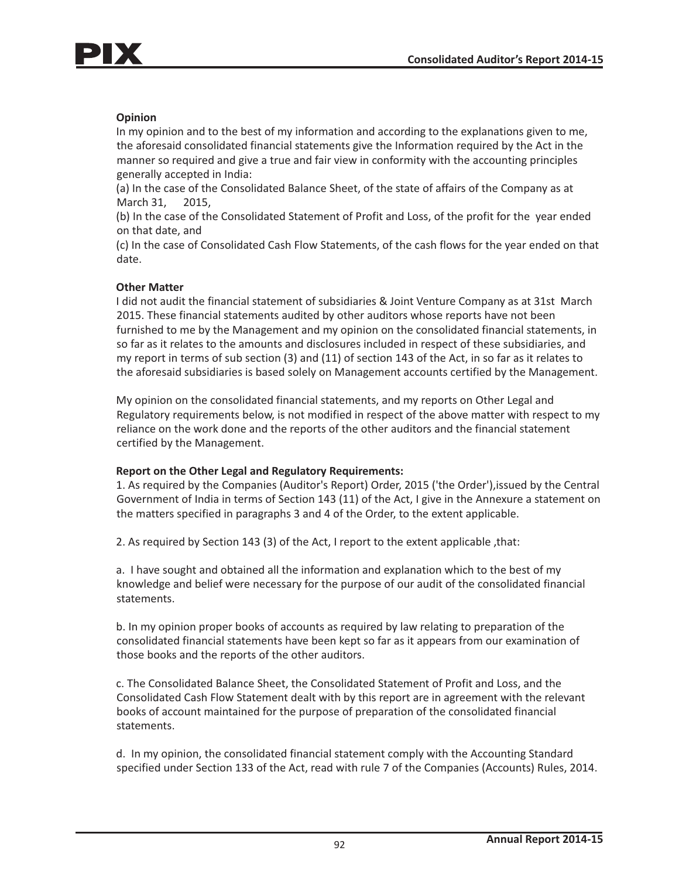**Opinion**

In my opinion and to the best of my information and according to the explanations given to me, the aforesaid consolidated financial statements give the Information required by the Act in the manner so required and give a true and fair view in conformity with the accounting principles generally accepted in India:

(a) In the case of the Consolidated Balance Sheet, of the state of affairs of the Company as at March 31, 2015,

(b) In the case of the Consolidated Statement of Profit and Loss, of the profit for the year ended on that date, and

(c) In the case of Consolidated Cash Flow Statements, of the cash flows for the year ended on that date.

**Other Matter**

I did not audit the financial statement of subsidiaries & Joint Venture Company as at 31st March 2015. These financial statements audited by other auditors whose reports have not been furnished to me by the Management and my opinion on the consolidated financial statements, in so far as it relates to the amounts and disclosures included in respect of these subsidiaries, and my report in terms of sub section (3) and (11) of section 143 of the Act, in so far as it relates to the aforesaid subsidiaries is based solely on Management accounts certified by the Management.

My opinion on the consolidated financial statements, and my reports on Other Legal and Regulatory requirements below, is not modified in respect of the above matter with respect to my reliance on the work done and the reports of the other auditors and the financial statement certified by the Management.

**Report on the Other Legal and Regulatory Requirements:**

1. As required by the Companies (Auditor's Report) Order, 2015 ('the Order'),issued by the Central Government of India in terms of Section 143 (11) of the Act, I give in the Annexure a statement on the matters specified in paragraphs 3 and 4 of the Order, to the extent applicable.

2. As required by Section 143 (3) of the Act, I report to the extent applicable ,that:

a. I have sought and obtained all the information and explanation which to the best of my knowledge and belief were necessary for the purpose of our audit of the consolidated financial statements.

b. In my opinion proper books of accounts as required by law relating to preparation of the consolidated financial statements have been kept so far as it appears from our examination of those books and the reports of the other auditors.

c. The Consolidated Balance Sheet, the Consolidated Statement of Profit and Loss, and the Consolidated Cash Flow Statement dealt with by this report are in agreement with the relevant books of account maintained for the purpose of preparation of the consolidated financial statements.

d. In my opinion, the consolidated financial statement comply with the Accounting Standard specified under Section 133 of the Act, read with rule 7 of the Companies (Accounts) Rules, 2014.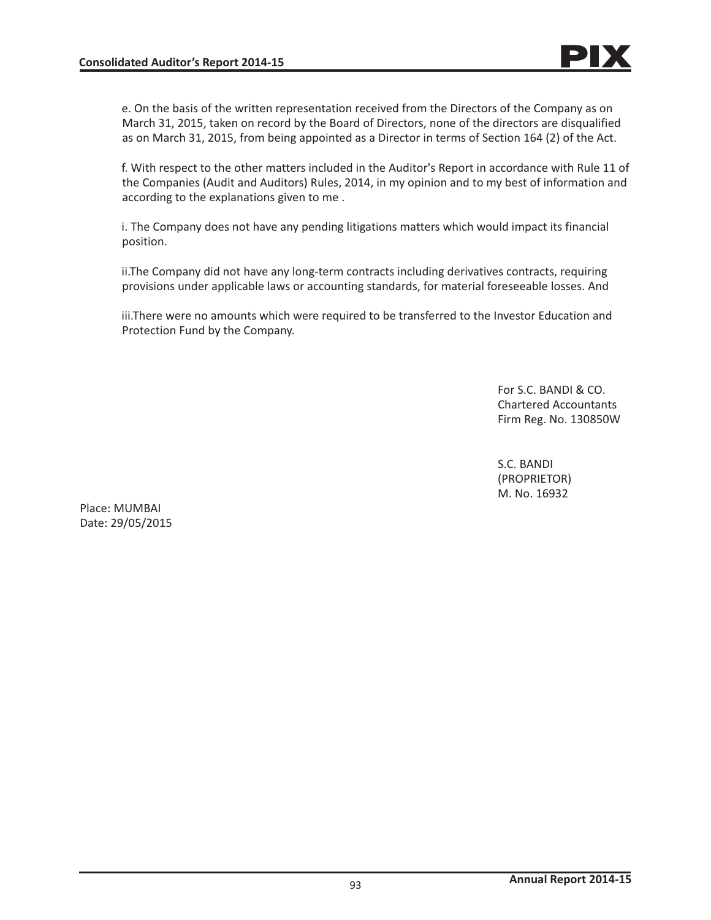e. On the basis of the written representation received from the Directors of the Company as on March 31, 2015, taken on record by the Board of Directors, none of the directors are disqualified as on March 31, 2015, from being appointed as a Director in terms of Section 164 (2) of the Act.

f. With respect to the other matters included in the Auditor's Report in accordance with Rule 11 of the Companies (Audit and Auditors) Rules, 2014, in my opinion and to my best of information and according to the explanations given to me .

i. The Company does not have any pending litigations matters which would impact its financial position.

ii.The Company did not have any long-term contracts including derivatives contracts, requiring provisions under applicable laws or accounting standards, for material foreseeable losses. And

iii.There were no amounts which were required to be transferred to the Investor Education and Protection Fund by the Company.

For S.C. BANDI & CO.
Chartered Accountants
Firm Reg. No. 130850W

S.C. BANDI
(PROPRIETOR)
M. No. 16932

Place: MUMBAI
Date: 29/05/2015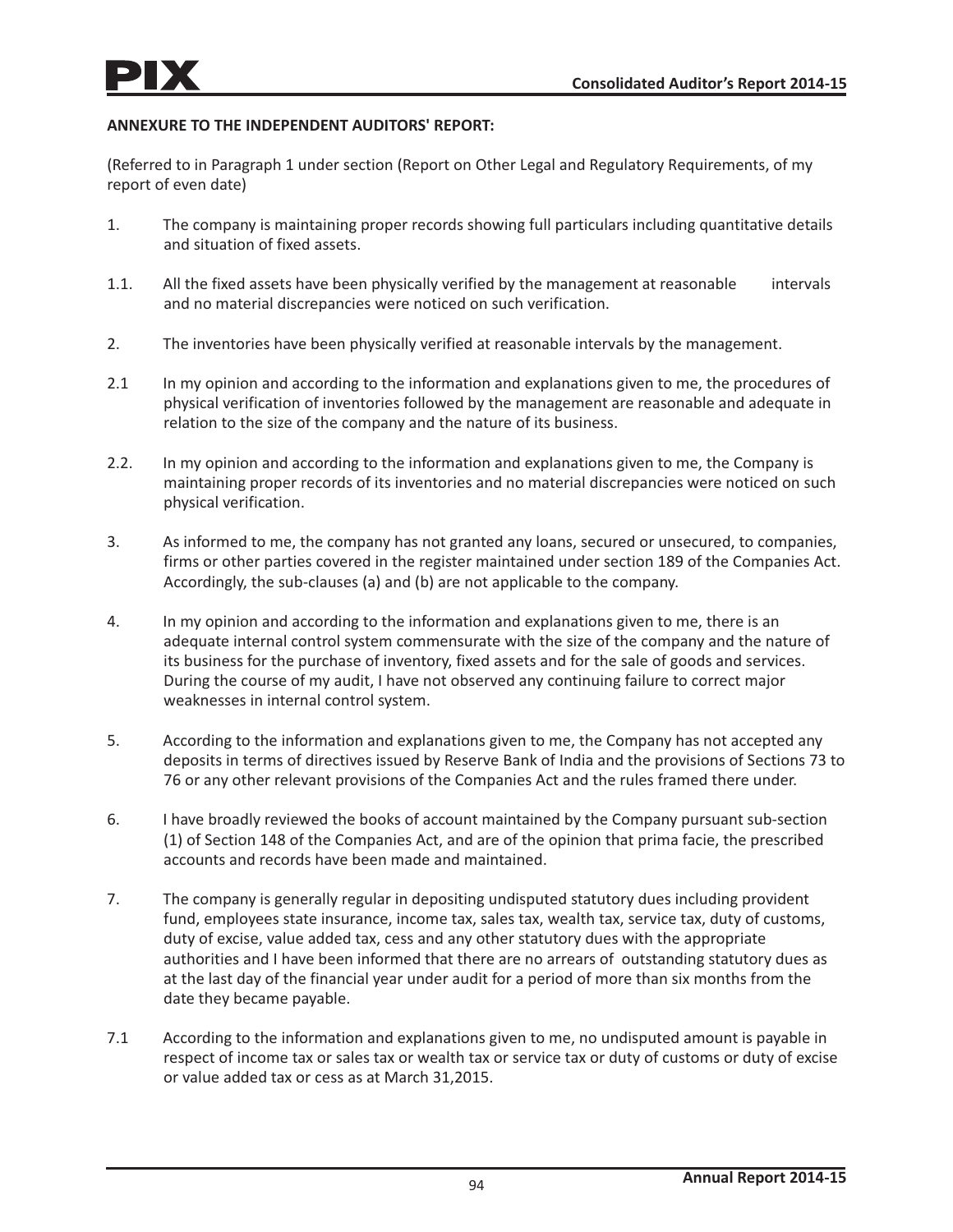**ANNEXURE TO THE INDEPENDENT AUDITORS' REPORT:**

(Referred to in Paragraph 1 under section (Report on Other Legal and Regulatory Requirements, of my report of even date)

1. The company is maintaining proper records showing full particulars including quantitative details and situation of fixed assets.

1.1. All the fixed assets have been physically verified by the management at reasonable intervals and no material discrepancies were noticed on such verification.

2. The inventories have been physically verified at reasonable intervals by the management.

2.1 In my opinion and according to the information and explanations given to me, the procedures of physical verification of inventories followed by the management are reasonable and adequate in relation to the size of the company and the nature of its business.

2.2. In my opinion and according to the information and explanations given to me, the Company is maintaining proper records of its inventories and no material discrepancies were noticed on such physical verification.

3. As informed to me, the company has not granted any loans, secured or unsecured, to companies, firms or other parties covered in the register maintained under section 189 of the Companies Act. Accordingly, the sub-clauses (a) and (b) are not applicable to the company.

4. In my opinion and according to the information and explanations given to me, there is an adequate internal control system commensurate with the size of the company and the nature of its business for the purchase of inventory, fixed assets and for the sale of goods and services. During the course of my audit, I have not observed any continuing failure to correct major weaknesses in internal control system.

5. According to the information and explanations given to me, the Company has not accepted any deposits in terms of directives issued by Reserve Bank of India and the provisions of Sections 73 to 76 or any other relevant provisions of the Companies Act and the rules framed there under.

6. I have broadly reviewed the books of account maintained by the Company pursuant sub-section (1) of Section 148 of the Companies Act, and are of the opinion that prima facie, the prescribed accounts and records have been made and maintained.

7. The company is generally regular in depositing undisputed statutory dues including provident fund, employees state insurance, income tax, sales tax, wealth tax, service tax, duty of customs, duty of excise, value added tax, cess and any other statutory dues with the appropriate authorities and I have been informed that there are no arrears of outstanding statutory dues as at the last day of the financial year under audit for a period of more than six months from the date they became payable.

7.1 According to the information and explanations given to me, no undisputed amount is payable in respect of income tax or sales tax or wealth tax or service tax or duty of customs or duty of excise or value added tax or cess as at March 31,2015.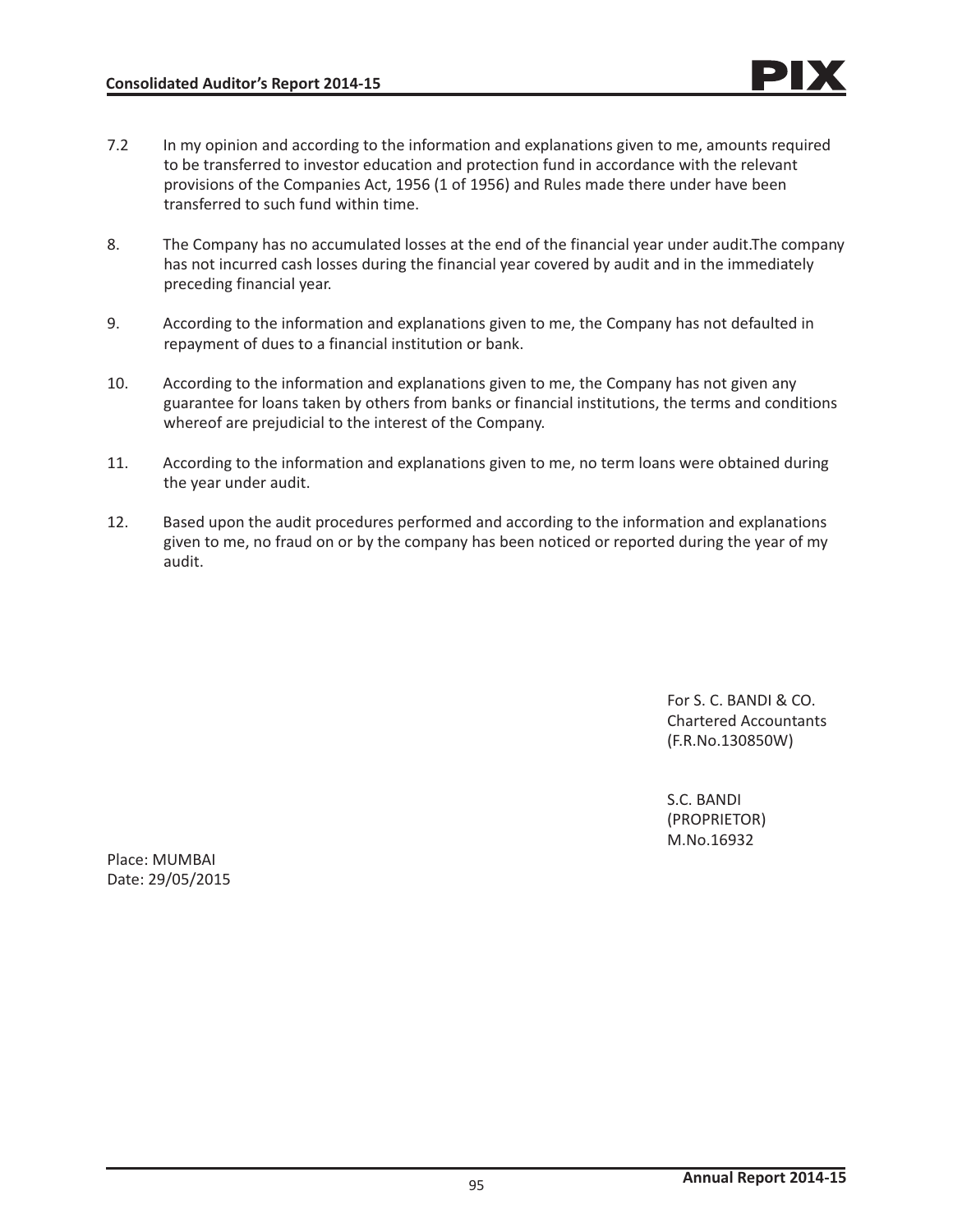7.2 In my opinion and according to the information and explanations given to me, amounts required to be transferred to investor education and protection fund in accordance with the relevant provisions of the Companies Act, 1956 (1 of 1956) and Rules made there under have been transferred to such fund within time.

8. The Company has no accumulated losses at the end of the financial year under audit.The company has not incurred cash losses during the financial year covered by audit and in the immediately preceding financial year.

9. According to the information and explanations given to me, the Company has not defaulted in repayment of dues to a financial institution or bank.

10. According to the information and explanations given to me, the Company has not given any guarantee for loans taken by others from banks or financial institutions, the terms and conditions whereof are prejudicial to the interest of the Company.

11. According to the information and explanations given to me, no term loans were obtained during the year under audit.

12. Based upon the audit procedures performed and according to the information and explanations given to me, no fraud on or by the company has been noticed or reported during the year of my audit.

For S. C. BANDI & CO.
Chartered Accountants
(F.R.No.130850W)

S.C. BANDI
(PROPRIETOR)
M.No.16932

Place: MUMBAI
Date: 29/05/2015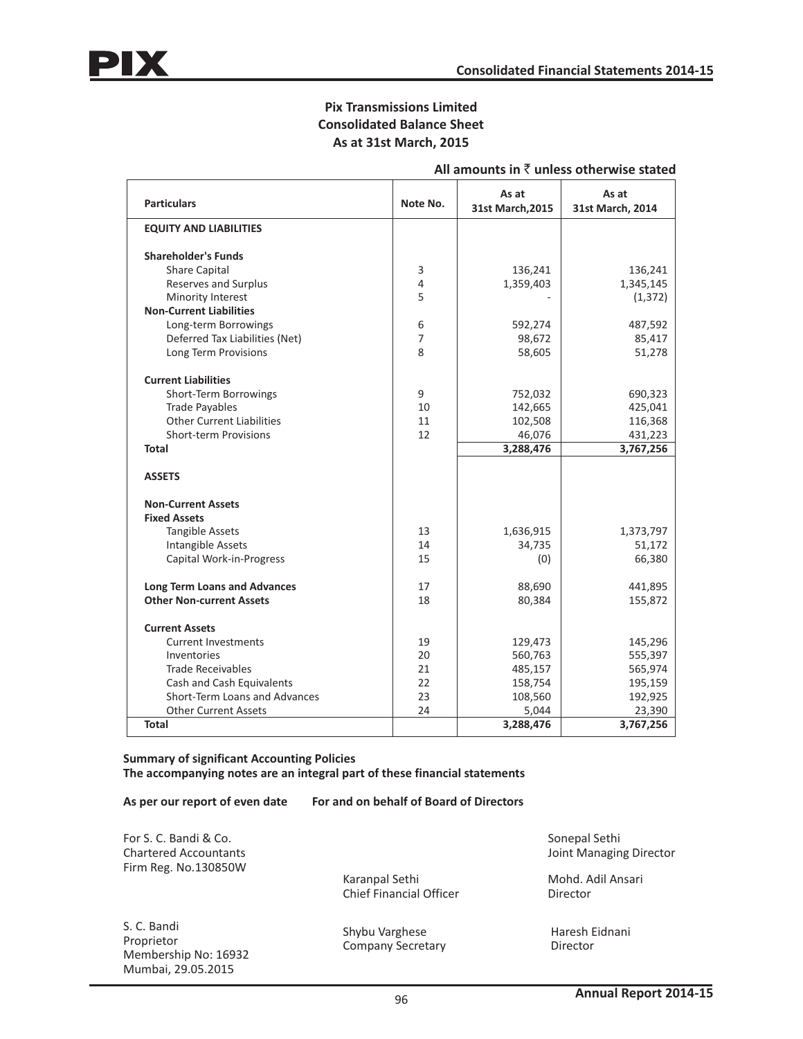## Pix Transmissions Limited
## Consolidated Balance Sheet
## As at 31st March, 2015

**All amounts in ₹ unless otherwise stated**

| Particulars | Note No. | As at 31st March,2015 | As at 31st March, 2014 |
|---|---|---|---|
| **EQUITY AND LIABILITIES** | | | |
| **Shareholder's Funds** | | | |
| Share Capital | 3 | 136,241 | 136,241 |
| Reserves and Surplus | 4 | 1,359,403 | 1,345,145 |
| Minority Interest | 5 | - | (1,372) |
| **Non-Current Liabilities** | | | |
| Long-term Borrowings | 6 | 592,274 | 487,592 |
| Deferred Tax Liabilities (Net) | 7 | 98,672 | 85,417 |
| Long Term Provisions | 8 | 58,605 | 51,278 |
| **Current Liabilities** | | | |
| Short-Term Borrowings | 9 | 752,032 | 690,323 |
| Trade Payables | 10 | 142,665 | 425,041 |
| Other Current Liabilities | 11 | 102,508 | 116,368 |
| Short-term Provisions | 12 | 46,076 | 431,223 |
| **Total** | | **3,288,476** | **3,767,256** |
| **ASSETS** | | | |
| **Non-Current Assets** | | | |
| **Fixed Assets** | | | |
| Tangible Assets | 13 | 1,636,915 | 1,373,797 |
| Intangible Assets | 14 | 34,735 | 51,172 |
| Capital Work-in-Progress | 15 | (0) | 66,380 |
| **Long Term Loans and Advances** | 17 | 88,690 | 441,895 |
| **Other Non-current Assets** | 18 | 80,384 | 155,872 |
| **Current Assets** | | | |
| Current Investments | 19 | 129,473 | 145,296 |
| Inventories | 20 | 560,763 | 555,397 |
| Trade Receivables | 21 | 485,157 | 565,974 |
| Cash and Cash Equivalents | 22 | 158,754 | 195,159 |
| Short-Term Loans and Advances | 23 | 108,560 | 192,925 |
| Other Current Assets | 24 | 5,044 | 23,390 |
| **Total** | | **3,288,476** | **3,767,256** |

**Summary of significant Accounting Policies**
**The accompanying notes are an integral part of these financial statements**

**As per our report of even date** **For and on behalf of Board of Directors**

For S. C. Bandi & Co.
Chartered Accountants
Firm Reg. No.130850W

S. C. Bandi
Proprietor
Membership No: 16932
Mumbai, 29.05.2015

Karanpal Sethi
Chief Financial Officer

Shybu Varghese
Company Secretary

Sonepal Sethi
Joint Managing Director

Mohd. Adil Ansari
Director

Haresh Eidnani
Director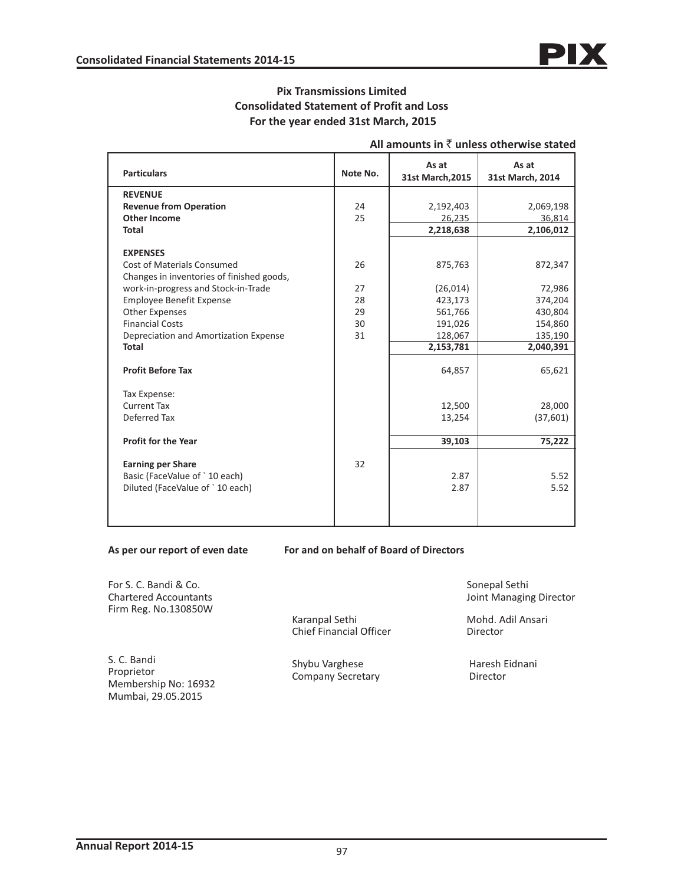## Pix Transmissions Limited
## Consolidated Statement of Profit and Loss
## For the year ended 31st March, 2015

**All amounts in ₹ unless otherwise stated**

| Particulars | Note No. | As at 31st March,2015 | As at 31st March, 2014 |
|---|---|---|---|
| **REVENUE** | | | |
| **Revenue from Operation** | 24 | 2,192,403 | 2,069,198 |
| **Other Income** | 25 | 26,235 | 36,814 |
| **Total** | | **2,218,638** | **2,106,012** |
| **EXPENSES** | | | |
| Cost of Materials Consumed | 26 | 875,763 | 872,347 |
| Changes in inventories of finished goods, work-in-progress and Stock-in-Trade | 27 | (26,014) | 72,986 |
| Employee Benefit Expense | 28 | 423,173 | 374,204 |
| Other Expenses | 29 | 561,766 | 430,804 |
| Financial Costs | 30 | 191,026 | 154,860 |
| Depreciation and Amortization Expense | 31 | 128,067 | 135,190 |
| **Total** | | **2,153,781** | **2,040,391** |
| **Profit Before Tax** | | 64,857 | 65,621 |
| Tax Expense: | | | |
| Current Tax | | 12,500 | 28,000 |
| Deferred Tax | | 13,254 | (37,601) |
| **Profit for the Year** | | **39,103** | **75,222** |
| **Earning per Share** | 32 | | |
| Basic (FaceValue of ` 10 each) | | 2.87 | 5.52 |
| Diluted (FaceValue of ` 10 each) | | 2.87 | 5.52 |

**As per our report of even date** **For and on behalf of Board of Directors**

For S. C. Bandi & Co.
Chartered Accountants
Firm Reg. No.130850W

S. C. Bandi
Proprietor
Membership No: 16932
Mumbai, 29.05.2015

Karanpal Sethi
Chief Financial Officer

Shybu Varghese
Company Secretary

Sonepal Sethi
Joint Managing Director

Mohd. Adil Ansari
Director

Haresh Eidnani
Director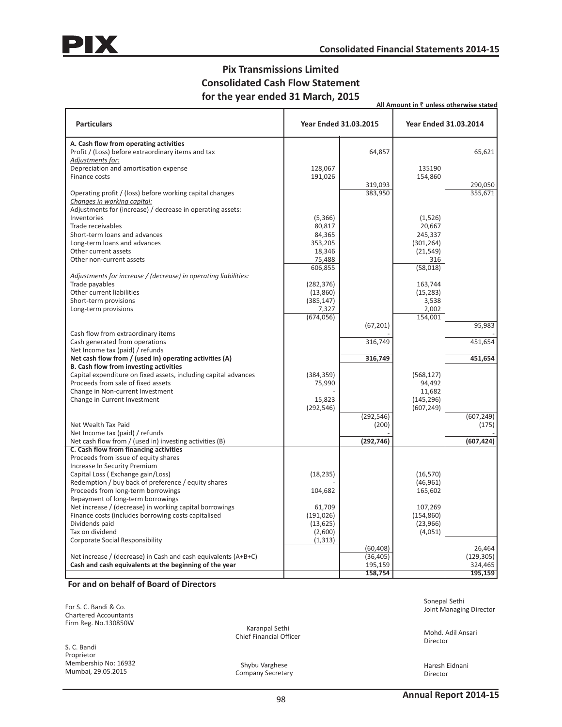# Pix Transmissions Limited
## Consolidated Cash Flow Statement
## for the year ended 31 March, 2015

**All Amount in ₹ unless otherwise stated**

| Particulars | Year Ended 31.03.2015 | | Year Ended 31.03.2014 | |
|---|---|---|---|---|
| **A. Cash flow from operating activities** | | | | |
| Profit / (Loss) before extraordinary items and tax | | 64,857 | | 65,621 |
| *Adjustments for:* | | | | |
| Depreciation and amortisation expense | 128,067 | | 135190 | |
| Finance costs | 191,026 | | 154,860 | |
| | | 319,093 | | 290,050 |
| Operating profit / (loss) before working capital changes | | 383,950 | | 355,671 |
| *Changes in working capital:* | | | | |
| Adjustments for (increase) / decrease in operating assets: | | | | |
| Inventories | (5,366) | | (1,526) | |
| Trade receivables | 80,817 | | 20,667 | |
| Short-term loans and advances | 84,365 | | 245,337 | |
| Long-term loans and advances | 353,205 | | (301,264) | |
| Other current assets | 18,346 | | (21,549) | |
| Other non-current assets | 75,488 | | 316 | |
| | 606,855 | | (58,018) | |
| *Adjustments for increase / (decrease) in operating liabilities:* | | | | |
| Trade payables | (282,376) | | 163,744 | |
| Other current liabilities | (13,860) | | (15,283) | |
| Short-term provisions | (385,147) | | 3,538 | |
| Long-term provisions | 7,327 | | 2,002 | |
| | (674,056) | | 154,001 | |
| | | (67,201) | | 95,983 |
| Cash flow from extraordinary items | | - | | - |
| Cash generated from operations | | 316,749 | | 451,654 |
| Net Income tax (paid) / refunds | | | | |
| **Net cash flow from / (used in) operating activities (A)** | | **316,749** | | **451,654** |
| **B. Cash flow from investing activities** | | | | |
| Capital expenditure on fixed assets, including capital advances | (384,359) | | (568,127) | |
| Proceeds from sale of fixed assets | 75,990 | | 94,492 | |
| Change in Non-current Investment | - | | 11,682 | |
| Change in Current Investment | 15,823 | | (145,296) | |
| | (292,546) | | (607,249) | |
| | | (292,546) | | (607,249) |
| Net Wealth Tax Paid | | (200) | | (175) |
| Net Income tax (paid) / refunds | | - | | - |
| Net cash flow from / (used in) investing activities (B) | | **(292,746)** | | **(607,424)** |
| **C. Cash flow from financing activities** | | | | |
| Proceeds from issue of equity shares | | | | |
| Increase In Security Premium | | | | |
| Capital Loss ( Exchange gain/Loss) | (18,235) | | (16,570) | |
| Redemption / buy back of preference / equity shares | - | | (46,961) | |
| Proceeds from long-term borrowings | 104,682 | | 165,602 | |
| Repayment of long-term borrowings | | | | |
| Net increase / (decrease) in working capital borrowings | 61,709 | | 107,269 | |
| Finance costs (includes borrowing costs capitalised | (191,026) | | (154,860) | |
| Dividends paid | (13,625) | | (23,966) | |
| Tax on dividend | (2,600) | | (4,051) | |
| Corporate Social Responsibility | (1,313) | | | |
| | | (60,408) | | 26,464 |
| Net increase / (decrease) in Cash and cash equivalents (A+B+C) | | (36,405) | | (129,305) |
| **Cash and cash equivalents at the beginning of the year** | | 195,159 | | 324,465 |
| | | **158,754** | | **195,159** |

**For and on behalf of Board of Directors**

For S. C. Bandi & Co.
Chartered Accountants
Firm Reg. No.130850W

S. C. Bandi
Proprietor
Membership No: 16932
Mumbai, 29.05.2015

Karanpal Sethi
Chief Financial Officer

Shybu Varghese
Company Secretary

Sonepal Sethi
Joint Managing Director

Mohd. Adil Ansari
Director

Haresh Eidnani
Director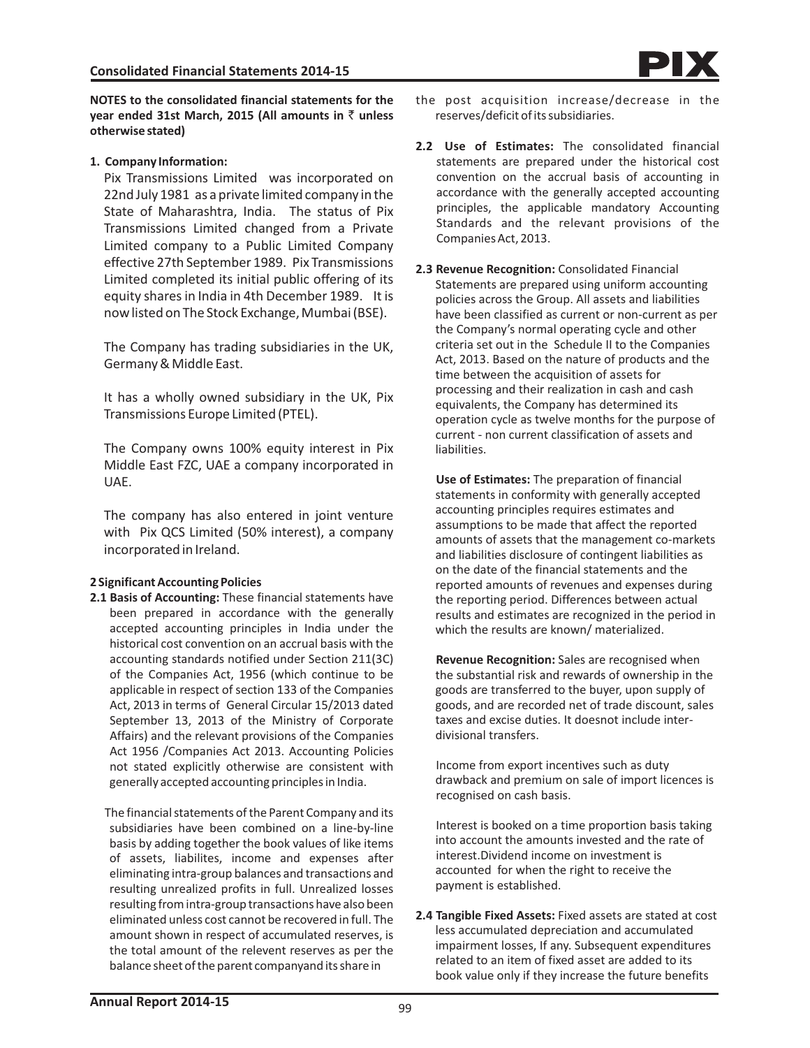**NOTES to the consolidated financial statements for the year ended 31st March, 2015 (All amounts in ₹ unless otherwise stated)**

**1. Company Information:**

Pix Transmissions Limited was incorporated on 22nd July 1981 as a private limited company in the State of Maharashtra, India. The status of Pix Transmissions Limited changed from a Private Limited company to a Public Limited Company effective 27th September 1989. Pix Transmissions Limited completed its initial public offering of its equity shares in India in 4th December 1989. It is now listed on The Stock Exchange, Mumbai (BSE).

The Company has trading subsidiaries in the UK, Germany & Middle East.

It has a wholly owned subsidiary in the UK, Pix Transmissions Europe Limited (PTEL).

The Company owns 100% equity interest in Pix Middle East FZC, UAE a company incorporated in UAE.

The company has also entered in joint venture with Pix QCS Limited (50% interest), a company incorporated in Ireland.

**2 Significant Accounting Policies**

**2.1 Basis of Accounting:** These financial statements have been prepared in accordance with the generally accepted accounting principles in India under the historical cost convention on an accrual basis with the accounting standards notified under Section 211(3C) of the Companies Act, 1956 (which continue to be applicable in respect of section 133 of the Companies Act, 2013 in terms of General Circular 15/2013 dated September 13, 2013 of the Ministry of Corporate Affairs) and the relevant provisions of the Companies Act 1956 /Companies Act 2013. Accounting Policies not stated explicitly otherwise are consistent with generally accepted accounting principles in India.

The financial statements of the Parent Company and its subsidiaries have been combined on a line-by-line basis by adding together the book values of like items of assets, liabilites, income and expenses after eliminating intra-group balances and transactions and resulting unrealized profits in full. Unrealized losses resulting from intra-group transactions have also been eliminated unless cost cannot be recovered in full. The amount shown in respect of accumulated reserves, is the total amount of the relevent reserves as per the balance sheet of the parent companyand its share in the post acquisition increase/decrease in the reserves/deficit of its subsidiaries.

**2.2 Use of Estimates:** The consolidated financial statements are prepared under the historical cost convention on the accrual basis of accounting in accordance with the generally accepted accounting principles, the applicable mandatory Accounting Standards and the relevant provisions of the Companies Act, 2013.

**2.3 Revenue Recognition:** Consolidated Financial Statements are prepared using uniform accounting policies across the Group. All assets and liabilities have been classified as current or non-current as per the Company's normal operating cycle and other criteria set out in the Schedule II to the Companies Act, 2013. Based on the nature of products and the time between the acquisition of assets for processing and their realization in cash and cash equivalents, the Company has determined its operation cycle as twelve months for the purpose of current - non current classification of assets and liabilities.

**Use of Estimates:** The preparation of financial statements in conformity with generally accepted accounting principles requires estimates and assumptions to be made that affect the reported amounts of assets that the management co-markets and liabilities disclosure of contingent liabilities as on the date of the financial statements and the reported amounts of revenues and expenses during the reporting period. Differences between actual results and estimates are recognized in the period in which the results are known/ materialized.

**Revenue Recognition:** Sales are recognised when the substantial risk and rewards of ownership in the goods are transferred to the buyer, upon supply of goods, and are recorded net of trade discount, sales taxes and excise duties. It doesnot include inter-divisional transfers.

Income from export incentives such as duty drawback and premium on sale of import licences is recognised on cash basis.

Interest is booked on a time proportion basis taking into account the amounts invested and the rate of interest.Dividend income on investment is accounted for when the right to receive the payment is established.

**2.4 Tangible Fixed Assets:** Fixed assets are stated at cost less accumulated depreciation and accumulated impairment losses, If any. Subsequent expenditures related to an item of fixed asset are added to its book value only if they increase the future benefits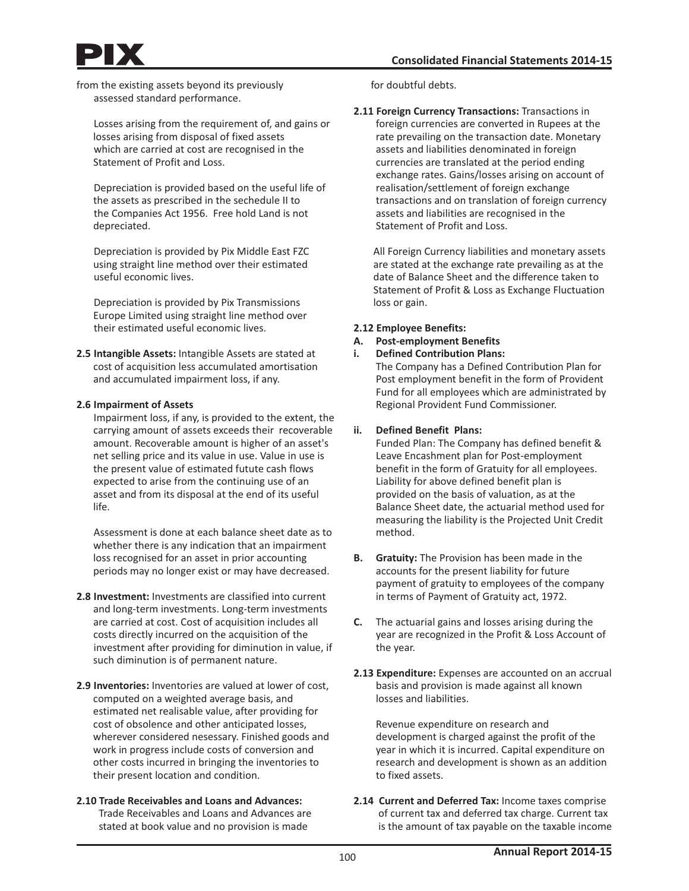from the existing assets beyond its previously assessed standard performance.

Losses arising from the requirement of, and gains or losses arising from disposal of fixed assets which are carried at cost are recognised in the Statement of Profit and Loss.

Depreciation is provided based on the useful life of the assets as prescribed in the sechedule II to the Companies Act 1956. Free hold Land is not depreciated.

Depreciation is provided by Pix Middle East FZC using straight line method over their estimated useful economic lives.

Depreciation is provided by Pix Transmissions Europe Limited using straight line method over their estimated useful economic lives.

**2.5 Intangible Assets:** Intangible Assets are stated at cost of acquisition less accumulated amortisation and accumulated impairment loss, if any.

**2.6 Impairment of Assets**

Impairment loss, if any, is provided to the extent, the carrying amount of assets exceeds their recoverable amount. Recoverable amount is higher of an asset's net selling price and its value in use. Value in use is the present value of estimated futute cash flows expected to arise from the continuing use of an asset and from its disposal at the end of its useful life.

Assessment is done at each balance sheet date as to whether there is any indication that an impairment loss recognised for an asset in prior accounting periods may no longer exist or may have decreased.

**2.8 Investment:** Investments are classified into current and long-term investments. Long-term investments are carried at cost. Cost of acquisition includes all costs directly incurred on the acquisition of the investment after providing for diminution in value, if such diminution is of permanent nature.

**2.9 Inventories:** Inventories are valued at lower of cost, computed on a weighted average basis, and estimated net realisable value, after providing for cost of obsolence and other anticipated losses, wherever considered nesessary. Finished goods and work in progress include costs of conversion and other costs incurred in bringing the inventories to their present location and condition.

**2.10 Trade Receivables and Loans and Advances:** Trade Receivables and Loans and Advances are stated at book value and no provision is made for doubtful debts.

**2.11 Foreign Currency Transactions:** Transactions in foreign currencies are converted in Rupees at the rate prevailing on the transaction date. Monetary assets and liabilities denominated in foreign currencies are translated at the period ending exchange rates. Gains/losses arising on account of realisation/settlement of foreign exchange transactions and on translation of foreign currency assets and liabilities are recognised in the Statement of Profit and Loss.

All Foreign Currency liabilities and monetary assets are stated at the exchange rate prevailing as at the date of Balance Sheet and the difference taken to Statement of Profit & Loss as Exchange Fluctuation loss or gain.

**2.12 Employee Benefits:**

**A. Post-employment Benefits**

**i. Defined Contribution Plans:**

The Company has a Defined Contribution Plan for Post employment benefit in the form of Provident Fund for all employees which are administrated by Regional Provident Fund Commissioner.

**ii. Defined Benefit Plans:**

Funded Plan: The Company has defined benefit & Leave Encashment plan for Post-employment benefit in the form of Gratuity for all employees. Liability for above defined benefit plan is provided on the basis of valuation, as at the Balance Sheet date, the actuarial method used for measuring the liability is the Projected Unit Credit method.

**B. Gratuity:** The Provision has been made in the accounts for the present liability for future payment of gratuity to employees of the company in terms of Payment of Gratuity act, 1972.

**C.** The actuarial gains and losses arising during the year are recognized in the Profit & Loss Account of the year.

**2.13 Expenditure:** Expenses are accounted on an accrual basis and provision is made against all known losses and liabilities.

Revenue expenditure on research and development is charged against the profit of the year in which it is incurred. Capital expenditure on research and development is shown as an addition to fixed assets.

**2.14 Current and Deferred Tax:** Income taxes comprise of current tax and deferred tax charge. Current tax is the amount of tax payable on the taxable income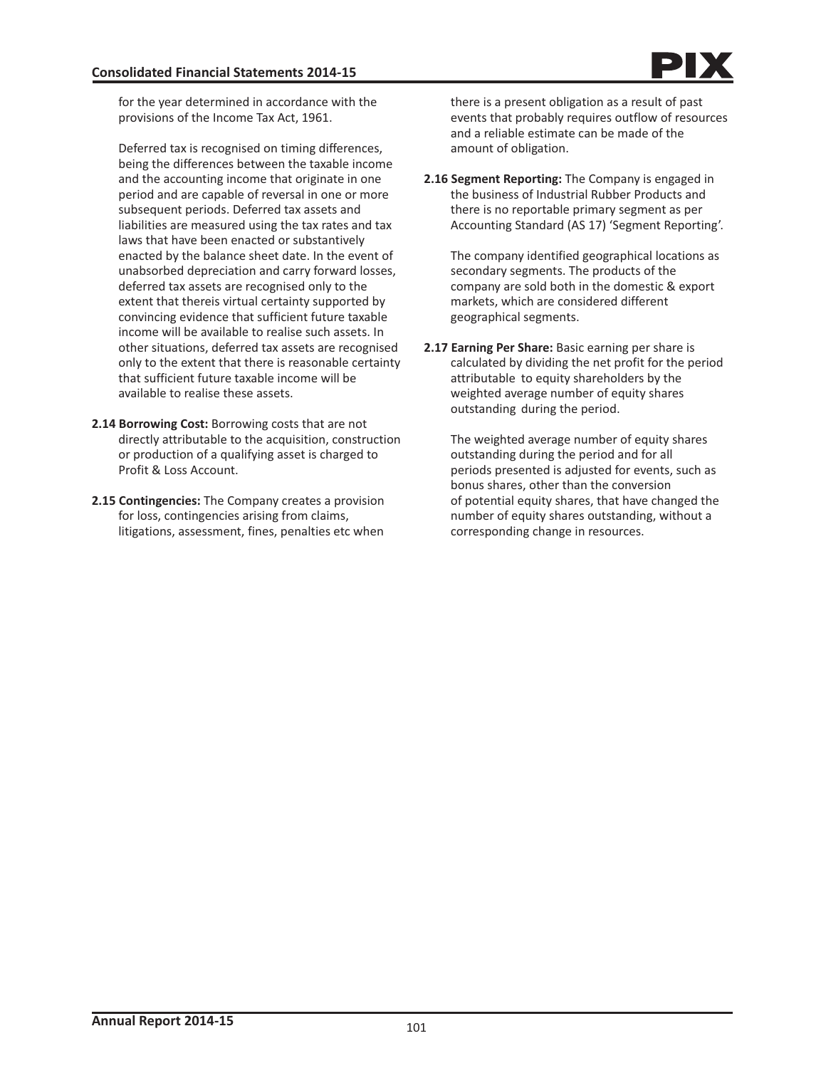for the year determined in accordance with the provisions of the Income Tax Act, 1961.

Deferred tax is recognised on timing differences, being the differences between the taxable income and the accounting income that originate in one period and are capable of reversal in one or more subsequent periods. Deferred tax assets and liabilities are measured using the tax rates and tax laws that have been enacted or substantively enacted by the balance sheet date. In the event of unabsorbed depreciation and carry forward losses, deferred tax assets are recognised only to the extent that thereis virtual certainty supported by convincing evidence that sufficient future taxable income will be available to realise such assets. In other situations, deferred tax assets are recognised only to the extent that there is reasonable certainty that sufficient future taxable income will be available to realise these assets.

**2.14 Borrowing Cost:** Borrowing costs that are not directly attributable to the acquisition, construction or production of a qualifying asset is charged to Profit & Loss Account.

**2.15 Contingencies:** The Company creates a provision for loss, contingencies arising from claims, litigations, assessment, fines, penalties etc when there is a present obligation as a result of past events that probably requires outflow of resources and a reliable estimate can be made of the amount of obligation.

**2.16 Segment Reporting:** The Company is engaged in the business of Industrial Rubber Products and there is no reportable primary segment as per Accounting Standard (AS 17) 'Segment Reporting'.

The company identified geographical locations as secondary segments. The products of the company are sold both in the domestic & export markets, which are considered different geographical segments.

**2.17 Earning Per Share:** Basic earning per share is calculated by dividing the net profit for the period attributable to equity shareholders by the weighted average number of equity shares outstanding during the period.

The weighted average number of equity shares outstanding during the period and for all periods presented is adjusted for events, such as bonus shares, other than the conversion of potential equity shares, that have changed the number of equity shares outstanding, without a corresponding change in resources.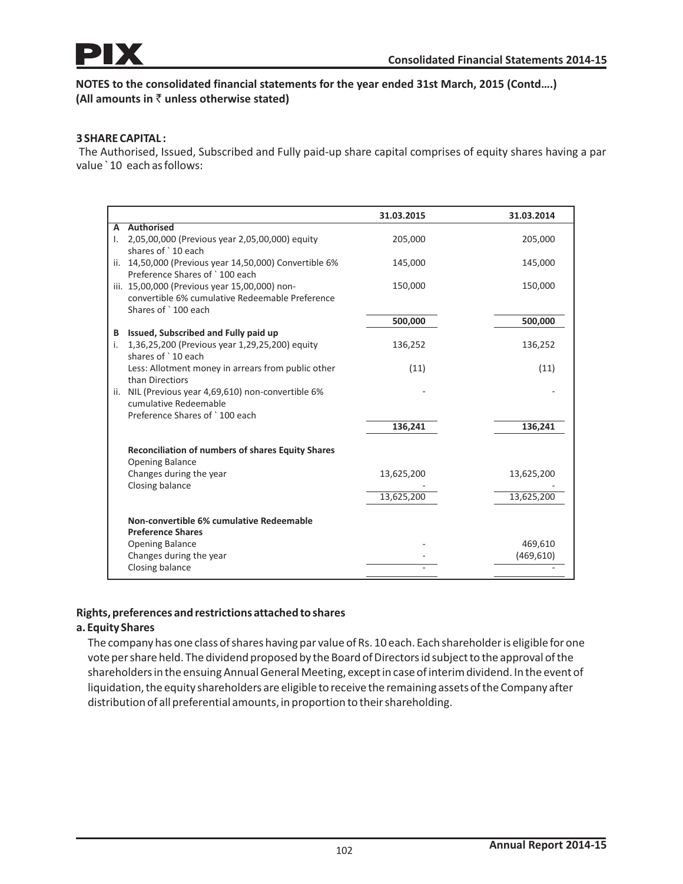**NOTES to the consolidated financial statements for the year ended 31st March, 2015 (Contd….)**
**(All amounts in ₹ unless otherwise stated)**

**3 SHARE CAPITAL :**

The Authorised, Issued, Subscribed and Fully paid-up share capital comprises of equity shares having a par value ` 10 each as follows:

| | | 31.03.2015 | 31.03.2014 |
|---|---|---|---|
| **A** | **Authorised** | | |
| I. | 2,05,00,000 (Previous year 2,05,00,000) equity shares of ` 10 each | 205,000 | 205,000 |
| ii. | 14,50,000 (Previous year 14,50,000) Convertible 6% Preference Shares of ` 100 each | 145,000 | 145,000 |
| iii. | 15,00,000 (Previous year 15,00,000) non-convertible 6% cumulative Redeemable Preference Shares of ` 100 each | 150,000 | 150,000 |
| | | **500,000** | **500,000** |
| **B** | **Issued, Subscribed and Fully paid up** | | |
| i. | 1,36,25,200 (Previous year 1,29,25,200) equity shares of ` 10 each | 136,252 | 136,252 |
| | Less: Allotment money in arrears from public other than Directiors | (11) | (11) |
| ii. | NIL (Previous year 4,69,610) non-convertible 6% cumulative Redeemable Preference Shares of ` 100 each | - | - |
| | | **136,241** | **136,241** |
| | **Reconciliation of numbers of shares Equity Shares** | | |
| | Opening Balance | | |
| | Changes during the year | 13,625,200 | 13,625,200 |
| | Closing balance | - | - |
| | | 13,625,200 | 13,625,200 |
| | **Non-convertible 6% cumulative Redeemable Preference Shares** | | |
| | Opening Balance | - | 469,610 |
| | Changes during the year | - | (469,610) |
| | Closing balance | - | - |

**Rights, preferences and restrictions attached to shares**

**a. Equity Shares**

The company has one class of shares having par value of Rs. 10 each. Each shareholder is eligible for one vote per share held. The dividend proposed by the Board of Directors id subject to the approval of the shareholders in the ensuing Annual General Meeting, except in case of interim dividend. In the event of liquidation, the equity shareholders are eligible to receive the remaining assets of the Company after distribution of all preferential amounts, in proportion to their shareholding.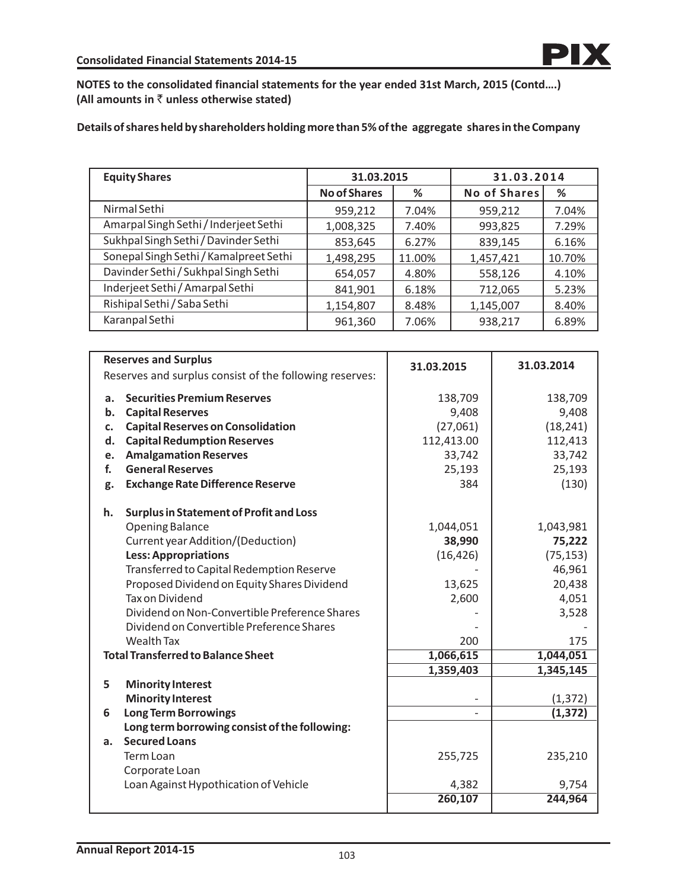**NOTES to the consolidated financial statements for the year ended 31st March, 2015 (Contd....)**
**(All amounts in ₹ unless otherwise stated)**

**Details of shares held by shareholders holding more than 5% of the aggregate shares in the Company**

| Equity Shares | 31.03.2015 | | 31.03.2014 | |
|---|---|---|---|---|
| | No of Shares | % | No of Shares | % |
| Nirmal Sethi | 959,212 | 7.04% | 959,212 | 7.04% |
| Amarpal Singh Sethi / Inderjeet Sethi | 1,008,325 | 7.40% | 993,825 | 7.29% |
| Sukhpal Singh Sethi / Davinder Sethi | 853,645 | 6.27% | 839,145 | 6.16% |
| Sonepal Singh Sethi / Kamalpreet Sethi | 1,498,295 | 11.00% | 1,457,421 | 10.70% |
| Davinder Sethi / Sukhpal Singh Sethi | 654,057 | 4.80% | 558,126 | 4.10% |
| Inderjeet Sethi / Amarpal Sethi | 841,901 | 6.18% | 712,065 | 5.23% |
| Rishipal Sethi / Saba Sethi | 1,154,807 | 8.48% | 1,145,007 | 8.40% |
| Karanpal Sethi | 961,360 | 7.06% | 938,217 | 6.89% |

| **Reserves and Surplus**<br>Reserves and surplus consist of the following reserves: | 31.03.2015 | 31.03.2014 |
|---|---|---|
| **a. Securities Premium Reserves** | 138,709 | 138,709 |
| **b. Capital Reserves** | 9,408 | 9,408 |
| **c. Capital Reserves on Consolidation** | (27,061) | (18,241) |
| **d. Capital Redumption Reserves** | 112,413.00 | 112,413 |
| **e. Amalgamation Reserves** | 33,742 | 33,742 |
| **f. General Reserves** | 25,193 | 25,193 |
| **g. Exchange Rate Difference Reserve** | 384 | (130) |
| **h. Surplus in Statement of Profit and Loss** | | |
| Opening Balance | 1,044,051 | 1,043,981 |
| Current year Addition/(Deduction) | **38,990** | **75,222** |
| **Less: Appropriations** | (16,426) | (75,153) |
| Transferred to Capital Redemption Reserve | - | 46,961 |
| Proposed Dividend on Equity Shares Dividend | 13,625 | 20,438 |
| Tax on Dividend | 2,600 | 4,051 |
| Dividend on Non-Convertible Preference Shares | - | 3,528 |
| Dividend on Convertible Preference Shares | - | - |
| Wealth Tax | 200 | 175 |
| **Total Transferred to Balance Sheet** | **1,066,615** | **1,044,051** |
| | **1,359,403** | **1,345,145** |
| **5 Minority Interest** | | |
| **Minority Interest** | - | (1,372) |
| **6 Long Term Borrowings** | - | **(1,372)** |
| **Long term borrowing consist of the following:** | | |
| **a. Secured Loans** | | |
| Term Loan | 255,725 | 235,210 |
| Corporate Loan | | |
| Loan Against Hypothication of Vehicle | 4,382 | 9,754 |
| | **260,107** | **244,964** |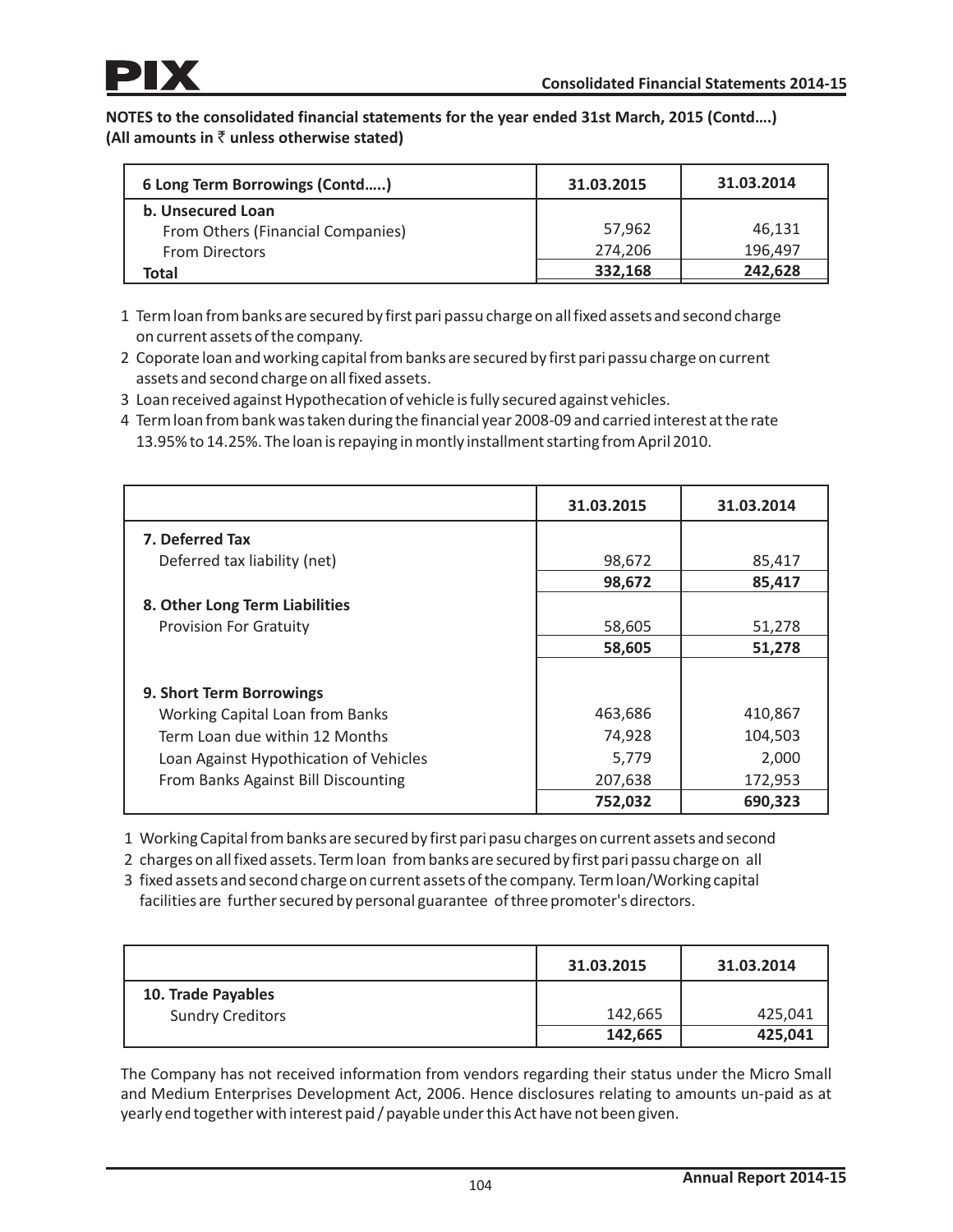**NOTES to the consolidated financial statements for the year ended 31st March, 2015 (Contd....)**
**(All amounts in ₹ unless otherwise stated)**

| 6 Long Term Borrowings (Contd.....) | 31.03.2015 | 31.03.2014 |
|---|---|---|
| **b. Unsecured Loan** | | |
| From Others (Financial Companies) | 57,962 | 46,131 |
| From Directors | 274,206 | 196,497 |
| **Total** | **332,168** | **242,628** |

1 Term loan from banks are secured by first pari passu charge on all fixed assets and second charge on current assets of the company.
2 Coporate loan and working capital from banks are secured by first pari passu charge on current assets and second charge on all fixed assets.
3 Loan received against Hypothecation of vehicle is fully secured against vehicles.
4 Term loan from bank was taken during the financial year 2008-09 and carried interest at the rate 13.95% to 14.25%. The loan is repaying in montly installment starting from April 2010.

| | 31.03.2015 | 31.03.2014 |
|---|---|---|
| **7. Deferred Tax** | | |
| Deferred tax liability (net) | 98,672 | 85,417 |
| | **98,672** | **85,417** |
| **8. Other Long Term Liabilities** | | |
| Provision For Gratuity | 58,605 | 51,278 |
| | **58,605** | **51,278** |
| **9. Short Term Borrowings** | | |
| Working Capital Loan from Banks | 463,686 | 410,867 |
| Term Loan due within 12 Months | 74,928 | 104,503 |
| Loan Against Hypothication of Vehicles | 5,779 | 2,000 |
| From Banks Against Bill Discounting | 207,638 | 172,953 |
| | **752,032** | **690,323** |

1 Working Capital from banks are secured by first pari pasu charges on current assets and second
2 charges on all fixed assets. Term loan from banks are secured by first pari passu charge on all
3 fixed assets and second charge on current assets of the company. Term loan/Working capital facilities are further secured by personal guarantee of three promoter's directors.

| | 31.03.2015 | 31.03.2014 |
|---|---|---|
| **10. Trade Payables** | | |
| Sundry Creditors | 142,665 | 425,041 |
| | **142,665** | **425,041** |

The Company has not received information from vendors regarding their status under the Micro Small and Medium Enterprises Development Act, 2006. Hence disclosures relating to amounts un-paid as at yearly end together with interest paid / payable under this Act have not been given.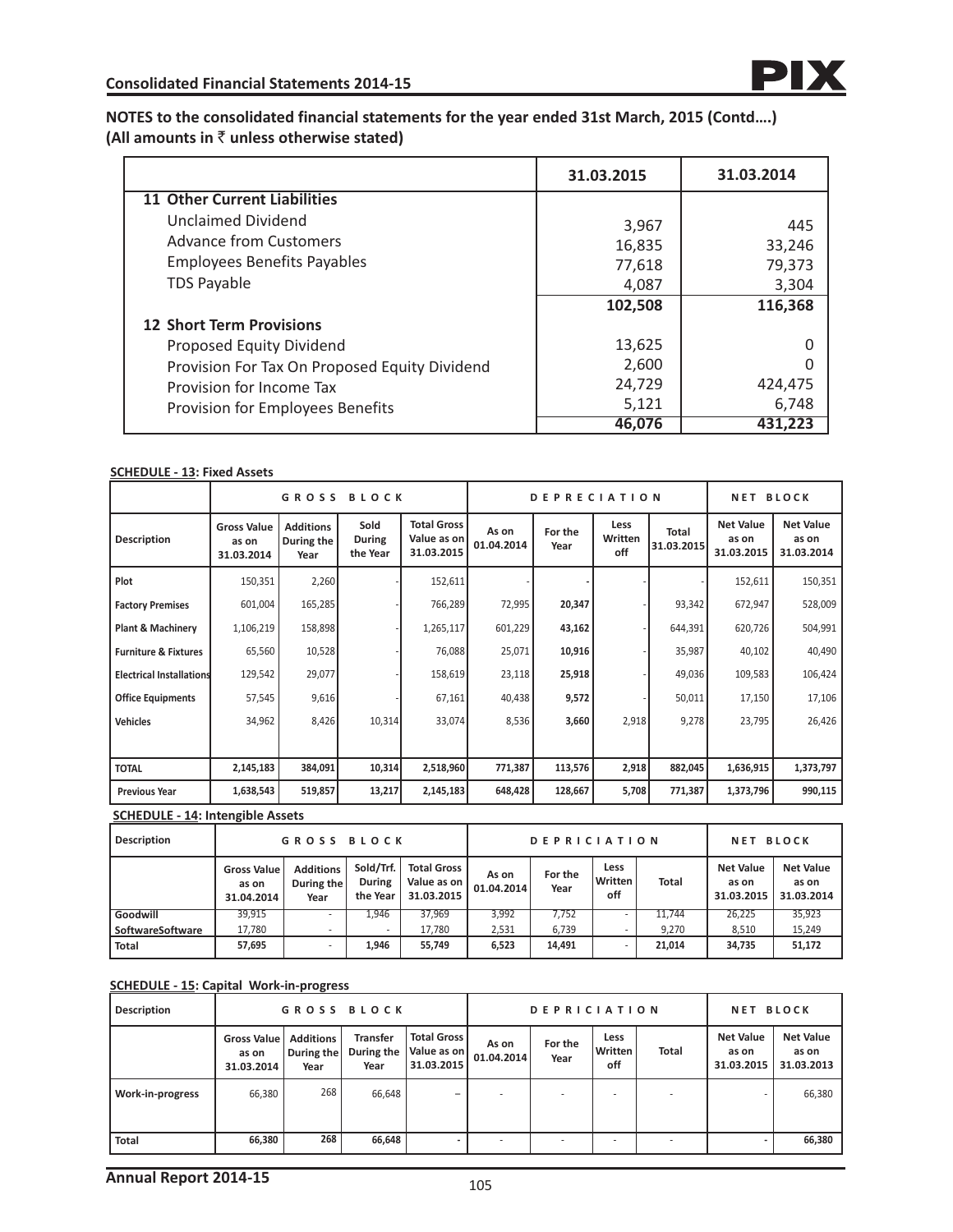## NOTES to the consolidated financial statements for the year ended 31st March, 2015 (Contd….)
**(All amounts in ₹ unless otherwise stated)**

| | 31.03.2015 | 31.03.2014 |
|---|---|---|
| **11 Other Current Liabilities** | | |
| Unclaimed Dividend | 3,967 | 445 |
| Advance from Customers | 16,835 | 33,246 |
| Employees Benefits Payables | 77,618 | 79,373 |
| TDS Payable | 4,087 | 3,304 |
| | **102,508** | **116,368** |
| **12 Short Term Provisions** | | |
| Proposed Equity Dividend | 13,625 | 0 |
| Provision For Tax On Proposed Equity Dividend | 2,600 | 0 |
| Provision for Income Tax | 24,729 | 424,475 |
| Provision for Employees Benefits | 5,121 | 6,748 |
| | **46,076** | **431,223** |

**SCHEDULE - 13: Fixed Assets**

| | GROSS BLOCK | | | | DEPRECIATION | | | | NET BLOCK | |
|---|---|---|---|---|---|---|---|---|---|---|
| **Description** | **Gross Value as on 31.03.2014** | **Additions During the Year** | **Sold During the Year** | **Total Gross Value as on 31.03.2015** | **As on 01.04.2014** | **For the Year** | **Less Written off** | **Total 31.03.2015** | **Net Value as on 31.03.2015** | **Net Value as on 31.03.2014** |
| **Plot** | 150,351 | 2,260 | - | 152,611 | - | - | - | - | 152,611 | 150,351 |
| **Factory Premises** | 601,004 | 165,285 | - | 766,289 | 72,995 | **20,347** | - | 93,342 | 672,947 | 528,009 |
| **Plant & Machinery** | 1,106,219 | 158,898 | - | 1,265,117 | 601,229 | **43,162** | - | 644,391 | 620,726 | 504,991 |
| **Furniture & Fixtures** | 65,560 | 10,528 | - | 76,088 | 25,071 | **10,916** | - | 35,987 | 40,102 | 40,490 |
| **Electrical Installations** | 129,542 | 29,077 | - | 158,619 | 23,118 | **25,918** | - | 49,036 | 109,583 | 106,424 |
| **Office Equipments** | 57,545 | 9,616 | - | 67,161 | 40,438 | **9,572** | - | 50,011 | 17,150 | 17,106 |
| **Vehicles** | 34,962 | 8,426 | 10,314 | 33,074 | 8,536 | **3,660** | 2,918 | 9,278 | 23,795 | 26,426 |
| **TOTAL** | **2,145,183** | **384,091** | **10,314** | **2,518,960** | **771,387** | **113,576** | **2,918** | **882,045** | **1,636,915** | **1,373,797** |
| **Previous Year** | **1,638,543** | **519,857** | **13,217** | **2,145,183** | **648,428** | **128,667** | **5,708** | **771,387** | **1,373,796** | **990,115** |

**SCHEDULE - 14: Intengible Assets**

| **Description** | GROSS BLOCK | | | | DEPRICIATION | | | | NET BLOCK | |
|---|---|---|---|---|---|---|---|---|---|---|
| | **Gross Value as on 31.04.2014** | **Additions During the Year** | **Sold/Trf. During the Year** | **Total Gross Value as on 31.03.2015** | **As on 01.04.2014** | **For the Year** | **Less Written off** | **Total** | **Net Value as on 31.03.2015** | **Net Value as on 31.03.2014** |
| **Goodwill** | 39,915 | - | 1,946 | 37,969 | 3,992 | 7,752 | - | 11,744 | 26,225 | 35,923 |
| **SoftwareSoftware** | 17,780 | - | - | 17,780 | 2,531 | 6,739 | - | 9,270 | 8,510 | 15,249 |
| **Total** | **57,695** | - | **1,946** | **55,749** | **6,523** | **14,491** | - | **21,014** | **34,735** | **51,172** |

**SCHEDULE - 15: Capital Work-in-progress**

| **Description** | GROSS BLOCK | | | | DEPRICIATION | | | | NET BLOCK | |
|---|---|---|---|---|---|---|---|---|---|---|
| | **Gross Value as on 31.03.2014** | **Additions During the Year** | **Transfer During the Year** | **Total Gross Value as on 31.03.2015** | **As on 01.04.2014** | **For the Year** | **Less Written off** | **Total** | **Net Value as on 31.03.2015** | **Net Value as on 31.03.2013** |
| **Work-in-progress** | 66,380 | 268 | 66,648 | – | - | - | - | - | - | 66,380 |
| **Total** | **66,380** | **268** | **66,648** | - | - | - | - | - | - | **66,380** |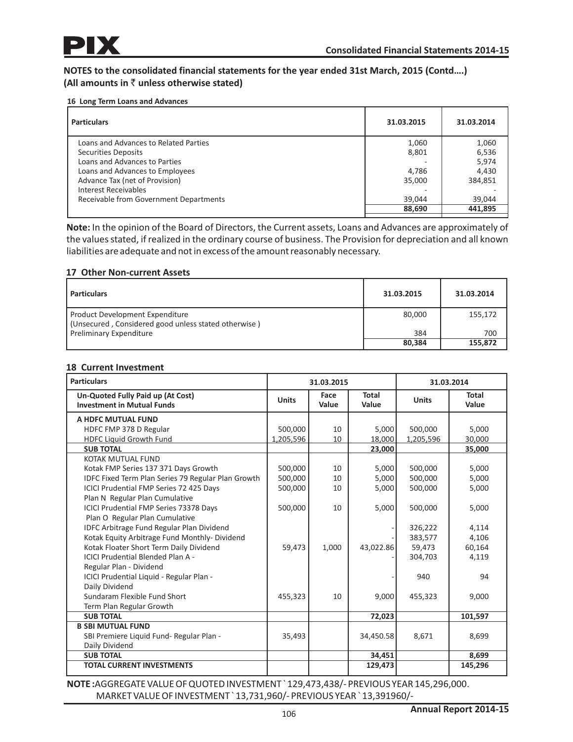**NOTES to the consolidated financial statements for the year ended 31st March, 2015 (Contd….)**
**(All amounts in ₹ unless otherwise stated)**

**16 Long Term Loans and Advances**

| Particulars | 31.03.2015 | 31.03.2014 |
|---|---|---|
| Loans and Advances to Related Parties | 1,060 | 1,060 |
| Securities Deposits | 8,801 | 6,536 |
| Loans and Advances to Parties | - | 5,974 |
| Loans and Advances to Employees | 4,786 | 4,430 |
| Advance Tax (net of Provision) | 35,000 | 384,851 |
| Interest Receivables | - | - |
| Receivable from Government Departments | 39,044 | 39,044 |
| | **88,690** | **441,895** |

**Note:** In the opinion of the Board of Directors, the Current assets, Loans and Advances are approximately of the values stated, if realized in the ordinary course of business. The Provision for depreciation and all known liabilities are adequate and not in excess of the amount reasonably necessary.

### 17 Other Non-current Assets

| Particulars | 31.03.2015 | 31.03.2014 |
|---|---|---|
| Product Development Expenditure (Unsecured , Considered good unless stated otherwise ) | 80,000 | 155,172 |
| Preliminary Expenditure | 384 | 700 |
| | **80,384** | **155,872** |

### 18 Current Investment

| Particulars | 31.03.2015 | | | 31.03.2014 | |
|---|---|---|---|---|---|
| **Un-Quoted Fully Paid up (At Cost) Investment in Mutual Funds** | **Units** | **Face Value** | **Total Value** | **Units** | **Total Value** |
| **A HDFC MUTUAL FUND** | | | | | |
| HDFC FMP 378 D Regular | 500,000 | 10 | 5,000 | 500,000 | 5,000 |
| HDFC Liquid Growth Fund | 1,205,596 | 10 | 18,000 | 1,205,596 | 30,000 |
| **SUB TOTAL** | | | **23,000** | | **35,000** |
| KOTAK MUTUAL FUND | | | | | |
| Kotak FMP Series 137 371 Days Growth | 500,000 | 10 | 5,000 | 500,000 | 5,000 |
| IDFC Fixed Term Plan Series 79 Regular Plan Growth | 500,000 | 10 | 5,000 | 500,000 | 5,000 |
| ICICI Prudential FMP Series 72 425 Days Plan N Regular Plan Cumulative | 500,000 | 10 | 5,000 | 500,000 | 5,000 |
| ICICI Prudential FMP Series 73378 Days Plan O Regular Plan Cumulative | 500,000 | 10 | 5,000 | 500,000 | 5,000 |
| IDFC Arbitrage Fund Regular Plan Dividend | | | - | 326,222 | 4,114 |
| Kotak Equity Arbitrage Fund Monthly- Dividend | | | - | 383,577 | 4,106 |
| Kotak Floater Short Term Daily Dividend | 59,473 | 1,000 | 43,022.86 | 59,473 | 60,164 |
| ICICI Prudential Blended Plan A - Regular Plan - Dividend | | | - | 304,703 | 4,119 |
| ICICI Prudential Liquid - Regular Plan - Daily Dividend | | | - | 940 | 94 |
| Sundaram Flexible Fund Short Term Plan Regular Growth | 455,323 | 10 | 9,000 | 455,323 | 9,000 |
| **SUB TOTAL** | | | **72,023** | | **101,597** |
| **B SBI MUTUAL FUND** | | | | | |
| SBI Premiere Liquid Fund- Regular Plan - Daily Dividend | 35,493 | | 34,450.58 | 8,671 | 8,699 |
| **SUB TOTAL** | | | **34,451** | | **8,699** |
| **TOTAL CURRENT INVESTMENTS** | | | **129,473** | | **145,296** |

**NOTE :**AGGREGATE VALUE OF QUOTED INVESTMENT ` 129,473,438/- PREVIOUS YEAR 145,296,000.
MARKET VALUE OF INVESTMENT ` 13,731,960/- PREVIOUS YEAR ` 13,391960/-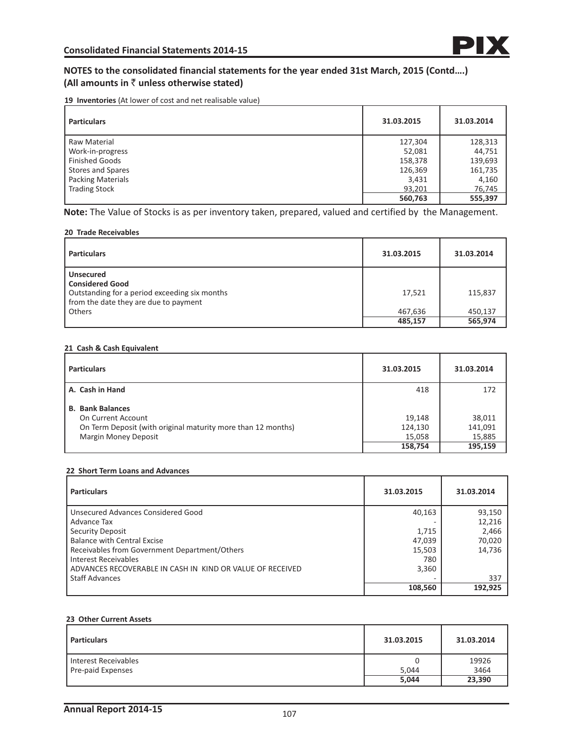## NOTES to the consolidated financial statements for the year ended 31st March, 2015 (Contd….)
## (All amounts in ₹ unless otherwise stated)

**19 Inventories** (At lower of cost and net realisable value)

| Particulars | 31.03.2015 | 31.03.2014 |
|---|---|---|
| Raw Material | 127,304 | 128,313 |
| Work-in-progress | 52,081 | 44,751 |
| Finished Goods | 158,378 | 139,693 |
| Stores and Spares | 126,369 | 161,735 |
| Packing Materials | 3,431 | 4,160 |
| Trading Stock | 93,201 | 76,745 |
| | **560,763** | **555,397** |

**Note:** The Value of Stocks is as per inventory taken, prepared, valued and certified by the Management.

**20 Trade Receivables**

| Particulars | 31.03.2015 | 31.03.2014 |
|---|---|---|
| **Unsecured** | | |
| **Considered Good** | | |
| Outstanding for a period exceeding six months from the date they are due to payment | 17,521 | 115,837 |
| Others | 467,636 | 450,137 |
| | **485,157** | **565,974** |

**21 Cash & Cash Equivalent**

| Particulars | 31.03.2015 | 31.03.2014 |
|---|---|---|
| **A. Cash in Hand** | 418 | 172 |
| **B. Bank Balances** | | |
| On Current Account | 19,148 | 38,011 |
| On Term Deposit (with original maturity more than 12 months) | 124,130 | 141,091 |
| Margin Money Deposit | 15,058 | 15,885 |
| | **158,754** | **195,159** |

**22 Short Term Loans and Advances**

| Particulars | 31.03.2015 | 31.03.2014 |
|---|---|---|
| Unsecured Advances Considered Good | 40,163 | 93,150 |
| Advance Tax | - | 12,216 |
| Security Deposit | 1,715 | 2,466 |
| Balance with Central Excise | 47,039 | 70,020 |
| Receivables from Government Department/Others | 15,503 | 14,736 |
| Interest Receivables | 780 | |
| ADVANCES RECOVERABLE IN CASH IN KIND OR VALUE OF RECEIVED | 3,360 | |
| Staff Advances | - | 337 |
| | **108,560** | **192,925** |

**23 Other Current Assets**

| Particulars | 31.03.2015 | 31.03.2014 |
|---|---|---|
| Interest Receivables | 0 | 19926 |
| Pre-paid Expenses | 5,044 | 3464 |
| | **5,044** | **23,390** |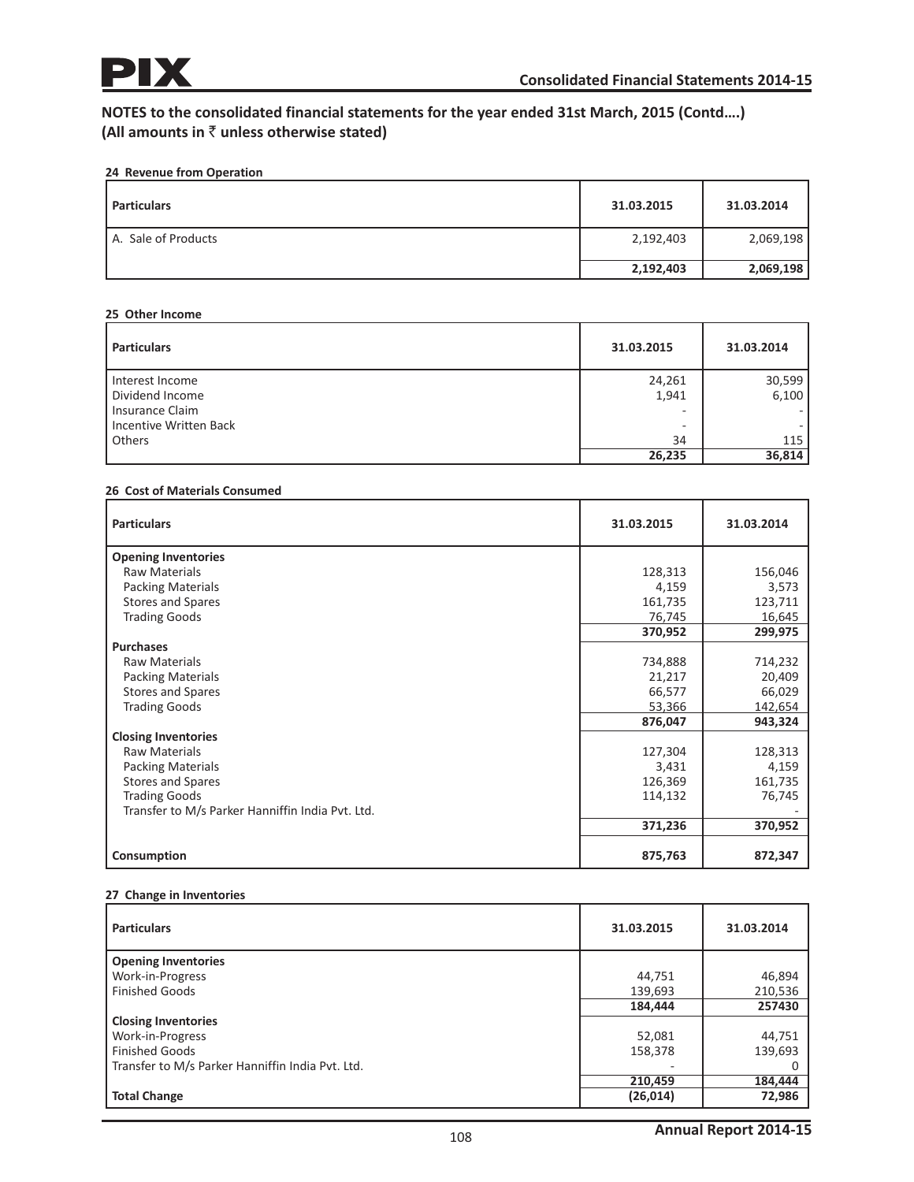## NOTES to the consolidated financial statements for the year ended 31st March, 2015 (Contd….)
**(All amounts in ₹ unless otherwise stated)**

### 24 Revenue from Operation

| Particulars | 31.03.2015 | 31.03.2014 |
|---|---|---|
| A. Sale of Products | 2,192,403 | 2,069,198 |
| | **2,192,403** | **2,069,198** |

### 25 Other Income

| Particulars | 31.03.2015 | 31.03.2014 |
|---|---|---|
| Interest Income | 24,261 | 30,599 |
| Dividend Income | 1,941 | 6,100 |
| Insurance Claim | - | - |
| Incentive Written Back | - | - |
| Others | 34 | 115 |
| | **26,235** | **36,814** |

### 26 Cost of Materials Consumed

| Particulars | 31.03.2015 | 31.03.2014 |
|---|---|---|
| **Opening Inventories** | | |
| Raw Materials | 128,313 | 156,046 |
| Packing Materials | 4,159 | 3,573 |
| Stores and Spares | 161,735 | 123,711 |
| Trading Goods | 76,745 | 16,645 |
| | **370,952** | **299,975** |
| **Purchases** | | |
| Raw Materials | 734,888 | 714,232 |
| Packing Materials | 21,217 | 20,409 |
| Stores and Spares | 66,577 | 66,029 |
| Trading Goods | 53,366 | 142,654 |
| | **876,047** | **943,324** |
| **Closing Inventories** | | |
| Raw Materials | 127,304 | 128,313 |
| Packing Materials | 3,431 | 4,159 |
| Stores and Spares | 126,369 | 161,735 |
| Trading Goods | 114,132 | 76,745 |
| Transfer to M/s Parker Hanniffin India Pvt. Ltd. | | - |
| | **371,236** | **370,952** |
| **Consumption** | **875,763** | **872,347** |

### 27 Change in Inventories

| Particulars | 31.03.2015 | 31.03.2014 |
|---|---|---|
| **Opening Inventories** | | |
| Work-in-Progress | 44,751 | 46,894 |
| Finished Goods | 139,693 | 210,536 |
| | **184,444** | **257430** |
| **Closing Inventories** | | |
| Work-in-Progress | 52,081 | 44,751 |
| Finished Goods | 158,378 | 139,693 |
| Transfer to M/s Parker Hanniffin India Pvt. Ltd. | - | 0 |
| | **210,459** | **184,444** |
| **Total Change** | **(26,014)** | **72,986** |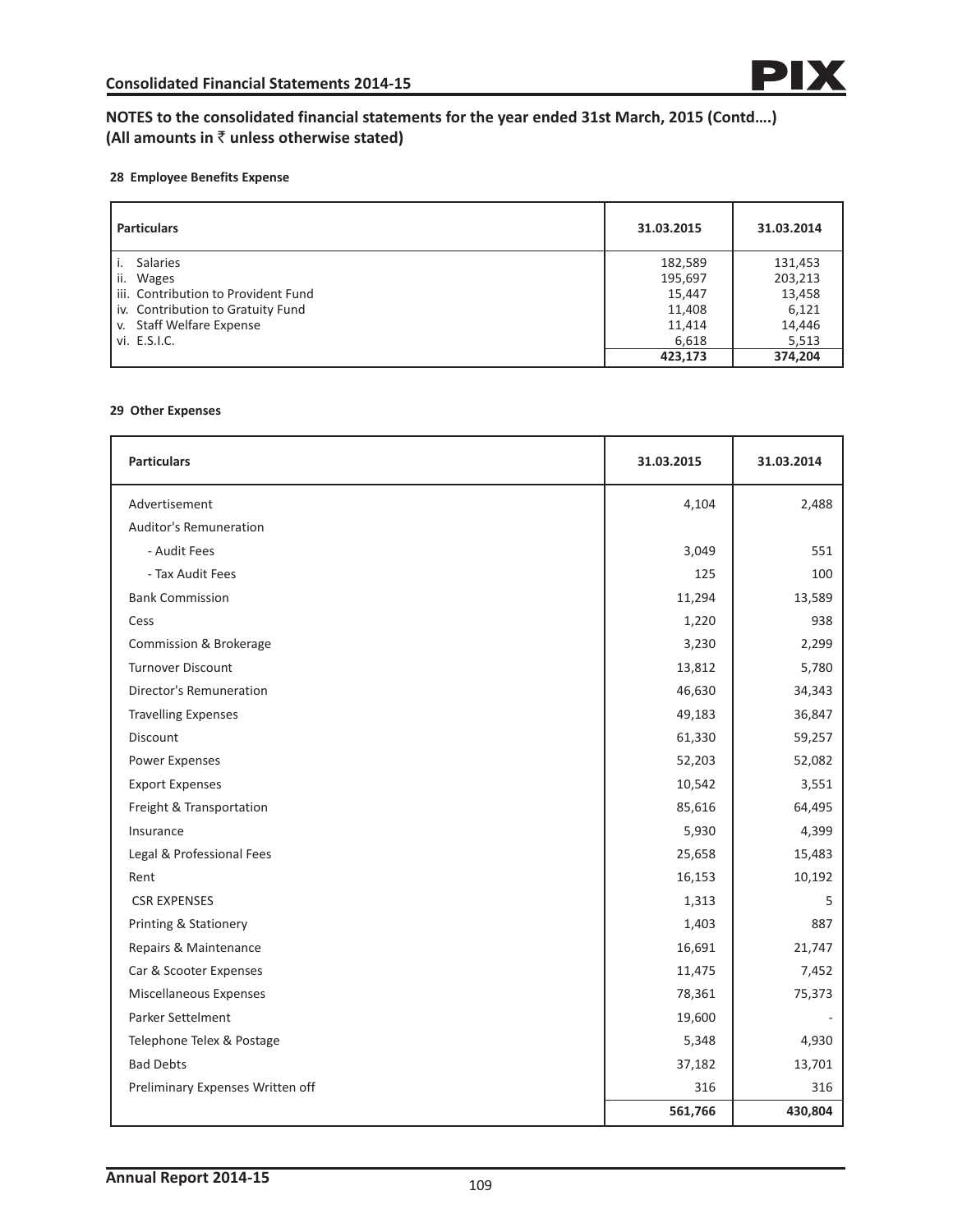## NOTES to the consolidated financial statements for the year ended 31st March, 2015 (Contd….)
**(All amounts in ₹ unless otherwise stated)**

### 28 Employee Benefits Expense

| Particulars | 31.03.2015 | 31.03.2014 |
|---|---|---|
| i. Salaries | 182,589 | 131,453 |
| ii. Wages | 195,697 | 203,213 |
| iii. Contribution to Provident Fund | 15,447 | 13,458 |
| iv. Contribution to Gratuity Fund | 11,408 | 6,121 |
| v. Staff Welfare Expense | 11,414 | 14,446 |
| vi. E.S.I.C. | 6,618 | 5,513 |
| | **423,173** | **374,204** |

### 29 Other Expenses

| Particulars | 31.03.2015 | 31.03.2014 |
|---|---|---|
| Advertisement | 4,104 | 2,488 |
| Auditor's Remuneration | | |
| - Audit Fees | 3,049 | 551 |
| - Tax Audit Fees | 125 | 100 |
| Bank Commission | 11,294 | 13,589 |
| Cess | 1,220 | 938 |
| Commission & Brokerage | 3,230 | 2,299 |
| Turnover Discount | 13,812 | 5,780 |
| Director's Remuneration | 46,630 | 34,343 |
| Travelling Expenses | 49,183 | 36,847 |
| Discount | 61,330 | 59,257 |
| Power Expenses | 52,203 | 52,082 |
| Export Expenses | 10,542 | 3,551 |
| Freight & Transportation | 85,616 | 64,495 |
| Insurance | 5,930 | 4,399 |
| Legal & Professional Fees | 25,658 | 15,483 |
| Rent | 16,153 | 10,192 |
| CSR EXPENSES | 1,313 | 5 |
| Printing & Stationery | 1,403 | 887 |
| Repairs & Maintenance | 16,691 | 21,747 |
| Car & Scooter Expenses | 11,475 | 7,452 |
| Miscellaneous Expenses | 78,361 | 75,373 |
| Parker Settelment | 19,600 | - |
| Telephone Telex & Postage | 5,348 | 4,930 |
| Bad Debts | 37,182 | 13,701 |
| Preliminary Expenses Written off | 316 | 316 |
| | **561,766** | **430,804** |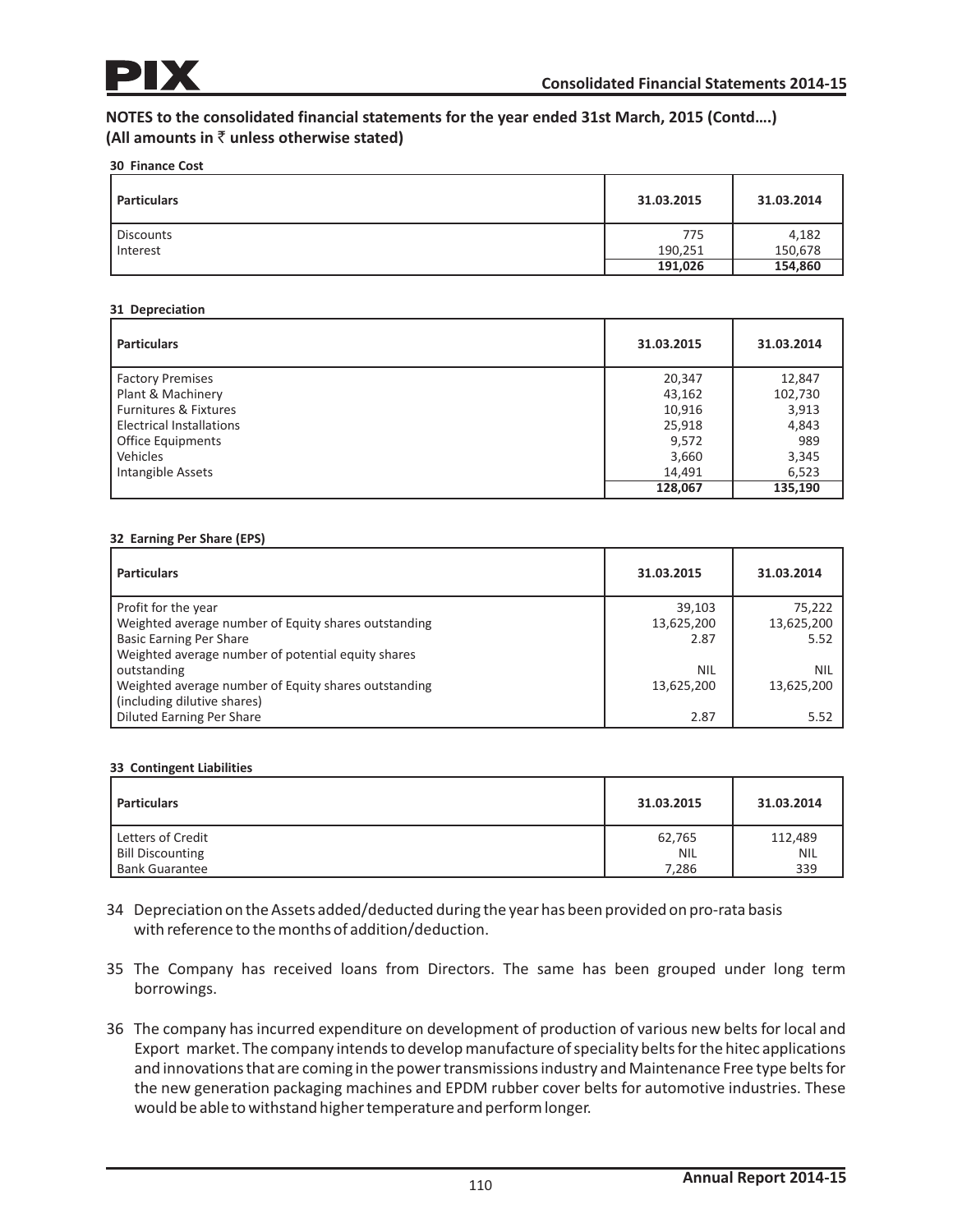## NOTES to the consolidated financial statements for the year ended 31st March, 2015 (Contd….)
### (All amounts in ₹ unless otherwise stated)

**30 Finance Cost**

| Particulars | 31.03.2015 | 31.03.2014 |
|---|---|---|
| Discounts | 775 | 4,182 |
| Interest | 190,251 | 150,678 |
| | **191,026** | **154,860** |

**31 Depreciation**

| Particulars | 31.03.2015 | 31.03.2014 |
|---|---|---|
| Factory Premises | 20,347 | 12,847 |
| Plant & Machinery | 43,162 | 102,730 |
| Furnitures & Fixtures | 10,916 | 3,913 |
| Electrical Installations | 25,918 | 4,843 |
| Office Equipments | 9,572 | 989 |
| Vehicles | 3,660 | 3,345 |
| Intangible Assets | 14,491 | 6,523 |
| | **128,067** | **135,190** |

**32 Earning Per Share (EPS)**

| Particulars | 31.03.2015 | 31.03.2014 |
|---|---|---|
| Profit for the year | 39,103 | 75,222 |
| Weighted average number of Equity shares outstanding | 13,625,200 | 13,625,200 |
| Basic Earning Per Share | 2.87 | 5.52 |
| Weighted average number of potential equity shares outstanding | NIL | NIL |
| Weighted average number of Equity shares outstanding (including dilutive shares) | 13,625,200 | 13,625,200 |
| Diluted Earning Per Share | 2.87 | 5.52 |

**33 Contingent Liabilities**

| Particulars | 31.03.2015 | 31.03.2014 |
|---|---|---|
| Letters of Credit | 62,765 | 112,489 |
| Bill Discounting | NIL | NIL |
| Bank Guarantee | 7,286 | 339 |

34 Depreciation on the Assets added/deducted during the year has been provided on pro-rata basis with reference to the months of addition/deduction.

35 The Company has received loans from Directors. The same has been grouped under long term borrowings.

36 The company has incurred expenditure on development of production of various new belts for local and Export market. The company intends to develop manufacture of speciality belts for the hitec applications and innovations that are coming in the power transmissions industry and Maintenance Free type belts for the new generation packaging machines and EPDM rubber cover belts for automotive industries. These would be able to withstand higher temperature and perform longer.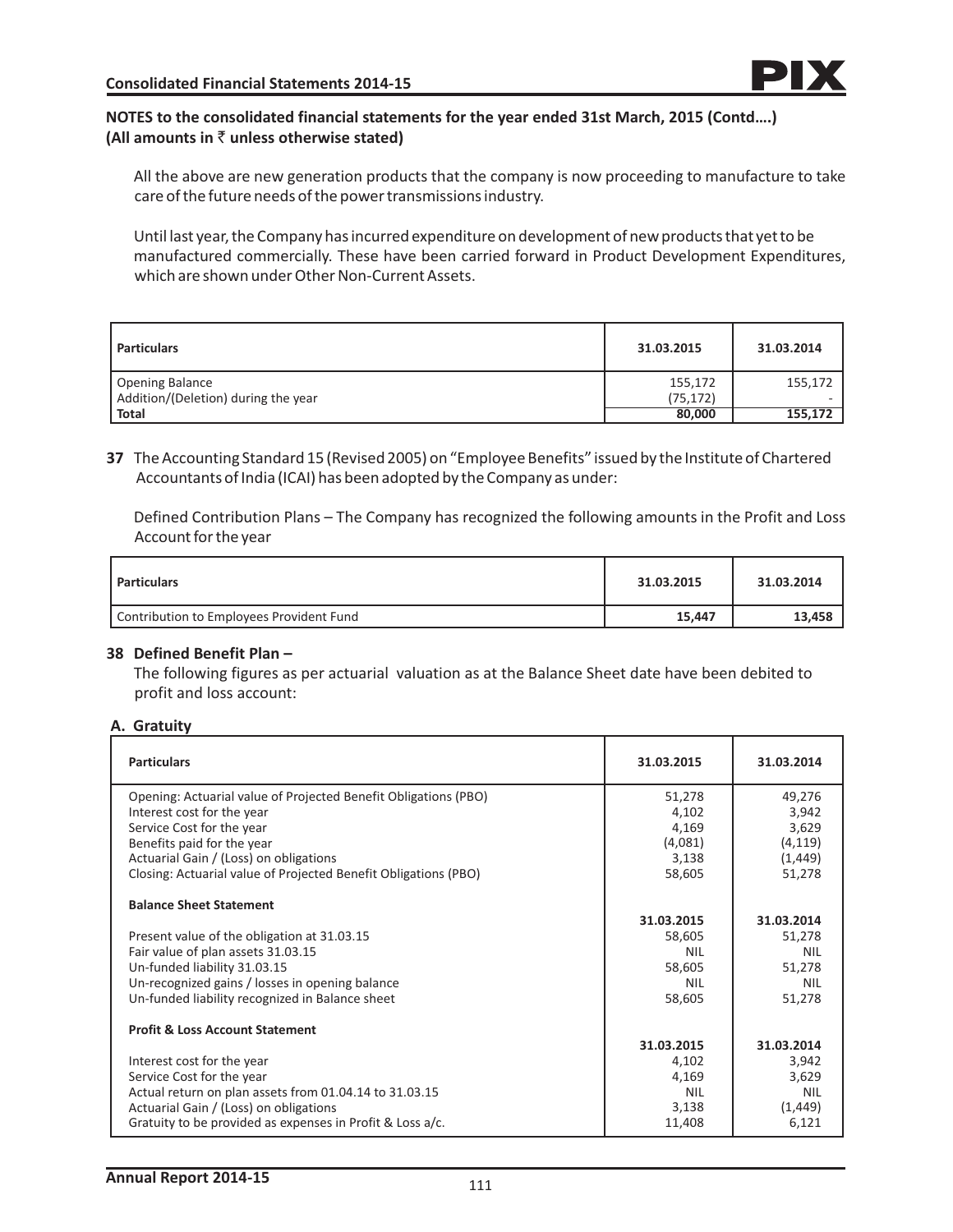**NOTES to the consolidated financial statements for the year ended 31st March, 2015 (Contd….)**
**(All amounts in ₹ unless otherwise stated)**

All the above are new generation products that the company is now proceeding to manufacture to take care of the future needs of the power transmissions industry.

Until last year, the Company has incurred expenditure on development of new products that yet to be manufactured commercially. These have been carried forward in Product Development Expenditures, which are shown under Other Non-Current Assets.

| Particulars | 31.03.2015 | 31.03.2014 |
|---|---|---|
| Opening Balance | 155,172 | 155,172 |
| Addition/(Deletion) during the year | (75,172) | - |
| **Total** | **80,000** | **155,172** |

**37** The Accounting Standard 15 (Revised 2005) on "Employee Benefits" issued by the Institute of Chartered Accountants of India (ICAI) has been adopted by the Company as under:

Defined Contribution Plans – The Company has recognized the following amounts in the Profit and Loss Account for the year

| Particulars | 31.03.2015 | 31.03.2014 |
|---|---|---|
| Contribution to Employees Provident Fund | **15,447** | **13,458** |

## 38 Defined Benefit Plan –

The following figures as per actuarial valuation as at the Balance Sheet date have been debited to profit and loss account:

### A. Gratuity

| Particulars | 31.03.2015 | 31.03.2014 |
|---|---|---|
| Opening: Actuarial value of Projected Benefit Obligations (PBO) | 51,278 | 49,276 |
| Interest cost for the year | 4,102 | 3,942 |
| Service Cost for the year | 4,169 | 3,629 |
| Benefits paid for the year | (4,081) | (4,119) |
| Actuarial Gain / (Loss) on obligations | 3,138 | (1,449) |
| Closing: Actuarial value of Projected Benefit Obligations (PBO) | 58,605 | 51,278 |
| **Balance Sheet Statement** | | |
| | **31.03.2015** | **31.03.2014** |
| Present value of the obligation at 31.03.15 | 58,605 | 51,278 |
| Fair value of plan assets 31.03.15 | NIL | NIL |
| Un-funded liability 31.03.15 | 58,605 | 51,278 |
| Un-recognized gains / losses in opening balance | NIL | NIL |
| Un-funded liability recognized in Balance sheet | 58,605 | 51,278 |
| **Profit & Loss Account Statement** | | |
| | **31.03.2015** | **31.03.2014** |
| Interest cost for the year | 4,102 | 3,942 |
| Service Cost for the year | 4,169 | 3,629 |
| Actual return on plan assets from 01.04.14 to 31.03.15 | NIL | NIL |
| Actuarial Gain / (Loss) on obligations | 3,138 | (1,449) |
| Gratuity to be provided as expenses in Profit & Loss a/c. | 11,408 | 6,121 |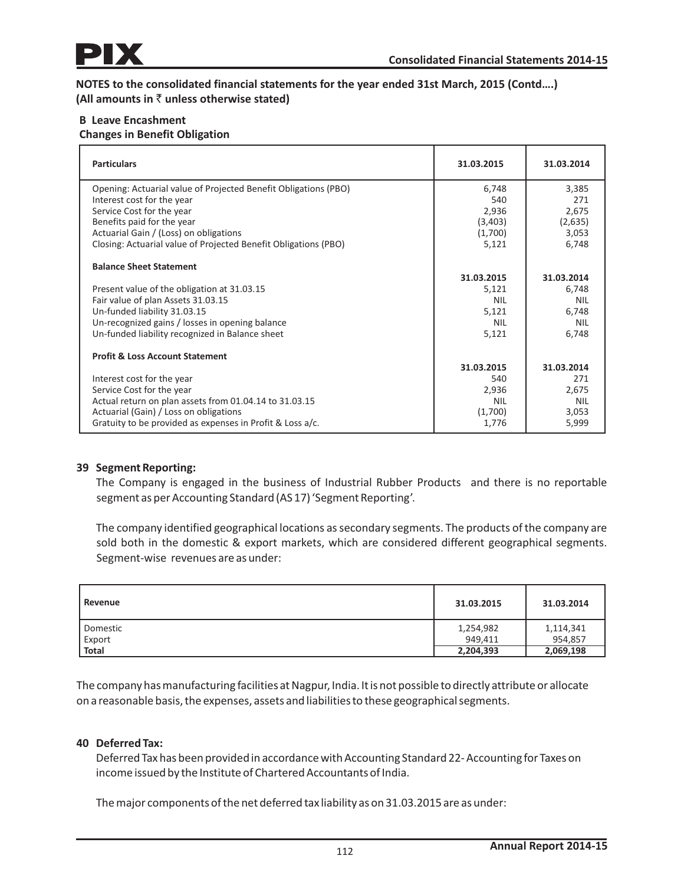**NOTES to the consolidated financial statements for the year ended 31st March, 2015 (Contd….)**
**(All amounts in ₹ unless otherwise stated)**

**B Leave Encashment**

**Changes in Benefit Obligation**

| Particulars | 31.03.2015 | 31.03.2014 |
|---|---|---|
| Opening: Actuarial value of Projected Benefit Obligations (PBO) | 6,748 | 3,385 |
| Interest cost for the year | 540 | 271 |
| Service Cost for the year | 2,936 | 2,675 |
| Benefits paid for the year | (3,403) | (2,635) |
| Actuarial Gain / (Loss) on obligations | (1,700) | 3,053 |
| Closing: Actuarial value of Projected Benefit Obligations (PBO) | 5,121 | 6,748 |
| **Balance Sheet Statement** | | |
| | **31.03.2015** | **31.03.2014** |
| Present value of the obligation at 31.03.15 | 5,121 | 6,748 |
| Fair value of plan Assets 31.03.15 | NIL | NIL |
| Un-funded liability 31.03.15 | 5,121 | 6,748 |
| Un-recognized gains / losses in opening balance | NIL | NIL |
| Un-funded liability recognized in Balance sheet | 5,121 | 6,748 |
| **Profit & Loss Account Statement** | | |
| | **31.03.2015** | **31.03.2014** |
| Interest cost for the year | 540 | 271 |
| Service Cost for the year | 2,936 | 2,675 |
| Actual return on plan assets from 01.04.14 to 31.03.15 | NIL | NIL |
| Actuarial (Gain) / Loss on obligations | (1,700) | 3,053 |
| Gratuity to be provided as expenses in Profit & Loss a/c. | 1,776 | 5,999 |

## 39 Segment Reporting:

The Company is engaged in the business of Industrial Rubber Products and there is no reportable segment as per Accounting Standard (AS 17) 'Segment Reporting'.

The company identified geographical locations as secondary segments. The products of the company are sold both in the domestic & export markets, which are considered different geographical segments. Segment-wise revenues are as under:

| Revenue | 31.03.2015 | 31.03.2014 |
|---|---|---|
| Domestic | 1,254,982 | 1,114,341 |
| Export | 949,411 | 954,857 |
| **Total** | **2,204,393** | **2,069,198** |

The company has manufacturing facilities at Nagpur, India. It is not possible to directly attribute or allocate on a reasonable basis, the expenses, assets and liabilities to these geographical segments.

## 40 Deferred Tax:

Deferred Tax has been provided in accordance with Accounting Standard 22- Accounting for Taxes on income issued by the Institute of Chartered Accountants of India.

The major components of the net deferred tax liability as on 31.03.2015 are as under: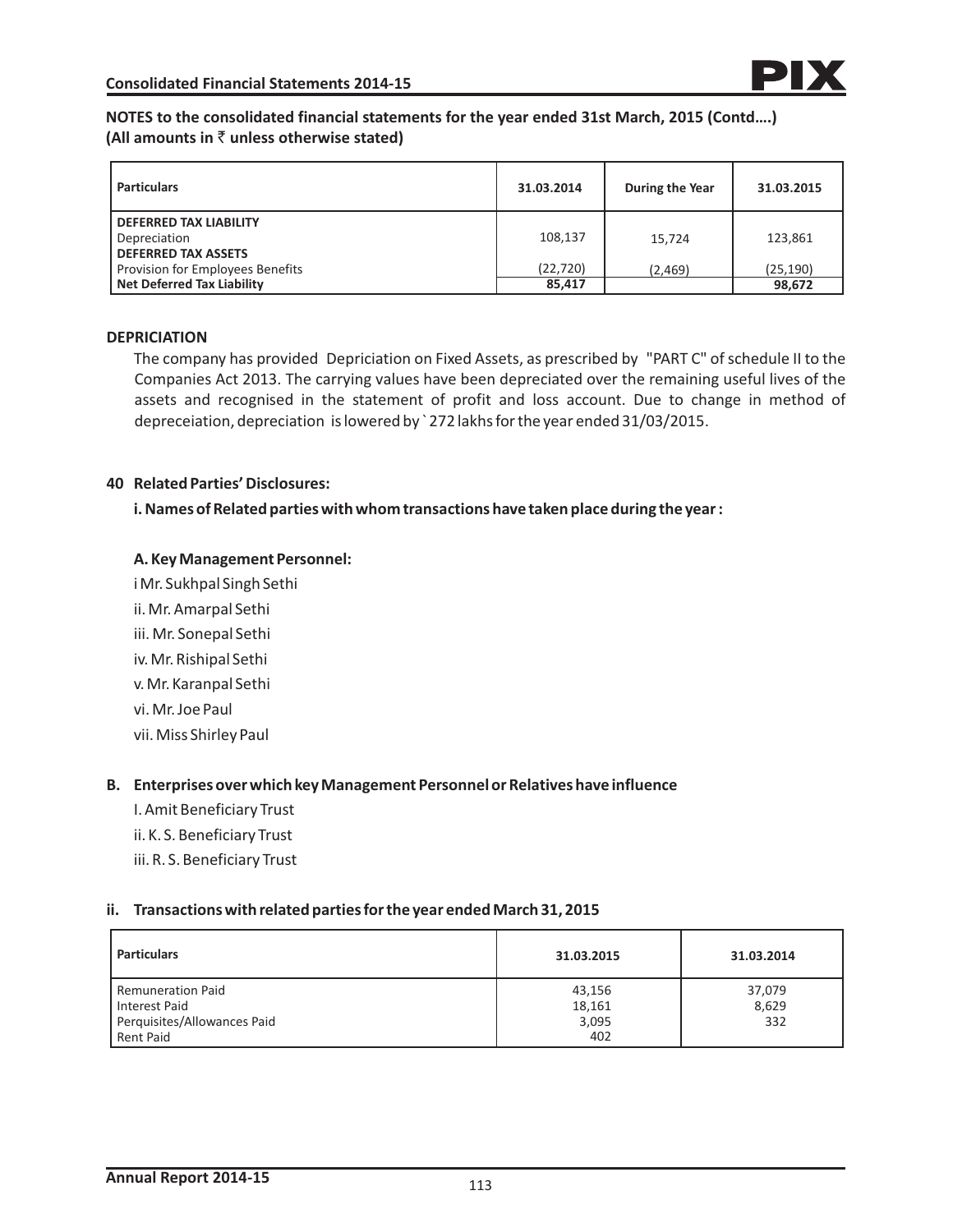**NOTES to the consolidated financial statements for the year ended 31st March, 2015 (Contd….)**
**(All amounts in ₹ unless otherwise stated)**

| Particulars | 31.03.2014 | During the Year | 31.03.2015 |
|---|---|---|---|
| **DEFERRED TAX LIABILITY** | | | |
| Depreciation | 108,137 | 15,724 | 123,861 |
| **DEFERRED TAX ASSETS** | | | |
| Provision for Employees Benefits | (22,720) | (2,469) | (25,190) |
| **Net Deferred Tax Liability** | **85,417** | | **98,672** |

**DEPRICIATION**

The company has provided Depriciation on Fixed Assets, as prescribed by "PART C" of schedule II to the Companies Act 2013. The carrying values have been depreciated over the remaining useful lives of the assets and recognised in the statement of profit and loss account. Due to change in method of depreceiation, depreciation is lowered by ` 272 lakhs for the year ended 31/03/2015.

**40 Related Parties' Disclosures:**

**i. Names of Related parties with whom transactions have taken place during the year :**

**A. Key Management Personnel:**

i Mr. Sukhpal Singh Sethi
ii. Mr. Amarpal Sethi
iii. Mr. Sonepal Sethi
iv. Mr. Rishipal Sethi
v. Mr. Karanpal Sethi
vi. Mr. Joe Paul
vii. Miss Shirley Paul

**B. Enterprises over which key Management Personnel or Relatives have influence**

I. Amit Beneficiary Trust
ii. K. S. Beneficiary Trust
iii. R. S. Beneficiary Trust

**ii. Transactions with related parties for the year ended March 31, 2015**

| Particulars | 31.03.2015 | 31.03.2014 |
|---|---|---|
| Remuneration Paid | 43,156 | 37,079 |
| Interest Paid | 18,161 | 8,629 |
| Perquisites/Allowances Paid | 3,095 | 332 |
| Rent Paid | 402 | |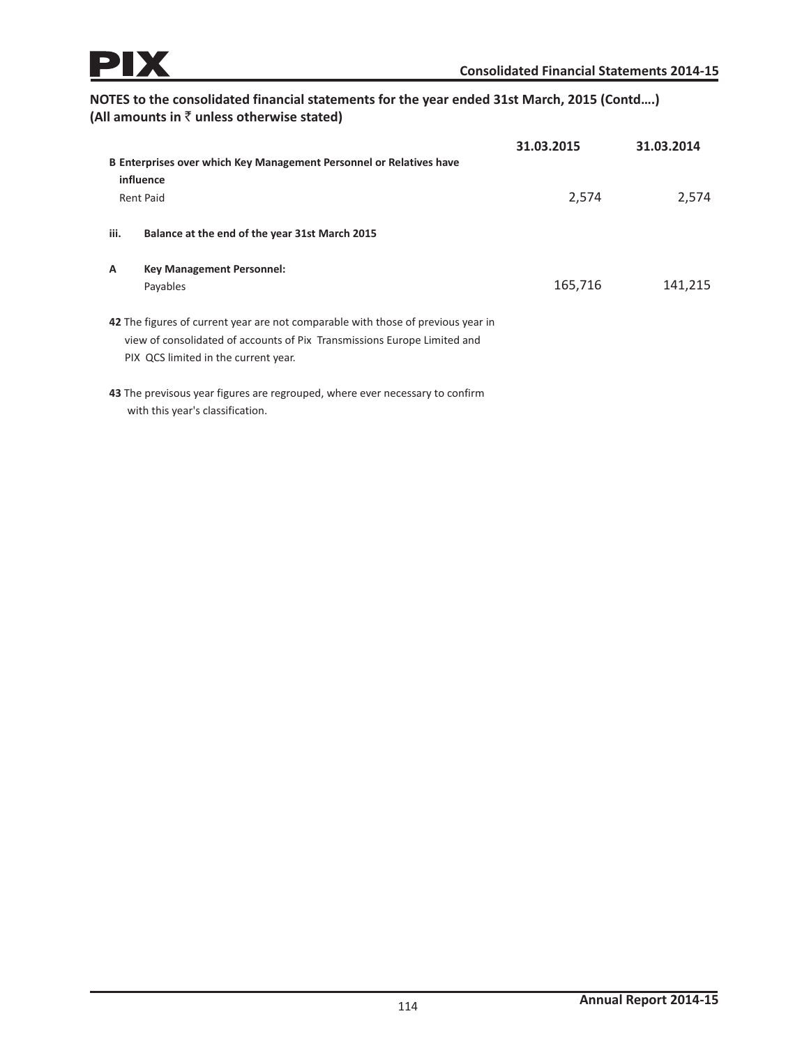## NOTES to the consolidated financial statements for the year ended 31st March, 2015 (Contd….)
**(All amounts in ₹ unless otherwise stated)**

| | | 31.03.2015 | 31.03.2014 |
|---|---|---|---|
| **B** | **Enterprises over which Key Management Personnel or Relatives have influence** | | |
| | Rent Paid | 2,574 | 2,574 |
| **iii.** | **Balance at the end of the year 31st March 2015** | | |
| **A** | **Key Management Personnel:** | | |
| | Payables | 165,716 | 141,215 |

**42** The figures of current year are not comparable with those of previous year in view of consolidated of accounts of Pix Transmissions Europe Limited and PIX QCS limited in the current year.

**43** The previsous year figures are regrouped, where ever necessary to confirm with this year's classification.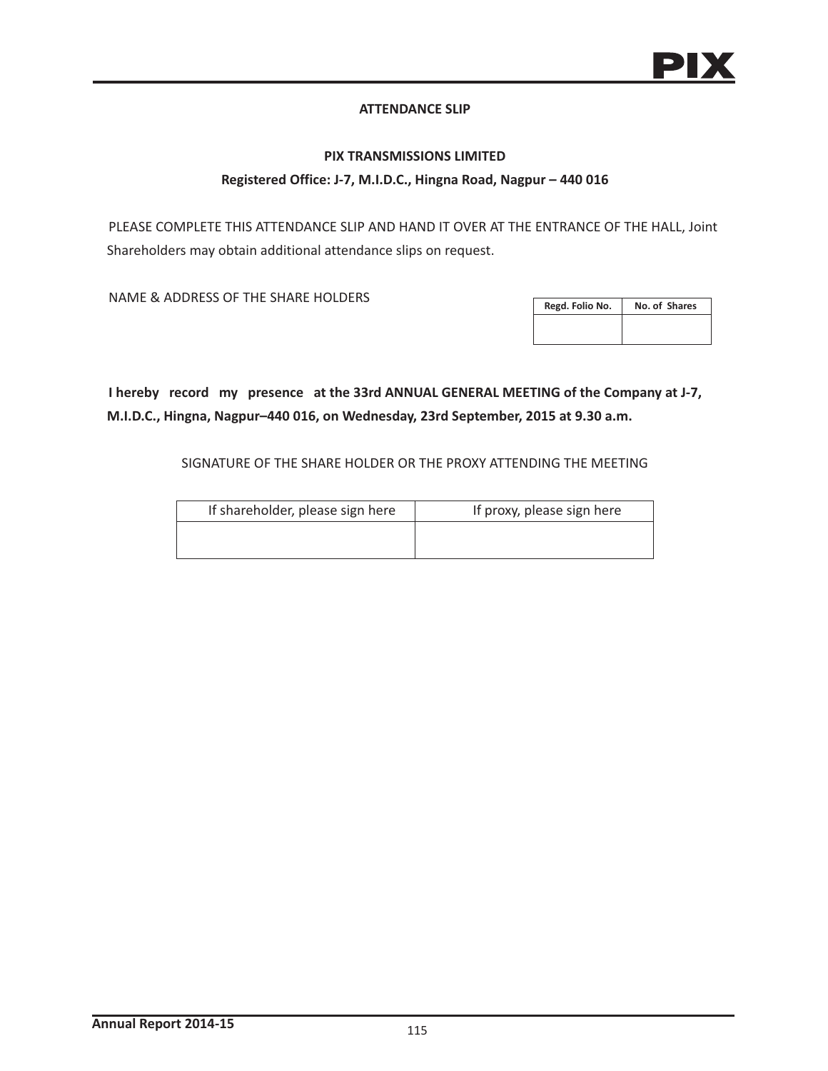## ATTENDANCE SLIP

### PIX TRANSMISSIONS LIMITED

**Registered Office: J-7, M.I.D.C., Hingna Road, Nagpur – 440 016**

PLEASE COMPLETE THIS ATTENDANCE SLIP AND HAND IT OVER AT THE ENTRANCE OF THE HALL, Joint Shareholders may obtain additional attendance slips on request.

NAME & ADDRESS OF THE SHARE HOLDERS

| Regd. Folio No. | No. of Shares |
|---|---|
| | |

**I hereby record my presence at the 33rd ANNUAL GENERAL MEETING of the Company at J-7, M.I.D.C., Hingna, Nagpur–440 016, on Wednesday, 23rd September, 2015 at 9.30 a.m.**

SIGNATURE OF THE SHARE HOLDER OR THE PROXY ATTENDING THE MEETING

| If shareholder, please sign here | If proxy, please sign here |
|---|---|
| | |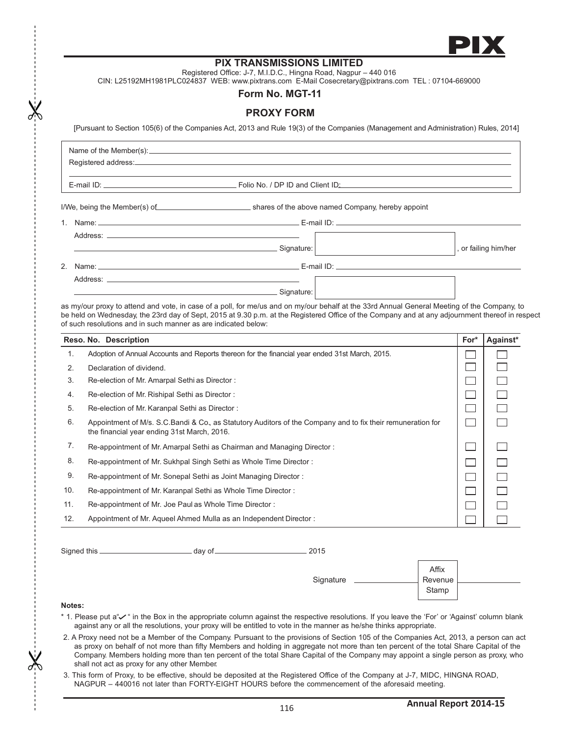PIX

# PIX TRANSMISSIONS LIMITED

Registered Office: J-7, M.I.D.C., Hingna Road, Nagpur – 440 016
CIN: L25192MH1981PLC024837 WEB: www.pixtrans.com E-Mail Cosecretary@pixtrans.com TEL : 07104-669000

## Form No. MGT-11

## PROXY FORM

[Pursuant to Section 105(6) of the Companies Act, 2013 and Rule 19(3) of the Companies (Management and Administration) Rules, 2014]

Name of the Member(s): ____________________

Registered address: ____________________

____________________

E-mail ID: ____________________ Folio No. / DP ID and Client ID: ____________________

I/We, being the Member(s) of ____________________ shares of the above named Company, hereby appoint

1. Name: ____________________ E-mail ID: ____________________
   Address: ____________________
   ____________________ Signature: ____________________ , or failing him/her

2. Name: ____________________ E-mail ID: ____________________
   Address: ____________________
   ____________________ Signature: ____________________

as my/our proxy to attend and vote, in case of a poll, for me/us and on my/our behalf at the 33rd Annual General Meeting of the Company, to be held on Wednesday, the 23rd day of Sept, 2015 at 9.30 p.m. at the Registered Office of the Company and at any adjournment thereof in respect of such resolutions and in such manner as are indicated below:

| Reso. No. | Description | For* | Against* |
|---|---|---|---|
| 1. | Adoption of Annual Accounts and Reports thereon for the financial year ended 31st March, 2015. | ☐ | ☐ |
| 2. | Declaration of dividend. | ☐ | ☐ |
| 3. | Re-election of Mr. Amarpal Sethi as Director : | ☐ | ☐ |
| 4. | Re-election of Mr. Rishipal Sethi as Director : | ☐ | ☐ |
| 5. | Re-election of Mr. Karanpal Sethi as Director : | ☐ | ☐ |
| 6. | Appointment of M/s. S.C.Bandi & Co., as Statutory Auditors of the Company and to fix their remuneration for the financial year ending 31st March, 2016. | ☐ | ☐ |
| 7. | Re-appointment of Mr. Amarpal Sethi as Chairman and Managing Director : | ☐ | ☐ |
| 8. | Re-appointment of Mr. Sukhpal Singh Sethi as Whole Time Director : | ☐ | ☐ |
| 9. | Re-appointment of Mr. Sonepal Sethi as Joint Managing Director : | ☐ | ☐ |
| 10. | Re-appointment of Mr. Karanpal Sethi as Whole Time Director : | ☐ | ☐ |
| 11. | Re-appointment of Mr. Joe Paul as Whole Time Director : | ☐ | ☐ |
| 12. | Appointment of Mr. Aqueel Ahmed Mulla as an Independent Director : | ☐ | ☐ |

Signed this ____________________ day of ____________________ 2015

Signature ____________________ Affix Revenue Stamp ____________________

**Notes:**

* 1. Please put a"✓" in the Box in the appropriate column against the respective resolutions. If you leave the 'For' or 'Against' column blank against any or all the resolutions, your proxy will be entitled to vote in the manner as he/she thinks appropriate.

2. A Proxy need not be a Member of the Company. Pursuant to the provisions of Section 105 of the Companies Act, 2013, a person can act as proxy on behalf of not more than fifty Members and holding in aggregate not more than ten percent of the total Share Capital of the Company. Members holding more than ten percent of the total Share Capital of the Company may appoint a single person as proxy, who shall not act as proxy for any other Member.

3. This form of Proxy, to be effective, should be deposited at the Registered Office of the Company at J-7, MIDC, HINGNA ROAD, NAGPUR – 440016 not later than FORTY-EIGHT HOURS before the commencement of the aforesaid meeting.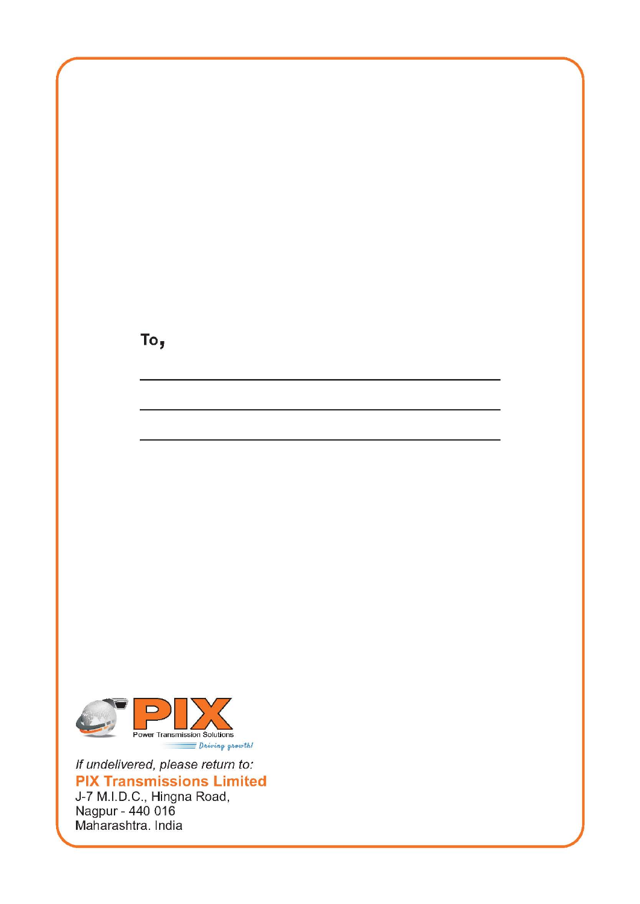To,

\_\_\_\_\_\_\_\_\_\_\_\_\_\_\_\_\_\_\_\_\_\_\_\_\_\_\_\_\_\_\_\_\_\_\_\_\_\_\_\_

\_\_\_\_\_\_\_\_\_\_\_\_\_\_\_\_\_\_\_\_\_\_\_\_\_\_\_\_\_\_\_\_\_\_\_\_\_\_\_\_

\_\_\_\_\_\_\_\_\_\_\_\_\_\_\_\_\_\_\_\_\_\_\_\_\_\_\_\_\_\_\_\_\_\_\_\_\_\_\_\_

PIX

Power Transmission Solutions

Driving growth!

*If undelivered, please return to:*

**PIX Transmissions Limited**

J-7 M.I.D.C., Hingna Road,
Nagpur - 440 016
Maharashtra. India